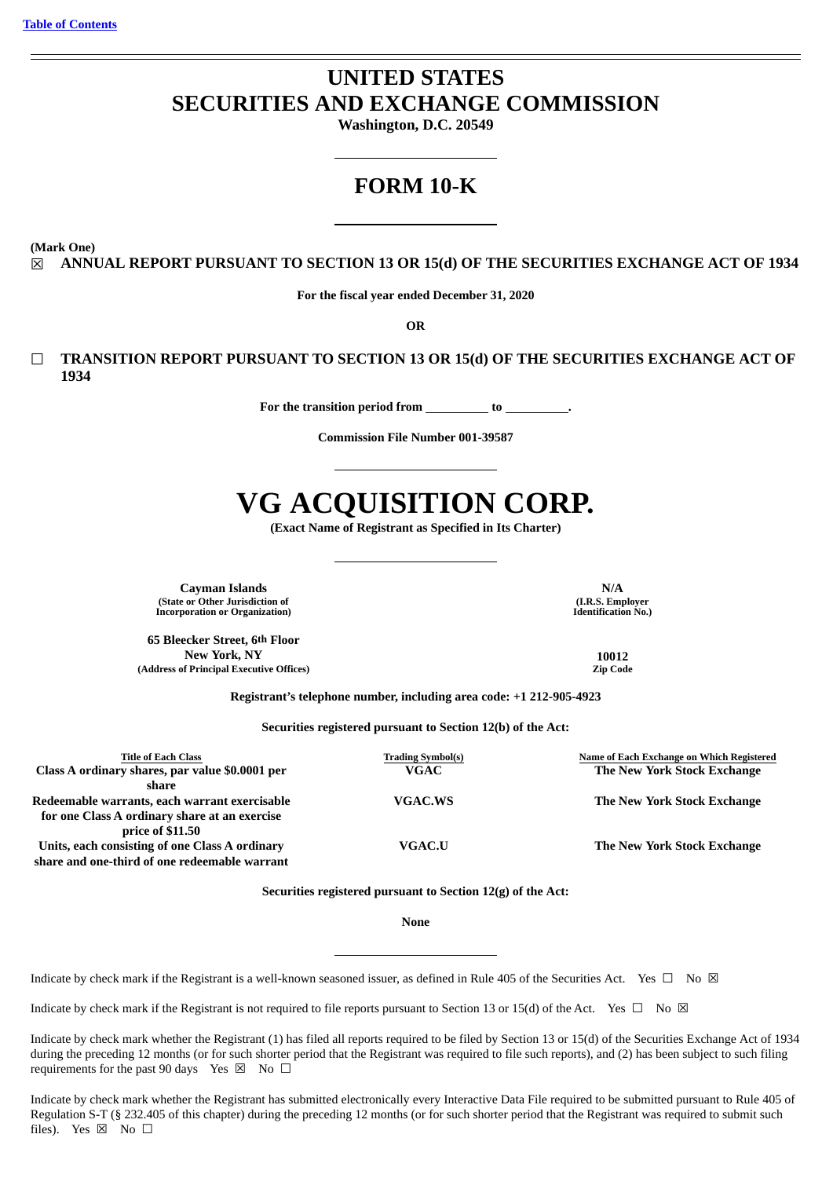[Table of Contents](#)

# UNITED STATES
# SECURITIES AND EXCHANGE COMMISSION

**Washington, D.C. 20549**

# FORM 10-K

**(Mark One)**

☒ **ANNUAL REPORT PURSUANT TO SECTION 13 OR 15(d) OF THE SECURITIES EXCHANGE ACT OF 1934**

**For the fiscal year ended December 31, 2020**

**OR**

☐ **TRANSITION REPORT PURSUANT TO SECTION 13 OR 15(d) OF THE SECURITIES EXCHANGE ACT OF 1934**

**For the transition period from \_\_\_\_\_\_\_\_\_\_ to \_\_\_\_\_\_\_\_\_\_.**

**Commission File Number 001-39587**

# VG ACQUISITION CORP.

**(Exact Name of Registrant as Specified in Its Charter)**

| | |
|---|---|
| **Cayman Islands**<br>**(State or Other Jurisdiction of Incorporation or Organization)** | **N/A**<br>**(I.R.S. Employer Identification No.)** |
| **65 Bleecker Street, 6th Floor**<br>**New York, NY**<br>**(Address of Principal Executive Offices)** | **10012**<br>**Zip Code** |

**Registrant's telephone number, including area code: +1 212-905-4923**

**Securities registered pursuant to Section 12(b) of the Act:**

| Title of Each Class | Trading Symbol(s) | Name of Each Exchange on Which Registered |
|---|---|---|
| **Class A ordinary shares, par value $0.0001 per share** | **VGAC** | **The New York Stock Exchange** |
| **Redeemable warrants, each warrant exercisable for one Class A ordinary share at an exercise price of $11.50** | **VGAC.WS** | **The New York Stock Exchange** |
| **Units, each consisting of one Class A ordinary share and one-third of one redeemable warrant** | **VGAC.U** | **The New York Stock Exchange** |

**Securities registered pursuant to Section 12(g) of the Act:**

**None**

Indicate by check mark if the Registrant is a well-known seasoned issuer, as defined in Rule 405 of the Securities Act. Yes ☐ No ☒

Indicate by check mark if the Registrant is not required to file reports pursuant to Section 13 or 15(d) of the Act. Yes ☐ No ☒

Indicate by check mark whether the Registrant (1) has filed all reports required to be filed by Section 13 or 15(d) of the Securities Exchange Act of 1934 during the preceding 12 months (or for such shorter period that the Registrant was required to file such reports), and (2) has been subject to such filing requirements for the past 90 days Yes ☒ No ☐

Indicate by check mark whether the Registrant has submitted electronically every Interactive Data File required to be submitted pursuant to Rule 405 of Regulation S-T (§ 232.405 of this chapter) during the preceding 12 months (or for such shorter period that the Registrant was required to submit such files). Yes ☒ No ☐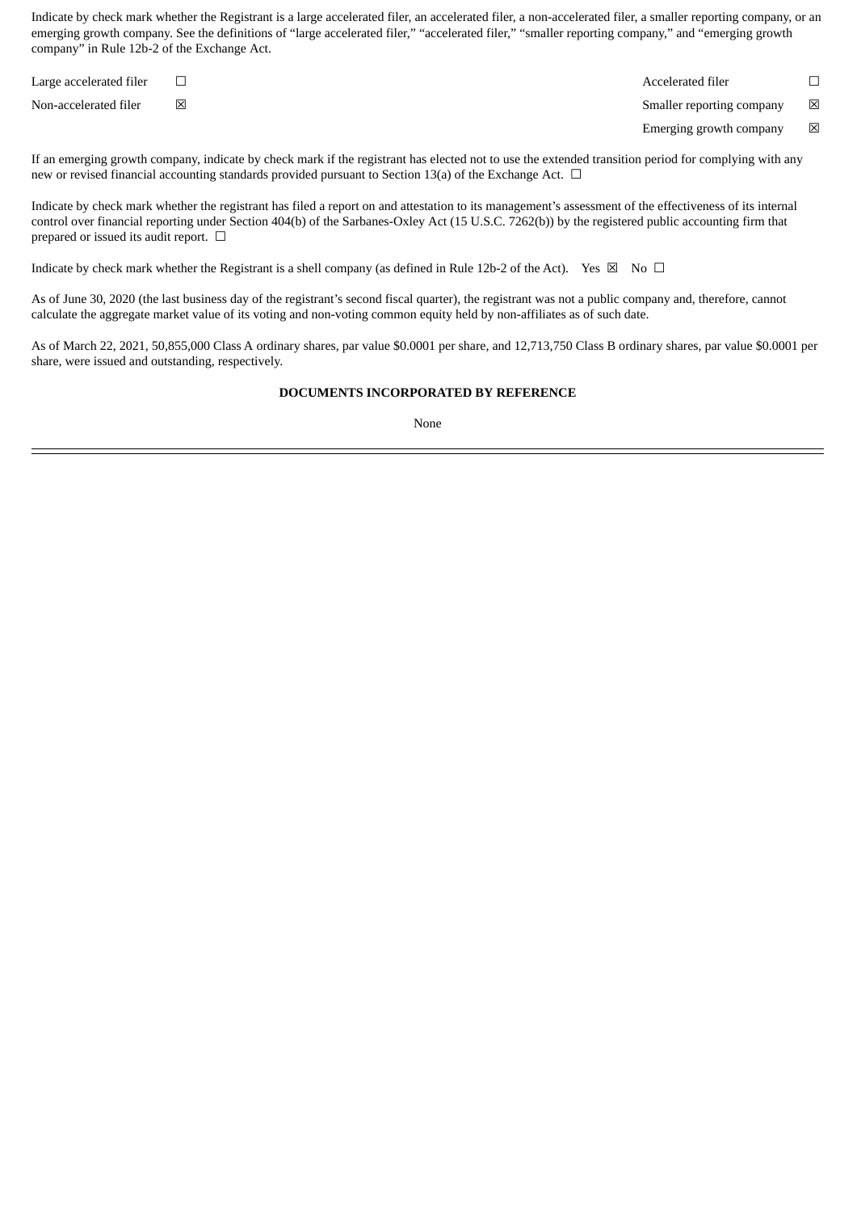Indicate by check mark whether the Registrant is a large accelerated filer, an accelerated filer, a non-accelerated filer, a smaller reporting company, or an emerging growth company. See the definitions of "large accelerated filer," "accelerated filer," "smaller reporting company," and "emerging growth company" in Rule 12b-2 of the Exchange Act.

| | | | |
|---|---|---|---|
| Large accelerated filer | ☐ | Accelerated filer | ☐ |
| Non-accelerated filer | ☒ | Smaller reporting company | ☒ |
| | | Emerging growth company | ☒ |

If an emerging growth company, indicate by check mark if the registrant has elected not to use the extended transition period for complying with any new or revised financial accounting standards provided pursuant to Section 13(a) of the Exchange Act. ☐

Indicate by check mark whether the registrant has filed a report on and attestation to its management's assessment of the effectiveness of its internal control over financial reporting under Section 404(b) of the Sarbanes-Oxley Act (15 U.S.C. 7262(b)) by the registered public accounting firm that prepared or issued its audit report. ☐

Indicate by check mark whether the Registrant is a shell company (as defined in Rule 12b-2 of the Act). Yes ☒ No ☐

As of June 30, 2020 (the last business day of the registrant's second fiscal quarter), the registrant was not a public company and, therefore, cannot calculate the aggregate market value of its voting and non-voting common equity held by non-affiliates as of such date.

As of March 22, 2021, 50,855,000 Class A ordinary shares, par value $0.0001 per share, and 12,713,750 Class B ordinary shares, par value $0.0001 per share, were issued and outstanding, respectively.

**DOCUMENTS INCORPORATED BY REFERENCE**

None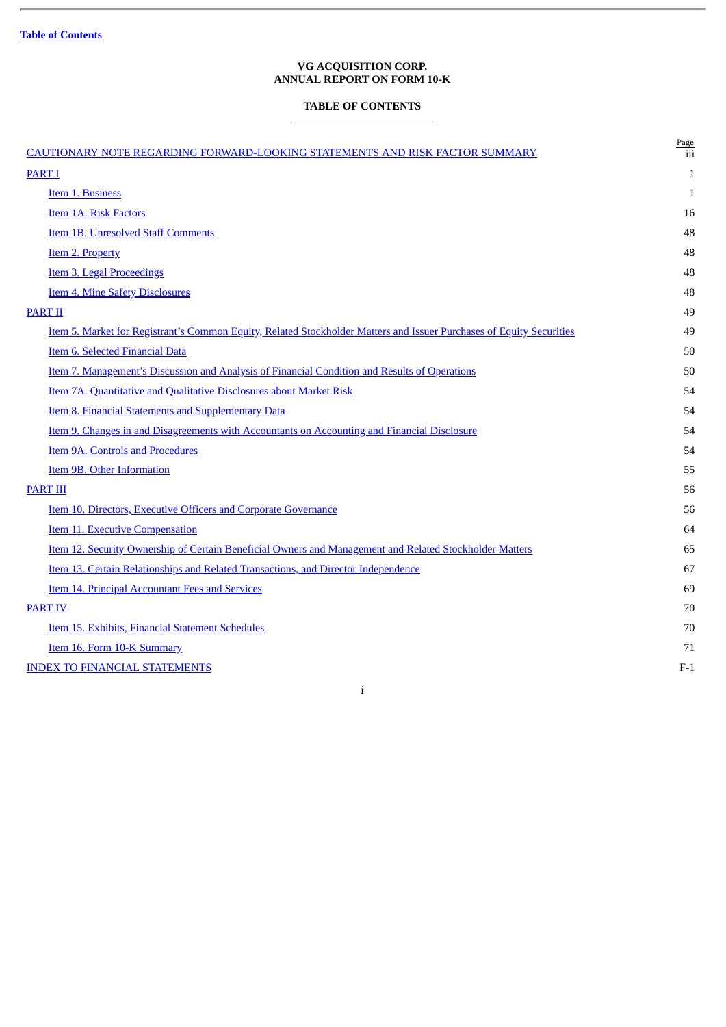[Table of Contents](#)

# VG ACQUISITION CORP.
# ANNUAL REPORT ON FORM 10-K

## TABLE OF CONTENTS

| | Page |
|---|---|
| CAUTIONARY NOTE REGARDING FORWARD-LOOKING STATEMENTS AND RISK FACTOR SUMMARY | iii |
| PART I | 1 |
| Item 1. Business | 1 |
| Item 1A. Risk Factors | 16 |
| Item 1B. Unresolved Staff Comments | 48 |
| Item 2. Property | 48 |
| Item 3. Legal Proceedings | 48 |
| Item 4. Mine Safety Disclosures | 48 |
| PART II | 49 |
| Item 5. Market for Registrant's Common Equity, Related Stockholder Matters and Issuer Purchases of Equity Securities | 49 |
| Item 6. Selected Financial Data | 50 |
| Item 7. Management's Discussion and Analysis of Financial Condition and Results of Operations | 50 |
| Item 7A. Quantitative and Qualitative Disclosures about Market Risk | 54 |
| Item 8. Financial Statements and Supplementary Data | 54 |
| Item 9. Changes in and Disagreements with Accountants on Accounting and Financial Disclosure | 54 |
| Item 9A. Controls and Procedures | 54 |
| Item 9B. Other Information | 55 |
| PART III | 56 |
| Item 10. Directors, Executive Officers and Corporate Governance | 56 |
| Item 11. Executive Compensation | 64 |
| Item 12. Security Ownership of Certain Beneficial Owners and Management and Related Stockholder Matters | 65 |
| Item 13. Certain Relationships and Related Transactions, and Director Independence | 67 |
| Item 14. Principal Accountant Fees and Services | 69 |
| PART IV | 70 |
| Item 15. Exhibits, Financial Statement Schedules | 70 |
| Item 16. Form 10-K Summary | 71 |
| INDEX TO FINANCIAL STATEMENTS | F-1 |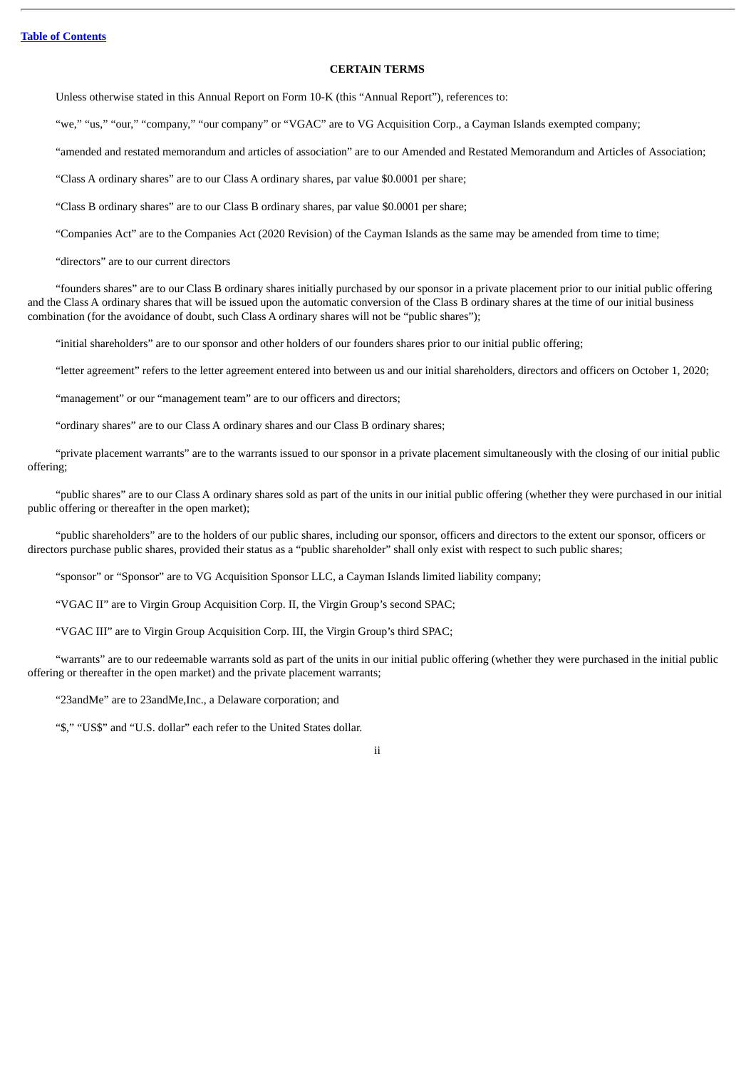[Table of Contents](#)

## CERTAIN TERMS

Unless otherwise stated in this Annual Report on Form 10-K (this "Annual Report"), references to:

"we," "us," "our," "company," "our company" or "VGAC" are to VG Acquisition Corp., a Cayman Islands exempted company;

"amended and restated memorandum and articles of association" are to our Amended and Restated Memorandum and Articles of Association;

"Class A ordinary shares" are to our Class A ordinary shares, par value $0.0001 per share;

"Class B ordinary shares" are to our Class B ordinary shares, par value $0.0001 per share;

"Companies Act" are to the Companies Act (2020 Revision) of the Cayman Islands as the same may be amended from time to time;

"directors" are to our current directors

"founders shares" are to our Class B ordinary shares initially purchased by our sponsor in a private placement prior to our initial public offering and the Class A ordinary shares that will be issued upon the automatic conversion of the Class B ordinary shares at the time of our initial business combination (for the avoidance of doubt, such Class A ordinary shares will not be "public shares");

"initial shareholders" are to our sponsor and other holders of our founders shares prior to our initial public offering;

"letter agreement" refers to the letter agreement entered into between us and our initial shareholders, directors and officers on October 1, 2020;

"management" or our "management team" are to our officers and directors;

"ordinary shares" are to our Class A ordinary shares and our Class B ordinary shares;

"private placement warrants" are to the warrants issued to our sponsor in a private placement simultaneously with the closing of our initial public offering;

"public shares" are to our Class A ordinary shares sold as part of the units in our initial public offering (whether they were purchased in our initial public offering or thereafter in the open market);

"public shareholders" are to the holders of our public shares, including our sponsor, officers and directors to the extent our sponsor, officers or directors purchase public shares, provided their status as a "public shareholder" shall only exist with respect to such public shares;

"sponsor" or "Sponsor" are to VG Acquisition Sponsor LLC, a Cayman Islands limited liability company;

"VGAC II" are to Virgin Group Acquisition Corp. II, the Virgin Group's second SPAC;

"VGAC III" are to Virgin Group Acquisition Corp. III, the Virgin Group's third SPAC;

"warrants" are to our redeemable warrants sold as part of the units in our initial public offering (whether they were purchased in the initial public offering or thereafter in the open market) and the private placement warrants;

"23andMe" are to 23andMe,Inc., a Delaware corporation; and

"$," "US$" and "U.S. dollar" each refer to the United States dollar.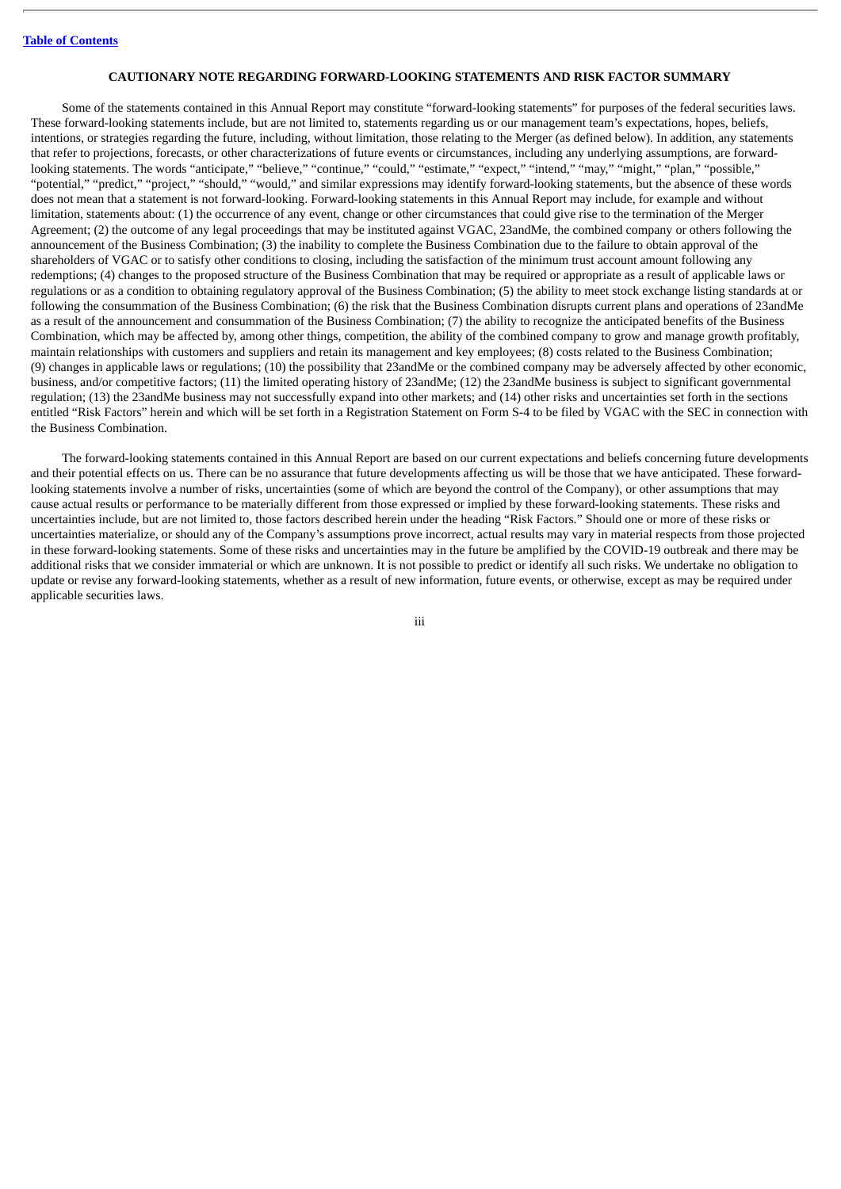## CAUTIONARY NOTE REGARDING FORWARD-LOOKING STATEMENTS AND RISK FACTOR SUMMARY

Some of the statements contained in this Annual Report may constitute "forward-looking statements" for purposes of the federal securities laws. These forward-looking statements include, but are not limited to, statements regarding us or our management team's expectations, hopes, beliefs, intentions, or strategies regarding the future, including, without limitation, those relating to the Merger (as defined below). In addition, any statements that refer to projections, forecasts, or other characterizations of future events or circumstances, including any underlying assumptions, are forward-looking statements. The words "anticipate," "believe," "continue," "could," "estimate," "expect," "intend," "may," "might," "plan," "possible," "potential," "predict," "project," "should," "would," and similar expressions may identify forward-looking statements, but the absence of these words does not mean that a statement is not forward-looking. Forward-looking statements in this Annual Report may include, for example and without limitation, statements about: (1) the occurrence of any event, change or other circumstances that could give rise to the termination of the Merger Agreement; (2) the outcome of any legal proceedings that may be instituted against VGAC, 23andMe, the combined company or others following the announcement of the Business Combination; (3) the inability to complete the Business Combination due to the failure to obtain approval of the shareholders of VGAC or to satisfy other conditions to closing, including the satisfaction of the minimum trust account amount following any redemptions; (4) changes to the proposed structure of the Business Combination that may be required or appropriate as a result of applicable laws or regulations or as a condition to obtaining regulatory approval of the Business Combination; (5) the ability to meet stock exchange listing standards at or following the consummation of the Business Combination; (6) the risk that the Business Combination disrupts current plans and operations of 23andMe as a result of the announcement and consummation of the Business Combination; (7) the ability to recognize the anticipated benefits of the Business Combination, which may be affected by, among other things, competition, the ability of the combined company to grow and manage growth profitably, maintain relationships with customers and suppliers and retain its management and key employees; (8) costs related to the Business Combination; (9) changes in applicable laws or regulations; (10) the possibility that 23andMe or the combined company may be adversely affected by other economic, business, and/or competitive factors; (11) the limited operating history of 23andMe; (12) the 23andMe business is subject to significant governmental regulation; (13) the 23andMe business may not successfully expand into other markets; and (14) other risks and uncertainties set forth in the sections entitled "Risk Factors" herein and which will be set forth in a Registration Statement on Form S-4 to be filed by VGAC with the SEC in connection with the Business Combination.

The forward-looking statements contained in this Annual Report are based on our current expectations and beliefs concerning future developments and their potential effects on us. There can be no assurance that future developments affecting us will be those that we have anticipated. These forward-looking statements involve a number of risks, uncertainties (some of which are beyond the control of the Company), or other assumptions that may cause actual results or performance to be materially different from those expressed or implied by these forward-looking statements. These risks and uncertainties include, but are not limited to, those factors described herein under the heading "Risk Factors." Should one or more of these risks or uncertainties materialize, or should any of the Company's assumptions prove incorrect, actual results may vary in material respects from those projected in these forward-looking statements. Some of these risks and uncertainties may in the future be amplified by the COVID-19 outbreak and there may be additional risks that we consider immaterial or which are unknown. It is not possible to predict or identify all such risks. We undertake no obligation to update or revise any forward-looking statements, whether as a result of new information, future events, or otherwise, except as may be required under applicable securities laws.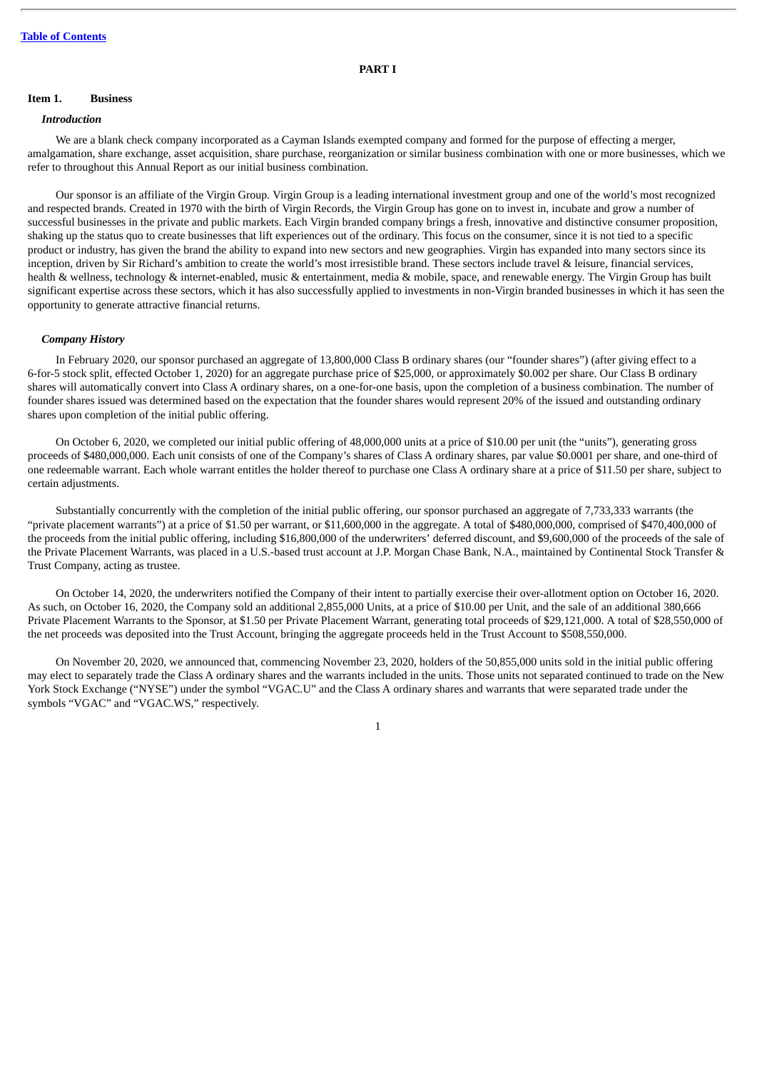[Table of Contents](#)

# PART I

## Item 1. Business

### *Introduction*

We are a blank check company incorporated as a Cayman Islands exempted company and formed for the purpose of effecting a merger, amalgamation, share exchange, asset acquisition, share purchase, reorganization or similar business combination with one or more businesses, which we refer to throughout this Annual Report as our initial business combination.

Our sponsor is an affiliate of the Virgin Group. Virgin Group is a leading international investment group and one of the world's most recognized and respected brands. Created in 1970 with the birth of Virgin Records, the Virgin Group has gone on to invest in, incubate and grow a number of successful businesses in the private and public markets. Each Virgin branded company brings a fresh, innovative and distinctive consumer proposition, shaking up the status quo to create businesses that lift experiences out of the ordinary. This focus on the consumer, since it is not tied to a specific product or industry, has given the brand the ability to expand into new sectors and new geographies. Virgin has expanded into many sectors since its inception, driven by Sir Richard's ambition to create the world's most irresistible brand. These sectors include travel & leisure, financial services, health & wellness, technology & internet-enabled, music & entertainment, media & mobile, space, and renewable energy. The Virgin Group has built significant expertise across these sectors, which it has also successfully applied to investments in non-Virgin branded businesses in which it has seen the opportunity to generate attractive financial returns.

### *Company History*

In February 2020, our sponsor purchased an aggregate of 13,800,000 Class B ordinary shares (our "founder shares") (after giving effect to a 6-for-5 stock split, effected October 1, 2020) for an aggregate purchase price of $25,000, or approximately $0.002 per share. Our Class B ordinary shares will automatically convert into Class A ordinary shares, on a one-for-one basis, upon the completion of a business combination. The number of founder shares issued was determined based on the expectation that the founder shares would represent 20% of the issued and outstanding ordinary shares upon completion of the initial public offering.

On October 6, 2020, we completed our initial public offering of 48,000,000 units at a price of $10.00 per unit (the "units"), generating gross proceeds of $480,000,000. Each unit consists of one of the Company's shares of Class A ordinary shares, par value $0.0001 per share, and one-third of one redeemable warrant. Each whole warrant entitles the holder thereof to purchase one Class A ordinary share at a price of $11.50 per share, subject to certain adjustments.

Substantially concurrently with the completion of the initial public offering, our sponsor purchased an aggregate of 7,733,333 warrants (the "private placement warrants") at a price of $1.50 per warrant, or $11,600,000 in the aggregate. A total of $480,000,000, comprised of $470,400,000 of the proceeds from the initial public offering, including $16,800,000 of the underwriters' deferred discount, and $9,600,000 of the proceeds of the sale of the Private Placement Warrants, was placed in a U.S.-based trust account at J.P. Morgan Chase Bank, N.A., maintained by Continental Stock Transfer & Trust Company, acting as trustee.

On October 14, 2020, the underwriters notified the Company of their intent to partially exercise their over-allotment option on October 16, 2020. As such, on October 16, 2020, the Company sold an additional 2,855,000 Units, at a price of $10.00 per Unit, and the sale of an additional 380,666 Private Placement Warrants to the Sponsor, at $1.50 per Private Placement Warrant, generating total proceeds of $29,121,000. A total of $28,550,000 of the net proceeds was deposited into the Trust Account, bringing the aggregate proceeds held in the Trust Account to $508,550,000.

On November 20, 2020, we announced that, commencing November 23, 2020, holders of the 50,855,000 units sold in the initial public offering may elect to separately trade the Class A ordinary shares and the warrants included in the units. Those units not separated continued to trade on the New York Stock Exchange ("NYSE") under the symbol "VGAC.U" and the Class A ordinary shares and warrants that were separated trade under the symbols "VGAC" and "VGAC.WS," respectively.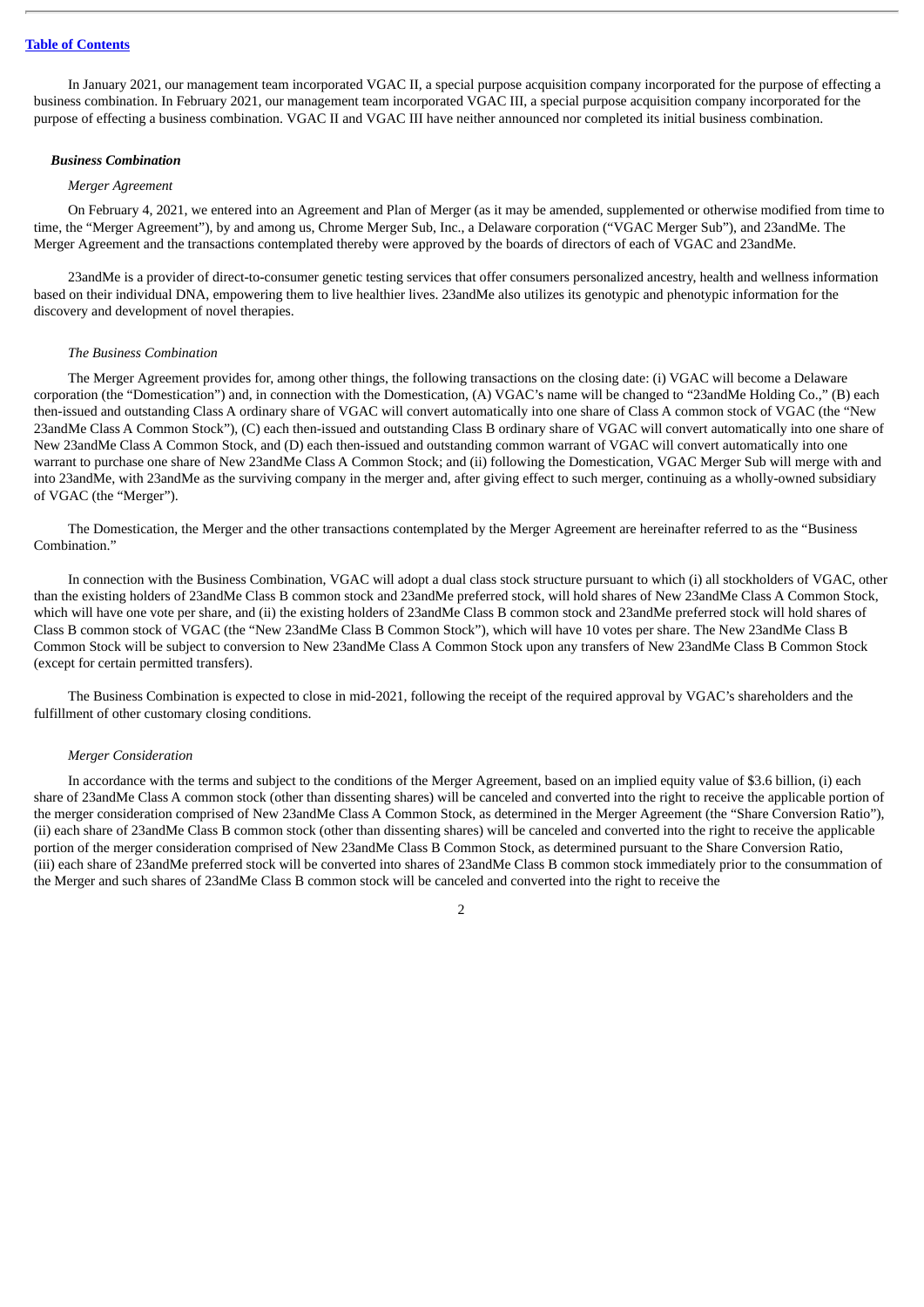In January 2021, our management team incorporated VGAC II, a special purpose acquisition company incorporated for the purpose of effecting a business combination. In February 2021, our management team incorporated VGAC III, a special purpose acquisition company incorporated for the purpose of effecting a business combination. VGAC II and VGAC III have neither announced nor completed its initial business combination.

***Business Combination***

*Merger Agreement*

On February 4, 2021, we entered into an Agreement and Plan of Merger (as it may be amended, supplemented or otherwise modified from time to time, the "Merger Agreement"), by and among us, Chrome Merger Sub, Inc., a Delaware corporation ("VGAC Merger Sub"), and 23andMe. The Merger Agreement and the transactions contemplated thereby were approved by the boards of directors of each of VGAC and 23andMe.

23andMe is a provider of direct-to-consumer genetic testing services that offer consumers personalized ancestry, health and wellness information based on their individual DNA, empowering them to live healthier lives. 23andMe also utilizes its genotypic and phenotypic information for the discovery and development of novel therapies.

*The Business Combination*

The Merger Agreement provides for, among other things, the following transactions on the closing date: (i) VGAC will become a Delaware corporation (the "Domestication") and, in connection with the Domestication, (A) VGAC's name will be changed to "23andMe Holding Co.," (B) each then-issued and outstanding Class A ordinary share of VGAC will convert automatically into one share of Class A common stock of VGAC (the "New 23andMe Class A Common Stock"), (C) each then-issued and outstanding Class B ordinary share of VGAC will convert automatically into one share of New 23andMe Class A Common Stock, and (D) each then-issued and outstanding common warrant of VGAC will convert automatically into one warrant to purchase one share of New 23andMe Class A Common Stock; and (ii) following the Domestication, VGAC Merger Sub will merge with and into 23andMe, with 23andMe as the surviving company in the merger and, after giving effect to such merger, continuing as a wholly-owned subsidiary of VGAC (the "Merger").

The Domestication, the Merger and the other transactions contemplated by the Merger Agreement are hereinafter referred to as the "Business Combination."

In connection with the Business Combination, VGAC will adopt a dual class stock structure pursuant to which (i) all stockholders of VGAC, other than the existing holders of 23andMe Class B common stock and 23andMe preferred stock, will hold shares of New 23andMe Class A Common Stock, which will have one vote per share, and (ii) the existing holders of 23andMe Class B common stock and 23andMe preferred stock will hold shares of Class B common stock of VGAC (the "New 23andMe Class B Common Stock"), which will have 10 votes per share. The New 23andMe Class B Common Stock will be subject to conversion to New 23andMe Class A Common Stock upon any transfers of New 23andMe Class B Common Stock (except for certain permitted transfers).

The Business Combination is expected to close in mid-2021, following the receipt of the required approval by VGAC's shareholders and the fulfillment of other customary closing conditions.

*Merger Consideration*

In accordance with the terms and subject to the conditions of the Merger Agreement, based on an implied equity value of $3.6 billion, (i) each share of 23andMe Class A common stock (other than dissenting shares) will be canceled and converted into the right to receive the applicable portion of the merger consideration comprised of New 23andMe Class A Common Stock, as determined in the Merger Agreement (the "Share Conversion Ratio"), (ii) each share of 23andMe Class B common stock (other than dissenting shares) will be canceled and converted into the right to receive the applicable portion of the merger consideration comprised of New 23andMe Class B Common Stock, as determined pursuant to the Share Conversion Ratio, (iii) each share of 23andMe preferred stock will be converted into shares of 23andMe Class B common stock immediately prior to the consummation of the Merger and such shares of 23andMe Class B common stock will be canceled and converted into the right to receive the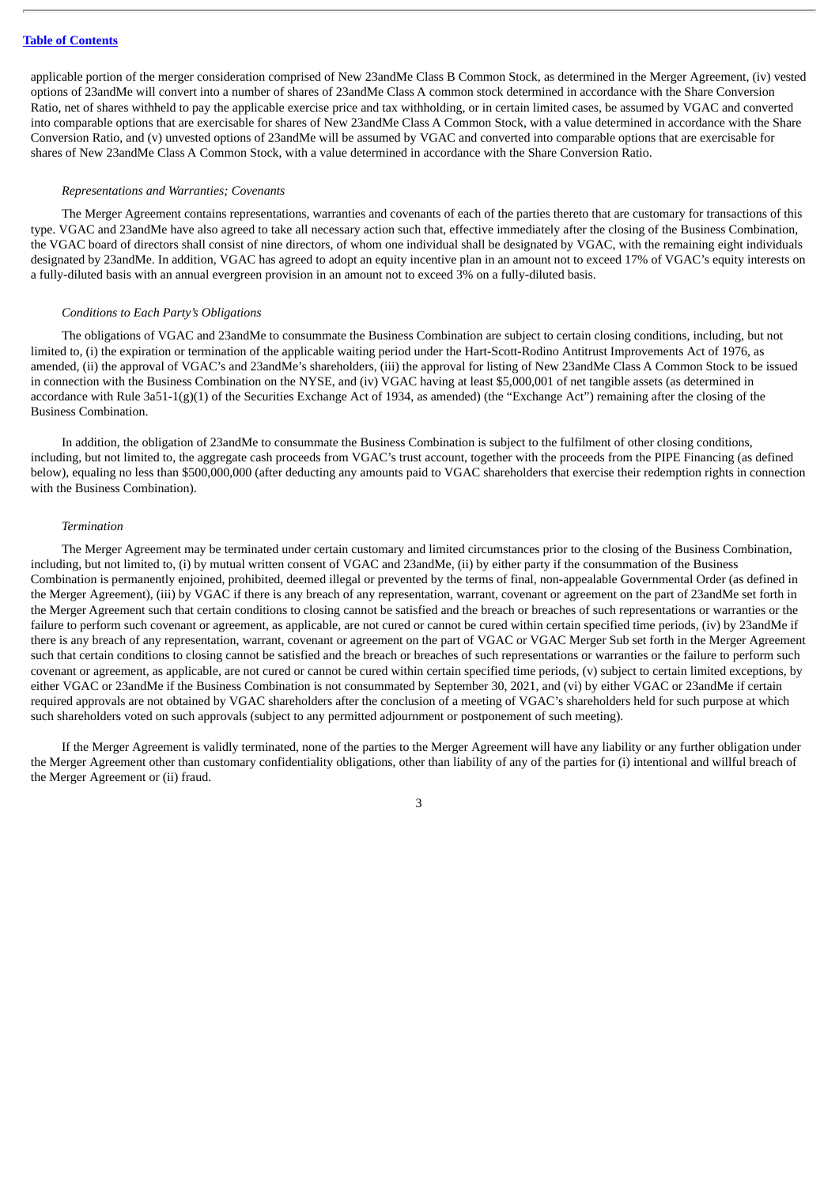applicable portion of the merger consideration comprised of New 23andMe Class B Common Stock, as determined in the Merger Agreement, (iv) vested options of 23andMe will convert into a number of shares of 23andMe Class A common stock determined in accordance with the Share Conversion Ratio, net of shares withheld to pay the applicable exercise price and tax withholding, or in certain limited cases, be assumed by VGAC and converted into comparable options that are exercisable for shares of New 23andMe Class A Common Stock, with a value determined in accordance with the Share Conversion Ratio, and (v) unvested options of 23andMe will be assumed by VGAC and converted into comparable options that are exercisable for shares of New 23andMe Class A Common Stock, with a value determined in accordance with the Share Conversion Ratio.

*Representations and Warranties; Covenants*

The Merger Agreement contains representations, warranties and covenants of each of the parties thereto that are customary for transactions of this type. VGAC and 23andMe have also agreed to take all necessary action such that, effective immediately after the closing of the Business Combination, the VGAC board of directors shall consist of nine directors, of whom one individual shall be designated by VGAC, with the remaining eight individuals designated by 23andMe. In addition, VGAC has agreed to adopt an equity incentive plan in an amount not to exceed 17% of VGAC's equity interests on a fully-diluted basis with an annual evergreen provision in an amount not to exceed 3% on a fully-diluted basis.

*Conditions to Each Party's Obligations*

The obligations of VGAC and 23andMe to consummate the Business Combination are subject to certain closing conditions, including, but not limited to, (i) the expiration or termination of the applicable waiting period under the Hart-Scott-Rodino Antitrust Improvements Act of 1976, as amended, (ii) the approval of VGAC's and 23andMe's shareholders, (iii) the approval for listing of New 23andMe Class A Common Stock to be issued in connection with the Business Combination on the NYSE, and (iv) VGAC having at least $5,000,001 of net tangible assets (as determined in accordance with Rule 3a51-1(g)(1) of the Securities Exchange Act of 1934, as amended) (the "Exchange Act") remaining after the closing of the Business Combination.

In addition, the obligation of 23andMe to consummate the Business Combination is subject to the fulfilment of other closing conditions, including, but not limited to, the aggregate cash proceeds from VGAC's trust account, together with the proceeds from the PIPE Financing (as defined below), equaling no less than $500,000,000 (after deducting any amounts paid to VGAC shareholders that exercise their redemption rights in connection with the Business Combination).

*Termination*

The Merger Agreement may be terminated under certain customary and limited circumstances prior to the closing of the Business Combination, including, but not limited to, (i) by mutual written consent of VGAC and 23andMe, (ii) by either party if the consummation of the Business Combination is permanently enjoined, prohibited, deemed illegal or prevented by the terms of final, non-appealable Governmental Order (as defined in the Merger Agreement), (iii) by VGAC if there is any breach of any representation, warrant, covenant or agreement on the part of 23andMe set forth in the Merger Agreement such that certain conditions to closing cannot be satisfied and the breach or breaches of such representations or warranties or the failure to perform such covenant or agreement, as applicable, are not cured or cannot be cured within certain specified time periods, (iv) by 23andMe if there is any breach of any representation, warrant, covenant or agreement on the part of VGAC or VGAC Merger Sub set forth in the Merger Agreement such that certain conditions to closing cannot be satisfied and the breach or breaches of such representations or warranties or the failure to perform such covenant or agreement, as applicable, are not cured or cannot be cured within certain specified time periods, (v) subject to certain limited exceptions, by either VGAC or 23andMe if the Business Combination is not consummated by September 30, 2021, and (vi) by either VGAC or 23andMe if certain required approvals are not obtained by VGAC shareholders after the conclusion of a meeting of VGAC's shareholders held for such purpose at which such shareholders voted on such approvals (subject to any permitted adjournment or postponement of such meeting).

If the Merger Agreement is validly terminated, none of the parties to the Merger Agreement will have any liability or any further obligation under the Merger Agreement other than customary confidentiality obligations, other than liability of any of the parties for (i) intentional and willful breach of the Merger Agreement or (ii) fraud.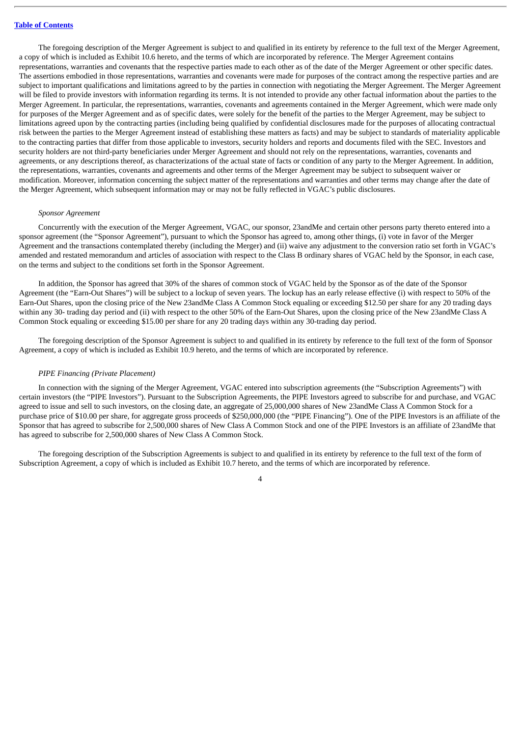The foregoing description of the Merger Agreement is subject to and qualified in its entirety by reference to the full text of the Merger Agreement, a copy of which is included as Exhibit 10.6 hereto, and the terms of which are incorporated by reference. The Merger Agreement contains representations, warranties and covenants that the respective parties made to each other as of the date of the Merger Agreement or other specific dates. The assertions embodied in those representations, warranties and covenants were made for purposes of the contract among the respective parties and are subject to important qualifications and limitations agreed to by the parties in connection with negotiating the Merger Agreement. The Merger Agreement will be filed to provide investors with information regarding its terms. It is not intended to provide any other factual information about the parties to the Merger Agreement. In particular, the representations, warranties, covenants and agreements contained in the Merger Agreement, which were made only for purposes of the Merger Agreement and as of specific dates, were solely for the benefit of the parties to the Merger Agreement, may be subject to limitations agreed upon by the contracting parties (including being qualified by confidential disclosures made for the purposes of allocating contractual risk between the parties to the Merger Agreement instead of establishing these matters as facts) and may be subject to standards of materiality applicable to the contracting parties that differ from those applicable to investors, security holders and reports and documents filed with the SEC. Investors and security holders are not third-party beneficiaries under Merger Agreement and should not rely on the representations, warranties, covenants and agreements, or any descriptions thereof, as characterizations of the actual state of facts or condition of any party to the Merger Agreement. In addition, the representations, warranties, covenants and agreements and other terms of the Merger Agreement may be subject to subsequent waiver or modification. Moreover, information concerning the subject matter of the representations and warranties and other terms may change after the date of the Merger Agreement, which subsequent information may or may not be fully reflected in VGAC's public disclosures.

*Sponsor Agreement*

Concurrently with the execution of the Merger Agreement, VGAC, our sponsor, 23andMe and certain other persons party thereto entered into a sponsor agreement (the "Sponsor Agreement"), pursuant to which the Sponsor has agreed to, among other things, (i) vote in favor of the Merger Agreement and the transactions contemplated thereby (including the Merger) and (ii) waive any adjustment to the conversion ratio set forth in VGAC's amended and restated memorandum and articles of association with respect to the Class B ordinary shares of VGAC held by the Sponsor, in each case, on the terms and subject to the conditions set forth in the Sponsor Agreement.

In addition, the Sponsor has agreed that 30% of the shares of common stock of VGAC held by the Sponsor as of the date of the Sponsor Agreement (the "Earn-Out Shares") will be subject to a lockup of seven years. The lockup has an early release effective (i) with respect to 50% of the Earn-Out Shares, upon the closing price of the New 23andMe Class A Common Stock equaling or exceeding $12.50 per share for any 20 trading days within any 30- trading day period and (ii) with respect to the other 50% of the Earn-Out Shares, upon the closing price of the New 23andMe Class A Common Stock equaling or exceeding $15.00 per share for any 20 trading days within any 30-trading day period.

The foregoing description of the Sponsor Agreement is subject to and qualified in its entirety by reference to the full text of the form of Sponsor Agreement, a copy of which is included as Exhibit 10.9 hereto, and the terms of which are incorporated by reference.

*PIPE Financing (Private Placement)*

In connection with the signing of the Merger Agreement, VGAC entered into subscription agreements (the "Subscription Agreements") with certain investors (the "PIPE Investors"). Pursuant to the Subscription Agreements, the PIPE Investors agreed to subscribe for and purchase, and VGAC agreed to issue and sell to such investors, on the closing date, an aggregate of 25,000,000 shares of New 23andMe Class A Common Stock for a purchase price of $10.00 per share, for aggregate gross proceeds of $250,000,000 (the "PIPE Financing"). One of the PIPE Investors is an affiliate of the Sponsor that has agreed to subscribe for 2,500,000 shares of New Class A Common Stock and one of the PIPE Investors is an affiliate of 23andMe that has agreed to subscribe for 2,500,000 shares of New Class A Common Stock.

The foregoing description of the Subscription Agreements is subject to and qualified in its entirety by reference to the full text of the form of Subscription Agreement, a copy of which is included as Exhibit 10.7 hereto, and the terms of which are incorporated by reference.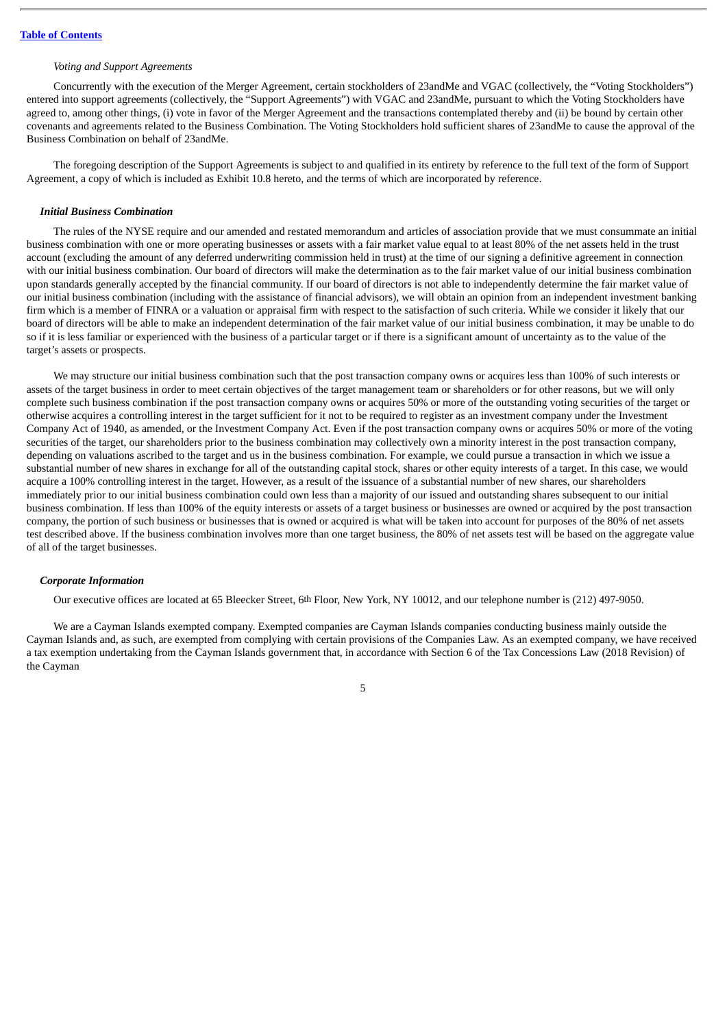*Voting and Support Agreements*

Concurrently with the execution of the Merger Agreement, certain stockholders of 23andMe and VGAC (collectively, the "Voting Stockholders") entered into support agreements (collectively, the "Support Agreements") with VGAC and 23andMe, pursuant to which the Voting Stockholders have agreed to, among other things, (i) vote in favor of the Merger Agreement and the transactions contemplated thereby and (ii) be bound by certain other covenants and agreements related to the Business Combination. The Voting Stockholders hold sufficient shares of 23andMe to cause the approval of the Business Combination on behalf of 23andMe.

The foregoing description of the Support Agreements is subject to and qualified in its entirety by reference to the full text of the form of Support Agreement, a copy of which is included as Exhibit 10.8 hereto, and the terms of which are incorporated by reference.

***Initial Business Combination***

The rules of the NYSE require and our amended and restated memorandum and articles of association provide that we must consummate an initial business combination with one or more operating businesses or assets with a fair market value equal to at least 80% of the net assets held in the trust account (excluding the amount of any deferred underwriting commission held in trust) at the time of our signing a definitive agreement in connection with our initial business combination. Our board of directors will make the determination as to the fair market value of our initial business combination upon standards generally accepted by the financial community. If our board of directors is not able to independently determine the fair market value of our initial business combination (including with the assistance of financial advisors), we will obtain an opinion from an independent investment banking firm which is a member of FINRA or a valuation or appraisal firm with respect to the satisfaction of such criteria. While we consider it likely that our board of directors will be able to make an independent determination of the fair market value of our initial business combination, it may be unable to do so if it is less familiar or experienced with the business of a particular target or if there is a significant amount of uncertainty as to the value of the target's assets or prospects.

We may structure our initial business combination such that the post transaction company owns or acquires less than 100% of such interests or assets of the target business in order to meet certain objectives of the target management team or shareholders or for other reasons, but we will only complete such business combination if the post transaction company owns or acquires 50% or more of the outstanding voting securities of the target or otherwise acquires a controlling interest in the target sufficient for it not to be required to register as an investment company under the Investment Company Act of 1940, as amended, or the Investment Company Act. Even if the post transaction company owns or acquires 50% or more of the voting securities of the target, our shareholders prior to the business combination may collectively own a minority interest in the post transaction company, depending on valuations ascribed to the target and us in the business combination. For example, we could pursue a transaction in which we issue a substantial number of new shares in exchange for all of the outstanding capital stock, shares or other equity interests of a target. In this case, we would acquire a 100% controlling interest in the target. However, as a result of the issuance of a substantial number of new shares, our shareholders immediately prior to our initial business combination could own less than a majority of our issued and outstanding shares subsequent to our initial business combination. If less than 100% of the equity interests or assets of a target business or businesses are owned or acquired by the post transaction company, the portion of such business or businesses that is owned or acquired is what will be taken into account for purposes of the 80% of net assets test described above. If the business combination involves more than one target business, the 80% of net assets test will be based on the aggregate value of all of the target businesses.

***Corporate Information***

Our executive offices are located at 65 Bleecker Street, 6th Floor, New York, NY 10012, and our telephone number is (212) 497-9050.

We are a Cayman Islands exempted company. Exempted companies are Cayman Islands companies conducting business mainly outside the Cayman Islands and, as such, are exempted from complying with certain provisions of the Companies Law. As an exempted company, we have received a tax exemption undertaking from the Cayman Islands government that, in accordance with Section 6 of the Tax Concessions Law (2018 Revision) of the Cayman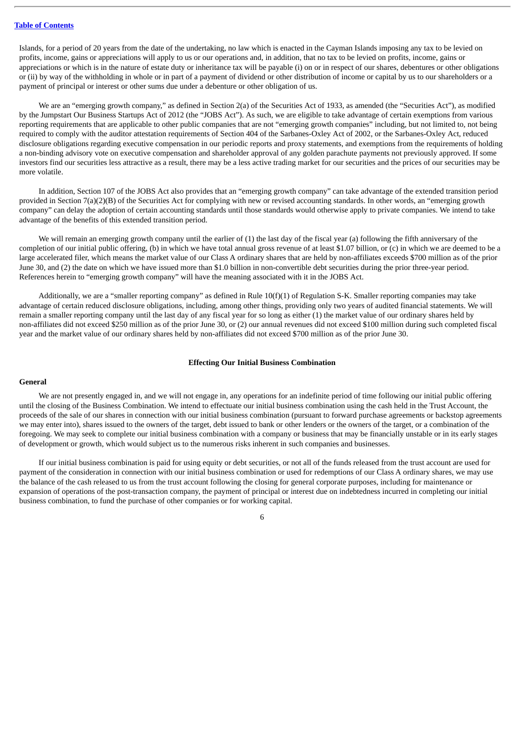Islands, for a period of 20 years from the date of the undertaking, no law which is enacted in the Cayman Islands imposing any tax to be levied on profits, income, gains or appreciations will apply to us or our operations and, in addition, that no tax to be levied on profits, income, gains or appreciations or which is in the nature of estate duty or inheritance tax will be payable (i) on or in respect of our shares, debentures or other obligations or (ii) by way of the withholding in whole or in part of a payment of dividend or other distribution of income or capital by us to our shareholders or a payment of principal or interest or other sums due under a debenture or other obligation of us.

We are an "emerging growth company," as defined in Section 2(a) of the Securities Act of 1933, as amended (the "Securities Act"), as modified by the Jumpstart Our Business Startups Act of 2012 (the "JOBS Act"). As such, we are eligible to take advantage of certain exemptions from various reporting requirements that are applicable to other public companies that are not "emerging growth companies" including, but not limited to, not being required to comply with the auditor attestation requirements of Section 404 of the Sarbanes-Oxley Act of 2002, or the Sarbanes-Oxley Act, reduced disclosure obligations regarding executive compensation in our periodic reports and proxy statements, and exemptions from the requirements of holding a non-binding advisory vote on executive compensation and shareholder approval of any golden parachute payments not previously approved. If some investors find our securities less attractive as a result, there may be a less active trading market for our securities and the prices of our securities may be more volatile.

In addition, Section 107 of the JOBS Act also provides that an "emerging growth company" can take advantage of the extended transition period provided in Section 7(a)(2)(B) of the Securities Act for complying with new or revised accounting standards. In other words, an "emerging growth company" can delay the adoption of certain accounting standards until those standards would otherwise apply to private companies. We intend to take advantage of the benefits of this extended transition period.

We will remain an emerging growth company until the earlier of (1) the last day of the fiscal year (a) following the fifth anniversary of the completion of our initial public offering, (b) in which we have total annual gross revenue of at least $1.07 billion, or (c) in which we are deemed to be a large accelerated filer, which means the market value of our Class A ordinary shares that are held by non-affiliates exceeds $700 million as of the prior June 30, and (2) the date on which we have issued more than $1.0 billion in non-convertible debt securities during the prior three-year period. References herein to "emerging growth company" will have the meaning associated with it in the JOBS Act.

Additionally, we are a "smaller reporting company" as defined in Rule 10(f)(1) of Regulation S-K. Smaller reporting companies may take advantage of certain reduced disclosure obligations, including, among other things, providing only two years of audited financial statements. We will remain a smaller reporting company until the last day of any fiscal year for so long as either (1) the market value of our ordinary shares held by non-affiliates did not exceed $250 million as of the prior June 30, or (2) our annual revenues did not exceed $100 million during such completed fiscal year and the market value of our ordinary shares held by non-affiliates did not exceed $700 million as of the prior June 30.

## Effecting Our Initial Business Combination

### General

We are not presently engaged in, and we will not engage in, any operations for an indefinite period of time following our initial public offering until the closing of the Business Combination. We intend to effectuate our initial business combination using the cash held in the Trust Account, the proceeds of the sale of our shares in connection with our initial business combination (pursuant to forward purchase agreements or backstop agreements we may enter into), shares issued to the owners of the target, debt issued to bank or other lenders or the owners of the target, or a combination of the foregoing. We may seek to complete our initial business combination with a company or business that may be financially unstable or in its early stages of development or growth, which would subject us to the numerous risks inherent in such companies and businesses.

If our initial business combination is paid for using equity or debt securities, or not all of the funds released from the trust account are used for payment of the consideration in connection with our initial business combination or used for redemptions of our Class A ordinary shares, we may use the balance of the cash released to us from the trust account following the closing for general corporate purposes, including for maintenance or expansion of operations of the post-transaction company, the payment of principal or interest due on indebtedness incurred in completing our initial business combination, to fund the purchase of other companies or for working capital.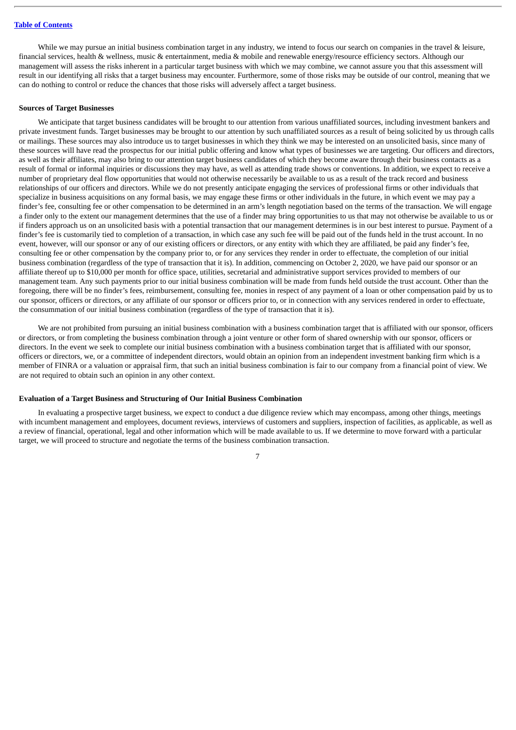While we may pursue an initial business combination target in any industry, we intend to focus our search on companies in the travel & leisure, financial services, health & wellness, music & entertainment, media & mobile and renewable energy/resource efficiency sectors. Although our management will assess the risks inherent in a particular target business with which we may combine, we cannot assure you that this assessment will result in our identifying all risks that a target business may encounter. Furthermore, some of those risks may be outside of our control, meaning that we can do nothing to control or reduce the chances that those risks will adversely affect a target business.

**Sources of Target Businesses**

We anticipate that target business candidates will be brought to our attention from various unaffiliated sources, including investment bankers and private investment funds. Target businesses may be brought to our attention by such unaffiliated sources as a result of being solicited by us through calls or mailings. These sources may also introduce us to target businesses in which they think we may be interested on an unsolicited basis, since many of these sources will have read the prospectus for our initial public offering and know what types of businesses we are targeting. Our officers and directors, as well as their affiliates, may also bring to our attention target business candidates of which they become aware through their business contacts as a result of formal or informal inquiries or discussions they may have, as well as attending trade shows or conventions. In addition, we expect to receive a number of proprietary deal flow opportunities that would not otherwise necessarily be available to us as a result of the track record and business relationships of our officers and directors. While we do not presently anticipate engaging the services of professional firms or other individuals that specialize in business acquisitions on any formal basis, we may engage these firms or other individuals in the future, in which event we may pay a finder's fee, consulting fee or other compensation to be determined in an arm's length negotiation based on the terms of the transaction. We will engage a finder only to the extent our management determines that the use of a finder may bring opportunities to us that may not otherwise be available to us or if finders approach us on an unsolicited basis with a potential transaction that our management determines is in our best interest to pursue. Payment of a finder's fee is customarily tied to completion of a transaction, in which case any such fee will be paid out of the funds held in the trust account. In no event, however, will our sponsor or any of our existing officers or directors, or any entity with which they are affiliated, be paid any finder's fee, consulting fee or other compensation by the company prior to, or for any services they render in order to effectuate, the completion of our initial business combination (regardless of the type of transaction that it is). In addition, commencing on October 2, 2020, we have paid our sponsor or an affiliate thereof up to $10,000 per month for office space, utilities, secretarial and administrative support services provided to members of our management team. Any such payments prior to our initial business combination will be made from funds held outside the trust account. Other than the foregoing, there will be no finder's fees, reimbursement, consulting fee, monies in respect of any payment of a loan or other compensation paid by us to our sponsor, officers or directors, or any affiliate of our sponsor or officers prior to, or in connection with any services rendered in order to effectuate, the consummation of our initial business combination (regardless of the type of transaction that it is).

We are not prohibited from pursuing an initial business combination with a business combination target that is affiliated with our sponsor, officers or directors, or from completing the business combination through a joint venture or other form of shared ownership with our sponsor, officers or directors. In the event we seek to complete our initial business combination with a business combination target that is affiliated with our sponsor, officers or directors, we, or a committee of independent directors, would obtain an opinion from an independent investment banking firm which is a member of FINRA or a valuation or appraisal firm, that such an initial business combination is fair to our company from a financial point of view. We are not required to obtain such an opinion in any other context.

**Evaluation of a Target Business and Structuring of Our Initial Business Combination**

In evaluating a prospective target business, we expect to conduct a due diligence review which may encompass, among other things, meetings with incumbent management and employees, document reviews, interviews of customers and suppliers, inspection of facilities, as applicable, as well as a review of financial, operational, legal and other information which will be made available to us. If we determine to move forward with a particular target, we will proceed to structure and negotiate the terms of the business combination transaction.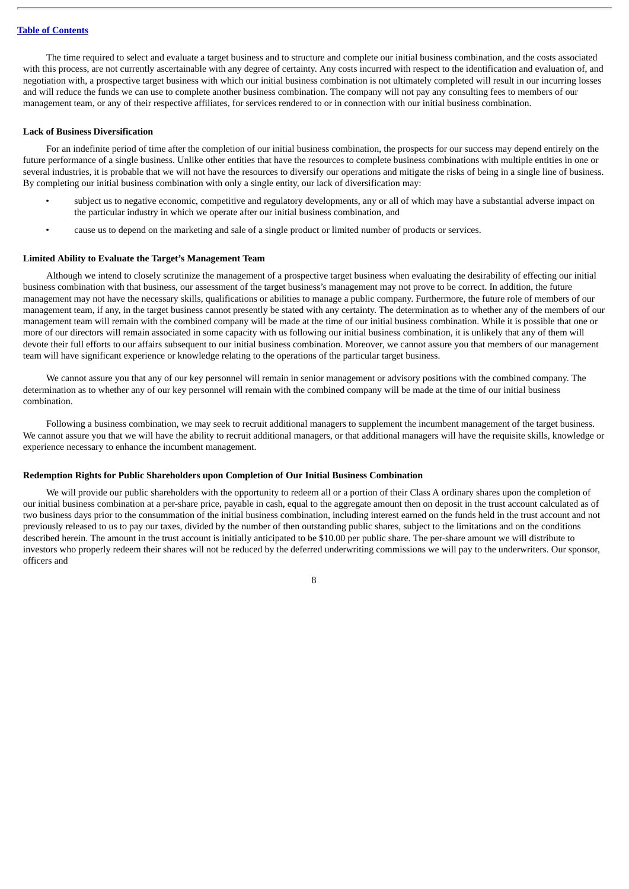The time required to select and evaluate a target business and to structure and complete our initial business combination, and the costs associated with this process, are not currently ascertainable with any degree of certainty. Any costs incurred with respect to the identification and evaluation of, and negotiation with, a prospective target business with which our initial business combination is not ultimately completed will result in our incurring losses and will reduce the funds we can use to complete another business combination. The company will not pay any consulting fees to members of our management team, or any of their respective affiliates, for services rendered to or in connection with our initial business combination.

**Lack of Business Diversification**

For an indefinite period of time after the completion of our initial business combination, the prospects for our success may depend entirely on the future performance of a single business. Unlike other entities that have the resources to complete business combinations with multiple entities in one or several industries, it is probable that we will not have the resources to diversify our operations and mitigate the risks of being in a single line of business. By completing our initial business combination with only a single entity, our lack of diversification may:

- subject us to negative economic, competitive and regulatory developments, any or all of which may have a substantial adverse impact on the particular industry in which we operate after our initial business combination, and
- cause us to depend on the marketing and sale of a single product or limited number of products or services.

**Limited Ability to Evaluate the Target's Management Team**

Although we intend to closely scrutinize the management of a prospective target business when evaluating the desirability of effecting our initial business combination with that business, our assessment of the target business's management may not prove to be correct. In addition, the future management may not have the necessary skills, qualifications or abilities to manage a public company. Furthermore, the future role of members of our management team, if any, in the target business cannot presently be stated with any certainty. The determination as to whether any of the members of our management team will remain with the combined company will be made at the time of our initial business combination. While it is possible that one or more of our directors will remain associated in some capacity with us following our initial business combination, it is unlikely that any of them will devote their full efforts to our affairs subsequent to our initial business combination. Moreover, we cannot assure you that members of our management team will have significant experience or knowledge relating to the operations of the particular target business.

We cannot assure you that any of our key personnel will remain in senior management or advisory positions with the combined company. The determination as to whether any of our key personnel will remain with the combined company will be made at the time of our initial business combination.

Following a business combination, we may seek to recruit additional managers to supplement the incumbent management of the target business. We cannot assure you that we will have the ability to recruit additional managers, or that additional managers will have the requisite skills, knowledge or experience necessary to enhance the incumbent management.

**Redemption Rights for Public Shareholders upon Completion of Our Initial Business Combination**

We will provide our public shareholders with the opportunity to redeem all or a portion of their Class A ordinary shares upon the completion of our initial business combination at a per-share price, payable in cash, equal to the aggregate amount then on deposit in the trust account calculated as of two business days prior to the consummation of the initial business combination, including interest earned on the funds held in the trust account and not previously released to us to pay our taxes, divided by the number of then outstanding public shares, subject to the limitations and on the conditions described herein. The amount in the trust account is initially anticipated to be $10.00 per public share. The per-share amount we will distribute to investors who properly redeem their shares will not be reduced by the deferred underwriting commissions we will pay to the underwriters. Our sponsor, officers and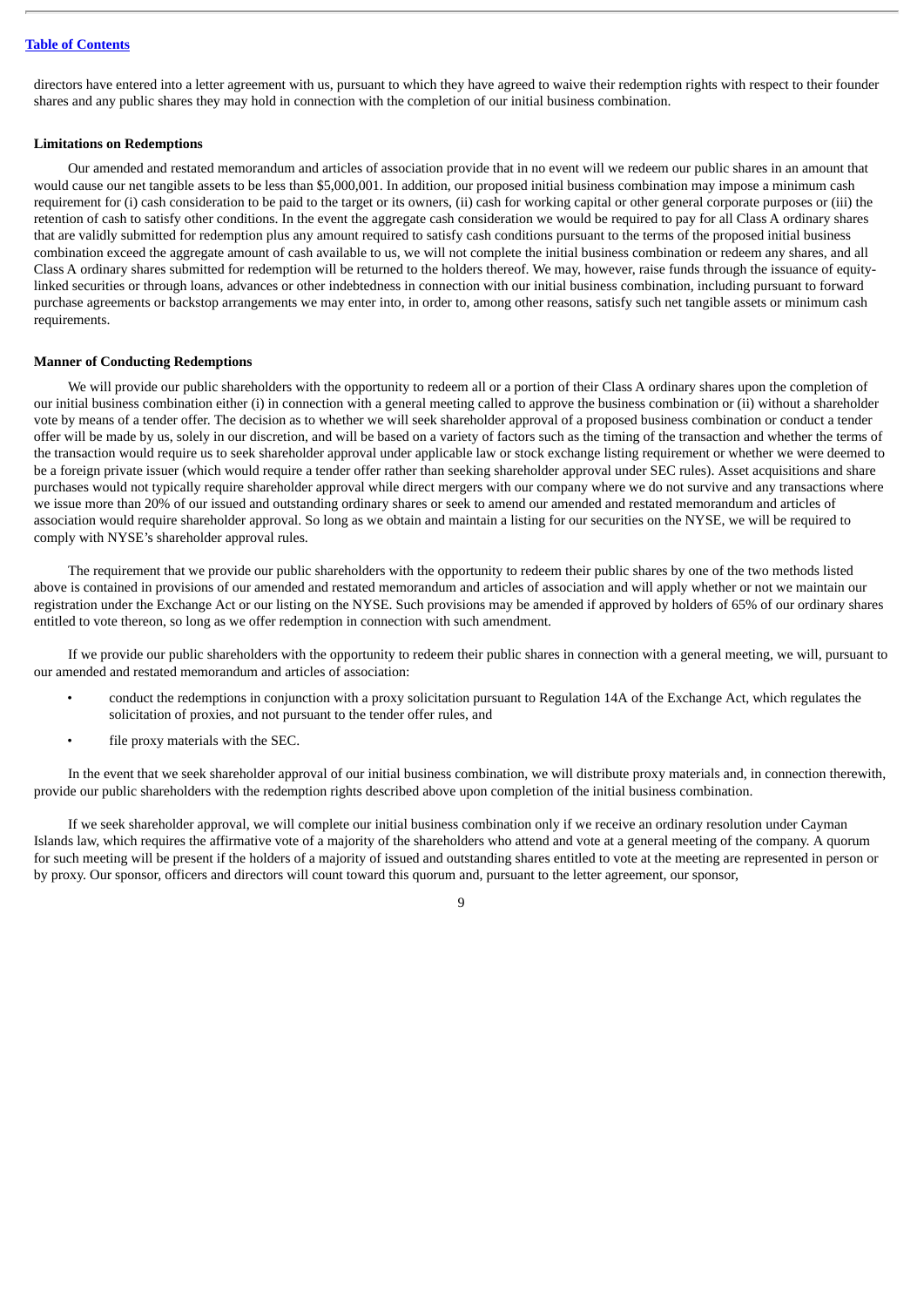directors have entered into a letter agreement with us, pursuant to which they have agreed to waive their redemption rights with respect to their founder shares and any public shares they may hold in connection with the completion of our initial business combination.

**Limitations on Redemptions**

Our amended and restated memorandum and articles of association provide that in no event will we redeem our public shares in an amount that would cause our net tangible assets to be less than $5,000,001. In addition, our proposed initial business combination may impose a minimum cash requirement for (i) cash consideration to be paid to the target or its owners, (ii) cash for working capital or other general corporate purposes or (iii) the retention of cash to satisfy other conditions. In the event the aggregate cash consideration we would be required to pay for all Class A ordinary shares that are validly submitted for redemption plus any amount required to satisfy cash conditions pursuant to the terms of the proposed initial business combination exceed the aggregate amount of cash available to us, we will not complete the initial business combination or redeem any shares, and all Class A ordinary shares submitted for redemption will be returned to the holders thereof. We may, however, raise funds through the issuance of equity-linked securities or through loans, advances or other indebtedness in connection with our initial business combination, including pursuant to forward purchase agreements or backstop arrangements we may enter into, in order to, among other reasons, satisfy such net tangible assets or minimum cash requirements.

**Manner of Conducting Redemptions**

We will provide our public shareholders with the opportunity to redeem all or a portion of their Class A ordinary shares upon the completion of our initial business combination either (i) in connection with a general meeting called to approve the business combination or (ii) without a shareholder vote by means of a tender offer. The decision as to whether we will seek shareholder approval of a proposed business combination or conduct a tender offer will be made by us, solely in our discretion, and will be based on a variety of factors such as the timing of the transaction and whether the terms of the transaction would require us to seek shareholder approval under applicable law or stock exchange listing requirement or whether we were deemed to be a foreign private issuer (which would require a tender offer rather than seeking shareholder approval under SEC rules). Asset acquisitions and share purchases would not typically require shareholder approval while direct mergers with our company where we do not survive and any transactions where we issue more than 20% of our issued and outstanding ordinary shares or seek to amend our amended and restated memorandum and articles of association would require shareholder approval. So long as we obtain and maintain a listing for our securities on the NYSE, we will be required to comply with NYSE's shareholder approval rules.

The requirement that we provide our public shareholders with the opportunity to redeem their public shares by one of the two methods listed above is contained in provisions of our amended and restated memorandum and articles of association and will apply whether or not we maintain our registration under the Exchange Act or our listing on the NYSE. Such provisions may be amended if approved by holders of 65% of our ordinary shares entitled to vote thereon, so long as we offer redemption in connection with such amendment.

If we provide our public shareholders with the opportunity to redeem their public shares in connection with a general meeting, we will, pursuant to our amended and restated memorandum and articles of association:

- conduct the redemptions in conjunction with a proxy solicitation pursuant to Regulation 14A of the Exchange Act, which regulates the solicitation of proxies, and not pursuant to the tender offer rules, and
- file proxy materials with the SEC.

In the event that we seek shareholder approval of our initial business combination, we will distribute proxy materials and, in connection therewith, provide our public shareholders with the redemption rights described above upon completion of the initial business combination.

If we seek shareholder approval, we will complete our initial business combination only if we receive an ordinary resolution under Cayman Islands law, which requires the affirmative vote of a majority of the shareholders who attend and vote at a general meeting of the company. A quorum for such meeting will be present if the holders of a majority of issued and outstanding shares entitled to vote at the meeting are represented in person or by proxy. Our sponsor, officers and directors will count toward this quorum and, pursuant to the letter agreement, our sponsor,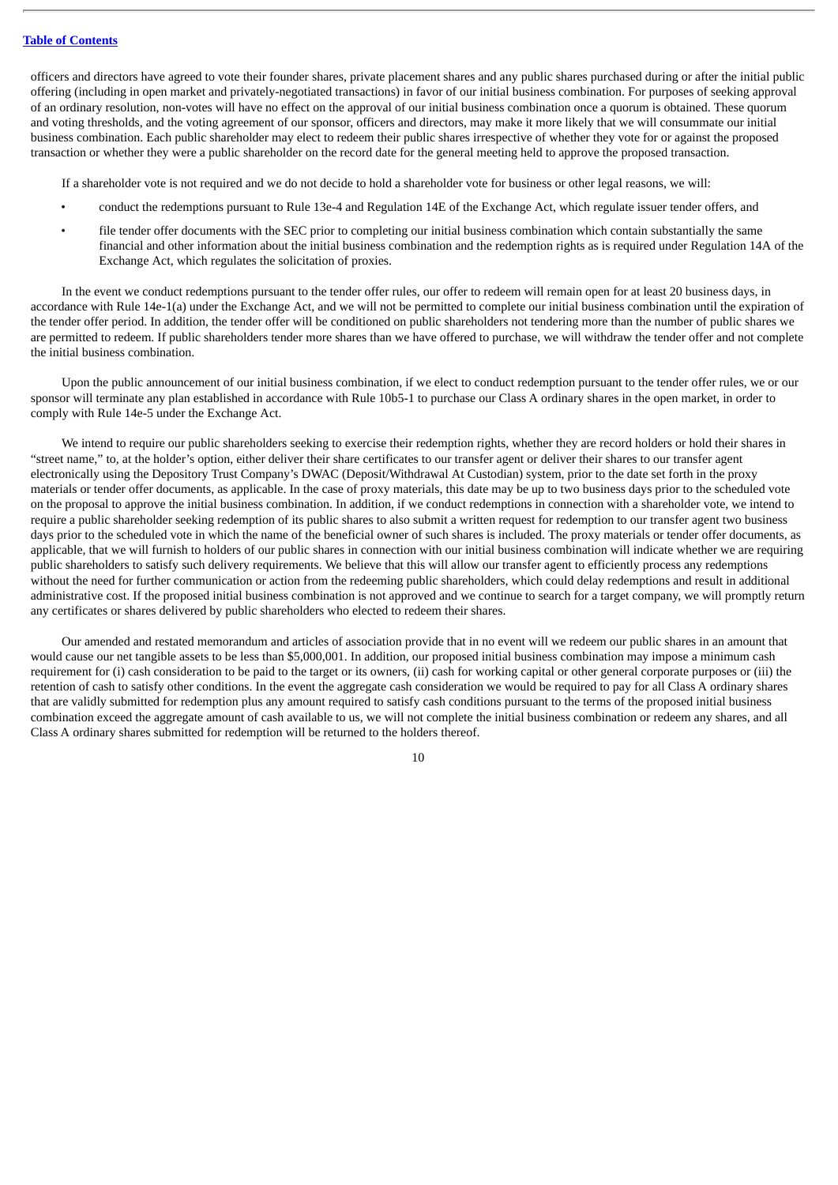officers and directors have agreed to vote their founder shares, private placement shares and any public shares purchased during or after the initial public offering (including in open market and privately-negotiated transactions) in favor of our initial business combination. For purposes of seeking approval of an ordinary resolution, non-votes will have no effect on the approval of our initial business combination once a quorum is obtained. These quorum and voting thresholds, and the voting agreement of our sponsor, officers and directors, may make it more likely that we will consummate our initial business combination. Each public shareholder may elect to redeem their public shares irrespective of whether they vote for or against the proposed transaction or whether they were a public shareholder on the record date for the general meeting held to approve the proposed transaction.

If a shareholder vote is not required and we do not decide to hold a shareholder vote for business or other legal reasons, we will:

- conduct the redemptions pursuant to Rule 13e-4 and Regulation 14E of the Exchange Act, which regulate issuer tender offers, and
- file tender offer documents with the SEC prior to completing our initial business combination which contain substantially the same financial and other information about the initial business combination and the redemption rights as is required under Regulation 14A of the Exchange Act, which regulates the solicitation of proxies.

In the event we conduct redemptions pursuant to the tender offer rules, our offer to redeem will remain open for at least 20 business days, in accordance with Rule 14e-1(a) under the Exchange Act, and we will not be permitted to complete our initial business combination until the expiration of the tender offer period. In addition, the tender offer will be conditioned on public shareholders not tendering more than the number of public shares we are permitted to redeem. If public shareholders tender more shares than we have offered to purchase, we will withdraw the tender offer and not complete the initial business combination.

Upon the public announcement of our initial business combination, if we elect to conduct redemption pursuant to the tender offer rules, we or our sponsor will terminate any plan established in accordance with Rule 10b5-1 to purchase our Class A ordinary shares in the open market, in order to comply with Rule 14e-5 under the Exchange Act.

We intend to require our public shareholders seeking to exercise their redemption rights, whether they are record holders or hold their shares in "street name," to, at the holder's option, either deliver their share certificates to our transfer agent or deliver their shares to our transfer agent electronically using the Depository Trust Company's DWAC (Deposit/Withdrawal At Custodian) system, prior to the date set forth in the proxy materials or tender offer documents, as applicable. In the case of proxy materials, this date may be up to two business days prior to the scheduled vote on the proposal to approve the initial business combination. In addition, if we conduct redemptions in connection with a shareholder vote, we intend to require a public shareholder seeking redemption of its public shares to also submit a written request for redemption to our transfer agent two business days prior to the scheduled vote in which the name of the beneficial owner of such shares is included. The proxy materials or tender offer documents, as applicable, that we will furnish to holders of our public shares in connection with our initial business combination will indicate whether we are requiring public shareholders to satisfy such delivery requirements. We believe that this will allow our transfer agent to efficiently process any redemptions without the need for further communication or action from the redeeming public shareholders, which could delay redemptions and result in additional administrative cost. If the proposed initial business combination is not approved and we continue to search for a target company, we will promptly return any certificates or shares delivered by public shareholders who elected to redeem their shares.

Our amended and restated memorandum and articles of association provide that in no event will we redeem our public shares in an amount that would cause our net tangible assets to be less than $5,000,001. In addition, our proposed initial business combination may impose a minimum cash requirement for (i) cash consideration to be paid to the target or its owners, (ii) cash for working capital or other general corporate purposes or (iii) the retention of cash to satisfy other conditions. In the event the aggregate cash consideration we would be required to pay for all Class A ordinary shares that are validly submitted for redemption plus any amount required to satisfy cash conditions pursuant to the terms of the proposed initial business combination exceed the aggregate amount of cash available to us, we will not complete the initial business combination or redeem any shares, and all Class A ordinary shares submitted for redemption will be returned to the holders thereof.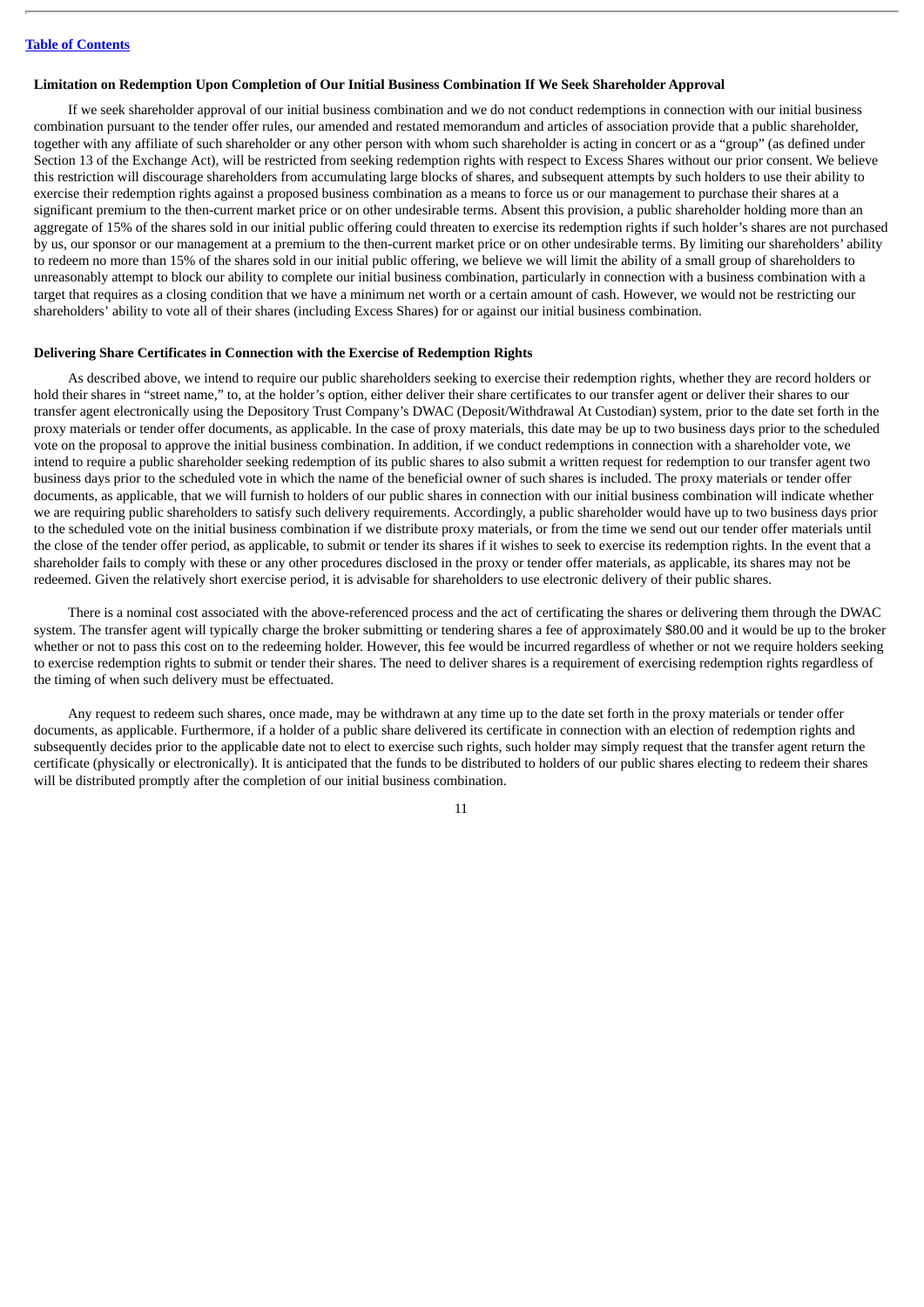[Table of Contents](#)

### Limitation on Redemption Upon Completion of Our Initial Business Combination If We Seek Shareholder Approval

If we seek shareholder approval of our initial business combination and we do not conduct redemptions in connection with our initial business combination pursuant to the tender offer rules, our amended and restated memorandum and articles of association provide that a public shareholder, together with any affiliate of such shareholder or any other person with whom such shareholder is acting in concert or as a "group" (as defined under Section 13 of the Exchange Act), will be restricted from seeking redemption rights with respect to Excess Shares without our prior consent. We believe this restriction will discourage shareholders from accumulating large blocks of shares, and subsequent attempts by such holders to use their ability to exercise their redemption rights against a proposed business combination as a means to force us or our management to purchase their shares at a significant premium to the then-current market price or on other undesirable terms. Absent this provision, a public shareholder holding more than an aggregate of 15% of the shares sold in our initial public offering could threaten to exercise its redemption rights if such holder's shares are not purchased by us, our sponsor or our management at a premium to the then-current market price or on other undesirable terms. By limiting our shareholders' ability to redeem no more than 15% of the shares sold in our initial public offering, we believe we will limit the ability of a small group of shareholders to unreasonably attempt to block our ability to complete our initial business combination, particularly in connection with a business combination with a target that requires as a closing condition that we have a minimum net worth or a certain amount of cash. However, we would not be restricting our shareholders' ability to vote all of their shares (including Excess Shares) for or against our initial business combination.

### Delivering Share Certificates in Connection with the Exercise of Redemption Rights

As described above, we intend to require our public shareholders seeking to exercise their redemption rights, whether they are record holders or hold their shares in "street name," to, at the holder's option, either deliver their share certificates to our transfer agent or deliver their shares to our transfer agent electronically using the Depository Trust Company's DWAC (Deposit/Withdrawal At Custodian) system, prior to the date set forth in the proxy materials or tender offer documents, as applicable. In the case of proxy materials, this date may be up to two business days prior to the scheduled vote on the proposal to approve the initial business combination. In addition, if we conduct redemptions in connection with a shareholder vote, we intend to require a public shareholder seeking redemption of its public shares to also submit a written request for redemption to our transfer agent two business days prior to the scheduled vote in which the name of the beneficial owner of such shares is included. The proxy materials or tender offer documents, as applicable, that we will furnish to holders of our public shares in connection with our initial business combination will indicate whether we are requiring public shareholders to satisfy such delivery requirements. Accordingly, a public shareholder would have up to two business days prior to the scheduled vote on the initial business combination if we distribute proxy materials, or from the time we send out our tender offer materials until the close of the tender offer period, as applicable, to submit or tender its shares if it wishes to seek to exercise its redemption rights. In the event that a shareholder fails to comply with these or any other procedures disclosed in the proxy or tender offer materials, as applicable, its shares may not be redeemed. Given the relatively short exercise period, it is advisable for shareholders to use electronic delivery of their public shares.

There is a nominal cost associated with the above-referenced process and the act of certificating the shares or delivering them through the DWAC system. The transfer agent will typically charge the broker submitting or tendering shares a fee of approximately $80.00 and it would be up to the broker whether or not to pass this cost on to the redeeming holder. However, this fee would be incurred regardless of whether or not we require holders seeking to exercise redemption rights to submit or tender their shares. The need to deliver shares is a requirement of exercising redemption rights regardless of the timing of when such delivery must be effectuated.

Any request to redeem such shares, once made, may be withdrawn at any time up to the date set forth in the proxy materials or tender offer documents, as applicable. Furthermore, if a holder of a public share delivered its certificate in connection with an election of redemption rights and subsequently decides prior to the applicable date not to elect to exercise such rights, such holder may simply request that the transfer agent return the certificate (physically or electronically). It is anticipated that the funds to be distributed to holders of our public shares electing to redeem their shares will be distributed promptly after the completion of our initial business combination.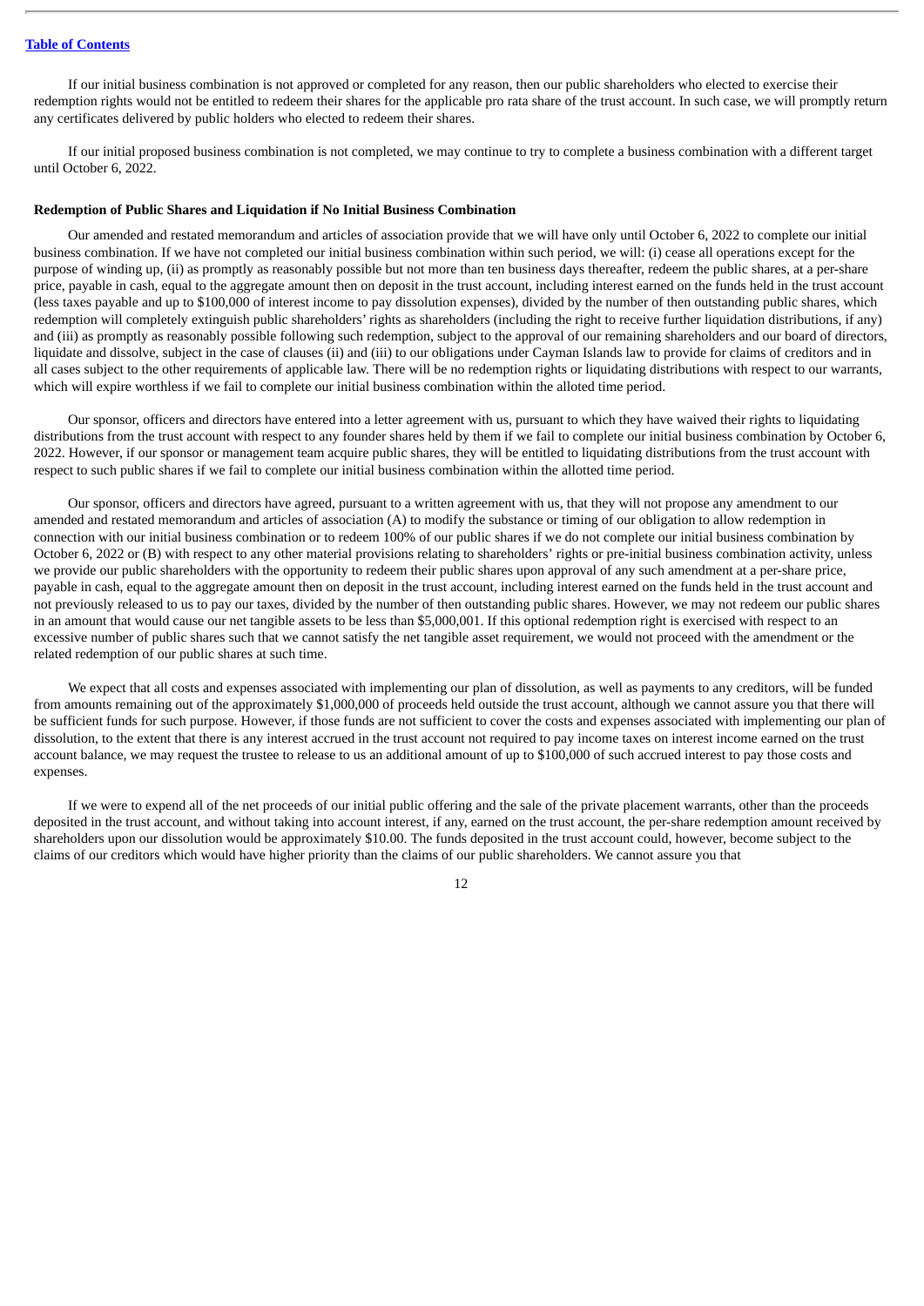If our initial business combination is not approved or completed for any reason, then our public shareholders who elected to exercise their redemption rights would not be entitled to redeem their shares for the applicable pro rata share of the trust account. In such case, we will promptly return any certificates delivered by public holders who elected to redeem their shares.

If our initial proposed business combination is not completed, we may continue to try to complete a business combination with a different target until October 6, 2022.

**Redemption of Public Shares and Liquidation if No Initial Business Combination**

Our amended and restated memorandum and articles of association provide that we will have only until October 6, 2022 to complete our initial business combination. If we have not completed our initial business combination within such period, we will: (i) cease all operations except for the purpose of winding up, (ii) as promptly as reasonably possible but not more than ten business days thereafter, redeem the public shares, at a per-share price, payable in cash, equal to the aggregate amount then on deposit in the trust account, including interest earned on the funds held in the trust account (less taxes payable and up to $100,000 of interest income to pay dissolution expenses), divided by the number of then outstanding public shares, which redemption will completely extinguish public shareholders' rights as shareholders (including the right to receive further liquidation distributions, if any) and (iii) as promptly as reasonably possible following such redemption, subject to the approval of our remaining shareholders and our board of directors, liquidate and dissolve, subject in the case of clauses (ii) and (iii) to our obligations under Cayman Islands law to provide for claims of creditors and in all cases subject to the other requirements of applicable law. There will be no redemption rights or liquidating distributions with respect to our warrants, which will expire worthless if we fail to complete our initial business combination within the alloted time period.

Our sponsor, officers and directors have entered into a letter agreement with us, pursuant to which they have waived their rights to liquidating distributions from the trust account with respect to any founder shares held by them if we fail to complete our initial business combination by October 6, 2022. However, if our sponsor or management team acquire public shares, they will be entitled to liquidating distributions from the trust account with respect to such public shares if we fail to complete our initial business combination within the allotted time period.

Our sponsor, officers and directors have agreed, pursuant to a written agreement with us, that they will not propose any amendment to our amended and restated memorandum and articles of association (A) to modify the substance or timing of our obligation to allow redemption in connection with our initial business combination or to redeem 100% of our public shares if we do not complete our initial business combination by October 6, 2022 or (B) with respect to any other material provisions relating to shareholders' rights or pre-initial business combination activity, unless we provide our public shareholders with the opportunity to redeem their public shares upon approval of any such amendment at a per-share price, payable in cash, equal to the aggregate amount then on deposit in the trust account, including interest earned on the funds held in the trust account and not previously released to us to pay our taxes, divided by the number of then outstanding public shares. However, we may not redeem our public shares in an amount that would cause our net tangible assets to be less than $5,000,001. If this optional redemption right is exercised with respect to an excessive number of public shares such that we cannot satisfy the net tangible asset requirement, we would not proceed with the amendment or the related redemption of our public shares at such time.

We expect that all costs and expenses associated with implementing our plan of dissolution, as well as payments to any creditors, will be funded from amounts remaining out of the approximately $1,000,000 of proceeds held outside the trust account, although we cannot assure you that there will be sufficient funds for such purpose. However, if those funds are not sufficient to cover the costs and expenses associated with implementing our plan of dissolution, to the extent that there is any interest accrued in the trust account not required to pay income taxes on interest income earned on the trust account balance, we may request the trustee to release to us an additional amount of up to $100,000 of such accrued interest to pay those costs and expenses.

If we were to expend all of the net proceeds of our initial public offering and the sale of the private placement warrants, other than the proceeds deposited in the trust account, and without taking into account interest, if any, earned on the trust account, the per-share redemption amount received by shareholders upon our dissolution would be approximately $10.00. The funds deposited in the trust account could, however, become subject to the claims of our creditors which would have higher priority than the claims of our public shareholders. We cannot assure you that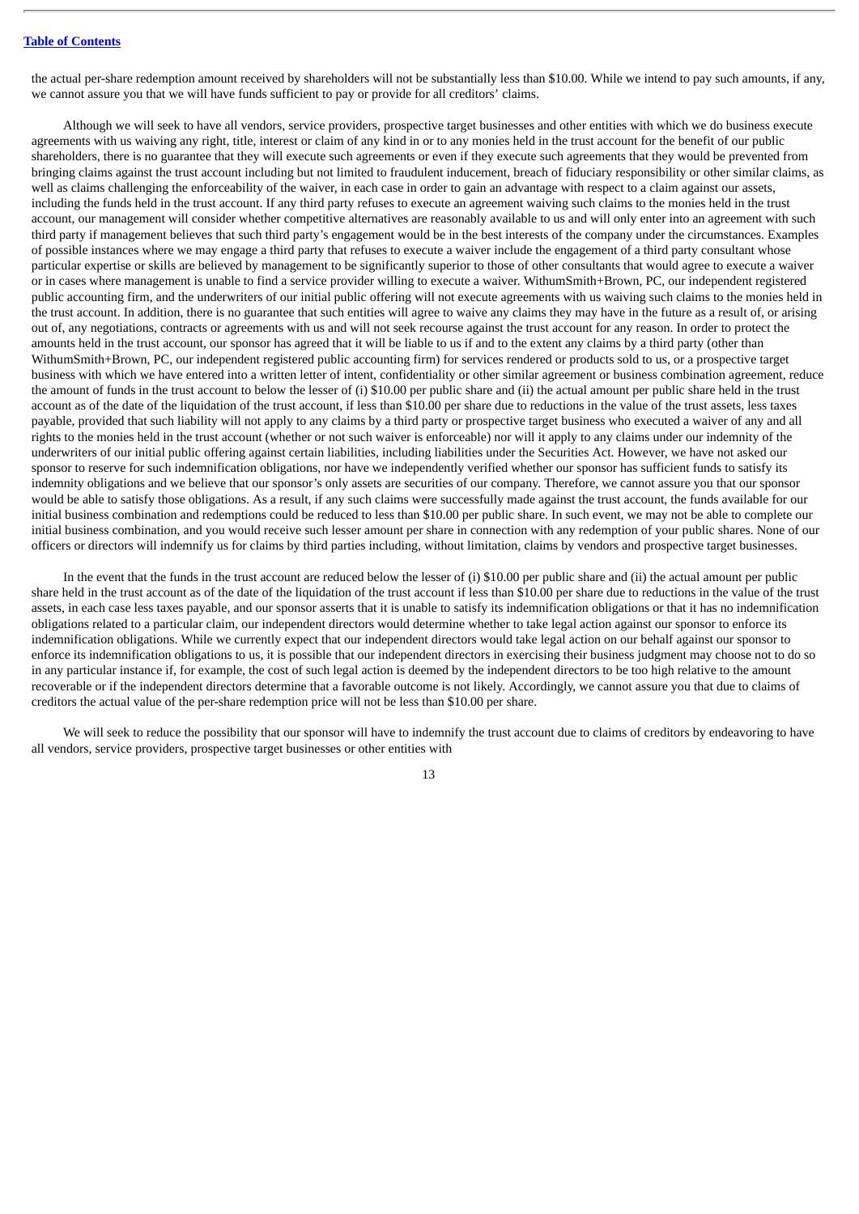the actual per-share redemption amount received by shareholders will not be substantially less than $10.00. While we intend to pay such amounts, if any, we cannot assure you that we will have funds sufficient to pay or provide for all creditors' claims.

Although we will seek to have all vendors, service providers, prospective target businesses and other entities with which we do business execute agreements with us waiving any right, title, interest or claim of any kind in or to any monies held in the trust account for the benefit of our public shareholders, there is no guarantee that they will execute such agreements or even if they execute such agreements that they would be prevented from bringing claims against the trust account including but not limited to fraudulent inducement, breach of fiduciary responsibility or other similar claims, as well as claims challenging the enforceability of the waiver, in each case in order to gain an advantage with respect to a claim against our assets, including the funds held in the trust account. If any third party refuses to execute an agreement waiving such claims to the monies held in the trust account, our management will consider whether competitive alternatives are reasonably available to us and will only enter into an agreement with such third party if management believes that such third party's engagement would be in the best interests of the company under the circumstances. Examples of possible instances where we may engage a third party that refuses to execute a waiver include the engagement of a third party consultant whose particular expertise or skills are believed by management to be significantly superior to those of other consultants that would agree to execute a waiver or in cases where management is unable to find a service provider willing to execute a waiver. WithumSmith+Brown, PC, our independent registered public accounting firm, and the underwriters of our initial public offering will not execute agreements with us waiving such claims to the monies held in the trust account. In addition, there is no guarantee that such entities will agree to waive any claims they may have in the future as a result of, or arising out of, any negotiations, contracts or agreements with us and will not seek recourse against the trust account for any reason. In order to protect the amounts held in the trust account, our sponsor has agreed that it will be liable to us if and to the extent any claims by a third party (other than WithumSmith+Brown, PC, our independent registered public accounting firm) for services rendered or products sold to us, or a prospective target business with which we have entered into a written letter of intent, confidentiality or other similar agreement or business combination agreement, reduce the amount of funds in the trust account to below the lesser of (i) $10.00 per public share and (ii) the actual amount per public share held in the trust account as of the date of the liquidation of the trust account, if less than $10.00 per share due to reductions in the value of the trust assets, less taxes payable, provided that such liability will not apply to any claims by a third party or prospective target business who executed a waiver of any and all rights to the monies held in the trust account (whether or not such waiver is enforceable) nor will it apply to any claims under our indemnity of the underwriters of our initial public offering against certain liabilities, including liabilities under the Securities Act. However, we have not asked our sponsor to reserve for such indemnification obligations, nor have we independently verified whether our sponsor has sufficient funds to satisfy its indemnity obligations and we believe that our sponsor's only assets are securities of our company. Therefore, we cannot assure you that our sponsor would be able to satisfy those obligations. As a result, if any such claims were successfully made against the trust account, the funds available for our initial business combination and redemptions could be reduced to less than $10.00 per public share. In such event, we may not be able to complete our initial business combination, and you would receive such lesser amount per share in connection with any redemption of your public shares. None of our officers or directors will indemnify us for claims by third parties including, without limitation, claims by vendors and prospective target businesses.

In the event that the funds in the trust account are reduced below the lesser of (i) $10.00 per public share and (ii) the actual amount per public share held in the trust account as of the date of the liquidation of the trust account if less than $10.00 per share due to reductions in the value of the trust assets, in each case less taxes payable, and our sponsor asserts that it is unable to satisfy its indemnification obligations or that it has no indemnification obligations related to a particular claim, our independent directors would determine whether to take legal action against our sponsor to enforce its indemnification obligations. While we currently expect that our independent directors would take legal action on our behalf against our sponsor to enforce its indemnification obligations to us, it is possible that our independent directors in exercising their business judgment may choose not to do so in any particular instance if, for example, the cost of such legal action is deemed by the independent directors to be too high relative to the amount recoverable or if the independent directors determine that a favorable outcome is not likely. Accordingly, we cannot assure you that due to claims of creditors the actual value of the per-share redemption price will not be less than $10.00 per share.

We will seek to reduce the possibility that our sponsor will have to indemnify the trust account due to claims of creditors by endeavoring to have all vendors, service providers, prospective target businesses or other entities with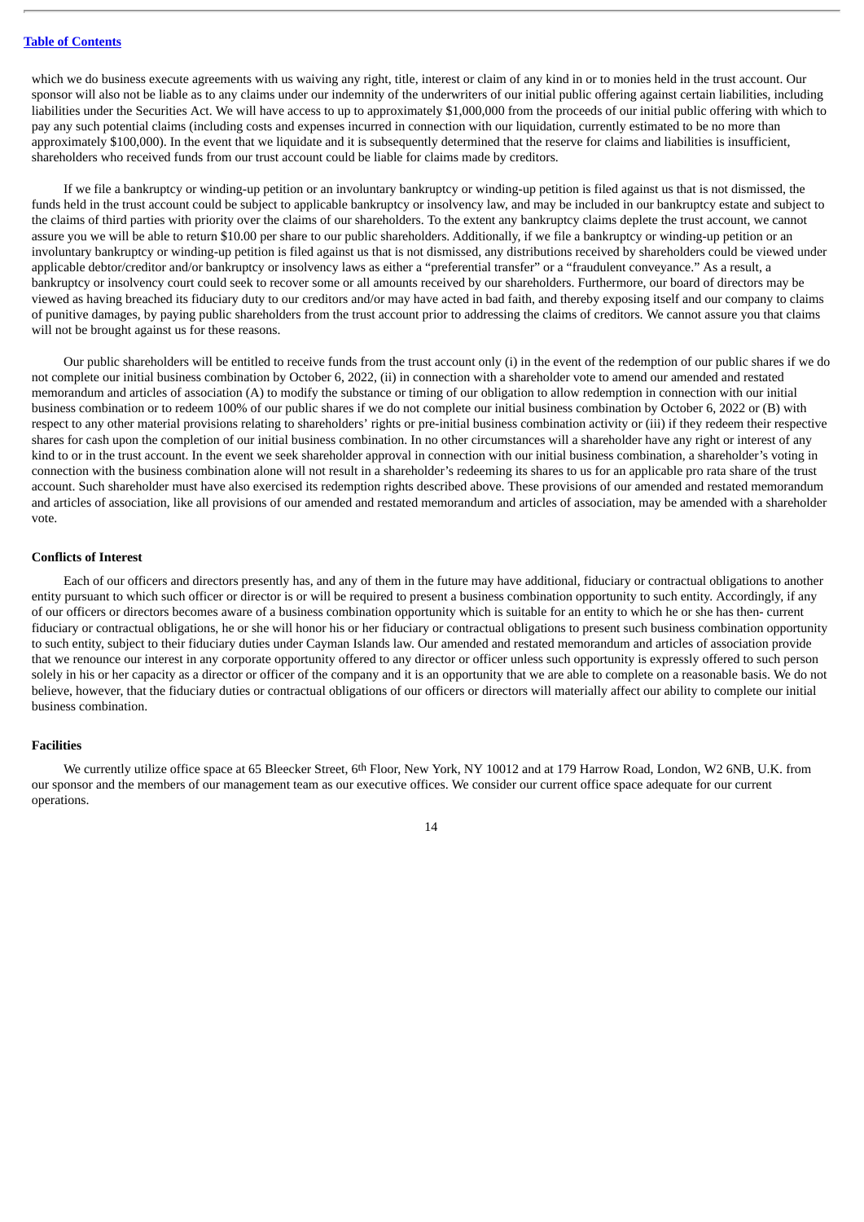which we do business execute agreements with us waiving any right, title, interest or claim of any kind in or to monies held in the trust account. Our sponsor will also not be liable as to any claims under our indemnity of the underwriters of our initial public offering against certain liabilities, including liabilities under the Securities Act. We will have access to up to approximately $1,000,000 from the proceeds of our initial public offering with which to pay any such potential claims (including costs and expenses incurred in connection with our liquidation, currently estimated to be no more than approximately $100,000). In the event that we liquidate and it is subsequently determined that the reserve for claims and liabilities is insufficient, shareholders who received funds from our trust account could be liable for claims made by creditors.

If we file a bankruptcy or winding-up petition or an involuntary bankruptcy or winding-up petition is filed against us that is not dismissed, the funds held in the trust account could be subject to applicable bankruptcy or insolvency law, and may be included in our bankruptcy estate and subject to the claims of third parties with priority over the claims of our shareholders. To the extent any bankruptcy claims deplete the trust account, we cannot assure you we will be able to return $10.00 per share to our public shareholders. Additionally, if we file a bankruptcy or winding-up petition or an involuntary bankruptcy or winding-up petition is filed against us that is not dismissed, any distributions received by shareholders could be viewed under applicable debtor/creditor and/or bankruptcy or insolvency laws as either a "preferential transfer" or a "fraudulent conveyance." As a result, a bankruptcy or insolvency court could seek to recover some or all amounts received by our shareholders. Furthermore, our board of directors may be viewed as having breached its fiduciary duty to our creditors and/or may have acted in bad faith, and thereby exposing itself and our company to claims of punitive damages, by paying public shareholders from the trust account prior to addressing the claims of creditors. We cannot assure you that claims will not be brought against us for these reasons.

Our public shareholders will be entitled to receive funds from the trust account only (i) in the event of the redemption of our public shares if we do not complete our initial business combination by October 6, 2022, (ii) in connection with a shareholder vote to amend our amended and restated memorandum and articles of association (A) to modify the substance or timing of our obligation to allow redemption in connection with our initial business combination or to redeem 100% of our public shares if we do not complete our initial business combination by October 6, 2022 or (B) with respect to any other material provisions relating to shareholders' rights or pre-initial business combination activity or (iii) if they redeem their respective shares for cash upon the completion of our initial business combination. In no other circumstances will a shareholder have any right or interest of any kind to or in the trust account. In the event we seek shareholder approval in connection with our initial business combination, a shareholder's voting in connection with the business combination alone will not result in a shareholder's redeeming its shares to us for an applicable pro rata share of the trust account. Such shareholder must have also exercised its redemption rights described above. These provisions of our amended and restated memorandum and articles of association, like all provisions of our amended and restated memorandum and articles of association, may be amended with a shareholder vote.

### Conflicts of Interest

Each of our officers and directors presently has, and any of them in the future may have additional, fiduciary or contractual obligations to another entity pursuant to which such officer or director is or will be required to present a business combination opportunity to such entity. Accordingly, if any of our officers or directors becomes aware of a business combination opportunity which is suitable for an entity to which he or she has then- current fiduciary or contractual obligations, he or she will honor his or her fiduciary or contractual obligations to present such business combination opportunity to such entity, subject to their fiduciary duties under Cayman Islands law. Our amended and restated memorandum and articles of association provide that we renounce our interest in any corporate opportunity offered to any director or officer unless such opportunity is expressly offered to such person solely in his or her capacity as a director or officer of the company and it is an opportunity that we are able to complete on a reasonable basis. We do not believe, however, that the fiduciary duties or contractual obligations of our officers or directors will materially affect our ability to complete our initial business combination.

### Facilities

We currently utilize office space at 65 Bleecker Street, 6th Floor, New York, NY 10012 and at 179 Harrow Road, London, W2 6NB, U.K. from our sponsor and the members of our management team as our executive offices. We consider our current office space adequate for our current operations.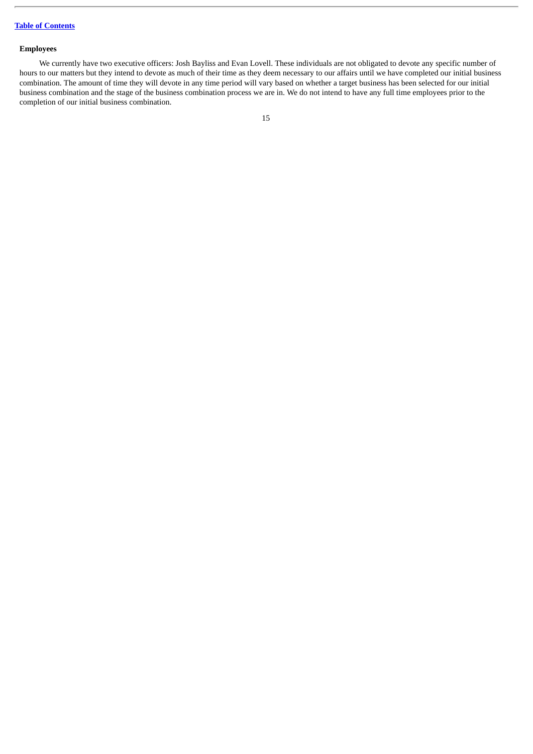**Employees**

We currently have two executive officers: Josh Bayliss and Evan Lovell. These individuals are not obligated to devote any specific number of hours to our matters but they intend to devote as much of their time as they deem necessary to our affairs until we have completed our initial business combination. The amount of time they will devote in any time period will vary based on whether a target business has been selected for our initial business combination and the stage of the business combination process we are in. We do not intend to have any full time employees prior to the completion of our initial business combination.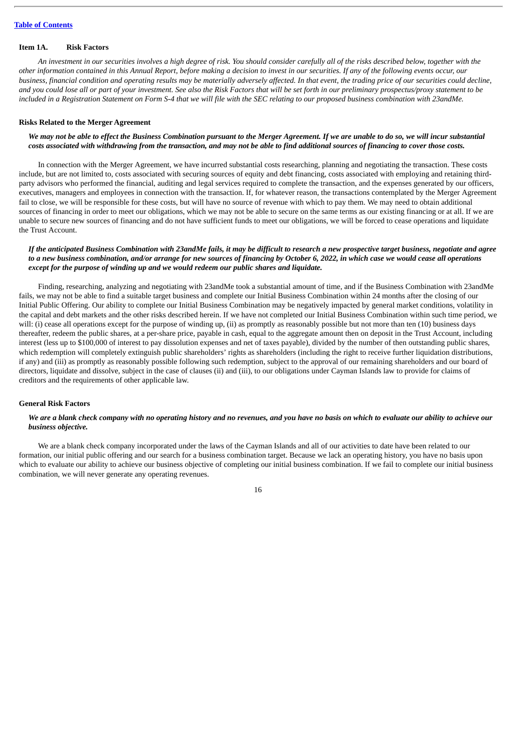## Item 1A. Risk Factors

*An investment in our securities involves a high degree of risk. You should consider carefully all of the risks described below, together with the other information contained in this Annual Report, before making a decision to invest in our securities. If any of the following events occur, our business, financial condition and operating results may be materially adversely affected. In that event, the trading price of our securities could decline, and you could lose all or part of your investment. See also the Risk Factors that will be set forth in our preliminary prospectus/proxy statement to be included in a Registration Statement on Form S-4 that we will file with the SEC relating to our proposed business combination with 23andMe.*

### Risks Related to the Merger Agreement

***We may not be able to effect the Business Combination pursuant to the Merger Agreement. If we are unable to do so, we will incur substantial costs associated with withdrawing from the transaction, and may not be able to find additional sources of financing to cover those costs.***

In connection with the Merger Agreement, we have incurred substantial costs researching, planning and negotiating the transaction. These costs include, but are not limited to, costs associated with securing sources of equity and debt financing, costs associated with employing and retaining third-party advisors who performed the financial, auditing and legal services required to complete the transaction, and the expenses generated by our officers, executives, managers and employees in connection with the transaction. If, for whatever reason, the transactions contemplated by the Merger Agreement fail to close, we will be responsible for these costs, but will have no source of revenue with which to pay them. We may need to obtain additional sources of financing in order to meet our obligations, which we may not be able to secure on the same terms as our existing financing or at all. If we are unable to secure new sources of financing and do not have sufficient funds to meet our obligations, we will be forced to cease operations and liquidate the Trust Account.

***If the anticipated Business Combination with 23andMe fails, it may be difficult to research a new prospective target business, negotiate and agree to a new business combination, and/or arrange for new sources of financing by October 6, 2022, in which case we would cease all operations except for the purpose of winding up and we would redeem our public shares and liquidate.***

Finding, researching, analyzing and negotiating with 23andMe took a substantial amount of time, and if the Business Combination with 23andMe fails, we may not be able to find a suitable target business and complete our Initial Business Combination within 24 months after the closing of our Initial Public Offering. Our ability to complete our Initial Business Combination may be negatively impacted by general market conditions, volatility in the capital and debt markets and the other risks described herein. If we have not completed our Initial Business Combination within such time period, we will: (i) cease all operations except for the purpose of winding up, (ii) as promptly as reasonably possible but not more than ten (10) business days thereafter, redeem the public shares, at a per-share price, payable in cash, equal to the aggregate amount then on deposit in the Trust Account, including interest (less up to $100,000 of interest to pay dissolution expenses and net of taxes payable), divided by the number of then outstanding public shares, which redemption will completely extinguish public shareholders' rights as shareholders (including the right to receive further liquidation distributions, if any) and (iii) as promptly as reasonably possible following such redemption, subject to the approval of our remaining shareholders and our board of directors, liquidate and dissolve, subject in the case of clauses (ii) and (iii), to our obligations under Cayman Islands law to provide for claims of creditors and the requirements of other applicable law.

### General Risk Factors

***We are a blank check company with no operating history and no revenues, and you have no basis on which to evaluate our ability to achieve our business objective.***

We are a blank check company incorporated under the laws of the Cayman Islands and all of our activities to date have been related to our formation, our initial public offering and our search for a business combination target. Because we lack an operating history, you have no basis upon which to evaluate our ability to achieve our business objective of completing our initial business combination. If we fail to complete our initial business combination, we will never generate any operating revenues.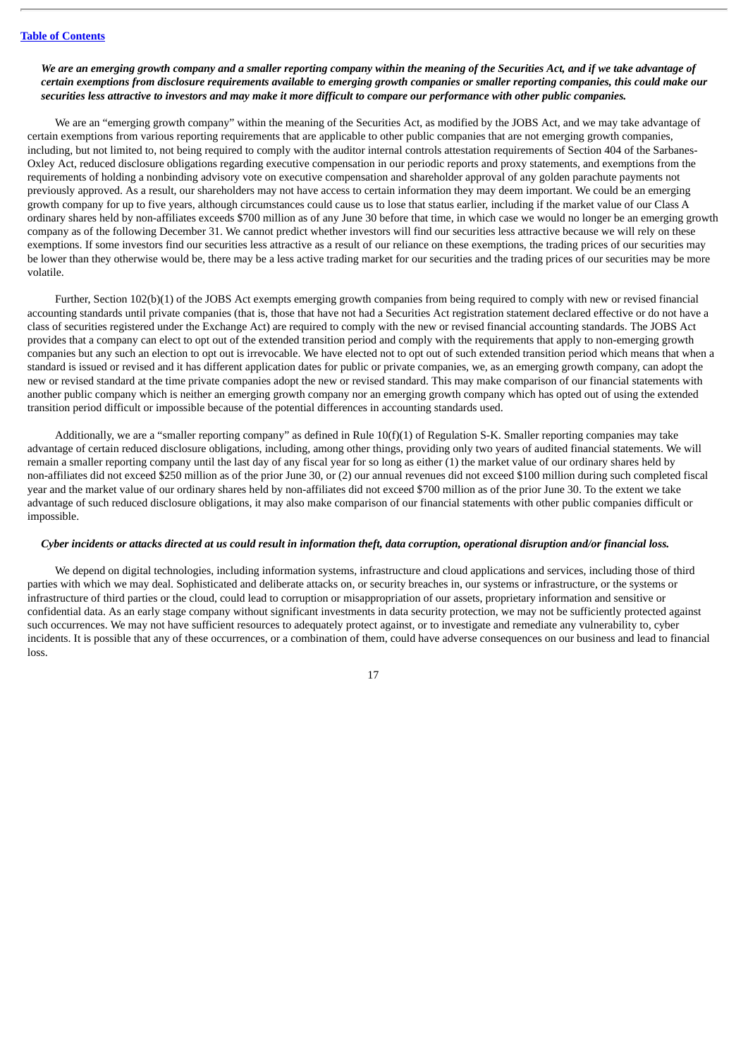***We are an emerging growth company and a smaller reporting company within the meaning of the Securities Act, and if we take advantage of certain exemptions from disclosure requirements available to emerging growth companies or smaller reporting companies, this could make our securities less attractive to investors and may make it more difficult to compare our performance with other public companies.***

We are an "emerging growth company" within the meaning of the Securities Act, as modified by the JOBS Act, and we may take advantage of certain exemptions from various reporting requirements that are applicable to other public companies that are not emerging growth companies, including, but not limited to, not being required to comply with the auditor internal controls attestation requirements of Section 404 of the Sarbanes-Oxley Act, reduced disclosure obligations regarding executive compensation in our periodic reports and proxy statements, and exemptions from the requirements of holding a nonbinding advisory vote on executive compensation and shareholder approval of any golden parachute payments not previously approved. As a result, our shareholders may not have access to certain information they may deem important. We could be an emerging growth company for up to five years, although circumstances could cause us to lose that status earlier, including if the market value of our Class A ordinary shares held by non-affiliates exceeds $700 million as of any June 30 before that time, in which case we would no longer be an emerging growth company as of the following December 31. We cannot predict whether investors will find our securities less attractive because we will rely on these exemptions. If some investors find our securities less attractive as a result of our reliance on these exemptions, the trading prices of our securities may be lower than they otherwise would be, there may be a less active trading market for our securities and the trading prices of our securities may be more volatile.

Further, Section 102(b)(1) of the JOBS Act exempts emerging growth companies from being required to comply with new or revised financial accounting standards until private companies (that is, those that have not had a Securities Act registration statement declared effective or do not have a class of securities registered under the Exchange Act) are required to comply with the new or revised financial accounting standards. The JOBS Act provides that a company can elect to opt out of the extended transition period and comply with the requirements that apply to non-emerging growth companies but any such an election to opt out is irrevocable. We have elected not to opt out of such extended transition period which means that when a standard is issued or revised and it has different application dates for public or private companies, we, as an emerging growth company, can adopt the new or revised standard at the time private companies adopt the new or revised standard. This may make comparison of our financial statements with another public company which is neither an emerging growth company nor an emerging growth company which has opted out of using the extended transition period difficult or impossible because of the potential differences in accounting standards used.

Additionally, we are a "smaller reporting company" as defined in Rule 10(f)(1) of Regulation S-K. Smaller reporting companies may take advantage of certain reduced disclosure obligations, including, among other things, providing only two years of audited financial statements. We will remain a smaller reporting company until the last day of any fiscal year for so long as either (1) the market value of our ordinary shares held by non-affiliates did not exceed $250 million as of the prior June 30, or (2) our annual revenues did not exceed $100 million during such completed fiscal year and the market value of our ordinary shares held by non-affiliates did not exceed $700 million as of the prior June 30. To the extent we take advantage of such reduced disclosure obligations, it may also make comparison of our financial statements with other public companies difficult or impossible.

***Cyber incidents or attacks directed at us could result in information theft, data corruption, operational disruption and/or financial loss.***

We depend on digital technologies, including information systems, infrastructure and cloud applications and services, including those of third parties with which we may deal. Sophisticated and deliberate attacks on, or security breaches in, our systems or infrastructure, or the systems or infrastructure of third parties or the cloud, could lead to corruption or misappropriation of our assets, proprietary information and sensitive or confidential data. As an early stage company without significant investments in data security protection, we may not be sufficiently protected against such occurrences. We may not have sufficient resources to adequately protect against, or to investigate and remediate any vulnerability to, cyber incidents. It is possible that any of these occurrences, or a combination of them, could have adverse consequences on our business and lead to financial loss.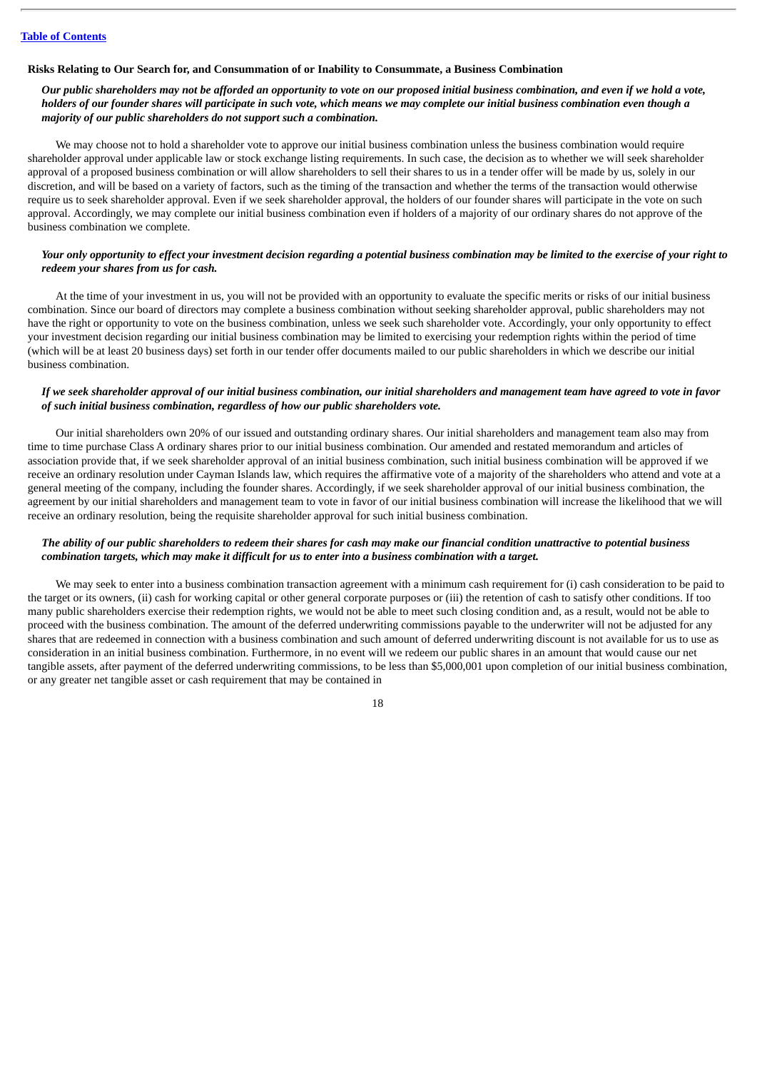[Table of Contents](#)

### Risks Relating to Our Search for, and Consummation of or Inability to Consummate, a Business Combination

***Our public shareholders may not be afforded an opportunity to vote on our proposed initial business combination, and even if we hold a vote, holders of our founder shares will participate in such vote, which means we may complete our initial business combination even though a majority of our public shareholders do not support such a combination.***

We may choose not to hold a shareholder vote to approve our initial business combination unless the business combination would require shareholder approval under applicable law or stock exchange listing requirements. In such case, the decision as to whether we will seek shareholder approval of a proposed business combination or will allow shareholders to sell their shares to us in a tender offer will be made by us, solely in our discretion, and will be based on a variety of factors, such as the timing of the transaction and whether the terms of the transaction would otherwise require us to seek shareholder approval. Even if we seek shareholder approval, the holders of our founder shares will participate in the vote on such approval. Accordingly, we may complete our initial business combination even if holders of a majority of our ordinary shares do not approve of the business combination we complete.

***Your only opportunity to effect your investment decision regarding a potential business combination may be limited to the exercise of your right to redeem your shares from us for cash.***

At the time of your investment in us, you will not be provided with an opportunity to evaluate the specific merits or risks of our initial business combination. Since our board of directors may complete a business combination without seeking shareholder approval, public shareholders may not have the right or opportunity to vote on the business combination, unless we seek such shareholder vote. Accordingly, your only opportunity to effect your investment decision regarding our initial business combination may be limited to exercising your redemption rights within the period of time (which will be at least 20 business days) set forth in our tender offer documents mailed to our public shareholders in which we describe our initial business combination.

***If we seek shareholder approval of our initial business combination, our initial shareholders and management team have agreed to vote in favor of such initial business combination, regardless of how our public shareholders vote.***

Our initial shareholders own 20% of our issued and outstanding ordinary shares. Our initial shareholders and management team also may from time to time purchase Class A ordinary shares prior to our initial business combination. Our amended and restated memorandum and articles of association provide that, if we seek shareholder approval of an initial business combination, such initial business combination will be approved if we receive an ordinary resolution under Cayman Islands law, which requires the affirmative vote of a majority of the shareholders who attend and vote at a general meeting of the company, including the founder shares. Accordingly, if we seek shareholder approval of our initial business combination, the agreement by our initial shareholders and management team to vote in favor of our initial business combination will increase the likelihood that we will receive an ordinary resolution, being the requisite shareholder approval for such initial business combination.

***The ability of our public shareholders to redeem their shares for cash may make our financial condition unattractive to potential business combination targets, which may make it difficult for us to enter into a business combination with a target.***

We may seek to enter into a business combination transaction agreement with a minimum cash requirement for (i) cash consideration to be paid to the target or its owners, (ii) cash for working capital or other general corporate purposes or (iii) the retention of cash to satisfy other conditions. If too many public shareholders exercise their redemption rights, we would not be able to meet such closing condition and, as a result, would not be able to proceed with the business combination. The amount of the deferred underwriting commissions payable to the underwriter will not be adjusted for any shares that are redeemed in connection with a business combination and such amount of deferred underwriting discount is not available for us to use as consideration in an initial business combination. Furthermore, in no event will we redeem our public shares in an amount that would cause our net tangible assets, after payment of the deferred underwriting commissions, to be less than $5,000,001 upon completion of our initial business combination, or any greater net tangible asset or cash requirement that may be contained in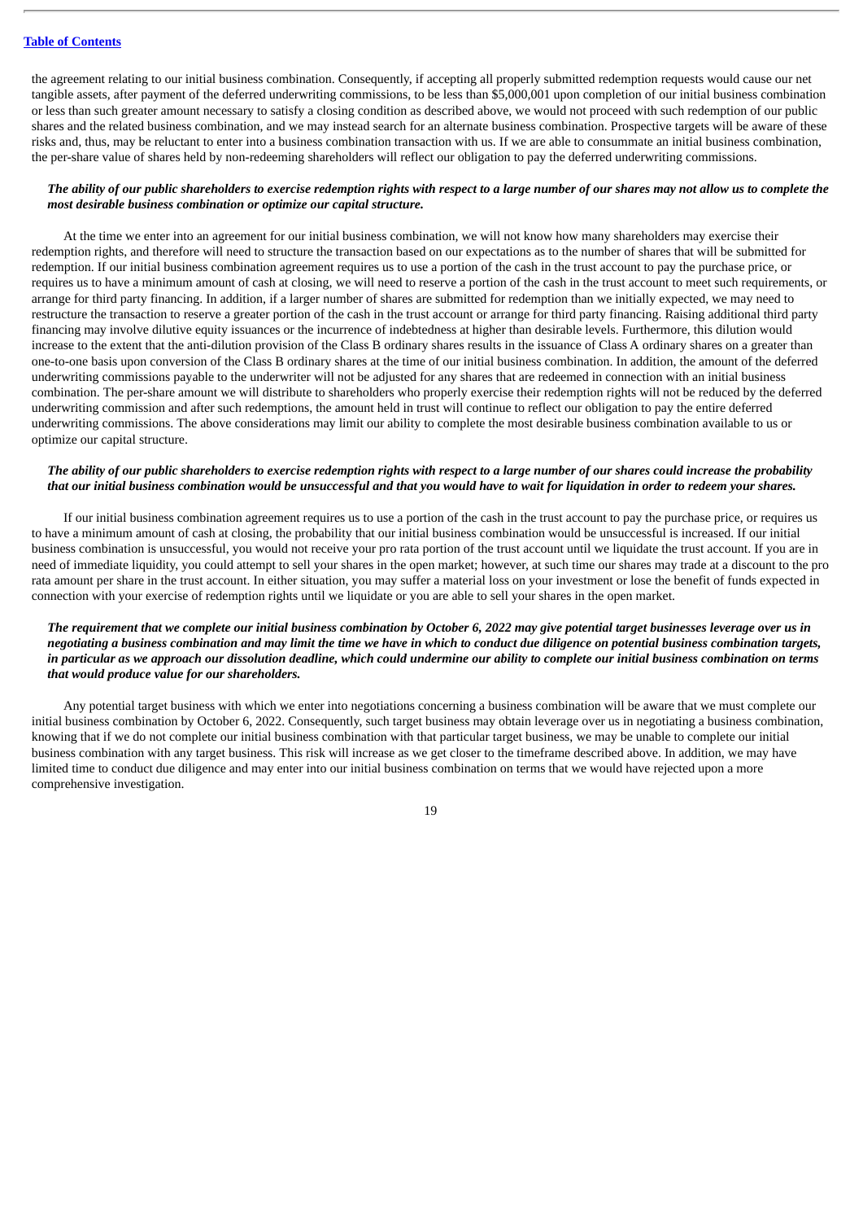the agreement relating to our initial business combination. Consequently, if accepting all properly submitted redemption requests would cause our net tangible assets, after payment of the deferred underwriting commissions, to be less than $5,000,001 upon completion of our initial business combination or less than such greater amount necessary to satisfy a closing condition as described above, we would not proceed with such redemption of our public shares and the related business combination, and we may instead search for an alternate business combination. Prospective targets will be aware of these risks and, thus, may be reluctant to enter into a business combination transaction with us. If we are able to consummate an initial business combination, the per-share value of shares held by non-redeeming shareholders will reflect our obligation to pay the deferred underwriting commissions.

***The ability of our public shareholders to exercise redemption rights with respect to a large number of our shares may not allow us to complete the most desirable business combination or optimize our capital structure.***

At the time we enter into an agreement for our initial business combination, we will not know how many shareholders may exercise their redemption rights, and therefore will need to structure the transaction based on our expectations as to the number of shares that will be submitted for redemption. If our initial business combination agreement requires us to use a portion of the cash in the trust account to pay the purchase price, or requires us to have a minimum amount of cash at closing, we will need to reserve a portion of the cash in the trust account to meet such requirements, or arrange for third party financing. In addition, if a larger number of shares are submitted for redemption than we initially expected, we may need to restructure the transaction to reserve a greater portion of the cash in the trust account or arrange for third party financing. Raising additional third party financing may involve dilutive equity issuances or the incurrence of indebtedness at higher than desirable levels. Furthermore, this dilution would increase to the extent that the anti-dilution provision of the Class B ordinary shares results in the issuance of Class A ordinary shares on a greater than one-to-one basis upon conversion of the Class B ordinary shares at the time of our initial business combination. In addition, the amount of the deferred underwriting commissions payable to the underwriter will not be adjusted for any shares that are redeemed in connection with an initial business combination. The per-share amount we will distribute to shareholders who properly exercise their redemption rights will not be reduced by the deferred underwriting commission and after such redemptions, the amount held in trust will continue to reflect our obligation to pay the entire deferred underwriting commissions. The above considerations may limit our ability to complete the most desirable business combination available to us or optimize our capital structure.

***The ability of our public shareholders to exercise redemption rights with respect to a large number of our shares could increase the probability that our initial business combination would be unsuccessful and that you would have to wait for liquidation in order to redeem your shares.***

If our initial business combination agreement requires us to use a portion of the cash in the trust account to pay the purchase price, or requires us to have a minimum amount of cash at closing, the probability that our initial business combination would be unsuccessful is increased. If our initial business combination is unsuccessful, you would not receive your pro rata portion of the trust account until we liquidate the trust account. If you are in need of immediate liquidity, you could attempt to sell your shares in the open market; however, at such time our shares may trade at a discount to the pro rata amount per share in the trust account. In either situation, you may suffer a material loss on your investment or lose the benefit of funds expected in connection with your exercise of redemption rights until we liquidate or you are able to sell your shares in the open market.

***The requirement that we complete our initial business combination by October 6, 2022 may give potential target businesses leverage over us in negotiating a business combination and may limit the time we have in which to conduct due diligence on potential business combination targets, in particular as we approach our dissolution deadline, which could undermine our ability to complete our initial business combination on terms that would produce value for our shareholders.***

Any potential target business with which we enter into negotiations concerning a business combination will be aware that we must complete our initial business combination by October 6, 2022. Consequently, such target business may obtain leverage over us in negotiating a business combination, knowing that if we do not complete our initial business combination with that particular target business, we may be unable to complete our initial business combination with any target business. This risk will increase as we get closer to the timeframe described above. In addition, we may have limited time to conduct due diligence and may enter into our initial business combination on terms that we would have rejected upon a more comprehensive investigation.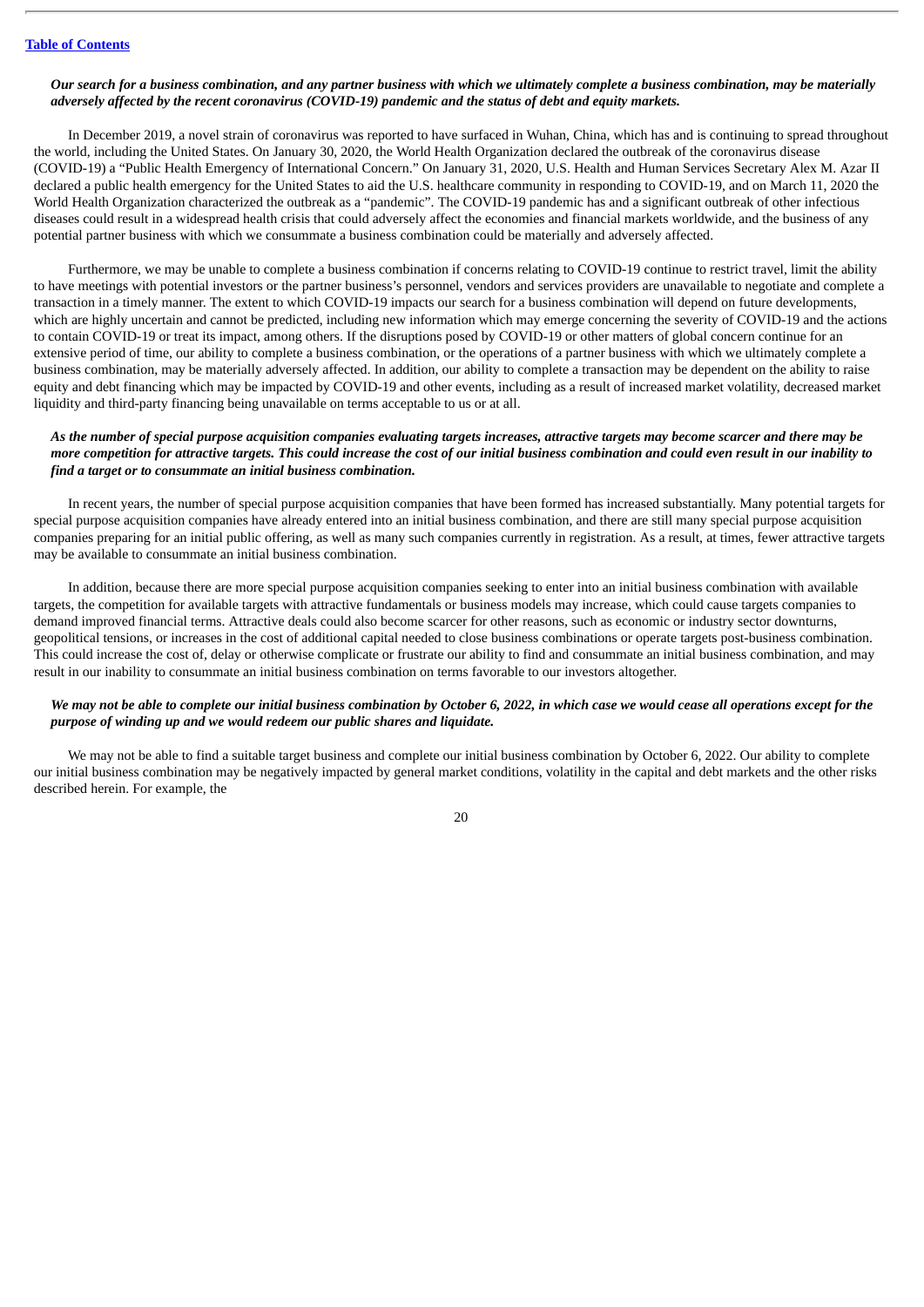***Our search for a business combination, and any partner business with which we ultimately complete a business combination, may be materially adversely affected by the recent coronavirus (COVID-19) pandemic and the status of debt and equity markets.***

In December 2019, a novel strain of coronavirus was reported to have surfaced in Wuhan, China, which has and is continuing to spread throughout the world, including the United States. On January 30, 2020, the World Health Organization declared the outbreak of the coronavirus disease (COVID-19) a "Public Health Emergency of International Concern." On January 31, 2020, U.S. Health and Human Services Secretary Alex M. Azar II declared a public health emergency for the United States to aid the U.S. healthcare community in responding to COVID-19, and on March 11, 2020 the World Health Organization characterized the outbreak as a "pandemic". The COVID-19 pandemic has and a significant outbreak of other infectious diseases could result in a widespread health crisis that could adversely affect the economies and financial markets worldwide, and the business of any potential partner business with which we consummate a business combination could be materially and adversely affected.

Furthermore, we may be unable to complete a business combination if concerns relating to COVID-19 continue to restrict travel, limit the ability to have meetings with potential investors or the partner business's personnel, vendors and services providers are unavailable to negotiate and complete a transaction in a timely manner. The extent to which COVID-19 impacts our search for a business combination will depend on future developments, which are highly uncertain and cannot be predicted, including new information which may emerge concerning the severity of COVID-19 and the actions to contain COVID-19 or treat its impact, among others. If the disruptions posed by COVID-19 or other matters of global concern continue for an extensive period of time, our ability to complete a business combination, or the operations of a partner business with which we ultimately complete a business combination, may be materially adversely affected. In addition, our ability to complete a transaction may be dependent on the ability to raise equity and debt financing which may be impacted by COVID-19 and other events, including as a result of increased market volatility, decreased market liquidity and third-party financing being unavailable on terms acceptable to us or at all.

***As the number of special purpose acquisition companies evaluating targets increases, attractive targets may become scarcer and there may be more competition for attractive targets. This could increase the cost of our initial business combination and could even result in our inability to find a target or to consummate an initial business combination.***

In recent years, the number of special purpose acquisition companies that have been formed has increased substantially. Many potential targets for special purpose acquisition companies have already entered into an initial business combination, and there are still many special purpose acquisition companies preparing for an initial public offering, as well as many such companies currently in registration. As a result, at times, fewer attractive targets may be available to consummate an initial business combination.

In addition, because there are more special purpose acquisition companies seeking to enter into an initial business combination with available targets, the competition for available targets with attractive fundamentals or business models may increase, which could cause targets companies to demand improved financial terms. Attractive deals could also become scarcer for other reasons, such as economic or industry sector downturns, geopolitical tensions, or increases in the cost of additional capital needed to close business combinations or operate targets post-business combination. This could increase the cost of, delay or otherwise complicate or frustrate our ability to find and consummate an initial business combination, and may result in our inability to consummate an initial business combination on terms favorable to our investors altogether.

***We may not be able to complete our initial business combination by October 6, 2022, in which case we would cease all operations except for the purpose of winding up and we would redeem our public shares and liquidate.***

We may not be able to find a suitable target business and complete our initial business combination by October 6, 2022. Our ability to complete our initial business combination may be negatively impacted by general market conditions, volatility in the capital and debt markets and the other risks described herein. For example, the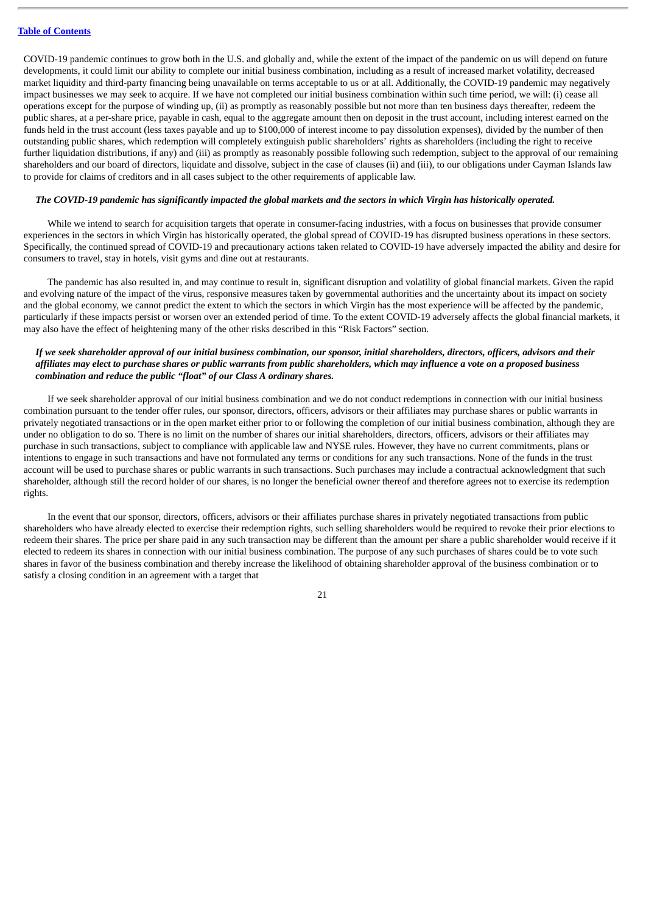COVID-19 pandemic continues to grow both in the U.S. and globally and, while the extent of the impact of the pandemic on us will depend on future developments, it could limit our ability to complete our initial business combination, including as a result of increased market volatility, decreased market liquidity and third-party financing being unavailable on terms acceptable to us or at all. Additionally, the COVID-19 pandemic may negatively impact businesses we may seek to acquire. If we have not completed our initial business combination within such time period, we will: (i) cease all operations except for the purpose of winding up, (ii) as promptly as reasonably possible but not more than ten business days thereafter, redeem the public shares, at a per-share price, payable in cash, equal to the aggregate amount then on deposit in the trust account, including interest earned on the funds held in the trust account (less taxes payable and up to $100,000 of interest income to pay dissolution expenses), divided by the number of then outstanding public shares, which redemption will completely extinguish public shareholders' rights as shareholders (including the right to receive further liquidation distributions, if any) and (iii) as promptly as reasonably possible following such redemption, subject to the approval of our remaining shareholders and our board of directors, liquidate and dissolve, subject in the case of clauses (ii) and (iii), to our obligations under Cayman Islands law to provide for claims of creditors and in all cases subject to the other requirements of applicable law.

***The COVID-19 pandemic has significantly impacted the global markets and the sectors in which Virgin has historically operated.***

While we intend to search for acquisition targets that operate in consumer-facing industries, with a focus on businesses that provide consumer experiences in the sectors in which Virgin has historically operated, the global spread of COVID-19 has disrupted business operations in these sectors. Specifically, the continued spread of COVID-19 and precautionary actions taken related to COVID-19 have adversely impacted the ability and desire for consumers to travel, stay in hotels, visit gyms and dine out at restaurants.

The pandemic has also resulted in, and may continue to result in, significant disruption and volatility of global financial markets. Given the rapid and evolving nature of the impact of the virus, responsive measures taken by governmental authorities and the uncertainty about its impact on society and the global economy, we cannot predict the extent to which the sectors in which Virgin has the most experience will be affected by the pandemic, particularly if these impacts persist or worsen over an extended period of time. To the extent COVID-19 adversely affects the global financial markets, it may also have the effect of heightening many of the other risks described in this "Risk Factors" section.

***If we seek shareholder approval of our initial business combination, our sponsor, initial shareholders, directors, officers, advisors and their affiliates may elect to purchase shares or public warrants from public shareholders, which may influence a vote on a proposed business combination and reduce the public "float" of our Class A ordinary shares.***

If we seek shareholder approval of our initial business combination and we do not conduct redemptions in connection with our initial business combination pursuant to the tender offer rules, our sponsor, directors, officers, advisors or their affiliates may purchase shares or public warrants in privately negotiated transactions or in the open market either prior to or following the completion of our initial business combination, although they are under no obligation to do so. There is no limit on the number of shares our initial shareholders, directors, officers, advisors or their affiliates may purchase in such transactions, subject to compliance with applicable law and NYSE rules. However, they have no current commitments, plans or intentions to engage in such transactions and have not formulated any terms or conditions for any such transactions. None of the funds in the trust account will be used to purchase shares or public warrants in such transactions. Such purchases may include a contractual acknowledgment that such shareholder, although still the record holder of our shares, is no longer the beneficial owner thereof and therefore agrees not to exercise its redemption rights.

In the event that our sponsor, directors, officers, advisors or their affiliates purchase shares in privately negotiated transactions from public shareholders who have already elected to exercise their redemption rights, such selling shareholders would be required to revoke their prior elections to redeem their shares. The price per share paid in any such transaction may be different than the amount per share a public shareholder would receive if it elected to redeem its shares in connection with our initial business combination. The purpose of any such purchases of shares could be to vote such shares in favor of the business combination and thereby increase the likelihood of obtaining shareholder approval of the business combination or to satisfy a closing condition in an agreement with a target that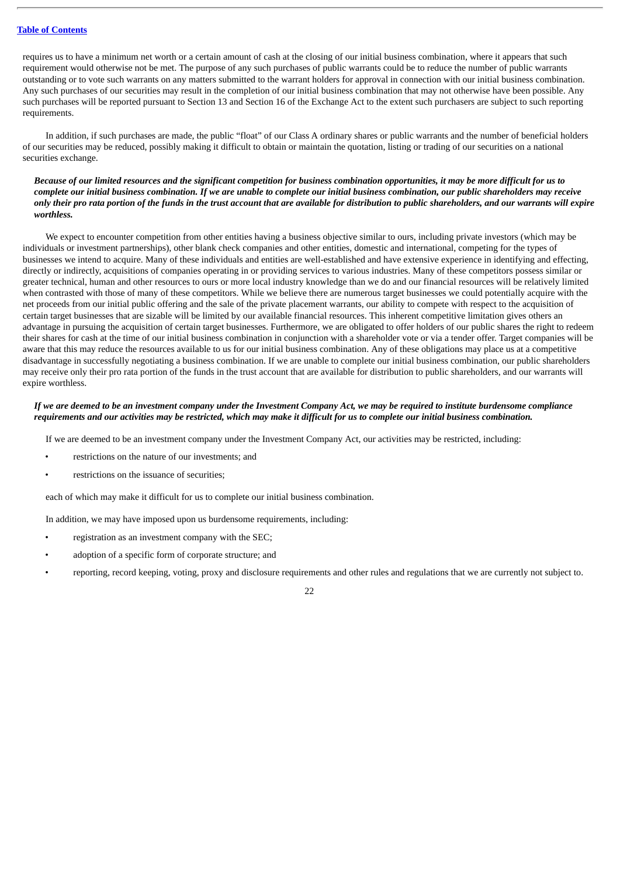requires us to have a minimum net worth or a certain amount of cash at the closing of our initial business combination, where it appears that such requirement would otherwise not be met. The purpose of any such purchases of public warrants could be to reduce the number of public warrants outstanding or to vote such warrants on any matters submitted to the warrant holders for approval in connection with our initial business combination. Any such purchases of our securities may result in the completion of our initial business combination that may not otherwise have been possible. Any such purchases will be reported pursuant to Section 13 and Section 16 of the Exchange Act to the extent such purchasers are subject to such reporting requirements.

In addition, if such purchases are made, the public "float" of our Class A ordinary shares or public warrants and the number of beneficial holders of our securities may be reduced, possibly making it difficult to obtain or maintain the quotation, listing or trading of our securities on a national securities exchange.

***Because of our limited resources and the significant competition for business combination opportunities, it may be more difficult for us to complete our initial business combination. If we are unable to complete our initial business combination, our public shareholders may receive only their pro rata portion of the funds in the trust account that are available for distribution to public shareholders, and our warrants will expire worthless.***

We expect to encounter competition from other entities having a business objective similar to ours, including private investors (which may be individuals or investment partnerships), other blank check companies and other entities, domestic and international, competing for the types of businesses we intend to acquire. Many of these individuals and entities are well-established and have extensive experience in identifying and effecting, directly or indirectly, acquisitions of companies operating in or providing services to various industries. Many of these competitors possess similar or greater technical, human and other resources to ours or more local industry knowledge than we do and our financial resources will be relatively limited when contrasted with those of many of these competitors. While we believe there are numerous target businesses we could potentially acquire with the net proceeds from our initial public offering and the sale of the private placement warrants, our ability to compete with respect to the acquisition of certain target businesses that are sizable will be limited by our available financial resources. This inherent competitive limitation gives others an advantage in pursuing the acquisition of certain target businesses. Furthermore, we are obligated to offer holders of our public shares the right to redeem their shares for cash at the time of our initial business combination in conjunction with a shareholder vote or via a tender offer. Target companies will be aware that this may reduce the resources available to us for our initial business combination. Any of these obligations may place us at a competitive disadvantage in successfully negotiating a business combination. If we are unable to complete our initial business combination, our public shareholders may receive only their pro rata portion of the funds in the trust account that are available for distribution to public shareholders, and our warrants will expire worthless.

***If we are deemed to be an investment company under the Investment Company Act, we may be required to institute burdensome compliance requirements and our activities may be restricted, which may make it difficult for us to complete our initial business combination.***

If we are deemed to be an investment company under the Investment Company Act, our activities may be restricted, including:

- restrictions on the nature of our investments; and
- restrictions on the issuance of securities;

each of which may make it difficult for us to complete our initial business combination.

In addition, we may have imposed upon us burdensome requirements, including:

- registration as an investment company with the SEC;
- adoption of a specific form of corporate structure; and
- reporting, record keeping, voting, proxy and disclosure requirements and other rules and regulations that we are currently not subject to.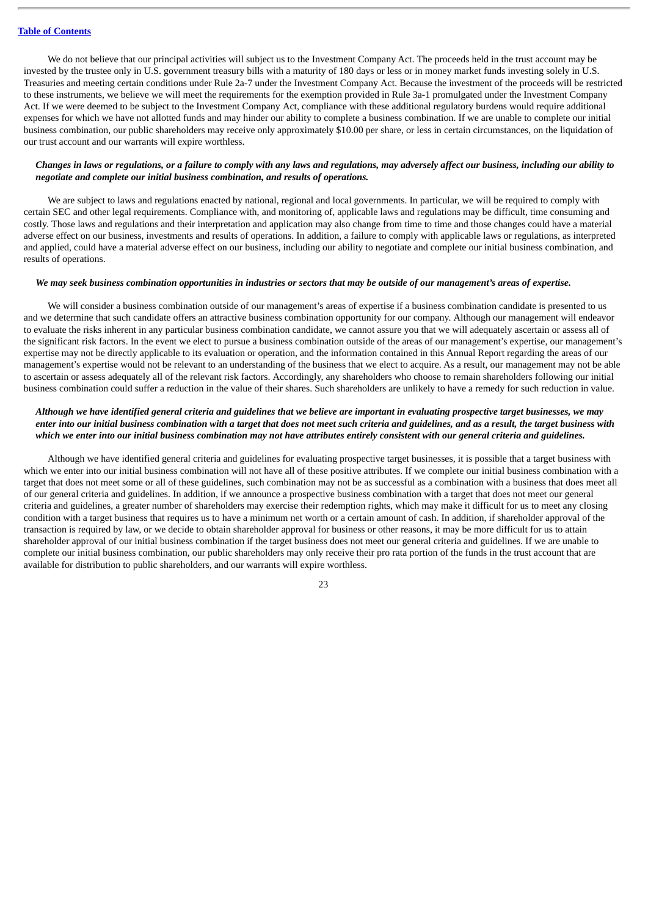We do not believe that our principal activities will subject us to the Investment Company Act. The proceeds held in the trust account may be invested by the trustee only in U.S. government treasury bills with a maturity of 180 days or less or in money market funds investing solely in U.S. Treasuries and meeting certain conditions under Rule 2a-7 under the Investment Company Act. Because the investment of the proceeds will be restricted to these instruments, we believe we will meet the requirements for the exemption provided in Rule 3a-1 promulgated under the Investment Company Act. If we were deemed to be subject to the Investment Company Act, compliance with these additional regulatory burdens would require additional expenses for which we have not allotted funds and may hinder our ability to complete a business combination. If we are unable to complete our initial business combination, our public shareholders may receive only approximately $10.00 per share, or less in certain circumstances, on the liquidation of our trust account and our warrants will expire worthless.

***Changes in laws or regulations, or a failure to comply with any laws and regulations, may adversely affect our business, including our ability to negotiate and complete our initial business combination, and results of operations.***

We are subject to laws and regulations enacted by national, regional and local governments. In particular, we will be required to comply with certain SEC and other legal requirements. Compliance with, and monitoring of, applicable laws and regulations may be difficult, time consuming and costly. Those laws and regulations and their interpretation and application may also change from time to time and those changes could have a material adverse effect on our business, investments and results of operations. In addition, a failure to comply with applicable laws or regulations, as interpreted and applied, could have a material adverse effect on our business, including our ability to negotiate and complete our initial business combination, and results of operations.

***We may seek business combination opportunities in industries or sectors that may be outside of our management's areas of expertise.***

We will consider a business combination outside of our management's areas of expertise if a business combination candidate is presented to us and we determine that such candidate offers an attractive business combination opportunity for our company. Although our management will endeavor to evaluate the risks inherent in any particular business combination candidate, we cannot assure you that we will adequately ascertain or assess all of the significant risk factors. In the event we elect to pursue a business combination outside of the areas of our management's expertise, our management's expertise may not be directly applicable to its evaluation or operation, and the information contained in this Annual Report regarding the areas of our management's expertise would not be relevant to an understanding of the business that we elect to acquire. As a result, our management may not be able to ascertain or assess adequately all of the relevant risk factors. Accordingly, any shareholders who choose to remain shareholders following our initial business combination could suffer a reduction in the value of their shares. Such shareholders are unlikely to have a remedy for such reduction in value.

***Although we have identified general criteria and guidelines that we believe are important in evaluating prospective target businesses, we may enter into our initial business combination with a target that does not meet such criteria and guidelines, and as a result, the target business with which we enter into our initial business combination may not have attributes entirely consistent with our general criteria and guidelines.***

Although we have identified general criteria and guidelines for evaluating prospective target businesses, it is possible that a target business with which we enter into our initial business combination will not have all of these positive attributes. If we complete our initial business combination with a target that does not meet some or all of these guidelines, such combination may not be as successful as a combination with a business that does meet all of our general criteria and guidelines. In addition, if we announce a prospective business combination with a target that does not meet our general criteria and guidelines, a greater number of shareholders may exercise their redemption rights, which may make it difficult for us to meet any closing condition with a target business that requires us to have a minimum net worth or a certain amount of cash. In addition, if shareholder approval of the transaction is required by law, or we decide to obtain shareholder approval for business or other reasons, it may be more difficult for us to attain shareholder approval of our initial business combination if the target business does not meet our general criteria and guidelines. If we are unable to complete our initial business combination, our public shareholders may only receive their pro rata portion of the funds in the trust account that are available for distribution to public shareholders, and our warrants will expire worthless.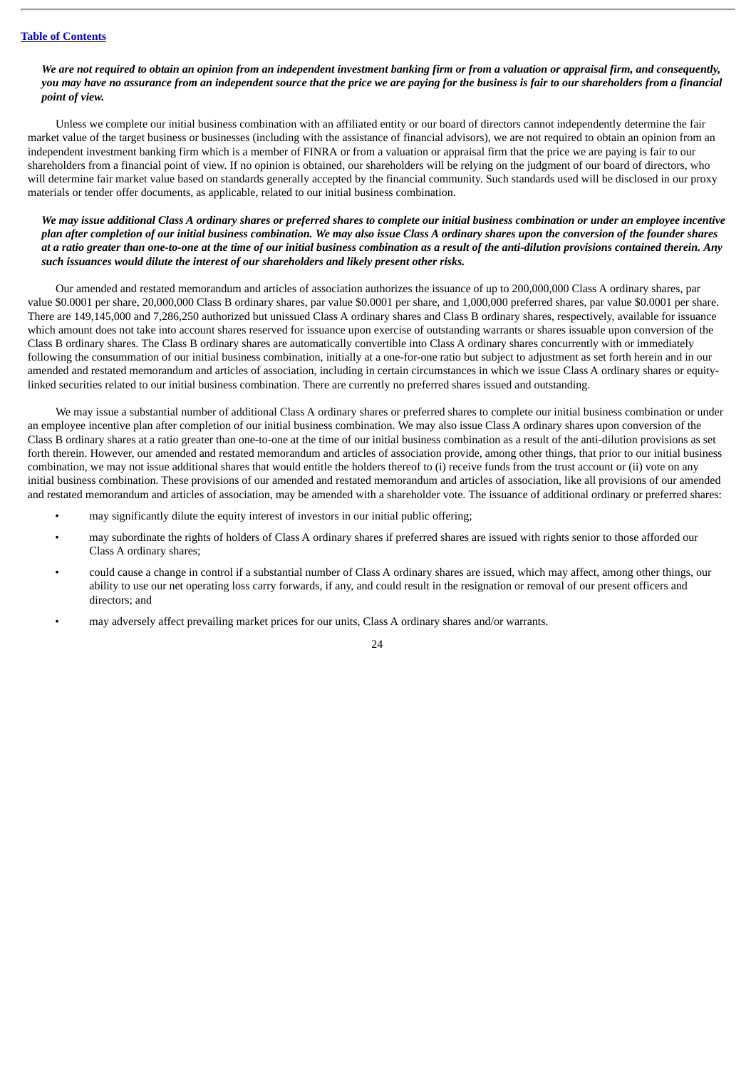***We are not required to obtain an opinion from an independent investment banking firm or from a valuation or appraisal firm, and consequently, you may have no assurance from an independent source that the price we are paying for the business is fair to our shareholders from a financial point of view.***

Unless we complete our initial business combination with an affiliated entity or our board of directors cannot independently determine the fair market value of the target business or businesses (including with the assistance of financial advisors), we are not required to obtain an opinion from an independent investment banking firm which is a member of FINRA or from a valuation or appraisal firm that the price we are paying is fair to our shareholders from a financial point of view. If no opinion is obtained, our shareholders will be relying on the judgment of our board of directors, who will determine fair market value based on standards generally accepted by the financial community. Such standards used will be disclosed in our proxy materials or tender offer documents, as applicable, related to our initial business combination.

***We may issue additional Class A ordinary shares or preferred shares to complete our initial business combination or under an employee incentive plan after completion of our initial business combination. We may also issue Class A ordinary shares upon the conversion of the founder shares at a ratio greater than one-to-one at the time of our initial business combination as a result of the anti-dilution provisions contained therein. Any such issuances would dilute the interest of our shareholders and likely present other risks.***

Our amended and restated memorandum and articles of association authorizes the issuance of up to 200,000,000 Class A ordinary shares, par value $0.0001 per share, 20,000,000 Class B ordinary shares, par value $0.0001 per share, and 1,000,000 preferred shares, par value $0.0001 per share. There are 149,145,000 and 7,286,250 authorized but unissued Class A ordinary shares and Class B ordinary shares, respectively, available for issuance which amount does not take into account shares reserved for issuance upon exercise of outstanding warrants or shares issuable upon conversion of the Class B ordinary shares. The Class B ordinary shares are automatically convertible into Class A ordinary shares concurrently with or immediately following the consummation of our initial business combination, initially at a one-for-one ratio but subject to adjustment as set forth herein and in our amended and restated memorandum and articles of association, including in certain circumstances in which we issue Class A ordinary shares or equity-linked securities related to our initial business combination. There are currently no preferred shares issued and outstanding.

We may issue a substantial number of additional Class A ordinary shares or preferred shares to complete our initial business combination or under an employee incentive plan after completion of our initial business combination. We may also issue Class A ordinary shares upon conversion of the Class B ordinary shares at a ratio greater than one-to-one at the time of our initial business combination as a result of the anti-dilution provisions as set forth therein. However, our amended and restated memorandum and articles of association provide, among other things, that prior to our initial business combination, we may not issue additional shares that would entitle the holders thereof to (i) receive funds from the trust account or (ii) vote on any initial business combination. These provisions of our amended and restated memorandum and articles of association, like all provisions of our amended and restated memorandum and articles of association, may be amended with a shareholder vote. The issuance of additional ordinary or preferred shares:

- may significantly dilute the equity interest of investors in our initial public offering;
- may subordinate the rights of holders of Class A ordinary shares if preferred shares are issued with rights senior to those afforded our Class A ordinary shares;
- could cause a change in control if a substantial number of Class A ordinary shares are issued, which may affect, among other things, our ability to use our net operating loss carry forwards, if any, and could result in the resignation or removal of our present officers and directors; and
- may adversely affect prevailing market prices for our units, Class A ordinary shares and/or warrants.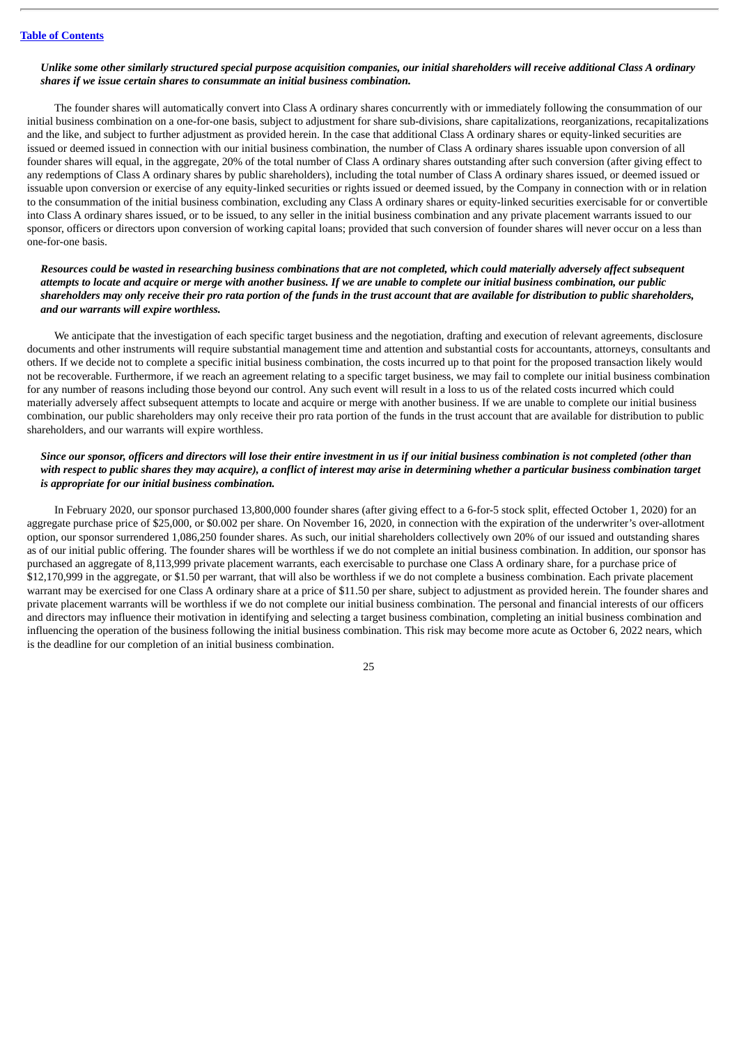*Unlike some other similarly structured special purpose acquisition companies, our initial shareholders will receive additional Class A ordinary shares if we issue certain shares to consummate an initial business combination.*

The founder shares will automatically convert into Class A ordinary shares concurrently with or immediately following the consummation of our initial business combination on a one-for-one basis, subject to adjustment for share sub-divisions, share capitalizations, reorganizations, recapitalizations and the like, and subject to further adjustment as provided herein. In the case that additional Class A ordinary shares or equity-linked securities are issued or deemed issued in connection with our initial business combination, the number of Class A ordinary shares issuable upon conversion of all founder shares will equal, in the aggregate, 20% of the total number of Class A ordinary shares outstanding after such conversion (after giving effect to any redemptions of Class A ordinary shares by public shareholders), including the total number of Class A ordinary shares issued, or deemed issued or issuable upon conversion or exercise of any equity-linked securities or rights issued or deemed issued, by the Company in connection with or in relation to the consummation of the initial business combination, excluding any Class A ordinary shares or equity-linked securities exercisable for or convertible into Class A ordinary shares issued, or to be issued, to any seller in the initial business combination and any private placement warrants issued to our sponsor, officers or directors upon conversion of working capital loans; provided that such conversion of founder shares will never occur on a less than one-for-one basis.

*Resources could be wasted in researching business combinations that are not completed, which could materially adversely affect subsequent attempts to locate and acquire or merge with another business. If we are unable to complete our initial business combination, our public shareholders may only receive their pro rata portion of the funds in the trust account that are available for distribution to public shareholders, and our warrants will expire worthless.*

We anticipate that the investigation of each specific target business and the negotiation, drafting and execution of relevant agreements, disclosure documents and other instruments will require substantial management time and attention and substantial costs for accountants, attorneys, consultants and others. If we decide not to complete a specific initial business combination, the costs incurred up to that point for the proposed transaction likely would not be recoverable. Furthermore, if we reach an agreement relating to a specific target business, we may fail to complete our initial business combination for any number of reasons including those beyond our control. Any such event will result in a loss to us of the related costs incurred which could materially adversely affect subsequent attempts to locate and acquire or merge with another business. If we are unable to complete our initial business combination, our public shareholders may only receive their pro rata portion of the funds in the trust account that are available for distribution to public shareholders, and our warrants will expire worthless.

*Since our sponsor, officers and directors will lose their entire investment in us if our initial business combination is not completed (other than with respect to public shares they may acquire), a conflict of interest may arise in determining whether a particular business combination target is appropriate for our initial business combination.*

In February 2020, our sponsor purchased 13,800,000 founder shares (after giving effect to a 6-for-5 stock split, effected October 1, 2020) for an aggregate purchase price of $25,000, or $0.002 per share. On November 16, 2020, in connection with the expiration of the underwriter's over-allotment option, our sponsor surrendered 1,086,250 founder shares. As such, our initial shareholders collectively own 20% of our issued and outstanding shares as of our initial public offering. The founder shares will be worthless if we do not complete an initial business combination. In addition, our sponsor has purchased an aggregate of 8,113,999 private placement warrants, each exercisable to purchase one Class A ordinary share, for a purchase price of $12,170,999 in the aggregate, or $1.50 per warrant, that will also be worthless if we do not complete a business combination. Each private placement warrant may be exercised for one Class A ordinary share at a price of $11.50 per share, subject to adjustment as provided herein. The founder shares and private placement warrants will be worthless if we do not complete our initial business combination. The personal and financial interests of our officers and directors may influence their motivation in identifying and selecting a target business combination, completing an initial business combination and influencing the operation of the business following the initial business combination. This risk may become more acute as October 6, 2022 nears, which is the deadline for our completion of an initial business combination.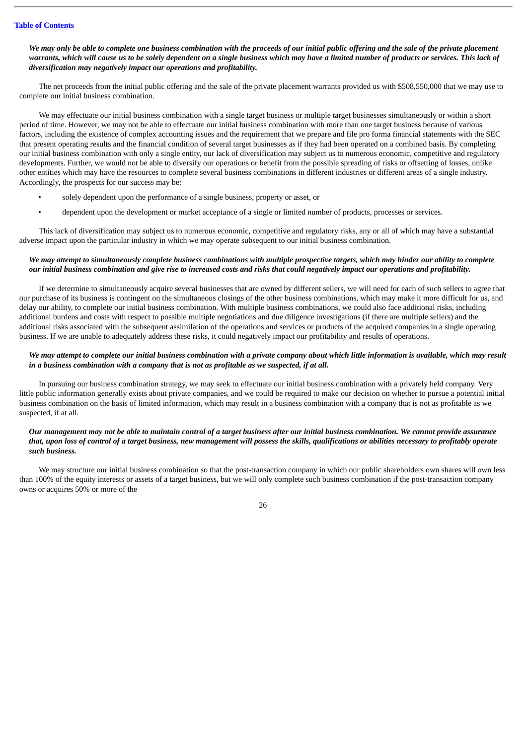***We may only be able to complete one business combination with the proceeds of our initial public offering and the sale of the private placement warrants, which will cause us to be solely dependent on a single business which may have a limited number of products or services. This lack of diversification may negatively impact our operations and profitability.***

The net proceeds from the initial public offering and the sale of the private placement warrants provided us with $508,550,000 that we may use to complete our initial business combination.

We may effectuate our initial business combination with a single target business or multiple target businesses simultaneously or within a short period of time. However, we may not be able to effectuate our initial business combination with more than one target business because of various factors, including the existence of complex accounting issues and the requirement that we prepare and file pro forma financial statements with the SEC that present operating results and the financial condition of several target businesses as if they had been operated on a combined basis. By completing our initial business combination with only a single entity, our lack of diversification may subject us to numerous economic, competitive and regulatory developments. Further, we would not be able to diversify our operations or benefit from the possible spreading of risks or offsetting of losses, unlike other entities which may have the resources to complete several business combinations in different industries or different areas of a single industry. Accordingly, the prospects for our success may be:

- solely dependent upon the performance of a single business, property or asset, or
- dependent upon the development or market acceptance of a single or limited number of products, processes or services.

This lack of diversification may subject us to numerous economic, competitive and regulatory risks, any or all of which may have a substantial adverse impact upon the particular industry in which we may operate subsequent to our initial business combination.

***We may attempt to simultaneously complete business combinations with multiple prospective targets, which may hinder our ability to complete our initial business combination and give rise to increased costs and risks that could negatively impact our operations and profitability.***

If we determine to simultaneously acquire several businesses that are owned by different sellers, we will need for each of such sellers to agree that our purchase of its business is contingent on the simultaneous closings of the other business combinations, which may make it more difficult for us, and delay our ability, to complete our initial business combination. With multiple business combinations, we could also face additional risks, including additional burdens and costs with respect to possible multiple negotiations and due diligence investigations (if there are multiple sellers) and the additional risks associated with the subsequent assimilation of the operations and services or products of the acquired companies in a single operating business. If we are unable to adequately address these risks, it could negatively impact our profitability and results of operations.

***We may attempt to complete our initial business combination with a private company about which little information is available, which may result in a business combination with a company that is not as profitable as we suspected, if at all.***

In pursuing our business combination strategy, we may seek to effectuate our initial business combination with a privately held company. Very little public information generally exists about private companies, and we could be required to make our decision on whether to pursue a potential initial business combination on the basis of limited information, which may result in a business combination with a company that is not as profitable as we suspected, if at all.

***Our management may not be able to maintain control of a target business after our initial business combination. We cannot provide assurance that, upon loss of control of a target business, new management will possess the skills, qualifications or abilities necessary to profitably operate such business.***

We may structure our initial business combination so that the post-transaction company in which our public shareholders own shares will own less than 100% of the equity interests or assets of a target business, but we will only complete such business combination if the post-transaction company owns or acquires 50% or more of the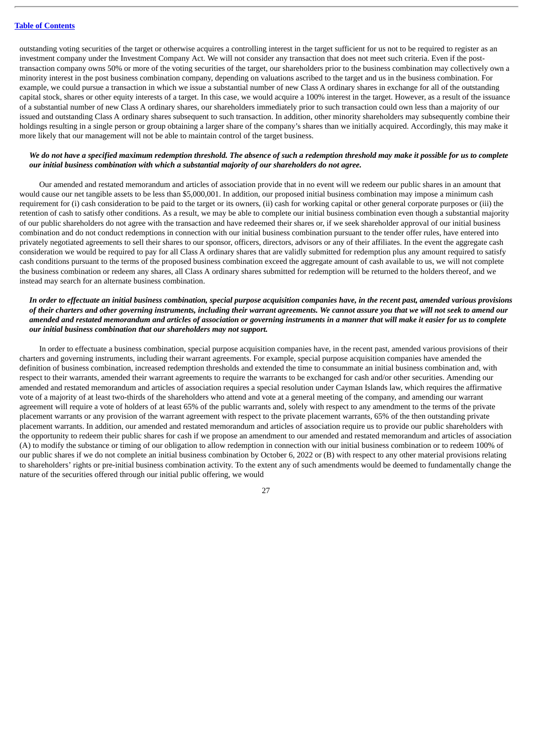outstanding voting securities of the target or otherwise acquires a controlling interest in the target sufficient for us not to be required to register as an investment company under the Investment Company Act. We will not consider any transaction that does not meet such criteria. Even if the post-transaction company owns 50% or more of the voting securities of the target, our shareholders prior to the business combination may collectively own a minority interest in the post business combination company, depending on valuations ascribed to the target and us in the business combination. For example, we could pursue a transaction in which we issue a substantial number of new Class A ordinary shares in exchange for all of the outstanding capital stock, shares or other equity interests of a target. In this case, we would acquire a 100% interest in the target. However, as a result of the issuance of a substantial number of new Class A ordinary shares, our shareholders immediately prior to such transaction could own less than a majority of our issued and outstanding Class A ordinary shares subsequent to such transaction. In addition, other minority shareholders may subsequently combine their holdings resulting in a single person or group obtaining a larger share of the company's shares than we initially acquired. Accordingly, this may make it more likely that our management will not be able to maintain control of the target business.

***We do not have a specified maximum redemption threshold. The absence of such a redemption threshold may make it possible for us to complete our initial business combination with which a substantial majority of our shareholders do not agree.***

Our amended and restated memorandum and articles of association provide that in no event will we redeem our public shares in an amount that would cause our net tangible assets to be less than $5,000,001. In addition, our proposed initial business combination may impose a minimum cash requirement for (i) cash consideration to be paid to the target or its owners, (ii) cash for working capital or other general corporate purposes or (iii) the retention of cash to satisfy other conditions. As a result, we may be able to complete our initial business combination even though a substantial majority of our public shareholders do not agree with the transaction and have redeemed their shares or, if we seek shareholder approval of our initial business combination and do not conduct redemptions in connection with our initial business combination pursuant to the tender offer rules, have entered into privately negotiated agreements to sell their shares to our sponsor, officers, directors, advisors or any of their affiliates. In the event the aggregate cash consideration we would be required to pay for all Class A ordinary shares that are validly submitted for redemption plus any amount required to satisfy cash conditions pursuant to the terms of the proposed business combination exceed the aggregate amount of cash available to us, we will not complete the business combination or redeem any shares, all Class A ordinary shares submitted for redemption will be returned to the holders thereof, and we instead may search for an alternate business combination.

***In order to effectuate an initial business combination, special purpose acquisition companies have, in the recent past, amended various provisions of their charters and other governing instruments, including their warrant agreements. We cannot assure you that we will not seek to amend our amended and restated memorandum and articles of association or governing instruments in a manner that will make it easier for us to complete our initial business combination that our shareholders may not support.***

In order to effectuate a business combination, special purpose acquisition companies have, in the recent past, amended various provisions of their charters and governing instruments, including their warrant agreements. For example, special purpose acquisition companies have amended the definition of business combination, increased redemption thresholds and extended the time to consummate an initial business combination and, with respect to their warrants, amended their warrant agreements to require the warrants to be exchanged for cash and/or other securities. Amending our amended and restated memorandum and articles of association requires a special resolution under Cayman Islands law, which requires the affirmative vote of a majority of at least two-thirds of the shareholders who attend and vote at a general meeting of the company, and amending our warrant agreement will require a vote of holders of at least 65% of the public warrants and, solely with respect to any amendment to the terms of the private placement warrants or any provision of the warrant agreement with respect to the private placement warrants, 65% of the then outstanding private placement warrants. In addition, our amended and restated memorandum and articles of association require us to provide our public shareholders with the opportunity to redeem their public shares for cash if we propose an amendment to our amended and restated memorandum and articles of association (A) to modify the substance or timing of our obligation to allow redemption in connection with our initial business combination or to redeem 100% of our public shares if we do not complete an initial business combination by October 6, 2022 or (B) with respect to any other material provisions relating to shareholders' rights or pre-initial business combination activity. To the extent any of such amendments would be deemed to fundamentally change the nature of the securities offered through our initial public offering, we would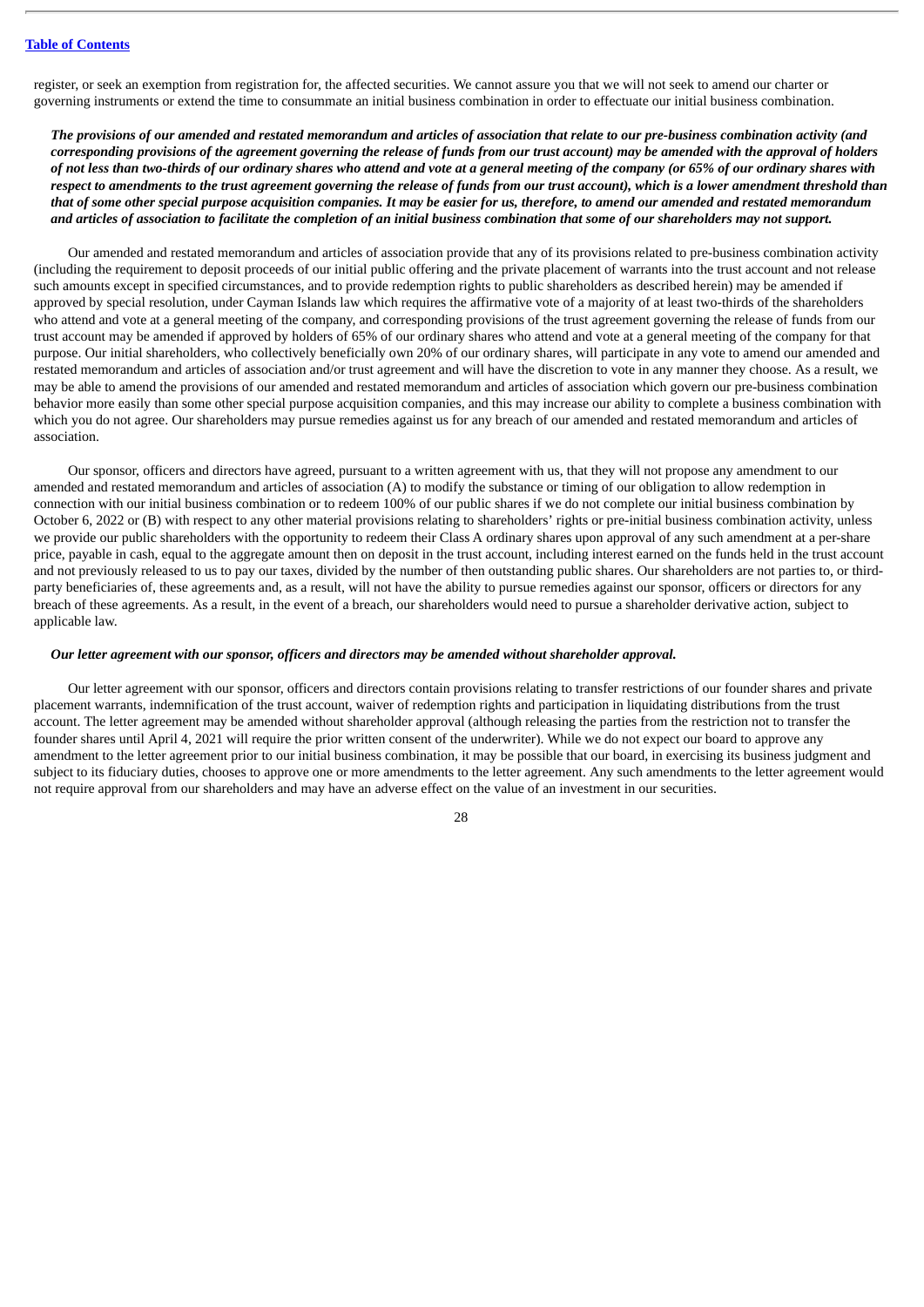register, or seek an exemption from registration for, the affected securities. We cannot assure you that we will not seek to amend our charter or governing instruments or extend the time to consummate an initial business combination in order to effectuate our initial business combination.

***The provisions of our amended and restated memorandum and articles of association that relate to our pre-business combination activity (and corresponding provisions of the agreement governing the release of funds from our trust account) may be amended with the approval of holders of not less than two-thirds of our ordinary shares who attend and vote at a general meeting of the company (or 65% of our ordinary shares with respect to amendments to the trust agreement governing the release of funds from our trust account), which is a lower amendment threshold than that of some other special purpose acquisition companies. It may be easier for us, therefore, to amend our amended and restated memorandum and articles of association to facilitate the completion of an initial business combination that some of our shareholders may not support.***

Our amended and restated memorandum and articles of association provide that any of its provisions related to pre-business combination activity (including the requirement to deposit proceeds of our initial public offering and the private placement of warrants into the trust account and not release such amounts except in specified circumstances, and to provide redemption rights to public shareholders as described herein) may be amended if approved by special resolution, under Cayman Islands law which requires the affirmative vote of a majority of at least two-thirds of the shareholders who attend and vote at a general meeting of the company, and corresponding provisions of the trust agreement governing the release of funds from our trust account may be amended if approved by holders of 65% of our ordinary shares who attend and vote at a general meeting of the company for that purpose. Our initial shareholders, who collectively beneficially own 20% of our ordinary shares, will participate in any vote to amend our amended and restated memorandum and articles of association and/or trust agreement and will have the discretion to vote in any manner they choose. As a result, we may be able to amend the provisions of our amended and restated memorandum and articles of association which govern our pre-business combination behavior more easily than some other special purpose acquisition companies, and this may increase our ability to complete a business combination with which you do not agree. Our shareholders may pursue remedies against us for any breach of our amended and restated memorandum and articles of association.

Our sponsor, officers and directors have agreed, pursuant to a written agreement with us, that they will not propose any amendment to our amended and restated memorandum and articles of association (A) to modify the substance or timing of our obligation to allow redemption in connection with our initial business combination or to redeem 100% of our public shares if we do not complete our initial business combination by October 6, 2022 or (B) with respect to any other material provisions relating to shareholders' rights or pre-initial business combination activity, unless we provide our public shareholders with the opportunity to redeem their Class A ordinary shares upon approval of any such amendment at a per-share price, payable in cash, equal to the aggregate amount then on deposit in the trust account, including interest earned on the funds held in the trust account and not previously released to us to pay our taxes, divided by the number of then outstanding public shares. Our shareholders are not parties to, or third-party beneficiaries of, these agreements and, as a result, will not have the ability to pursue remedies against our sponsor, officers or directors for any breach of these agreements. As a result, in the event of a breach, our shareholders would need to pursue a shareholder derivative action, subject to applicable law.

***Our letter agreement with our sponsor, officers and directors may be amended without shareholder approval.***

Our letter agreement with our sponsor, officers and directors contain provisions relating to transfer restrictions of our founder shares and private placement warrants, indemnification of the trust account, waiver of redemption rights and participation in liquidating distributions from the trust account. The letter agreement may be amended without shareholder approval (although releasing the parties from the restriction not to transfer the founder shares until April 4, 2021 will require the prior written consent of the underwriter). While we do not expect our board to approve any amendment to the letter agreement prior to our initial business combination, it may be possible that our board, in exercising its business judgment and subject to its fiduciary duties, chooses to approve one or more amendments to the letter agreement. Any such amendments to the letter agreement would not require approval from our shareholders and may have an adverse effect on the value of an investment in our securities.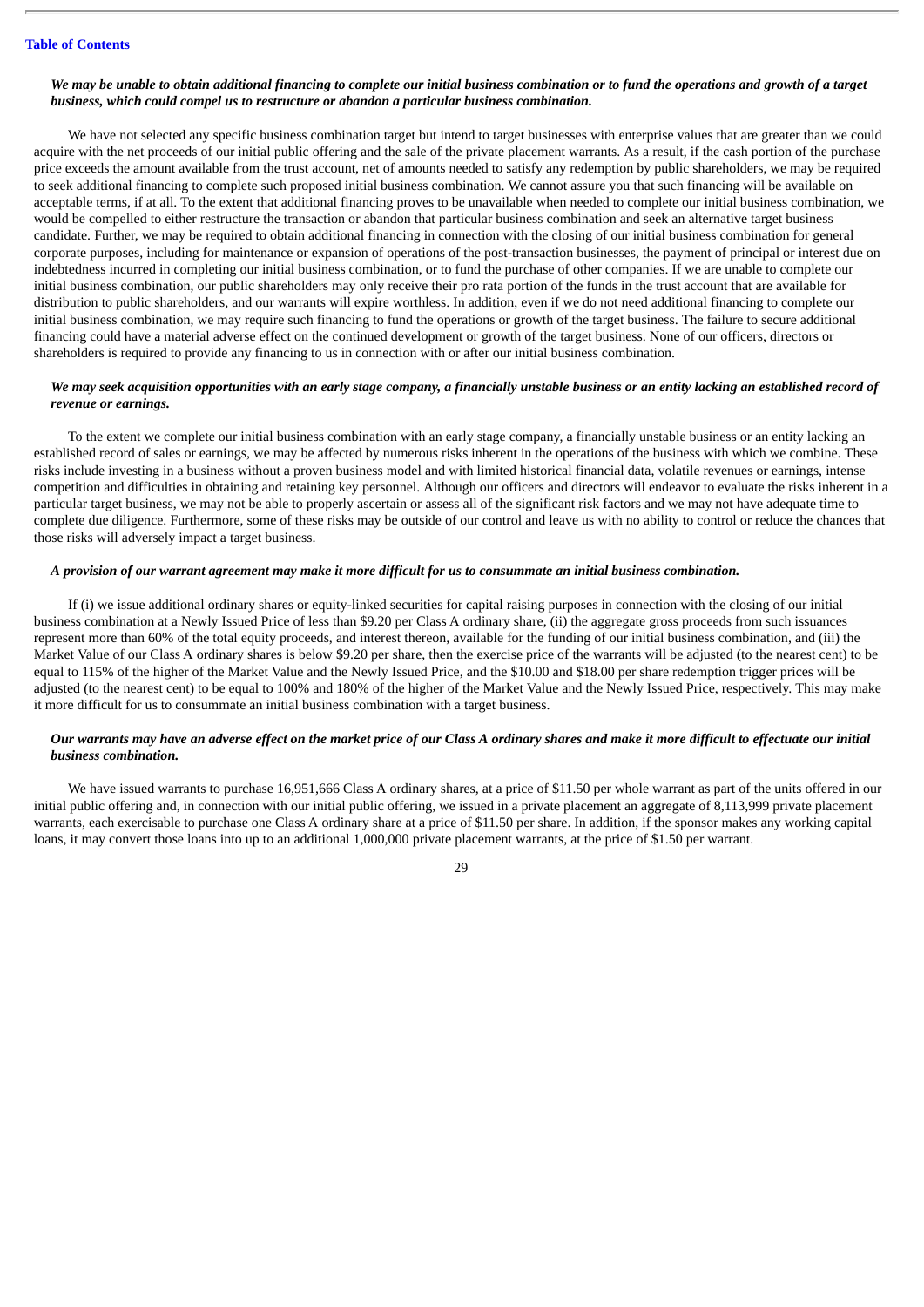*We may be unable to obtain additional financing to complete our initial business combination or to fund the operations and growth of a target business, which could compel us to restructure or abandon a particular business combination.*

We have not selected any specific business combination target but intend to target businesses with enterprise values that are greater than we could acquire with the net proceeds of our initial public offering and the sale of the private placement warrants. As a result, if the cash portion of the purchase price exceeds the amount available from the trust account, net of amounts needed to satisfy any redemption by public shareholders, we may be required to seek additional financing to complete such proposed initial business combination. We cannot assure you that such financing will be available on acceptable terms, if at all. To the extent that additional financing proves to be unavailable when needed to complete our initial business combination, we would be compelled to either restructure the transaction or abandon that particular business combination and seek an alternative target business candidate. Further, we may be required to obtain additional financing in connection with the closing of our initial business combination for general corporate purposes, including for maintenance or expansion of operations of the post-transaction businesses, the payment of principal or interest due on indebtedness incurred in completing our initial business combination, or to fund the purchase of other companies. If we are unable to complete our initial business combination, our public shareholders may only receive their pro rata portion of the funds in the trust account that are available for distribution to public shareholders, and our warrants will expire worthless. In addition, even if we do not need additional financing to complete our initial business combination, we may require such financing to fund the operations or growth of the target business. The failure to secure additional financing could have a material adverse effect on the continued development or growth of the target business. None of our officers, directors or shareholders is required to provide any financing to us in connection with or after our initial business combination.

*We may seek acquisition opportunities with an early stage company, a financially unstable business or an entity lacking an established record of revenue or earnings.*

To the extent we complete our initial business combination with an early stage company, a financially unstable business or an entity lacking an established record of sales or earnings, we may be affected by numerous risks inherent in the operations of the business with which we combine. These risks include investing in a business without a proven business model and with limited historical financial data, volatile revenues or earnings, intense competition and difficulties in obtaining and retaining key personnel. Although our officers and directors will endeavor to evaluate the risks inherent in a particular target business, we may not be able to properly ascertain or assess all of the significant risk factors and we may not have adequate time to complete due diligence. Furthermore, some of these risks may be outside of our control and leave us with no ability to control or reduce the chances that those risks will adversely impact a target business.

*A provision of our warrant agreement may make it more difficult for us to consummate an initial business combination.*

If (i) we issue additional ordinary shares or equity-linked securities for capital raising purposes in connection with the closing of our initial business combination at a Newly Issued Price of less than $9.20 per Class A ordinary share, (ii) the aggregate gross proceeds from such issuances represent more than 60% of the total equity proceeds, and interest thereon, available for the funding of our initial business combination, and (iii) the Market Value of our Class A ordinary shares is below $9.20 per share, then the exercise price of the warrants will be adjusted (to the nearest cent) to be equal to 115% of the higher of the Market Value and the Newly Issued Price, and the $10.00 and $18.00 per share redemption trigger prices will be adjusted (to the nearest cent) to be equal to 100% and 180% of the higher of the Market Value and the Newly Issued Price, respectively. This may make it more difficult for us to consummate an initial business combination with a target business.

*Our warrants may have an adverse effect on the market price of our Class A ordinary shares and make it more difficult to effectuate our initial business combination.*

We have issued warrants to purchase 16,951,666 Class A ordinary shares, at a price of $11.50 per whole warrant as part of the units offered in our initial public offering and, in connection with our initial public offering, we issued in a private placement an aggregate of 8,113,999 private placement warrants, each exercisable to purchase one Class A ordinary share at a price of $11.50 per share. In addition, if the sponsor makes any working capital loans, it may convert those loans into up to an additional 1,000,000 private placement warrants, at the price of $1.50 per warrant.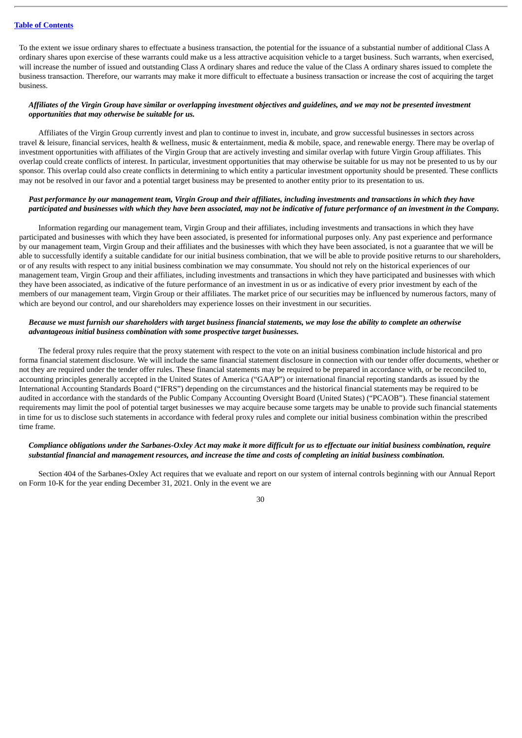To the extent we issue ordinary shares to effectuate a business transaction, the potential for the issuance of a substantial number of additional Class A ordinary shares upon exercise of these warrants could make us a less attractive acquisition vehicle to a target business. Such warrants, when exercised, will increase the number of issued and outstanding Class A ordinary shares and reduce the value of the Class A ordinary shares issued to complete the business transaction. Therefore, our warrants may make it more difficult to effectuate a business transaction or increase the cost of acquiring the target business.

***Affiliates of the Virgin Group have similar or overlapping investment objectives and guidelines, and we may not be presented investment opportunities that may otherwise be suitable for us.***

Affiliates of the Virgin Group currently invest and plan to continue to invest in, incubate, and grow successful businesses in sectors across travel & leisure, financial services, health & wellness, music & entertainment, media & mobile, space, and renewable energy. There may be overlap of investment opportunities with affiliates of the Virgin Group that are actively investing and similar overlap with future Virgin Group affiliates. This overlap could create conflicts of interest. In particular, investment opportunities that may otherwise be suitable for us may not be presented to us by our sponsor. This overlap could also create conflicts in determining to which entity a particular investment opportunity should be presented. These conflicts may not be resolved in our favor and a potential target business may be presented to another entity prior to its presentation to us.

***Past performance by our management team, Virgin Group and their affiliates, including investments and transactions in which they have participated and businesses with which they have been associated, may not be indicative of future performance of an investment in the Company.***

Information regarding our management team, Virgin Group and their affiliates, including investments and transactions in which they have participated and businesses with which they have been associated, is presented for informational purposes only. Any past experience and performance by our management team, Virgin Group and their affiliates and the businesses with which they have been associated, is not a guarantee that we will be able to successfully identify a suitable candidate for our initial business combination, that we will be able to provide positive returns to our shareholders, or of any results with respect to any initial business combination we may consummate. You should not rely on the historical experiences of our management team, Virgin Group and their affiliates, including investments and transactions in which they have participated and businesses with which they have been associated, as indicative of the future performance of an investment in us or as indicative of every prior investment by each of the members of our management team, Virgin Group or their affiliates. The market price of our securities may be influenced by numerous factors, many of which are beyond our control, and our shareholders may experience losses on their investment in our securities.

***Because we must furnish our shareholders with target business financial statements, we may lose the ability to complete an otherwise advantageous initial business combination with some prospective target businesses.***

The federal proxy rules require that the proxy statement with respect to the vote on an initial business combination include historical and pro forma financial statement disclosure. We will include the same financial statement disclosure in connection with our tender offer documents, whether or not they are required under the tender offer rules. These financial statements may be required to be prepared in accordance with, or be reconciled to, accounting principles generally accepted in the United States of America ("GAAP") or international financial reporting standards as issued by the International Accounting Standards Board ("IFRS") depending on the circumstances and the historical financial statements may be required to be audited in accordance with the standards of the Public Company Accounting Oversight Board (United States) ("PCAOB"). These financial statement requirements may limit the pool of potential target businesses we may acquire because some targets may be unable to provide such financial statements in time for us to disclose such statements in accordance with federal proxy rules and complete our initial business combination within the prescribed time frame.

***Compliance obligations under the Sarbanes-Oxley Act may make it more difficult for us to effectuate our initial business combination, require substantial financial and management resources, and increase the time and costs of completing an initial business combination.***

Section 404 of the Sarbanes-Oxley Act requires that we evaluate and report on our system of internal controls beginning with our Annual Report on Form 10-K for the year ending December 31, 2021. Only in the event we are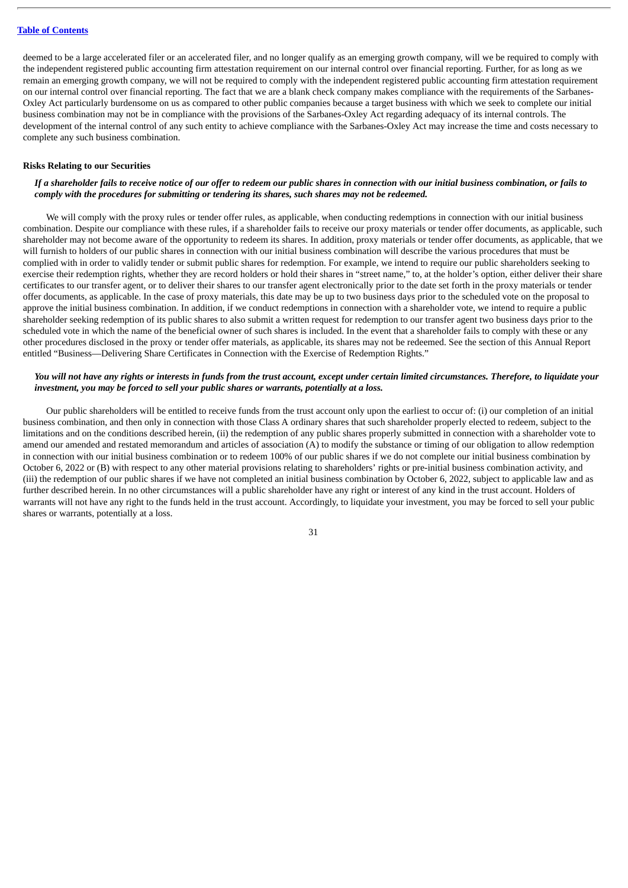deemed to be a large accelerated filer or an accelerated filer, and no longer qualify as an emerging growth company, will we be required to comply with the independent registered public accounting firm attestation requirement on our internal control over financial reporting. Further, for as long as we remain an emerging growth company, we will not be required to comply with the independent registered public accounting firm attestation requirement on our internal control over financial reporting. The fact that we are a blank check company makes compliance with the requirements of the Sarbanes-Oxley Act particularly burdensome on us as compared to other public companies because a target business with which we seek to complete our initial business combination may not be in compliance with the provisions of the Sarbanes-Oxley Act regarding adequacy of its internal controls. The development of the internal control of any such entity to achieve compliance with the Sarbanes-Oxley Act may increase the time and costs necessary to complete any such business combination.

**Risks Relating to our Securities**

***If a shareholder fails to receive notice of our offer to redeem our public shares in connection with our initial business combination, or fails to comply with the procedures for submitting or tendering its shares, such shares may not be redeemed.***

We will comply with the proxy rules or tender offer rules, as applicable, when conducting redemptions in connection with our initial business combination. Despite our compliance with these rules, if a shareholder fails to receive our proxy materials or tender offer documents, as applicable, such shareholder may not become aware of the opportunity to redeem its shares. In addition, proxy materials or tender offer documents, as applicable, that we will furnish to holders of our public shares in connection with our initial business combination will describe the various procedures that must be complied with in order to validly tender or submit public shares for redemption. For example, we intend to require our public shareholders seeking to exercise their redemption rights, whether they are record holders or hold their shares in "street name," to, at the holder's option, either deliver their share certificates to our transfer agent, or to deliver their shares to our transfer agent electronically prior to the date set forth in the proxy materials or tender offer documents, as applicable. In the case of proxy materials, this date may be up to two business days prior to the scheduled vote on the proposal to approve the initial business combination. In addition, if we conduct redemptions in connection with a shareholder vote, we intend to require a public shareholder seeking redemption of its public shares to also submit a written request for redemption to our transfer agent two business days prior to the scheduled vote in which the name of the beneficial owner of such shares is included. In the event that a shareholder fails to comply with these or any other procedures disclosed in the proxy or tender offer materials, as applicable, its shares may not be redeemed. See the section of this Annual Report entitled "Business—Delivering Share Certificates in Connection with the Exercise of Redemption Rights."

***You will not have any rights or interests in funds from the trust account, except under certain limited circumstances. Therefore, to liquidate your investment, you may be forced to sell your public shares or warrants, potentially at a loss.***

Our public shareholders will be entitled to receive funds from the trust account only upon the earliest to occur of: (i) our completion of an initial business combination, and then only in connection with those Class A ordinary shares that such shareholder properly elected to redeem, subject to the limitations and on the conditions described herein, (ii) the redemption of any public shares properly submitted in connection with a shareholder vote to amend our amended and restated memorandum and articles of association (A) to modify the substance or timing of our obligation to allow redemption in connection with our initial business combination or to redeem 100% of our public shares if we do not complete our initial business combination by October 6, 2022 or (B) with respect to any other material provisions relating to shareholders' rights or pre-initial business combination activity, and (iii) the redemption of our public shares if we have not completed an initial business combination by October 6, 2022, subject to applicable law and as further described herein. In no other circumstances will a public shareholder have any right or interest of any kind in the trust account. Holders of warrants will not have any right to the funds held in the trust account. Accordingly, to liquidate your investment, you may be forced to sell your public shares or warrants, potentially at a loss.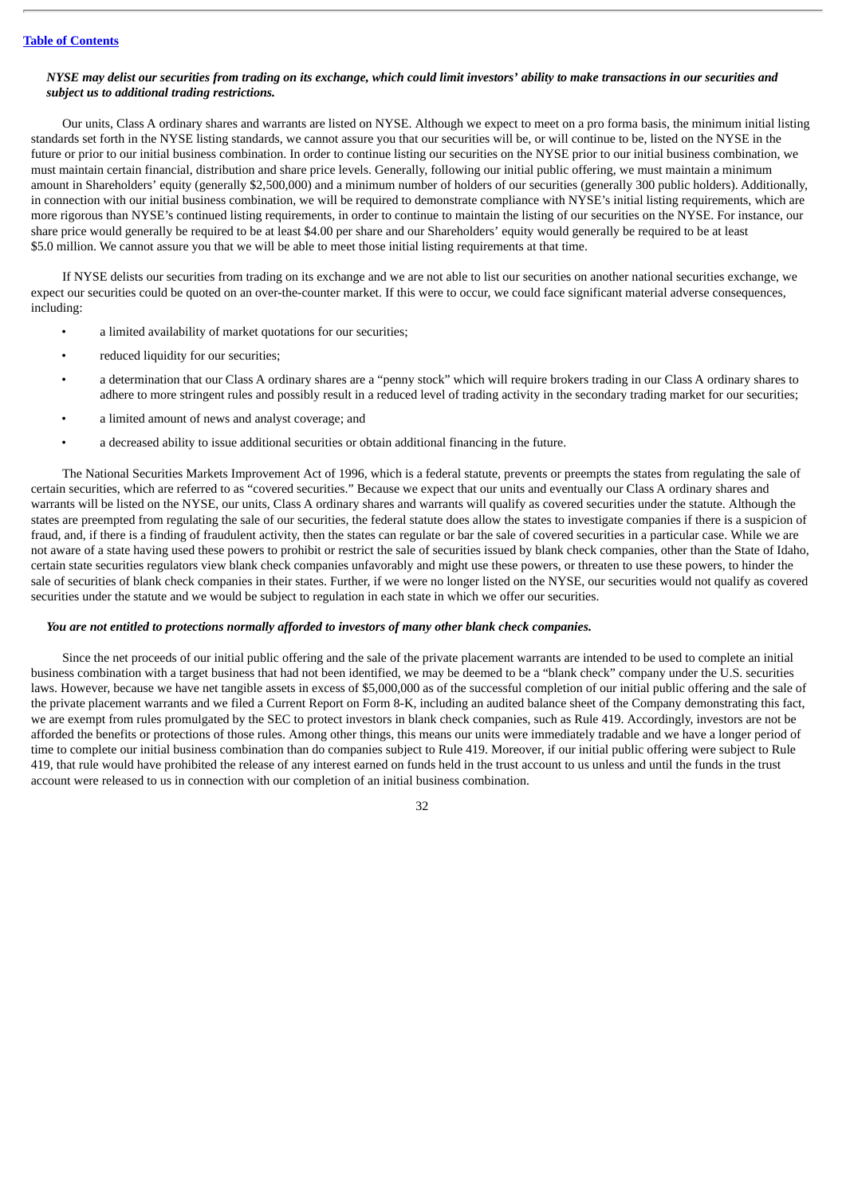***NYSE may delist our securities from trading on its exchange, which could limit investors' ability to make transactions in our securities and subject us to additional trading restrictions.***

Our units, Class A ordinary shares and warrants are listed on NYSE. Although we expect to meet on a pro forma basis, the minimum initial listing standards set forth in the NYSE listing standards, we cannot assure you that our securities will be, or will continue to be, listed on the NYSE in the future or prior to our initial business combination. In order to continue listing our securities on the NYSE prior to our initial business combination, we must maintain certain financial, distribution and share price levels. Generally, following our initial public offering, we must maintain a minimum amount in Shareholders' equity (generally $2,500,000) and a minimum number of holders of our securities (generally 300 public holders). Additionally, in connection with our initial business combination, we will be required to demonstrate compliance with NYSE's initial listing requirements, which are more rigorous than NYSE's continued listing requirements, in order to continue to maintain the listing of our securities on the NYSE. For instance, our share price would generally be required to be at least $4.00 per share and our Shareholders' equity would generally be required to be at least $5.0 million. We cannot assure you that we will be able to meet those initial listing requirements at that time.

If NYSE delists our securities from trading on its exchange and we are not able to list our securities on another national securities exchange, we expect our securities could be quoted on an over-the-counter market. If this were to occur, we could face significant material adverse consequences, including:

- a limited availability of market quotations for our securities;
- reduced liquidity for our securities;
- a determination that our Class A ordinary shares are a "penny stock" which will require brokers trading in our Class A ordinary shares to adhere to more stringent rules and possibly result in a reduced level of trading activity in the secondary trading market for our securities;
- a limited amount of news and analyst coverage; and
- a decreased ability to issue additional securities or obtain additional financing in the future.

The National Securities Markets Improvement Act of 1996, which is a federal statute, prevents or preempts the states from regulating the sale of certain securities, which are referred to as "covered securities." Because we expect that our units and eventually our Class A ordinary shares and warrants will be listed on the NYSE, our units, Class A ordinary shares and warrants will qualify as covered securities under the statute. Although the states are preempted from regulating the sale of our securities, the federal statute does allow the states to investigate companies if there is a suspicion of fraud, and, if there is a finding of fraudulent activity, then the states can regulate or bar the sale of covered securities in a particular case. While we are not aware of a state having used these powers to prohibit or restrict the sale of securities issued by blank check companies, other than the State of Idaho, certain state securities regulators view blank check companies unfavorably and might use these powers, or threaten to use these powers, to hinder the sale of securities of blank check companies in their states. Further, if we were no longer listed on the NYSE, our securities would not qualify as covered securities under the statute and we would be subject to regulation in each state in which we offer our securities.

***You are not entitled to protections normally afforded to investors of many other blank check companies.***

Since the net proceeds of our initial public offering and the sale of the private placement warrants are intended to be used to complete an initial business combination with a target business that had not been identified, we may be deemed to be a "blank check" company under the U.S. securities laws. However, because we have net tangible assets in excess of $5,000,000 as of the successful completion of our initial public offering and the sale of the private placement warrants and we filed a Current Report on Form 8-K, including an audited balance sheet of the Company demonstrating this fact, we are exempt from rules promulgated by the SEC to protect investors in blank check companies, such as Rule 419. Accordingly, investors are not be afforded the benefits or protections of those rules. Among other things, this means our units were immediately tradable and we have a longer period of time to complete our initial business combination than do companies subject to Rule 419. Moreover, if our initial public offering were subject to Rule 419, that rule would have prohibited the release of any interest earned on funds held in the trust account to us unless and until the funds in the trust account were released to us in connection with our completion of an initial business combination.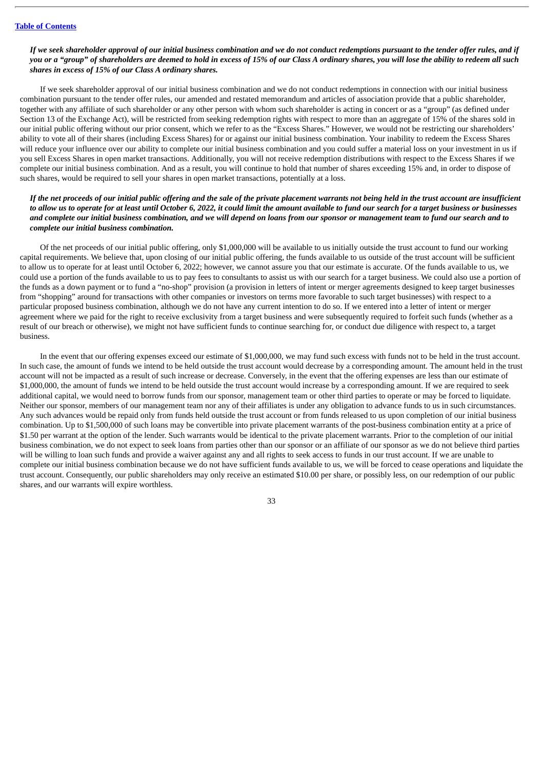*If we seek shareholder approval of our initial business combination and we do not conduct redemptions pursuant to the tender offer rules, and if you or a "group" of shareholders are deemed to hold in excess of 15% of our Class A ordinary shares, you will lose the ability to redeem all such shares in excess of 15% of our Class A ordinary shares.*

If we seek shareholder approval of our initial business combination and we do not conduct redemptions in connection with our initial business combination pursuant to the tender offer rules, our amended and restated memorandum and articles of association provide that a public shareholder, together with any affiliate of such shareholder or any other person with whom such shareholder is acting in concert or as a "group" (as defined under Section 13 of the Exchange Act), will be restricted from seeking redemption rights with respect to more than an aggregate of 15% of the shares sold in our initial public offering without our prior consent, which we refer to as the "Excess Shares." However, we would not be restricting our shareholders' ability to vote all of their shares (including Excess Shares) for or against our initial business combination. Your inability to redeem the Excess Shares will reduce your influence over our ability to complete our initial business combination and you could suffer a material loss on your investment in us if you sell Excess Shares in open market transactions. Additionally, you will not receive redemption distributions with respect to the Excess Shares if we complete our initial business combination. And as a result, you will continue to hold that number of shares exceeding 15% and, in order to dispose of such shares, would be required to sell your shares in open market transactions, potentially at a loss.

*If the net proceeds of our initial public offering and the sale of the private placement warrants not being held in the trust account are insufficient to allow us to operate for at least until October 6, 2022, it could limit the amount available to fund our search for a target business or businesses and complete our initial business combination, and we will depend on loans from our sponsor or management team to fund our search and to complete our initial business combination.*

Of the net proceeds of our initial public offering, only $1,000,000 will be available to us initially outside the trust account to fund our working capital requirements. We believe that, upon closing of our initial public offering, the funds available to us outside of the trust account will be sufficient to allow us to operate for at least until October 6, 2022; however, we cannot assure you that our estimate is accurate. Of the funds available to us, we could use a portion of the funds available to us to pay fees to consultants to assist us with our search for a target business. We could also use a portion of the funds as a down payment or to fund a "no-shop" provision (a provision in letters of intent or merger agreements designed to keep target businesses from "shopping" around for transactions with other companies or investors on terms more favorable to such target businesses) with respect to a particular proposed business combination, although we do not have any current intention to do so. If we entered into a letter of intent or merger agreement where we paid for the right to receive exclusivity from a target business and were subsequently required to forfeit such funds (whether as a result of our breach or otherwise), we might not have sufficient funds to continue searching for, or conduct due diligence with respect to, a target business.

In the event that our offering expenses exceed our estimate of $1,000,000, we may fund such excess with funds not to be held in the trust account. In such case, the amount of funds we intend to be held outside the trust account would decrease by a corresponding amount. The amount held in the trust account will not be impacted as a result of such increase or decrease. Conversely, in the event that the offering expenses are less than our estimate of $1,000,000, the amount of funds we intend to be held outside the trust account would increase by a corresponding amount. If we are required to seek additional capital, we would need to borrow funds from our sponsor, management team or other third parties to operate or may be forced to liquidate. Neither our sponsor, members of our management team nor any of their affiliates is under any obligation to advance funds to us in such circumstances. Any such advances would be repaid only from funds held outside the trust account or from funds released to us upon completion of our initial business combination. Up to $1,500,000 of such loans may be convertible into private placement warrants of the post-business combination entity at a price of $1.50 per warrant at the option of the lender. Such warrants would be identical to the private placement warrants. Prior to the completion of our initial business combination, we do not expect to seek loans from parties other than our sponsor or an affiliate of our sponsor as we do not believe third parties will be willing to loan such funds and provide a waiver against any and all rights to seek access to funds in our trust account. If we are unable to complete our initial business combination because we do not have sufficient funds available to us, we will be forced to cease operations and liquidate the trust account. Consequently, our public shareholders may only receive an estimated $10.00 per share, or possibly less, on our redemption of our public shares, and our warrants will expire worthless.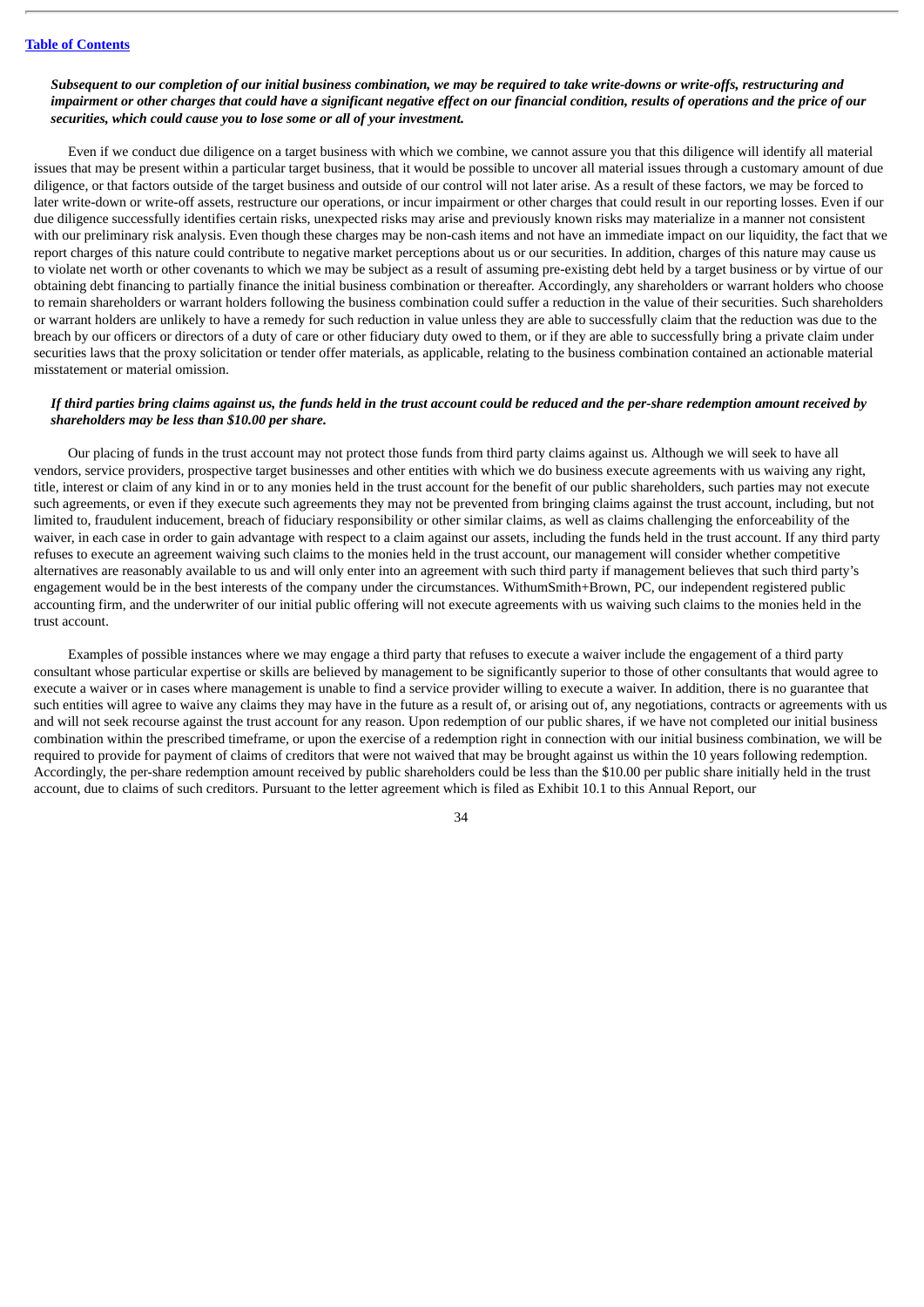***Subsequent to our completion of our initial business combination, we may be required to take write-downs or write-offs, restructuring and impairment or other charges that could have a significant negative effect on our financial condition, results of operations and the price of our securities, which could cause you to lose some or all of your investment.***

Even if we conduct due diligence on a target business with which we combine, we cannot assure you that this diligence will identify all material issues that may be present within a particular target business, that it would be possible to uncover all material issues through a customary amount of due diligence, or that factors outside of the target business and outside of our control will not later arise. As a result of these factors, we may be forced to later write-down or write-off assets, restructure our operations, or incur impairment or other charges that could result in our reporting losses. Even if our due diligence successfully identifies certain risks, unexpected risks may arise and previously known risks may materialize in a manner not consistent with our preliminary risk analysis. Even though these charges may be non-cash items and not have an immediate impact on our liquidity, the fact that we report charges of this nature could contribute to negative market perceptions about us or our securities. In addition, charges of this nature may cause us to violate net worth or other covenants to which we may be subject as a result of assuming pre-existing debt held by a target business or by virtue of our obtaining debt financing to partially finance the initial business combination or thereafter. Accordingly, any shareholders or warrant holders who choose to remain shareholders or warrant holders following the business combination could suffer a reduction in the value of their securities. Such shareholders or warrant holders are unlikely to have a remedy for such reduction in value unless they are able to successfully claim that the reduction was due to the breach by our officers or directors of a duty of care or other fiduciary duty owed to them, or if they are able to successfully bring a private claim under securities laws that the proxy solicitation or tender offer materials, as applicable, relating to the business combination contained an actionable material misstatement or material omission.

***If third parties bring claims against us, the funds held in the trust account could be reduced and the per-share redemption amount received by shareholders may be less than $10.00 per share.***

Our placing of funds in the trust account may not protect those funds from third party claims against us. Although we will seek to have all vendors, service providers, prospective target businesses and other entities with which we do business execute agreements with us waiving any right, title, interest or claim of any kind in or to any monies held in the trust account for the benefit of our public shareholders, such parties may not execute such agreements, or even if they execute such agreements they may not be prevented from bringing claims against the trust account, including, but not limited to, fraudulent inducement, breach of fiduciary responsibility or other similar claims, as well as claims challenging the enforceability of the waiver, in each case in order to gain advantage with respect to a claim against our assets, including the funds held in the trust account. If any third party refuses to execute an agreement waiving such claims to the monies held in the trust account, our management will consider whether competitive alternatives are reasonably available to us and will only enter into an agreement with such third party if management believes that such third party's engagement would be in the best interests of the company under the circumstances. WithumSmith+Brown, PC, our independent registered public accounting firm, and the underwriter of our initial public offering will not execute agreements with us waiving such claims to the monies held in the trust account.

Examples of possible instances where we may engage a third party that refuses to execute a waiver include the engagement of a third party consultant whose particular expertise or skills are believed by management to be significantly superior to those of other consultants that would agree to execute a waiver or in cases where management is unable to find a service provider willing to execute a waiver. In addition, there is no guarantee that such entities will agree to waive any claims they may have in the future as a result of, or arising out of, any negotiations, contracts or agreements with us and will not seek recourse against the trust account for any reason. Upon redemption of our public shares, if we have not completed our initial business combination within the prescribed timeframe, or upon the exercise of a redemption right in connection with our initial business combination, we will be required to provide for payment of claims of creditors that were not waived that may be brought against us within the 10 years following redemption. Accordingly, the per-share redemption amount received by public shareholders could be less than the $10.00 per public share initially held in the trust account, due to claims of such creditors. Pursuant to the letter agreement which is filed as Exhibit 10.1 to this Annual Report, our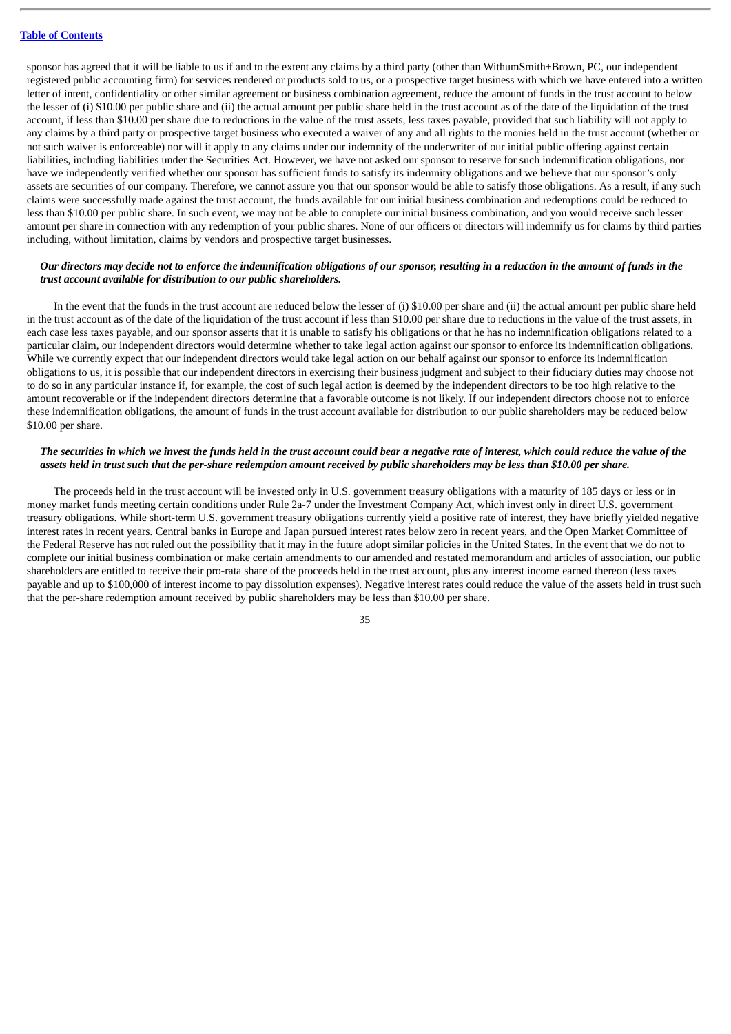sponsor has agreed that it will be liable to us if and to the extent any claims by a third party (other than WithumSmith+Brown, PC, our independent registered public accounting firm) for services rendered or products sold to us, or a prospective target business with which we have entered into a written letter of intent, confidentiality or other similar agreement or business combination agreement, reduce the amount of funds in the trust account to below the lesser of (i) $10.00 per public share and (ii) the actual amount per public share held in the trust account as of the date of the liquidation of the trust account, if less than $10.00 per share due to reductions in the value of the trust assets, less taxes payable, provided that such liability will not apply to any claims by a third party or prospective target business who executed a waiver of any and all rights to the monies held in the trust account (whether or not such waiver is enforceable) nor will it apply to any claims under our indemnity of the underwriter of our initial public offering against certain liabilities, including liabilities under the Securities Act. However, we have not asked our sponsor to reserve for such indemnification obligations, nor have we independently verified whether our sponsor has sufficient funds to satisfy its indemnity obligations and we believe that our sponsor's only assets are securities of our company. Therefore, we cannot assure you that our sponsor would be able to satisfy those obligations. As a result, if any such claims were successfully made against the trust account, the funds available for our initial business combination and redemptions could be reduced to less than $10.00 per public share. In such event, we may not be able to complete our initial business combination, and you would receive such lesser amount per share in connection with any redemption of your public shares. None of our officers or directors will indemnify us for claims by third parties including, without limitation, claims by vendors and prospective target businesses.

***Our directors may decide not to enforce the indemnification obligations of our sponsor, resulting in a reduction in the amount of funds in the trust account available for distribution to our public shareholders.***

In the event that the funds in the trust account are reduced below the lesser of (i) $10.00 per share and (ii) the actual amount per public share held in the trust account as of the date of the liquidation of the trust account if less than $10.00 per share due to reductions in the value of the trust assets, in each case less taxes payable, and our sponsor asserts that it is unable to satisfy his obligations or that he has no indemnification obligations related to a particular claim, our independent directors would determine whether to take legal action against our sponsor to enforce its indemnification obligations. While we currently expect that our independent directors would take legal action on our behalf against our sponsor to enforce its indemnification obligations to us, it is possible that our independent directors in exercising their business judgment and subject to their fiduciary duties may choose not to do so in any particular instance if, for example, the cost of such legal action is deemed by the independent directors to be too high relative to the amount recoverable or if the independent directors determine that a favorable outcome is not likely. If our independent directors choose not to enforce these indemnification obligations, the amount of funds in the trust account available for distribution to our public shareholders may be reduced below $10.00 per share.

***The securities in which we invest the funds held in the trust account could bear a negative rate of interest, which could reduce the value of the assets held in trust such that the per-share redemption amount received by public shareholders may be less than $10.00 per share.***

The proceeds held in the trust account will be invested only in U.S. government treasury obligations with a maturity of 185 days or less or in money market funds meeting certain conditions under Rule 2a-7 under the Investment Company Act, which invest only in direct U.S. government treasury obligations. While short-term U.S. government treasury obligations currently yield a positive rate of interest, they have briefly yielded negative interest rates in recent years. Central banks in Europe and Japan pursued interest rates below zero in recent years, and the Open Market Committee of the Federal Reserve has not ruled out the possibility that it may in the future adopt similar policies in the United States. In the event that we do not to complete our initial business combination or make certain amendments to our amended and restated memorandum and articles of association, our public shareholders are entitled to receive their pro-rata share of the proceeds held in the trust account, plus any interest income earned thereon (less taxes payable and up to $100,000 of interest income to pay dissolution expenses). Negative interest rates could reduce the value of the assets held in trust such that the per-share redemption amount received by public shareholders may be less than $10.00 per share.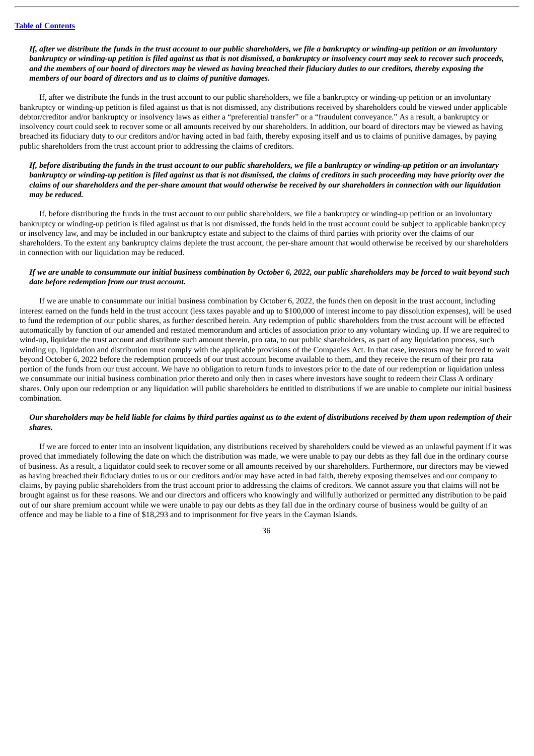*If, after we distribute the funds in the trust account to our public shareholders, we file a bankruptcy or winding-up petition or an involuntary bankruptcy or winding-up petition is filed against us that is not dismissed, a bankruptcy or insolvency court may seek to recover such proceeds, and the members of our board of directors may be viewed as having breached their fiduciary duties to our creditors, thereby exposing the members of our board of directors and us to claims of punitive damages.*

If, after we distribute the funds in the trust account to our public shareholders, we file a bankruptcy or winding-up petition or an involuntary bankruptcy or winding-up petition is filed against us that is not dismissed, any distributions received by shareholders could be viewed under applicable debtor/creditor and/or bankruptcy or insolvency laws as either a "preferential transfer" or a "fraudulent conveyance." As a result, a bankruptcy or insolvency court could seek to recover some or all amounts received by our shareholders. In addition, our board of directors may be viewed as having breached its fiduciary duty to our creditors and/or having acted in bad faith, thereby exposing itself and us to claims of punitive damages, by paying public shareholders from the trust account prior to addressing the claims of creditors.

*If, before distributing the funds in the trust account to our public shareholders, we file a bankruptcy or winding-up petition or an involuntary bankruptcy or winding-up petition is filed against us that is not dismissed, the claims of creditors in such proceeding may have priority over the claims of our shareholders and the per-share amount that would otherwise be received by our shareholders in connection with our liquidation may be reduced.*

If, before distributing the funds in the trust account to our public shareholders, we file a bankruptcy or winding-up petition or an involuntary bankruptcy or winding-up petition is filed against us that is not dismissed, the funds held in the trust account could be subject to applicable bankruptcy or insolvency law, and may be included in our bankruptcy estate and subject to the claims of third parties with priority over the claims of our shareholders. To the extent any bankruptcy claims deplete the trust account, the per-share amount that would otherwise be received by our shareholders in connection with our liquidation may be reduced.

*If we are unable to consummate our initial business combination by October 6, 2022, our public shareholders may be forced to wait beyond such date before redemption from our trust account.*

If we are unable to consummate our initial business combination by October 6, 2022, the funds then on deposit in the trust account, including interest earned on the funds held in the trust account (less taxes payable and up to $100,000 of interest income to pay dissolution expenses), will be used to fund the redemption of our public shares, as further described herein. Any redemption of public shareholders from the trust account will be effected automatically by function of our amended and restated memorandum and articles of association prior to any voluntary winding up. If we are required to wind-up, liquidate the trust account and distribute such amount therein, pro rata, to our public shareholders, as part of any liquidation process, such winding up, liquidation and distribution must comply with the applicable provisions of the Companies Act. In that case, investors may be forced to wait beyond October 6, 2022 before the redemption proceeds of our trust account become available to them, and they receive the return of their pro rata portion of the funds from our trust account. We have no obligation to return funds to investors prior to the date of our redemption or liquidation unless we consummate our initial business combination prior thereto and only then in cases where investors have sought to redeem their Class A ordinary shares. Only upon our redemption or any liquidation will public shareholders be entitled to distributions if we are unable to complete our initial business combination.

*Our shareholders may be held liable for claims by third parties against us to the extent of distributions received by them upon redemption of their shares.*

If we are forced to enter into an insolvent liquidation, any distributions received by shareholders could be viewed as an unlawful payment if it was proved that immediately following the date on which the distribution was made, we were unable to pay our debts as they fall due in the ordinary course of business. As a result, a liquidator could seek to recover some or all amounts received by our shareholders. Furthermore, our directors may be viewed as having breached their fiduciary duties to us or our creditors and/or may have acted in bad faith, thereby exposing themselves and our company to claims, by paying public shareholders from the trust account prior to addressing the claims of creditors. We cannot assure you that claims will not be brought against us for these reasons. We and our directors and officers who knowingly and willfully authorized or permitted any distribution to be paid out of our share premium account while we were unable to pay our debts as they fall due in the ordinary course of business would be guilty of an offence and may be liable to a fine of $18,293 and to imprisonment for five years in the Cayman Islands.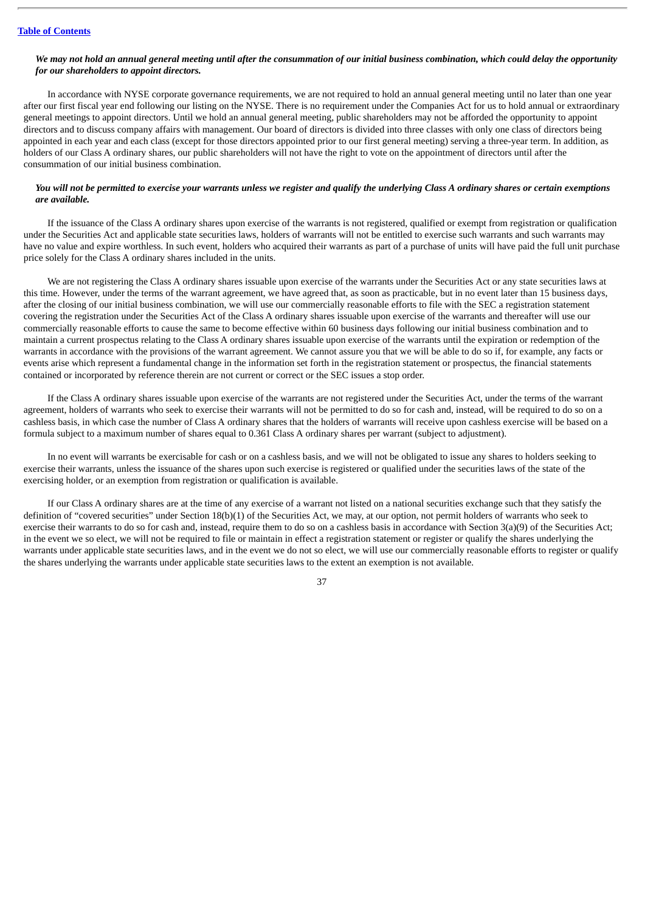***We may not hold an annual general meeting until after the consummation of our initial business combination, which could delay the opportunity for our shareholders to appoint directors.***

In accordance with NYSE corporate governance requirements, we are not required to hold an annual general meeting until no later than one year after our first fiscal year end following our listing on the NYSE. There is no requirement under the Companies Act for us to hold annual or extraordinary general meetings to appoint directors. Until we hold an annual general meeting, public shareholders may not be afforded the opportunity to appoint directors and to discuss company affairs with management. Our board of directors is divided into three classes with only one class of directors being appointed in each year and each class (except for those directors appointed prior to our first general meeting) serving a three-year term. In addition, as holders of our Class A ordinary shares, our public shareholders will not have the right to vote on the appointment of directors until after the consummation of our initial business combination.

***You will not be permitted to exercise your warrants unless we register and qualify the underlying Class A ordinary shares or certain exemptions are available.***

If the issuance of the Class A ordinary shares upon exercise of the warrants is not registered, qualified or exempt from registration or qualification under the Securities Act and applicable state securities laws, holders of warrants will not be entitled to exercise such warrants and such warrants may have no value and expire worthless. In such event, holders who acquired their warrants as part of a purchase of units will have paid the full unit purchase price solely for the Class A ordinary shares included in the units.

We are not registering the Class A ordinary shares issuable upon exercise of the warrants under the Securities Act or any state securities laws at this time. However, under the terms of the warrant agreement, we have agreed that, as soon as practicable, but in no event later than 15 business days, after the closing of our initial business combination, we will use our commercially reasonable efforts to file with the SEC a registration statement covering the registration under the Securities Act of the Class A ordinary shares issuable upon exercise of the warrants and thereafter will use our commercially reasonable efforts to cause the same to become effective within 60 business days following our initial business combination and to maintain a current prospectus relating to the Class A ordinary shares issuable upon exercise of the warrants until the expiration or redemption of the warrants in accordance with the provisions of the warrant agreement. We cannot assure you that we will be able to do so if, for example, any facts or events arise which represent a fundamental change in the information set forth in the registration statement or prospectus, the financial statements contained or incorporated by reference therein are not current or correct or the SEC issues a stop order.

If the Class A ordinary shares issuable upon exercise of the warrants are not registered under the Securities Act, under the terms of the warrant agreement, holders of warrants who seek to exercise their warrants will not be permitted to do so for cash and, instead, will be required to do so on a cashless basis, in which case the number of Class A ordinary shares that the holders of warrants will receive upon cashless exercise will be based on a formula subject to a maximum number of shares equal to 0.361 Class A ordinary shares per warrant (subject to adjustment).

In no event will warrants be exercisable for cash or on a cashless basis, and we will not be obligated to issue any shares to holders seeking to exercise their warrants, unless the issuance of the shares upon such exercise is registered or qualified under the securities laws of the state of the exercising holder, or an exemption from registration or qualification is available.

If our Class A ordinary shares are at the time of any exercise of a warrant not listed on a national securities exchange such that they satisfy the definition of "covered securities" under Section 18(b)(1) of the Securities Act, we may, at our option, not permit holders of warrants who seek to exercise their warrants to do so for cash and, instead, require them to do so on a cashless basis in accordance with Section 3(a)(9) of the Securities Act; in the event we so elect, we will not be required to file or maintain in effect a registration statement or register or qualify the shares underlying the warrants under applicable state securities laws, and in the event we do not so elect, we will use our commercially reasonable efforts to register or qualify the shares underlying the warrants under applicable state securities laws to the extent an exemption is not available.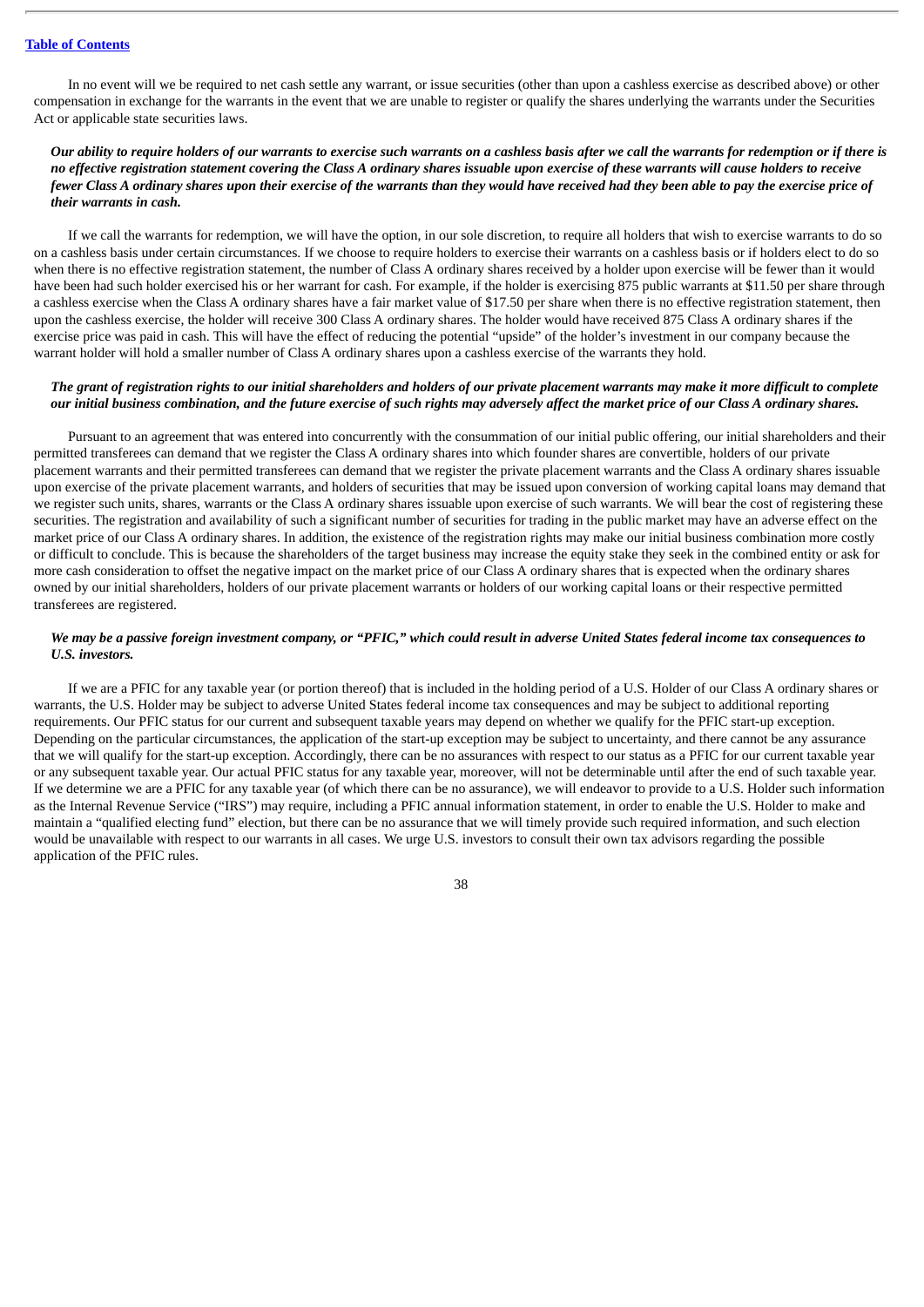In no event will we be required to net cash settle any warrant, or issue securities (other than upon a cashless exercise as described above) or other compensation in exchange for the warrants in the event that we are unable to register or qualify the shares underlying the warrants under the Securities Act or applicable state securities laws.

***Our ability to require holders of our warrants to exercise such warrants on a cashless basis after we call the warrants for redemption or if there is no effective registration statement covering the Class A ordinary shares issuable upon exercise of these warrants will cause holders to receive fewer Class A ordinary shares upon their exercise of the warrants than they would have received had they been able to pay the exercise price of their warrants in cash.***

If we call the warrants for redemption, we will have the option, in our sole discretion, to require all holders that wish to exercise warrants to do so on a cashless basis under certain circumstances. If we choose to require holders to exercise their warrants on a cashless basis or if holders elect to do so when there is no effective registration statement, the number of Class A ordinary shares received by a holder upon exercise will be fewer than it would have been had such holder exercised his or her warrant for cash. For example, if the holder is exercising 875 public warrants at $11.50 per share through a cashless exercise when the Class A ordinary shares have a fair market value of $17.50 per share when there is no effective registration statement, then upon the cashless exercise, the holder will receive 300 Class A ordinary shares. The holder would have received 875 Class A ordinary shares if the exercise price was paid in cash. This will have the effect of reducing the potential "upside" of the holder's investment in our company because the warrant holder will hold a smaller number of Class A ordinary shares upon a cashless exercise of the warrants they hold.

***The grant of registration rights to our initial shareholders and holders of our private placement warrants may make it more difficult to complete our initial business combination, and the future exercise of such rights may adversely affect the market price of our Class A ordinary shares.***

Pursuant to an agreement that was entered into concurrently with the consummation of our initial public offering, our initial shareholders and their permitted transferees can demand that we register the Class A ordinary shares into which founder shares are convertible, holders of our private placement warrants and their permitted transferees can demand that we register the private placement warrants and the Class A ordinary shares issuable upon exercise of the private placement warrants, and holders of securities that may be issued upon conversion of working capital loans may demand that we register such units, shares, warrants or the Class A ordinary shares issuable upon exercise of such warrants. We will bear the cost of registering these securities. The registration and availability of such a significant number of securities for trading in the public market may have an adverse effect on the market price of our Class A ordinary shares. In addition, the existence of the registration rights may make our initial business combination more costly or difficult to conclude. This is because the shareholders of the target business may increase the equity stake they seek in the combined entity or ask for more cash consideration to offset the negative impact on the market price of our Class A ordinary shares that is expected when the ordinary shares owned by our initial shareholders, holders of our private placement warrants or holders of our working capital loans or their respective permitted transferees are registered.

***We may be a passive foreign investment company, or "PFIC," which could result in adverse United States federal income tax consequences to U.S. investors.***

If we are a PFIC for any taxable year (or portion thereof) that is included in the holding period of a U.S. Holder of our Class A ordinary shares or warrants, the U.S. Holder may be subject to adverse United States federal income tax consequences and may be subject to additional reporting requirements. Our PFIC status for our current and subsequent taxable years may depend on whether we qualify for the PFIC start-up exception. Depending on the particular circumstances, the application of the start-up exception may be subject to uncertainty, and there cannot be any assurance that we will qualify for the start-up exception. Accordingly, there can be no assurances with respect to our status as a PFIC for our current taxable year or any subsequent taxable year. Our actual PFIC status for any taxable year, moreover, will not be determinable until after the end of such taxable year. If we determine we are a PFIC for any taxable year (of which there can be no assurance), we will endeavor to provide to a U.S. Holder such information as the Internal Revenue Service ("IRS") may require, including a PFIC annual information statement, in order to enable the U.S. Holder to make and maintain a "qualified electing fund" election, but there can be no assurance that we will timely provide such required information, and such election would be unavailable with respect to our warrants in all cases. We urge U.S. investors to consult their own tax advisors regarding the possible application of the PFIC rules.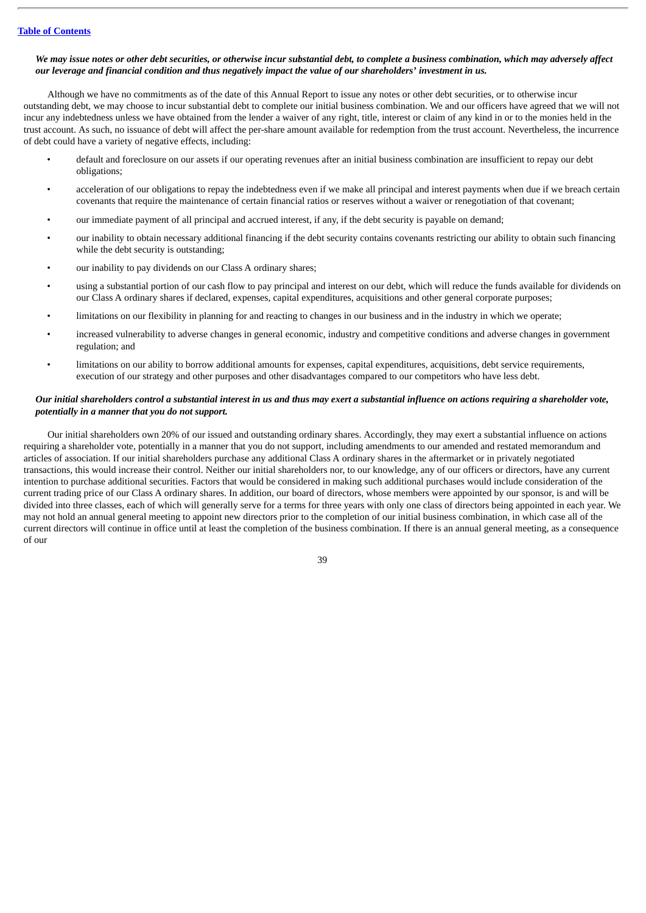***We may issue notes or other debt securities, or otherwise incur substantial debt, to complete a business combination, which may adversely affect our leverage and financial condition and thus negatively impact the value of our shareholders' investment in us.***

Although we have no commitments as of the date of this Annual Report to issue any notes or other debt securities, or to otherwise incur outstanding debt, we may choose to incur substantial debt to complete our initial business combination. We and our officers have agreed that we will not incur any indebtedness unless we have obtained from the lender a waiver of any right, title, interest or claim of any kind in or to the monies held in the trust account. As such, no issuance of debt will affect the per-share amount available for redemption from the trust account. Nevertheless, the incurrence of debt could have a variety of negative effects, including:

- default and foreclosure on our assets if our operating revenues after an initial business combination are insufficient to repay our debt obligations;
- acceleration of our obligations to repay the indebtedness even if we make all principal and interest payments when due if we breach certain covenants that require the maintenance of certain financial ratios or reserves without a waiver or renegotiation of that covenant;
- our immediate payment of all principal and accrued interest, if any, if the debt security is payable on demand;
- our inability to obtain necessary additional financing if the debt security contains covenants restricting our ability to obtain such financing while the debt security is outstanding;
- our inability to pay dividends on our Class A ordinary shares;
- using a substantial portion of our cash flow to pay principal and interest on our debt, which will reduce the funds available for dividends on our Class A ordinary shares if declared, expenses, capital expenditures, acquisitions and other general corporate purposes;
- limitations on our flexibility in planning for and reacting to changes in our business and in the industry in which we operate;
- increased vulnerability to adverse changes in general economic, industry and competitive conditions and adverse changes in government regulation; and
- limitations on our ability to borrow additional amounts for expenses, capital expenditures, acquisitions, debt service requirements, execution of our strategy and other purposes and other disadvantages compared to our competitors who have less debt.

***Our initial shareholders control a substantial interest in us and thus may exert a substantial influence on actions requiring a shareholder vote, potentially in a manner that you do not support.***

Our initial shareholders own 20% of our issued and outstanding ordinary shares. Accordingly, they may exert a substantial influence on actions requiring a shareholder vote, potentially in a manner that you do not support, including amendments to our amended and restated memorandum and articles of association. If our initial shareholders purchase any additional Class A ordinary shares in the aftermarket or in privately negotiated transactions, this would increase their control. Neither our initial shareholders nor, to our knowledge, any of our officers or directors, have any current intention to purchase additional securities. Factors that would be considered in making such additional purchases would include consideration of the current trading price of our Class A ordinary shares. In addition, our board of directors, whose members were appointed by our sponsor, is and will be divided into three classes, each of which will generally serve for a terms for three years with only one class of directors being appointed in each year. We may not hold an annual general meeting to appoint new directors prior to the completion of our initial business combination, in which case all of the current directors will continue in office until at least the completion of the business combination. If there is an annual general meeting, as a consequence of our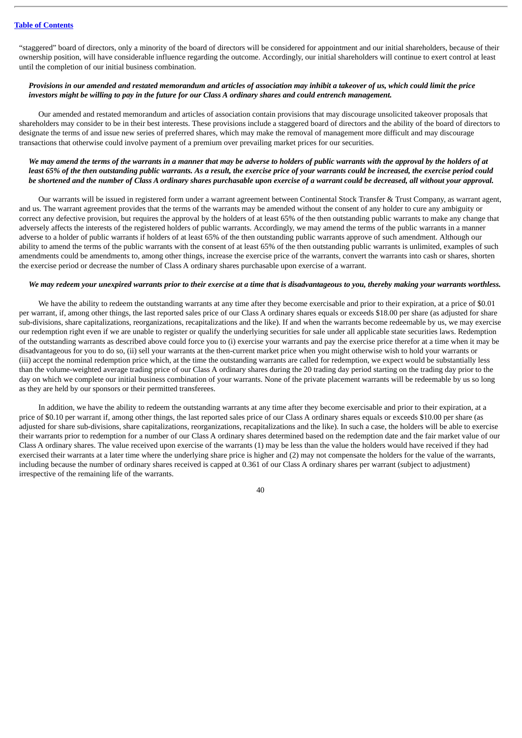"staggered" board of directors, only a minority of the board of directors will be considered for appointment and our initial shareholders, because of their ownership position, will have considerable influence regarding the outcome. Accordingly, our initial shareholders will continue to exert control at least until the completion of our initial business combination.

***Provisions in our amended and restated memorandum and articles of association may inhibit a takeover of us, which could limit the price investors might be willing to pay in the future for our Class A ordinary shares and could entrench management.***

Our amended and restated memorandum and articles of association contain provisions that may discourage unsolicited takeover proposals that shareholders may consider to be in their best interests. These provisions include a staggered board of directors and the ability of the board of directors to designate the terms of and issue new series of preferred shares, which may make the removal of management more difficult and may discourage transactions that otherwise could involve payment of a premium over prevailing market prices for our securities.

***We may amend the terms of the warrants in a manner that may be adverse to holders of public warrants with the approval by the holders of at least 65% of the then outstanding public warrants. As a result, the exercise price of your warrants could be increased, the exercise period could be shortened and the number of Class A ordinary shares purchasable upon exercise of a warrant could be decreased, all without your approval.***

Our warrants will be issued in registered form under a warrant agreement between Continental Stock Transfer & Trust Company, as warrant agent, and us. The warrant agreement provides that the terms of the warrants may be amended without the consent of any holder to cure any ambiguity or correct any defective provision, but requires the approval by the holders of at least 65% of the then outstanding public warrants to make any change that adversely affects the interests of the registered holders of public warrants. Accordingly, we may amend the terms of the public warrants in a manner adverse to a holder of public warrants if holders of at least 65% of the then outstanding public warrants approve of such amendment. Although our ability to amend the terms of the public warrants with the consent of at least 65% of the then outstanding public warrants is unlimited, examples of such amendments could be amendments to, among other things, increase the exercise price of the warrants, convert the warrants into cash or shares, shorten the exercise period or decrease the number of Class A ordinary shares purchasable upon exercise of a warrant.

***We may redeem your unexpired warrants prior to their exercise at a time that is disadvantageous to you, thereby making your warrants worthless.***

We have the ability to redeem the outstanding warrants at any time after they become exercisable and prior to their expiration, at a price of $0.01 per warrant, if, among other things, the last reported sales price of our Class A ordinary shares equals or exceeds $18.00 per share (as adjusted for share sub-divisions, share capitalizations, reorganizations, recapitalizations and the like). If and when the warrants become redeemable by us, we may exercise our redemption right even if we are unable to register or qualify the underlying securities for sale under all applicable state securities laws. Redemption of the outstanding warrants as described above could force you to (i) exercise your warrants and pay the exercise price therefor at a time when it may be disadvantageous for you to do so, (ii) sell your warrants at the then-current market price when you might otherwise wish to hold your warrants or (iii) accept the nominal redemption price which, at the time the outstanding warrants are called for redemption, we expect would be substantially less than the volume-weighted average trading price of our Class A ordinary shares during the 20 trading day period starting on the trading day prior to the day on which we complete our initial business combination of your warrants. None of the private placement warrants will be redeemable by us so long as they are held by our sponsors or their permitted transferees.

In addition, we have the ability to redeem the outstanding warrants at any time after they become exercisable and prior to their expiration, at a price of $0.10 per warrant if, among other things, the last reported sales price of our Class A ordinary shares equals or exceeds $10.00 per share (as adjusted for share sub-divisions, share capitalizations, reorganizations, recapitalizations and the like). In such a case, the holders will be able to exercise their warrants prior to redemption for a number of our Class A ordinary shares determined based on the redemption date and the fair market value of our Class A ordinary shares. The value received upon exercise of the warrants (1) may be less than the value the holders would have received if they had exercised their warrants at a later time where the underlying share price is higher and (2) may not compensate the holders for the value of the warrants, including because the number of ordinary shares received is capped at 0.361 of our Class A ordinary shares per warrant (subject to adjustment) irrespective of the remaining life of the warrants.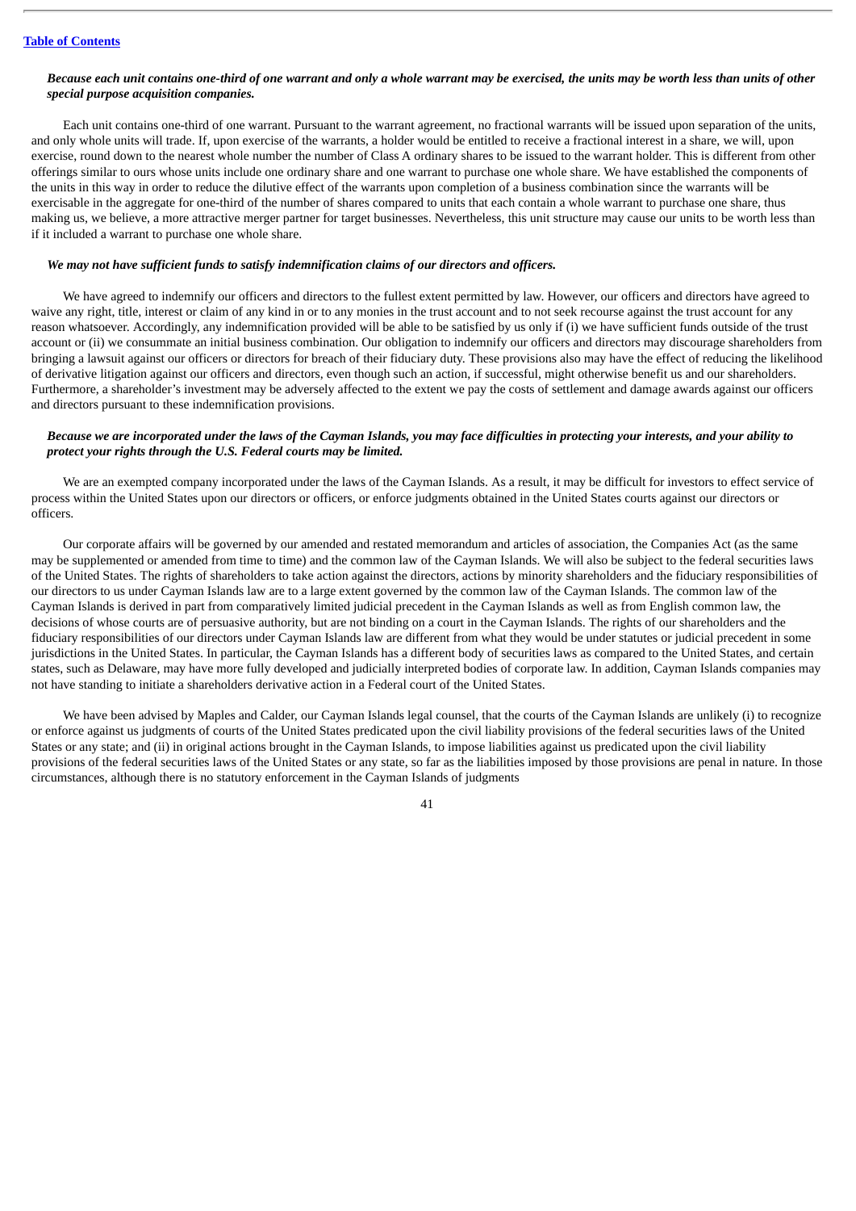***Because each unit contains one-third of one warrant and only a whole warrant may be exercised, the units may be worth less than units of other special purpose acquisition companies.***

Each unit contains one-third of one warrant. Pursuant to the warrant agreement, no fractional warrants will be issued upon separation of the units, and only whole units will trade. If, upon exercise of the warrants, a holder would be entitled to receive a fractional interest in a share, we will, upon exercise, round down to the nearest whole number the number of Class A ordinary shares to be issued to the warrant holder. This is different from other offerings similar to ours whose units include one ordinary share and one warrant to purchase one whole share. We have established the components of the units in this way in order to reduce the dilutive effect of the warrants upon completion of a business combination since the warrants will be exercisable in the aggregate for one-third of the number of shares compared to units that each contain a whole warrant to purchase one share, thus making us, we believe, a more attractive merger partner for target businesses. Nevertheless, this unit structure may cause our units to be worth less than if it included a warrant to purchase one whole share.

***We may not have sufficient funds to satisfy indemnification claims of our directors and officers.***

We have agreed to indemnify our officers and directors to the fullest extent permitted by law. However, our officers and directors have agreed to waive any right, title, interest or claim of any kind in or to any monies in the trust account and to not seek recourse against the trust account for any reason whatsoever. Accordingly, any indemnification provided will be able to be satisfied by us only if (i) we have sufficient funds outside of the trust account or (ii) we consummate an initial business combination. Our obligation to indemnify our officers and directors may discourage shareholders from bringing a lawsuit against our officers or directors for breach of their fiduciary duty. These provisions also may have the effect of reducing the likelihood of derivative litigation against our officers and directors, even though such an action, if successful, might otherwise benefit us and our shareholders. Furthermore, a shareholder's investment may be adversely affected to the extent we pay the costs of settlement and damage awards against our officers and directors pursuant to these indemnification provisions.

***Because we are incorporated under the laws of the Cayman Islands, you may face difficulties in protecting your interests, and your ability to protect your rights through the U.S. Federal courts may be limited.***

We are an exempted company incorporated under the laws of the Cayman Islands. As a result, it may be difficult for investors to effect service of process within the United States upon our directors or officers, or enforce judgments obtained in the United States courts against our directors or officers.

Our corporate affairs will be governed by our amended and restated memorandum and articles of association, the Companies Act (as the same may be supplemented or amended from time to time) and the common law of the Cayman Islands. We will also be subject to the federal securities laws of the United States. The rights of shareholders to take action against the directors, actions by minority shareholders and the fiduciary responsibilities of our directors to us under Cayman Islands law are to a large extent governed by the common law of the Cayman Islands. The common law of the Cayman Islands is derived in part from comparatively limited judicial precedent in the Cayman Islands as well as from English common law, the decisions of whose courts are of persuasive authority, but are not binding on a court in the Cayman Islands. The rights of our shareholders and the fiduciary responsibilities of our directors under Cayman Islands law are different from what they would be under statutes or judicial precedent in some jurisdictions in the United States. In particular, the Cayman Islands has a different body of securities laws as compared to the United States, and certain states, such as Delaware, may have more fully developed and judicially interpreted bodies of corporate law. In addition, Cayman Islands companies may not have standing to initiate a shareholders derivative action in a Federal court of the United States.

We have been advised by Maples and Calder, our Cayman Islands legal counsel, that the courts of the Cayman Islands are unlikely (i) to recognize or enforce against us judgments of courts of the United States predicated upon the civil liability provisions of the federal securities laws of the United States or any state; and (ii) in original actions brought in the Cayman Islands, to impose liabilities against us predicated upon the civil liability provisions of the federal securities laws of the United States or any state, so far as the liabilities imposed by those provisions are penal in nature. In those circumstances, although there is no statutory enforcement in the Cayman Islands of judgments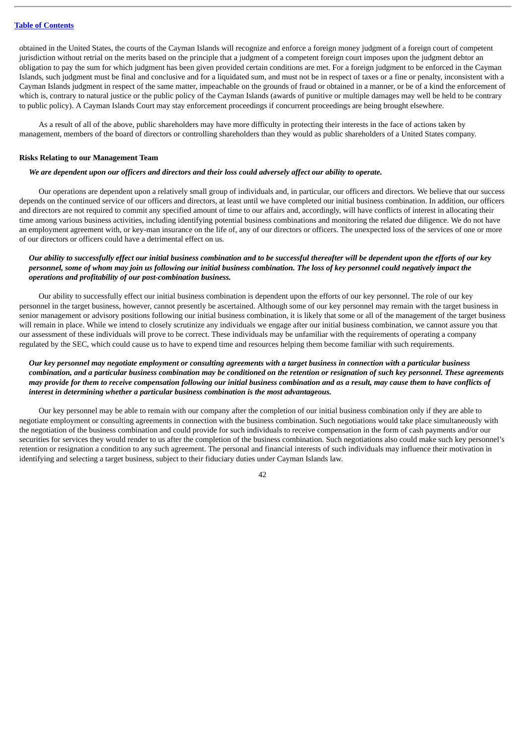obtained in the United States, the courts of the Cayman Islands will recognize and enforce a foreign money judgment of a foreign court of competent jurisdiction without retrial on the merits based on the principle that a judgment of a competent foreign court imposes upon the judgment debtor an obligation to pay the sum for which judgment has been given provided certain conditions are met. For a foreign judgment to be enforced in the Cayman Islands, such judgment must be final and conclusive and for a liquidated sum, and must not be in respect of taxes or a fine or penalty, inconsistent with a Cayman Islands judgment in respect of the same matter, impeachable on the grounds of fraud or obtained in a manner, or be of a kind the enforcement of which is, contrary to natural justice or the public policy of the Cayman Islands (awards of punitive or multiple damages may well be held to be contrary to public policy). A Cayman Islands Court may stay enforcement proceedings if concurrent proceedings are being brought elsewhere.

As a result of all of the above, public shareholders may have more difficulty in protecting their interests in the face of actions taken by management, members of the board of directors or controlling shareholders than they would as public shareholders of a United States company.

**Risks Relating to our Management Team**

***We are dependent upon our officers and directors and their loss could adversely affect our ability to operate.***

Our operations are dependent upon a relatively small group of individuals and, in particular, our officers and directors. We believe that our success depends on the continued service of our officers and directors, at least until we have completed our initial business combination. In addition, our officers and directors are not required to commit any specified amount of time to our affairs and, accordingly, will have conflicts of interest in allocating their time among various business activities, including identifying potential business combinations and monitoring the related due diligence. We do not have an employment agreement with, or key-man insurance on the life of, any of our directors or officers. The unexpected loss of the services of one or more of our directors or officers could have a detrimental effect on us.

***Our ability to successfully effect our initial business combination and to be successful thereafter will be dependent upon the efforts of our key personnel, some of whom may join us following our initial business combination. The loss of key personnel could negatively impact the operations and profitability of our post-combination business.***

Our ability to successfully effect our initial business combination is dependent upon the efforts of our key personnel. The role of our key personnel in the target business, however, cannot presently be ascertained. Although some of our key personnel may remain with the target business in senior management or advisory positions following our initial business combination, it is likely that some or all of the management of the target business will remain in place. While we intend to closely scrutinize any individuals we engage after our initial business combination, we cannot assure you that our assessment of these individuals will prove to be correct. These individuals may be unfamiliar with the requirements of operating a company regulated by the SEC, which could cause us to have to expend time and resources helping them become familiar with such requirements.

***Our key personnel may negotiate employment or consulting agreements with a target business in connection with a particular business combination, and a particular business combination may be conditioned on the retention or resignation of such key personnel. These agreements may provide for them to receive compensation following our initial business combination and as a result, may cause them to have conflicts of interest in determining whether a particular business combination is the most advantageous.***

Our key personnel may be able to remain with our company after the completion of our initial business combination only if they are able to negotiate employment or consulting agreements in connection with the business combination. Such negotiations would take place simultaneously with the negotiation of the business combination and could provide for such individuals to receive compensation in the form of cash payments and/or our securities for services they would render to us after the completion of the business combination. Such negotiations also could make such key personnel's retention or resignation a condition to any such agreement. The personal and financial interests of such individuals may influence their motivation in identifying and selecting a target business, subject to their fiduciary duties under Cayman Islands law.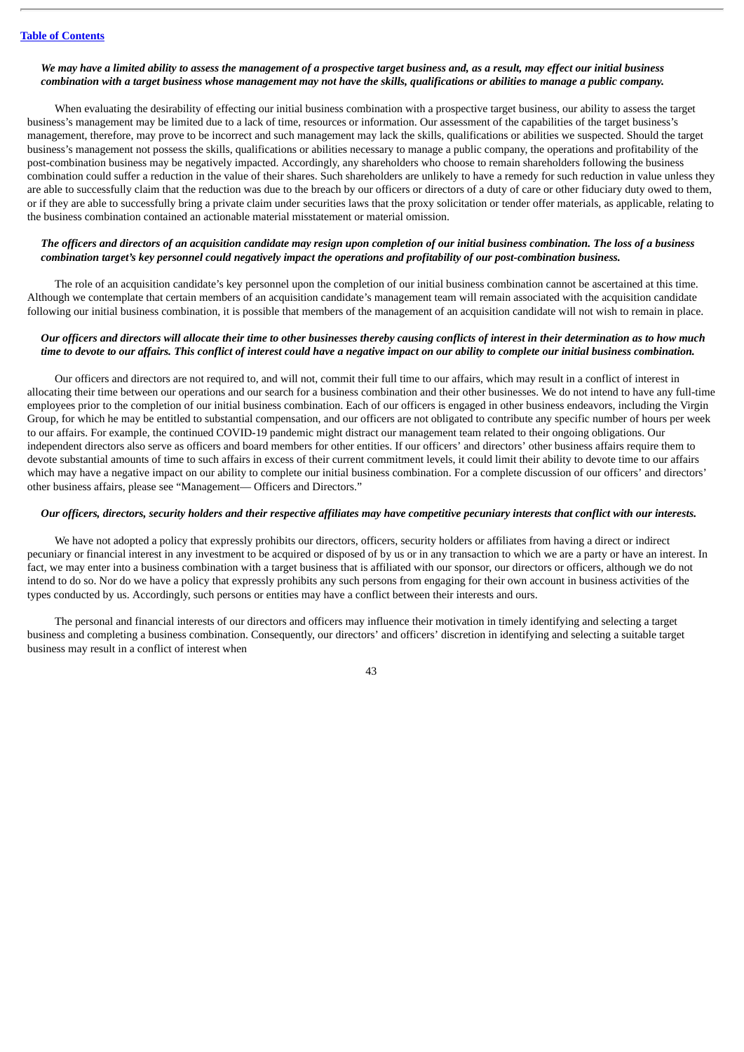*We may have a limited ability to assess the management of a prospective target business and, as a result, may effect our initial business combination with a target business whose management may not have the skills, qualifications or abilities to manage a public company.*

When evaluating the desirability of effecting our initial business combination with a prospective target business, our ability to assess the target business's management may be limited due to a lack of time, resources or information. Our assessment of the capabilities of the target business's management, therefore, may prove to be incorrect and such management may lack the skills, qualifications or abilities we suspected. Should the target business's management not possess the skills, qualifications or abilities necessary to manage a public company, the operations and profitability of the post-combination business may be negatively impacted. Accordingly, any shareholders who choose to remain shareholders following the business combination could suffer a reduction in the value of their shares. Such shareholders are unlikely to have a remedy for such reduction in value unless they are able to successfully claim that the reduction was due to the breach by our officers or directors of a duty of care or other fiduciary duty owed to them, or if they are able to successfully bring a private claim under securities laws that the proxy solicitation or tender offer materials, as applicable, relating to the business combination contained an actionable material misstatement or material omission.

*The officers and directors of an acquisition candidate may resign upon completion of our initial business combination. The loss of a business combination target's key personnel could negatively impact the operations and profitability of our post-combination business.*

The role of an acquisition candidate's key personnel upon the completion of our initial business combination cannot be ascertained at this time. Although we contemplate that certain members of an acquisition candidate's management team will remain associated with the acquisition candidate following our initial business combination, it is possible that members of the management of an acquisition candidate will not wish to remain in place.

*Our officers and directors will allocate their time to other businesses thereby causing conflicts of interest in their determination as to how much time to devote to our affairs. This conflict of interest could have a negative impact on our ability to complete our initial business combination.*

Our officers and directors are not required to, and will not, commit their full time to our affairs, which may result in a conflict of interest in allocating their time between our operations and our search for a business combination and their other businesses. We do not intend to have any full-time employees prior to the completion of our initial business combination. Each of our officers is engaged in other business endeavors, including the Virgin Group, for which he may be entitled to substantial compensation, and our officers are not obligated to contribute any specific number of hours per week to our affairs. For example, the continued COVID-19 pandemic might distract our management team related to their ongoing obligations. Our independent directors also serve as officers and board members for other entities. If our officers' and directors' other business affairs require them to devote substantial amounts of time to such affairs in excess of their current commitment levels, it could limit their ability to devote time to our affairs which may have a negative impact on our ability to complete our initial business combination. For a complete discussion of our officers' and directors' other business affairs, please see "Management— Officers and Directors."

*Our officers, directors, security holders and their respective affiliates may have competitive pecuniary interests that conflict with our interests.*

We have not adopted a policy that expressly prohibits our directors, officers, security holders or affiliates from having a direct or indirect pecuniary or financial interest in any investment to be acquired or disposed of by us or in any transaction to which we are a party or have an interest. In fact, we may enter into a business combination with a target business that is affiliated with our sponsor, our directors or officers, although we do not intend to do so. Nor do we have a policy that expressly prohibits any such persons from engaging for their own account in business activities of the types conducted by us. Accordingly, such persons or entities may have a conflict between their interests and ours.

The personal and financial interests of our directors and officers may influence their motivation in timely identifying and selecting a target business and completing a business combination. Consequently, our directors' and officers' discretion in identifying and selecting a suitable target business may result in a conflict of interest when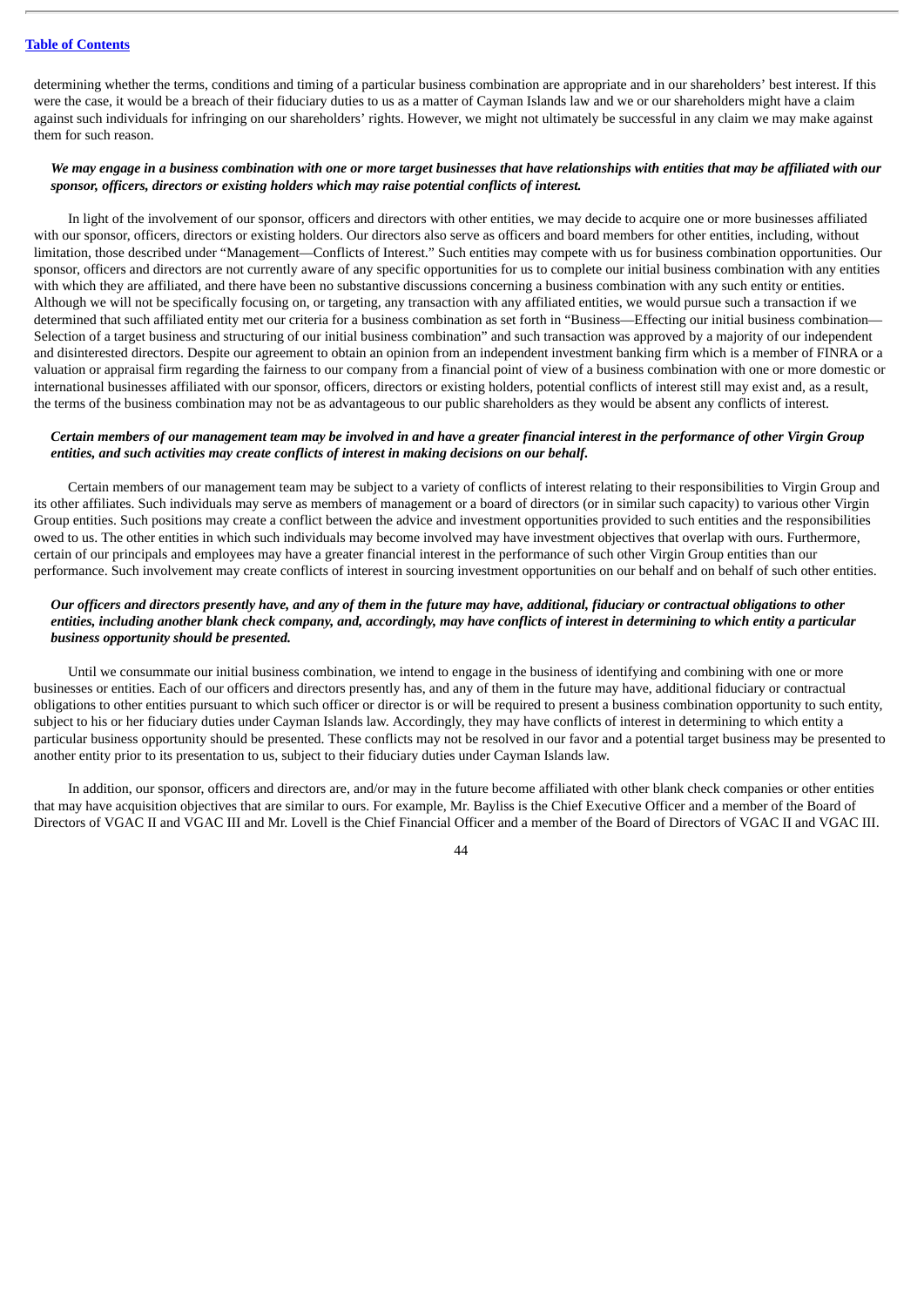determining whether the terms, conditions and timing of a particular business combination are appropriate and in our shareholders' best interest. If this were the case, it would be a breach of their fiduciary duties to us as a matter of Cayman Islands law and we or our shareholders might have a claim against such individuals for infringing on our shareholders' rights. However, we might not ultimately be successful in any claim we may make against them for such reason.

***We may engage in a business combination with one or more target businesses that have relationships with entities that may be affiliated with our sponsor, officers, directors or existing holders which may raise potential conflicts of interest.***

In light of the involvement of our sponsor, officers and directors with other entities, we may decide to acquire one or more businesses affiliated with our sponsor, officers, directors or existing holders. Our directors also serve as officers and board members for other entities, including, without limitation, those described under "Management—Conflicts of Interest." Such entities may compete with us for business combination opportunities. Our sponsor, officers and directors are not currently aware of any specific opportunities for us to complete our initial business combination with any entities with which they are affiliated, and there have been no substantive discussions concerning a business combination with any such entity or entities. Although we will not be specifically focusing on, or targeting, any transaction with any affiliated entities, we would pursue such a transaction if we determined that such affiliated entity met our criteria for a business combination as set forth in "Business—Effecting our initial business combination—Selection of a target business and structuring of our initial business combination" and such transaction was approved by a majority of our independent and disinterested directors. Despite our agreement to obtain an opinion from an independent investment banking firm which is a member of FINRA or a valuation or appraisal firm regarding the fairness to our company from a financial point of view of a business combination with one or more domestic or international businesses affiliated with our sponsor, officers, directors or existing holders, potential conflicts of interest still may exist and, as a result, the terms of the business combination may not be as advantageous to our public shareholders as they would be absent any conflicts of interest.

***Certain members of our management team may be involved in and have a greater financial interest in the performance of other Virgin Group entities, and such activities may create conflicts of interest in making decisions on our behalf.***

Certain members of our management team may be subject to a variety of conflicts of interest relating to their responsibilities to Virgin Group and its other affiliates. Such individuals may serve as members of management or a board of directors (or in similar such capacity) to various other Virgin Group entities. Such positions may create a conflict between the advice and investment opportunities provided to such entities and the responsibilities owed to us. The other entities in which such individuals may become involved may have investment objectives that overlap with ours. Furthermore, certain of our principals and employees may have a greater financial interest in the performance of such other Virgin Group entities than our performance. Such involvement may create conflicts of interest in sourcing investment opportunities on our behalf and on behalf of such other entities.

***Our officers and directors presently have, and any of them in the future may have, additional, fiduciary or contractual obligations to other entities, including another blank check company, and, accordingly, may have conflicts of interest in determining to which entity a particular business opportunity should be presented.***

Until we consummate our initial business combination, we intend to engage in the business of identifying and combining with one or more businesses or entities. Each of our officers and directors presently has, and any of them in the future may have, additional fiduciary or contractual obligations to other entities pursuant to which such officer or director is or will be required to present a business combination opportunity to such entity, subject to his or her fiduciary duties under Cayman Islands law. Accordingly, they may have conflicts of interest in determining to which entity a particular business opportunity should be presented. These conflicts may not be resolved in our favor and a potential target business may be presented to another entity prior to its presentation to us, subject to their fiduciary duties under Cayman Islands law.

In addition, our sponsor, officers and directors are, and/or may in the future become affiliated with other blank check companies or other entities that may have acquisition objectives that are similar to ours. For example, Mr. Bayliss is the Chief Executive Officer and a member of the Board of Directors of VGAC II and VGAC III and Mr. Lovell is the Chief Financial Officer and a member of the Board of Directors of VGAC II and VGAC III.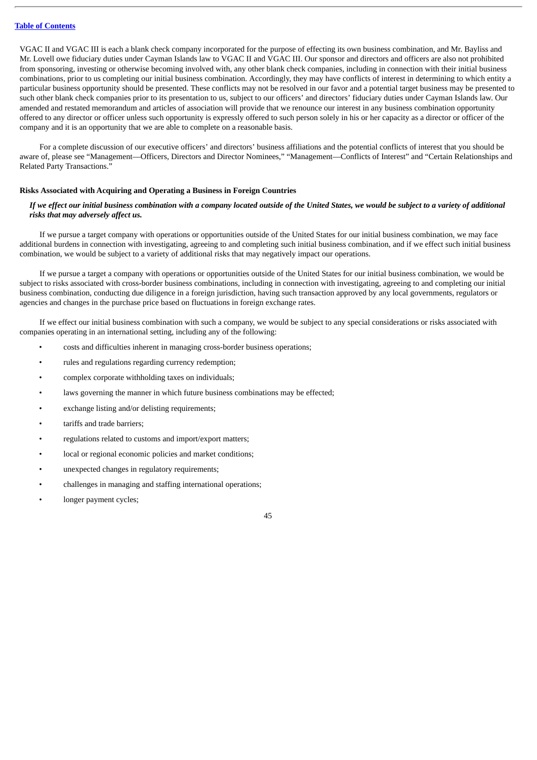VGAC II and VGAC III is each a blank check company incorporated for the purpose of effecting its own business combination, and Mr. Bayliss and Mr. Lovell owe fiduciary duties under Cayman Islands law to VGAC II and VGAC III. Our sponsor and directors and officers are also not prohibited from sponsoring, investing or otherwise becoming involved with, any other blank check companies, including in connection with their initial business combinations, prior to us completing our initial business combination. Accordingly, they may have conflicts of interest in determining to which entity a particular business opportunity should be presented. These conflicts may not be resolved in our favor and a potential target business may be presented to such other blank check companies prior to its presentation to us, subject to our officers' and directors' fiduciary duties under Cayman Islands law. Our amended and restated memorandum and articles of association will provide that we renounce our interest in any business combination opportunity offered to any director or officer unless such opportunity is expressly offered to such person solely in his or her capacity as a director or officer of the company and it is an opportunity that we are able to complete on a reasonable basis.

For a complete discussion of our executive officers' and directors' business affiliations and the potential conflicts of interest that you should be aware of, please see "Management—Officers, Directors and Director Nominees," "Management—Conflicts of Interest" and "Certain Relationships and Related Party Transactions."

**Risks Associated with Acquiring and Operating a Business in Foreign Countries**

***If we effect our initial business combination with a company located outside of the United States, we would be subject to a variety of additional risks that may adversely affect us.***

If we pursue a target company with operations or opportunities outside of the United States for our initial business combination, we may face additional burdens in connection with investigating, agreeing to and completing such initial business combination, and if we effect such initial business combination, we would be subject to a variety of additional risks that may negatively impact our operations.

If we pursue a target a company with operations or opportunities outside of the United States for our initial business combination, we would be subject to risks associated with cross-border business combinations, including in connection with investigating, agreeing to and completing our initial business combination, conducting due diligence in a foreign jurisdiction, having such transaction approved by any local governments, regulators or agencies and changes in the purchase price based on fluctuations in foreign exchange rates.

If we effect our initial business combination with such a company, we would be subject to any special considerations or risks associated with companies operating in an international setting, including any of the following:

- costs and difficulties inherent in managing cross-border business operations;
- rules and regulations regarding currency redemption;
- complex corporate withholding taxes on individuals;
- laws governing the manner in which future business combinations may be effected;
- exchange listing and/or delisting requirements;
- tariffs and trade barriers;
- regulations related to customs and import/export matters;
- local or regional economic policies and market conditions;
- unexpected changes in regulatory requirements;
- challenges in managing and staffing international operations;
- longer payment cycles;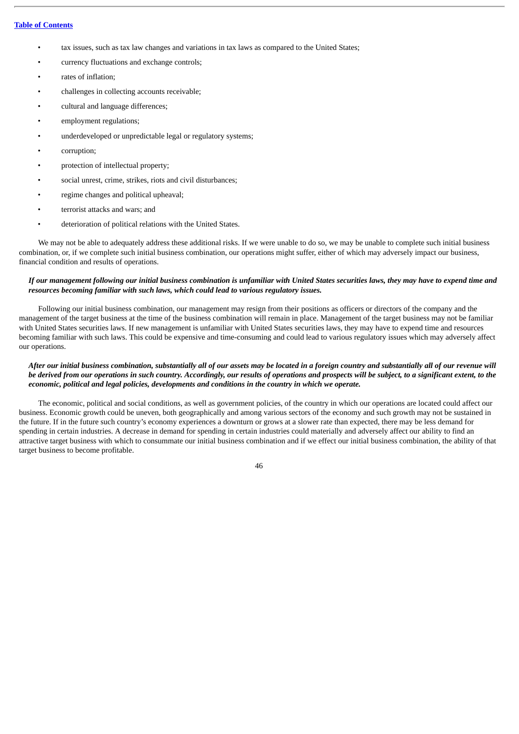- tax issues, such as tax law changes and variations in tax laws as compared to the United States;
- currency fluctuations and exchange controls;
- rates of inflation;
- challenges in collecting accounts receivable;
- cultural and language differences;
- employment regulations;
- underdeveloped or unpredictable legal or regulatory systems;
- corruption;
- protection of intellectual property;
- social unrest, crime, strikes, riots and civil disturbances;
- regime changes and political upheaval;
- terrorist attacks and wars; and
- deterioration of political relations with the United States.

We may not be able to adequately address these additional risks. If we were unable to do so, we may be unable to complete such initial business combination, or, if we complete such initial business combination, our operations might suffer, either of which may adversely impact our business, financial condition and results of operations.

***If our management following our initial business combination is unfamiliar with United States securities laws, they may have to expend time and resources becoming familiar with such laws, which could lead to various regulatory issues.***

Following our initial business combination, our management may resign from their positions as officers or directors of the company and the management of the target business at the time of the business combination will remain in place. Management of the target business may not be familiar with United States securities laws. If new management is unfamiliar with United States securities laws, they may have to expend time and resources becoming familiar with such laws. This could be expensive and time-consuming and could lead to various regulatory issues which may adversely affect our operations.

***After our initial business combination, substantially all of our assets may be located in a foreign country and substantially all of our revenue will be derived from our operations in such country. Accordingly, our results of operations and prospects will be subject, to a significant extent, to the economic, political and legal policies, developments and conditions in the country in which we operate.***

The economic, political and social conditions, as well as government policies, of the country in which our operations are located could affect our business. Economic growth could be uneven, both geographically and among various sectors of the economy and such growth may not be sustained in the future. If in the future such country's economy experiences a downturn or grows at a slower rate than expected, there may be less demand for spending in certain industries. A decrease in demand for spending in certain industries could materially and adversely affect our ability to find an attractive target business with which to consummate our initial business combination and if we effect our initial business combination, the ability of that target business to become profitable.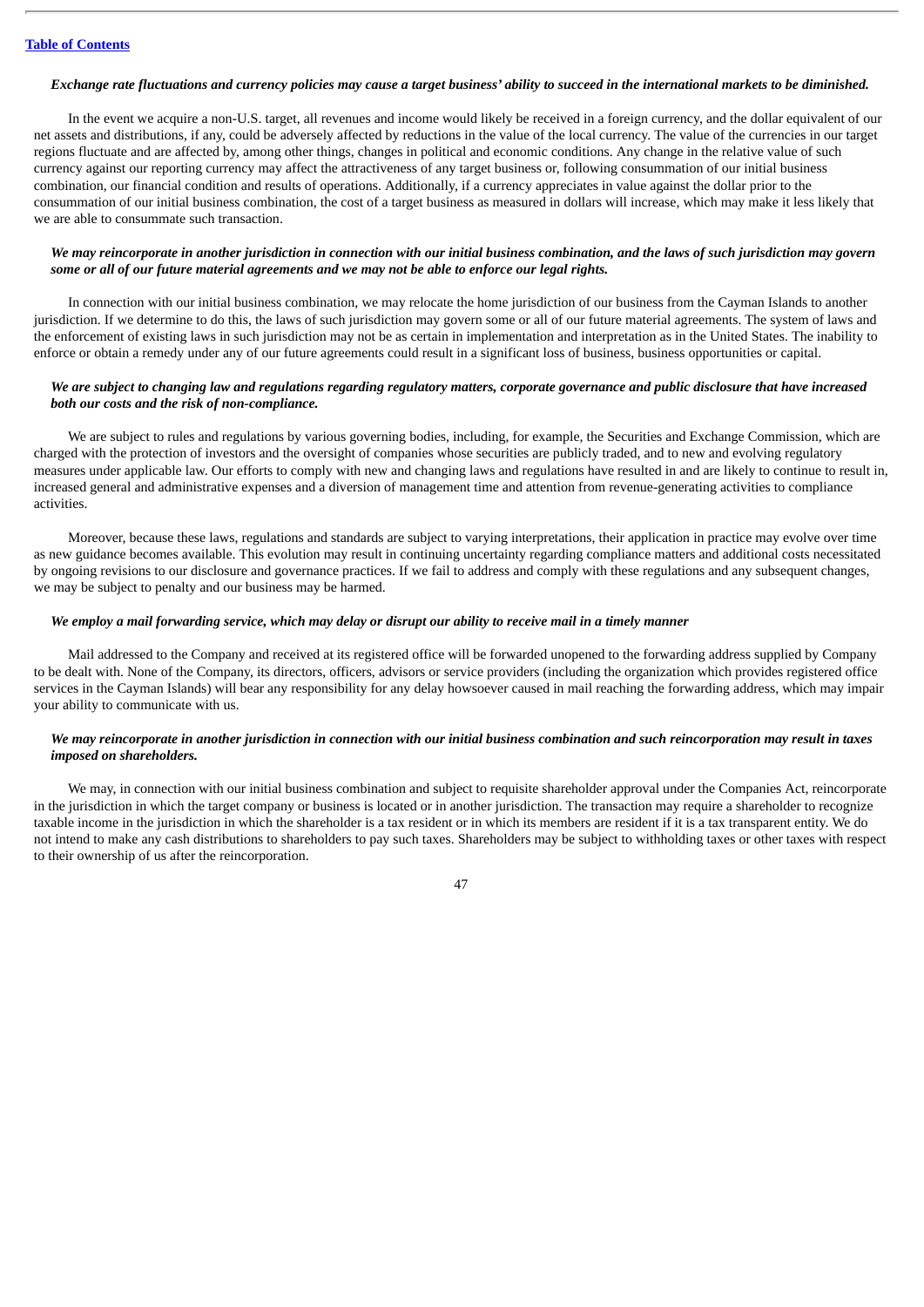*Exchange rate fluctuations and currency policies may cause a target business' ability to succeed in the international markets to be diminished.*

In the event we acquire a non-U.S. target, all revenues and income would likely be received in a foreign currency, and the dollar equivalent of our net assets and distributions, if any, could be adversely affected by reductions in the value of the local currency. The value of the currencies in our target regions fluctuate and are affected by, among other things, changes in political and economic conditions. Any change in the relative value of such currency against our reporting currency may affect the attractiveness of any target business or, following consummation of our initial business combination, our financial condition and results of operations. Additionally, if a currency appreciates in value against the dollar prior to the consummation of our initial business combination, the cost of a target business as measured in dollars will increase, which may make it less likely that we are able to consummate such transaction.

*We may reincorporate in another jurisdiction in connection with our initial business combination, and the laws of such jurisdiction may govern some or all of our future material agreements and we may not be able to enforce our legal rights.*

In connection with our initial business combination, we may relocate the home jurisdiction of our business from the Cayman Islands to another jurisdiction. If we determine to do this, the laws of such jurisdiction may govern some or all of our future material agreements. The system of laws and the enforcement of existing laws in such jurisdiction may not be as certain in implementation and interpretation as in the United States. The inability to enforce or obtain a remedy under any of our future agreements could result in a significant loss of business, business opportunities or capital.

*We are subject to changing law and regulations regarding regulatory matters, corporate governance and public disclosure that have increased both our costs and the risk of non-compliance.*

We are subject to rules and regulations by various governing bodies, including, for example, the Securities and Exchange Commission, which are charged with the protection of investors and the oversight of companies whose securities are publicly traded, and to new and evolving regulatory measures under applicable law. Our efforts to comply with new and changing laws and regulations have resulted in and are likely to continue to result in, increased general and administrative expenses and a diversion of management time and attention from revenue-generating activities to compliance activities.

Moreover, because these laws, regulations and standards are subject to varying interpretations, their application in practice may evolve over time as new guidance becomes available. This evolution may result in continuing uncertainty regarding compliance matters and additional costs necessitated by ongoing revisions to our disclosure and governance practices. If we fail to address and comply with these regulations and any subsequent changes, we may be subject to penalty and our business may be harmed.

*We employ a mail forwarding service, which may delay or disrupt our ability to receive mail in a timely manner*

Mail addressed to the Company and received at its registered office will be forwarded unopened to the forwarding address supplied by Company to be dealt with. None of the Company, its directors, officers, advisors or service providers (including the organization which provides registered office services in the Cayman Islands) will bear any responsibility for any delay howsoever caused in mail reaching the forwarding address, which may impair your ability to communicate with us.

*We may reincorporate in another jurisdiction in connection with our initial business combination and such reincorporation may result in taxes imposed on shareholders.*

We may, in connection with our initial business combination and subject to requisite shareholder approval under the Companies Act, reincorporate in the jurisdiction in which the target company or business is located or in another jurisdiction. The transaction may require a shareholder to recognize taxable income in the jurisdiction in which the shareholder is a tax resident or in which its members are resident if it is a tax transparent entity. We do not intend to make any cash distributions to shareholders to pay such taxes. Shareholders may be subject to withholding taxes or other taxes with respect to their ownership of us after the reincorporation.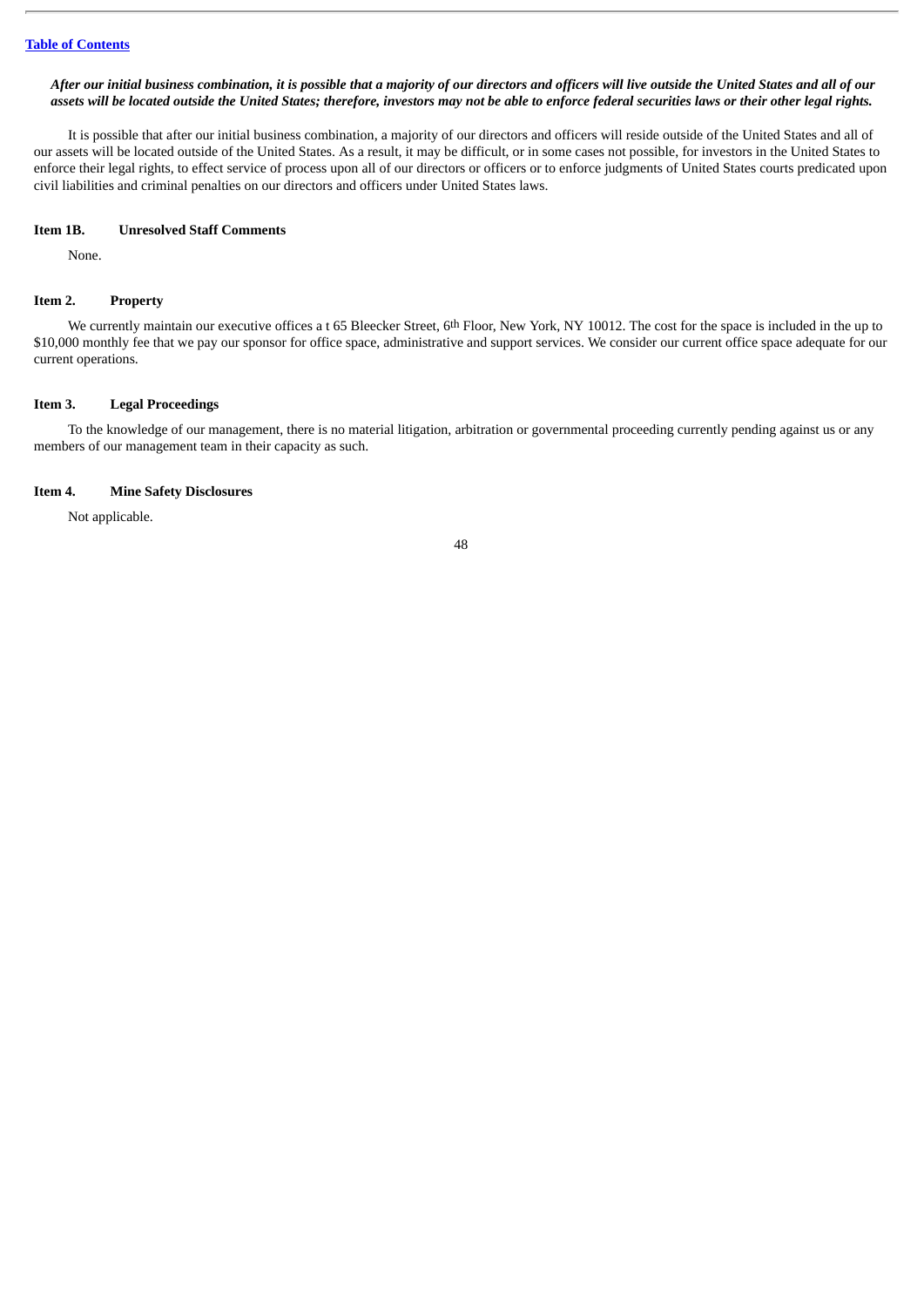***After our initial business combination, it is possible that a majority of our directors and officers will live outside the United States and all of our assets will be located outside the United States; therefore, investors may not be able to enforce federal securities laws or their other legal rights.***

It is possible that after our initial business combination, a majority of our directors and officers will reside outside of the United States and all of our assets will be located outside of the United States. As a result, it may be difficult, or in some cases not possible, for investors in the United States to enforce their legal rights, to effect service of process upon all of our directors or officers or to enforce judgments of United States courts predicated upon civil liabilities and criminal penalties on our directors and officers under United States laws.

## Item 1B. Unresolved Staff Comments

None.

## Item 2. Property

We currently maintain our executive offices a t 65 Bleecker Street, 6th Floor, New York, NY 10012. The cost for the space is included in the up to $10,000 monthly fee that we pay our sponsor for office space, administrative and support services. We consider our current office space adequate for our current operations.

## Item 3. Legal Proceedings

To the knowledge of our management, there is no material litigation, arbitration or governmental proceeding currently pending against us or any members of our management team in their capacity as such.

## Item 4. Mine Safety Disclosures

Not applicable.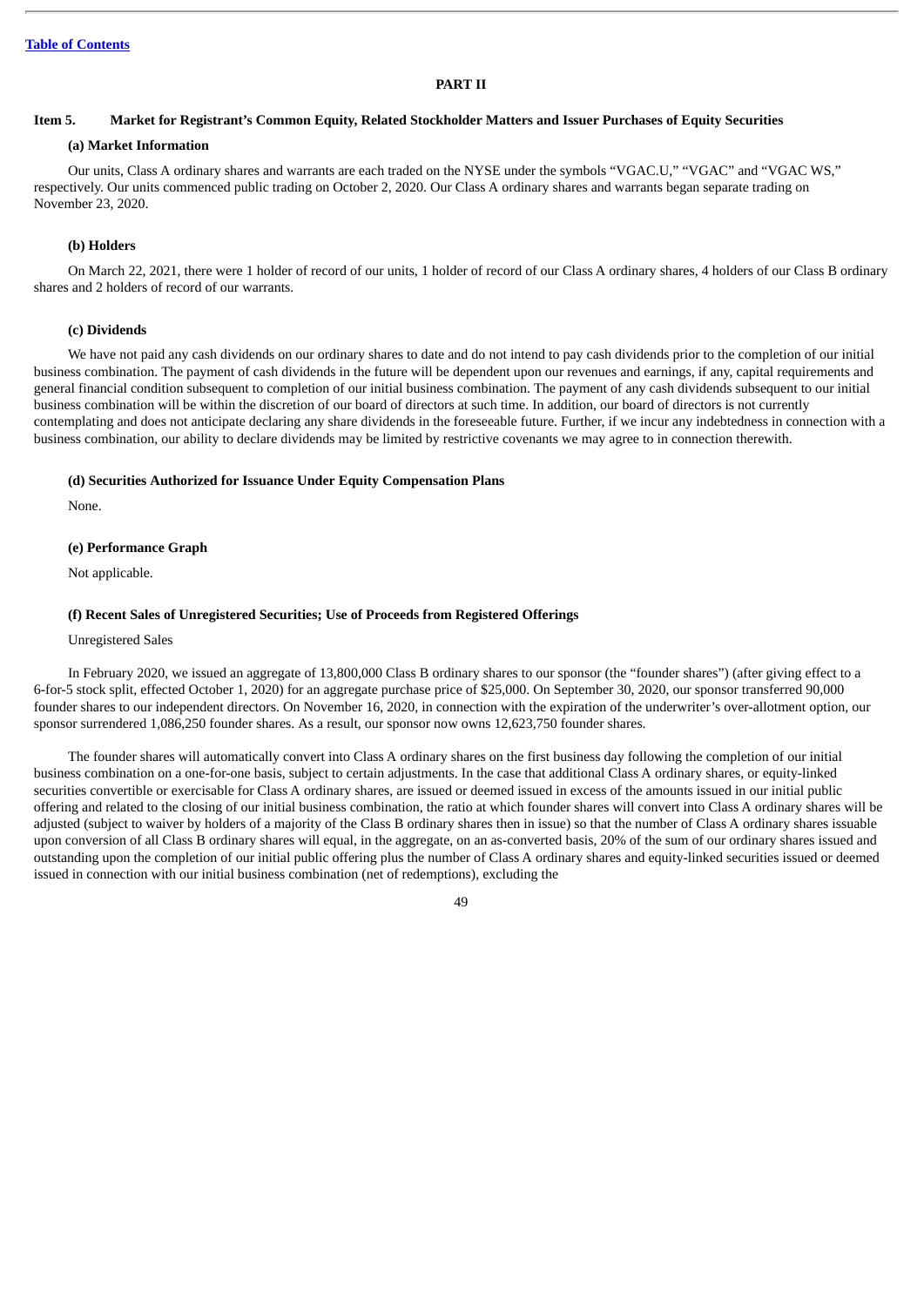## PART II

### Item 5. Market for Registrant's Common Equity, Related Stockholder Matters and Issuer Purchases of Equity Securities

#### (a) Market Information

Our units, Class A ordinary shares and warrants are each traded on the NYSE under the symbols "VGAC.U," "VGAC" and "VGAC WS," respectively. Our units commenced public trading on October 2, 2020. Our Class A ordinary shares and warrants began separate trading on November 23, 2020.

#### (b) Holders

On March 22, 2021, there were 1 holder of record of our units, 1 holder of record of our Class A ordinary shares, 4 holders of our Class B ordinary shares and 2 holders of record of our warrants.

#### (c) Dividends

We have not paid any cash dividends on our ordinary shares to date and do not intend to pay cash dividends prior to the completion of our initial business combination. The payment of cash dividends in the future will be dependent upon our revenues and earnings, if any, capital requirements and general financial condition subsequent to completion of our initial business combination. The payment of any cash dividends subsequent to our initial business combination will be within the discretion of our board of directors at such time. In addition, our board of directors is not currently contemplating and does not anticipate declaring any share dividends in the foreseeable future. Further, if we incur any indebtedness in connection with a business combination, our ability to declare dividends may be limited by restrictive covenants we may agree to in connection therewith.

#### (d) Securities Authorized for Issuance Under Equity Compensation Plans

None.

#### (e) Performance Graph

Not applicable.

#### (f) Recent Sales of Unregistered Securities; Use of Proceeds from Registered Offerings

Unregistered Sales

In February 2020, we issued an aggregate of 13,800,000 Class B ordinary shares to our sponsor (the "founder shares") (after giving effect to a 6-for-5 stock split, effected October 1, 2020) for an aggregate purchase price of $25,000. On September 30, 2020, our sponsor transferred 90,000 founder shares to our independent directors. On November 16, 2020, in connection with the expiration of the underwriter's over-allotment option, our sponsor surrendered 1,086,250 founder shares. As a result, our sponsor now owns 12,623,750 founder shares.

The founder shares will automatically convert into Class A ordinary shares on the first business day following the completion of our initial business combination on a one-for-one basis, subject to certain adjustments. In the case that additional Class A ordinary shares, or equity-linked securities convertible or exercisable for Class A ordinary shares, are issued or deemed issued in excess of the amounts issued in our initial public offering and related to the closing of our initial business combination, the ratio at which founder shares will convert into Class A ordinary shares will be adjusted (subject to waiver by holders of a majority of the Class B ordinary shares then in issue) so that the number of Class A ordinary shares issuable upon conversion of all Class B ordinary shares will equal, in the aggregate, on an as-converted basis, 20% of the sum of our ordinary shares issued and outstanding upon the completion of our initial public offering plus the number of Class A ordinary shares and equity-linked securities issued or deemed issued in connection with our initial business combination (net of redemptions), excluding the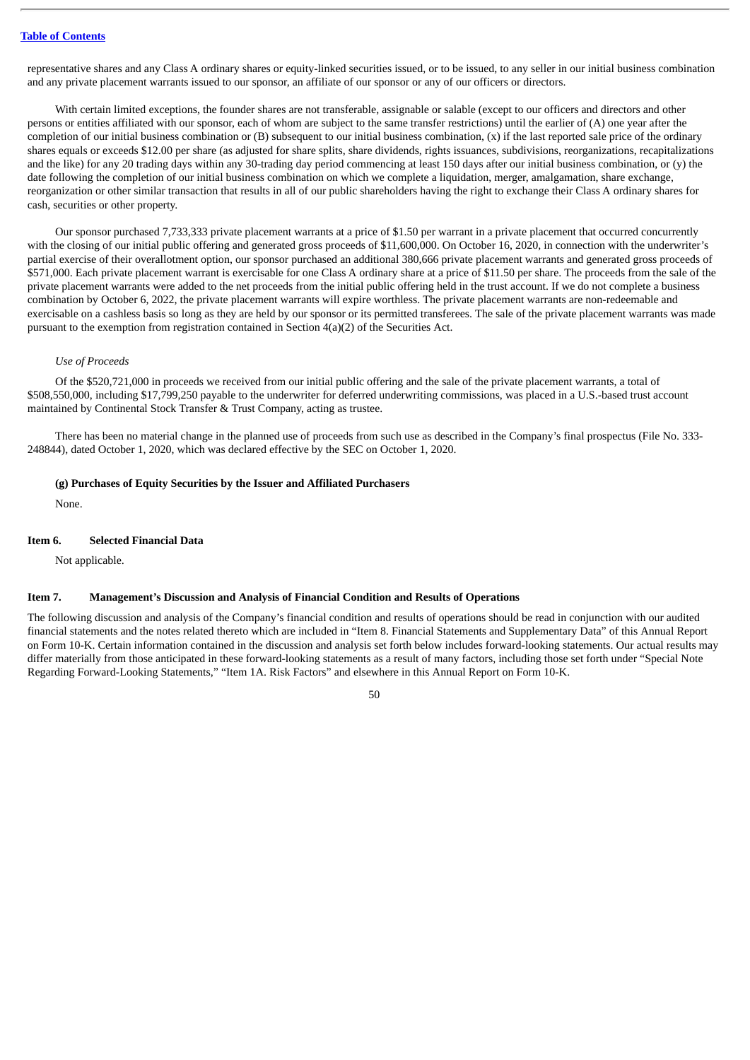representative shares and any Class A ordinary shares or equity-linked securities issued, or to be issued, to any seller in our initial business combination and any private placement warrants issued to our sponsor, an affiliate of our sponsor or any of our officers or directors.

With certain limited exceptions, the founder shares are not transferable, assignable or salable (except to our officers and directors and other persons or entities affiliated with our sponsor, each of whom are subject to the same transfer restrictions) until the earlier of (A) one year after the completion of our initial business combination or (B) subsequent to our initial business combination, (x) if the last reported sale price of the ordinary shares equals or exceeds $12.00 per share (as adjusted for share splits, share dividends, rights issuances, subdivisions, reorganizations, recapitalizations and the like) for any 20 trading days within any 30-trading day period commencing at least 150 days after our initial business combination, or (y) the date following the completion of our initial business combination on which we complete a liquidation, merger, amalgamation, share exchange, reorganization or other similar transaction that results in all of our public shareholders having the right to exchange their Class A ordinary shares for cash, securities or other property.

Our sponsor purchased 7,733,333 private placement warrants at a price of $1.50 per warrant in a private placement that occurred concurrently with the closing of our initial public offering and generated gross proceeds of $11,600,000. On October 16, 2020, in connection with the underwriter's partial exercise of their overallotment option, our sponsor purchased an additional 380,666 private placement warrants and generated gross proceeds of $571,000. Each private placement warrant is exercisable for one Class A ordinary share at a price of $11.50 per share. The proceeds from the sale of the private placement warrants were added to the net proceeds from the initial public offering held in the trust account. If we do not complete a business combination by October 6, 2022, the private placement warrants will expire worthless. The private placement warrants are non-redeemable and exercisable on a cashless basis so long as they are held by our sponsor or its permitted transferees. The sale of the private placement warrants was made pursuant to the exemption from registration contained in Section 4(a)(2) of the Securities Act.

*Use of Proceeds*

Of the $520,721,000 in proceeds we received from our initial public offering and the sale of the private placement warrants, a total of $508,550,000, including $17,799,250 payable to the underwriter for deferred underwriting commissions, was placed in a U.S.-based trust account maintained by Continental Stock Transfer & Trust Company, acting as trustee.

There has been no material change in the planned use of proceeds from such use as described in the Company's final prospectus (File No. 333-248844), dated October 1, 2020, which was declared effective by the SEC on October 1, 2020.

**(g) Purchases of Equity Securities by the Issuer and Affiliated Purchasers**

None.

## Item 6. Selected Financial Data

Not applicable.

## Item 7. Management's Discussion and Analysis of Financial Condition and Results of Operations

The following discussion and analysis of the Company's financial condition and results of operations should be read in conjunction with our audited financial statements and the notes related thereto which are included in "Item 8. Financial Statements and Supplementary Data" of this Annual Report on Form 10-K. Certain information contained in the discussion and analysis set forth below includes forward-looking statements. Our actual results may differ materially from those anticipated in these forward-looking statements as a result of many factors, including those set forth under "Special Note Regarding Forward-Looking Statements," "Item 1A. Risk Factors" and elsewhere in this Annual Report on Form 10-K.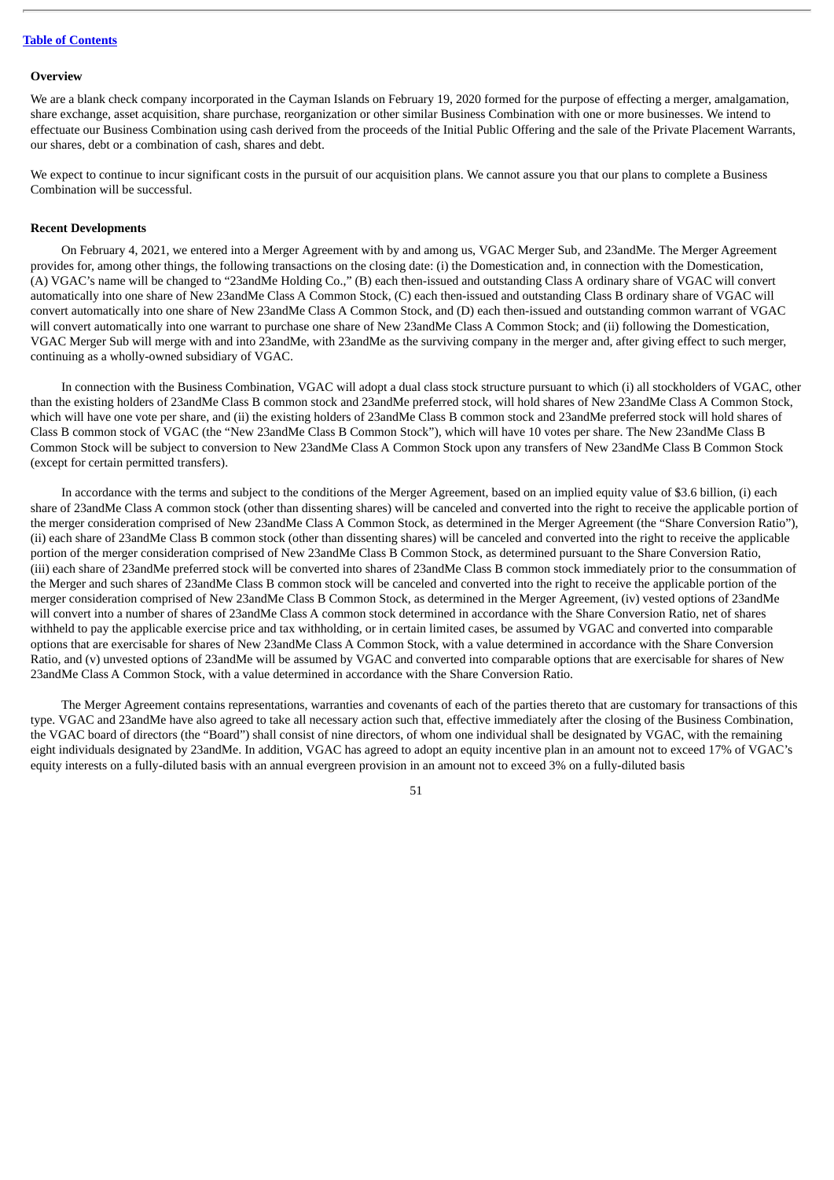**Overview**

We are a blank check company incorporated in the Cayman Islands on February 19, 2020 formed for the purpose of effecting a merger, amalgamation, share exchange, asset acquisition, share purchase, reorganization or other similar Business Combination with one or more businesses. We intend to effectuate our Business Combination using cash derived from the proceeds of the Initial Public Offering and the sale of the Private Placement Warrants, our shares, debt or a combination of cash, shares and debt.

We expect to continue to incur significant costs in the pursuit of our acquisition plans. We cannot assure you that our plans to complete a Business Combination will be successful.

**Recent Developments**

On February 4, 2021, we entered into a Merger Agreement with by and among us, VGAC Merger Sub, and 23andMe. The Merger Agreement provides for, among other things, the following transactions on the closing date: (i) the Domestication and, in connection with the Domestication, (A) VGAC's name will be changed to "23andMe Holding Co.," (B) each then-issued and outstanding Class A ordinary share of VGAC will convert automatically into one share of New 23andMe Class A Common Stock, (C) each then-issued and outstanding Class B ordinary share of VGAC will convert automatically into one share of New 23andMe Class A Common Stock, and (D) each then-issued and outstanding common warrant of VGAC will convert automatically into one warrant to purchase one share of New 23andMe Class A Common Stock; and (ii) following the Domestication, VGAC Merger Sub will merge with and into 23andMe, with 23andMe as the surviving company in the merger and, after giving effect to such merger, continuing as a wholly-owned subsidiary of VGAC.

In connection with the Business Combination, VGAC will adopt a dual class stock structure pursuant to which (i) all stockholders of VGAC, other than the existing holders of 23andMe Class B common stock and 23andMe preferred stock, will hold shares of New 23andMe Class A Common Stock, which will have one vote per share, and (ii) the existing holders of 23andMe Class B common stock and 23andMe preferred stock will hold shares of Class B common stock of VGAC (the "New 23andMe Class B Common Stock"), which will have 10 votes per share. The New 23andMe Class B Common Stock will be subject to conversion to New 23andMe Class A Common Stock upon any transfers of New 23andMe Class B Common Stock (except for certain permitted transfers).

In accordance with the terms and subject to the conditions of the Merger Agreement, based on an implied equity value of $3.6 billion, (i) each share of 23andMe Class A common stock (other than dissenting shares) will be canceled and converted into the right to receive the applicable portion of the merger consideration comprised of New 23andMe Class A Common Stock, as determined in the Merger Agreement (the "Share Conversion Ratio"), (ii) each share of 23andMe Class B common stock (other than dissenting shares) will be canceled and converted into the right to receive the applicable portion of the merger consideration comprised of New 23andMe Class B Common Stock, as determined pursuant to the Share Conversion Ratio, (iii) each share of 23andMe preferred stock will be converted into shares of 23andMe Class B common stock immediately prior to the consummation of the Merger and such shares of 23andMe Class B common stock will be canceled and converted into the right to receive the applicable portion of the merger consideration comprised of New 23andMe Class B Common Stock, as determined in the Merger Agreement, (iv) vested options of 23andMe will convert into a number of shares of 23andMe Class A common stock determined in accordance with the Share Conversion Ratio, net of shares withheld to pay the applicable exercise price and tax withholding, or in certain limited cases, be assumed by VGAC and converted into comparable options that are exercisable for shares of New 23andMe Class A Common Stock, with a value determined in accordance with the Share Conversion Ratio, and (v) unvested options of 23andMe will be assumed by VGAC and converted into comparable options that are exercisable for shares of New 23andMe Class A Common Stock, with a value determined in accordance with the Share Conversion Ratio.

The Merger Agreement contains representations, warranties and covenants of each of the parties thereto that are customary for transactions of this type. VGAC and 23andMe have also agreed to take all necessary action such that, effective immediately after the closing of the Business Combination, the VGAC board of directors (the "Board") shall consist of nine directors, of whom one individual shall be designated by VGAC, with the remaining eight individuals designated by 23andMe. In addition, VGAC has agreed to adopt an equity incentive plan in an amount not to exceed 17% of VGAC's equity interests on a fully-diluted basis with an annual evergreen provision in an amount not to exceed 3% on a fully-diluted basis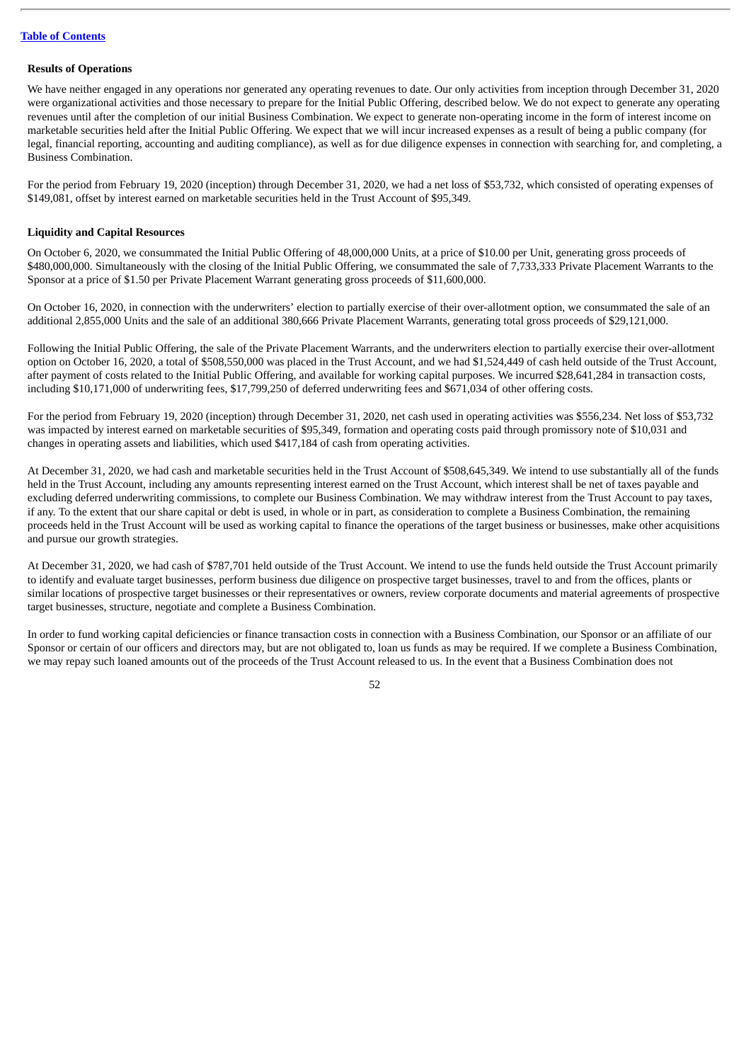[Table of Contents](#)

**Results of Operations**

We have neither engaged in any operations nor generated any operating revenues to date. Our only activities from inception through December 31, 2020 were organizational activities and those necessary to prepare for the Initial Public Offering, described below. We do not expect to generate any operating revenues until after the completion of our initial Business Combination. We expect to generate non-operating income in the form of interest income on marketable securities held after the Initial Public Offering. We expect that we will incur increased expenses as a result of being a public company (for legal, financial reporting, accounting and auditing compliance), as well as for due diligence expenses in connection with searching for, and completing, a Business Combination.

For the period from February 19, 2020 (inception) through December 31, 2020, we had a net loss of $53,732, which consisted of operating expenses of $149,081, offset by interest earned on marketable securities held in the Trust Account of $95,349.

**Liquidity and Capital Resources**

On October 6, 2020, we consummated the Initial Public Offering of 48,000,000 Units, at a price of $10.00 per Unit, generating gross proceeds of $480,000,000. Simultaneously with the closing of the Initial Public Offering, we consummated the sale of 7,733,333 Private Placement Warrants to the Sponsor at a price of $1.50 per Private Placement Warrant generating gross proceeds of $11,600,000.

On October 16, 2020, in connection with the underwriters' election to partially exercise of their over-allotment option, we consummated the sale of an additional 2,855,000 Units and the sale of an additional 380,666 Private Placement Warrants, generating total gross proceeds of $29,121,000.

Following the Initial Public Offering, the sale of the Private Placement Warrants, and the underwriters election to partially exercise their over-allotment option on October 16, 2020, a total of $508,550,000 was placed in the Trust Account, and we had $1,524,449 of cash held outside of the Trust Account, after payment of costs related to the Initial Public Offering, and available for working capital purposes. We incurred $28,641,284 in transaction costs, including $10,171,000 of underwriting fees, $17,799,250 of deferred underwriting fees and $671,034 of other offering costs.

For the period from February 19, 2020 (inception) through December 31, 2020, net cash used in operating activities was $556,234. Net loss of $53,732 was impacted by interest earned on marketable securities of $95,349, formation and operating costs paid through promissory note of $10,031 and changes in operating assets and liabilities, which used $417,184 of cash from operating activities.

At December 31, 2020, we had cash and marketable securities held in the Trust Account of $508,645,349. We intend to use substantially all of the funds held in the Trust Account, including any amounts representing interest earned on the Trust Account, which interest shall be net of taxes payable and excluding deferred underwriting commissions, to complete our Business Combination. We may withdraw interest from the Trust Account to pay taxes, if any. To the extent that our share capital or debt is used, in whole or in part, as consideration to complete a Business Combination, the remaining proceeds held in the Trust Account will be used as working capital to finance the operations of the target business or businesses, make other acquisitions and pursue our growth strategies.

At December 31, 2020, we had cash of $787,701 held outside of the Trust Account. We intend to use the funds held outside the Trust Account primarily to identify and evaluate target businesses, perform business due diligence on prospective target businesses, travel to and from the offices, plants or similar locations of prospective target businesses or their representatives or owners, review corporate documents and material agreements of prospective target businesses, structure, negotiate and complete a Business Combination.

In order to fund working capital deficiencies or finance transaction costs in connection with a Business Combination, our Sponsor or an affiliate of our Sponsor or certain of our officers and directors may, but are not obligated to, loan us funds as may be required. If we complete a Business Combination, we may repay such loaned amounts out of the proceeds of the Trust Account released to us. In the event that a Business Combination does not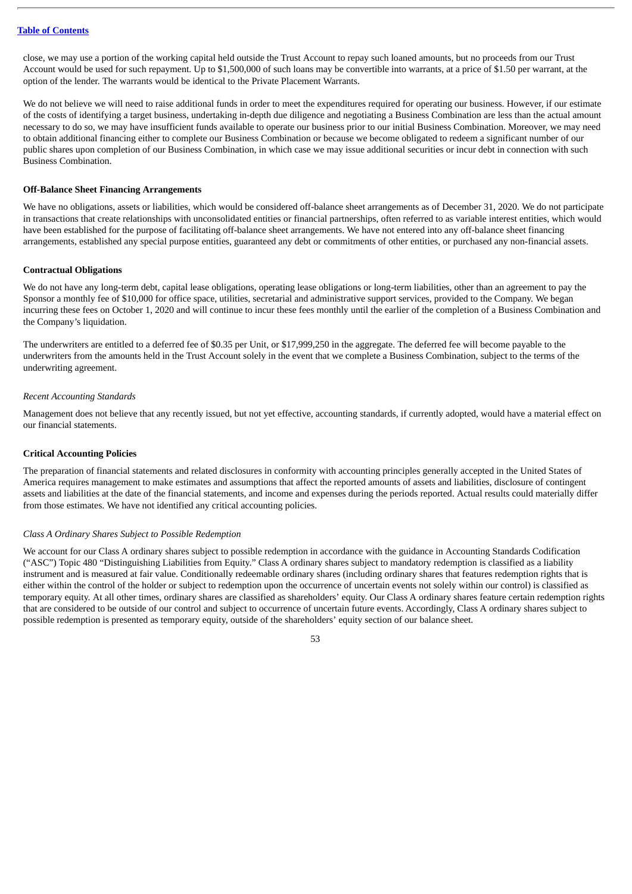close, we may use a portion of the working capital held outside the Trust Account to repay such loaned amounts, but no proceeds from our Trust Account would be used for such repayment. Up to $1,500,000 of such loans may be convertible into warrants, at a price of $1.50 per warrant, at the option of the lender. The warrants would be identical to the Private Placement Warrants.

We do not believe we will need to raise additional funds in order to meet the expenditures required for operating our business. However, if our estimate of the costs of identifying a target business, undertaking in-depth due diligence and negotiating a Business Combination are less than the actual amount necessary to do so, we may have insufficient funds available to operate our business prior to our initial Business Combination. Moreover, we may need to obtain additional financing either to complete our Business Combination or because we become obligated to redeem a significant number of our public shares upon completion of our Business Combination, in which case we may issue additional securities or incur debt in connection with such Business Combination.

**Off-Balance Sheet Financing Arrangements**

We have no obligations, assets or liabilities, which would be considered off-balance sheet arrangements as of December 31, 2020. We do not participate in transactions that create relationships with unconsolidated entities or financial partnerships, often referred to as variable interest entities, which would have been established for the purpose of facilitating off-balance sheet arrangements. We have not entered into any off-balance sheet financing arrangements, established any special purpose entities, guaranteed any debt or commitments of other entities, or purchased any non-financial assets.

**Contractual Obligations**

We do not have any long-term debt, capital lease obligations, operating lease obligations or long-term liabilities, other than an agreement to pay the Sponsor a monthly fee of $10,000 for office space, utilities, secretarial and administrative support services, provided to the Company. We began incurring these fees on October 1, 2020 and will continue to incur these fees monthly until the earlier of the completion of a Business Combination and the Company's liquidation.

The underwriters are entitled to a deferred fee of $0.35 per Unit, or $17,999,250 in the aggregate. The deferred fee will become payable to the underwriters from the amounts held in the Trust Account solely in the event that we complete a Business Combination, subject to the terms of the underwriting agreement.

*Recent Accounting Standards*

Management does not believe that any recently issued, but not yet effective, accounting standards, if currently adopted, would have a material effect on our financial statements.

**Critical Accounting Policies**

The preparation of financial statements and related disclosures in conformity with accounting principles generally accepted in the United States of America requires management to make estimates and assumptions that affect the reported amounts of assets and liabilities, disclosure of contingent assets and liabilities at the date of the financial statements, and income and expenses during the periods reported. Actual results could materially differ from those estimates. We have not identified any critical accounting policies.

*Class A Ordinary Shares Subject to Possible Redemption*

We account for our Class A ordinary shares subject to possible redemption in accordance with the guidance in Accounting Standards Codification ("ASC") Topic 480 "Distinguishing Liabilities from Equity." Class A ordinary shares subject to mandatory redemption is classified as a liability instrument and is measured at fair value. Conditionally redeemable ordinary shares (including ordinary shares that features redemption rights that is either within the control of the holder or subject to redemption upon the occurrence of uncertain events not solely within our control) is classified as temporary equity. At all other times, ordinary shares are classified as shareholders' equity. Our Class A ordinary shares feature certain redemption rights that are considered to be outside of our control and subject to occurrence of uncertain future events. Accordingly, Class A ordinary shares subject to possible redemption is presented as temporary equity, outside of the shareholders' equity section of our balance sheet.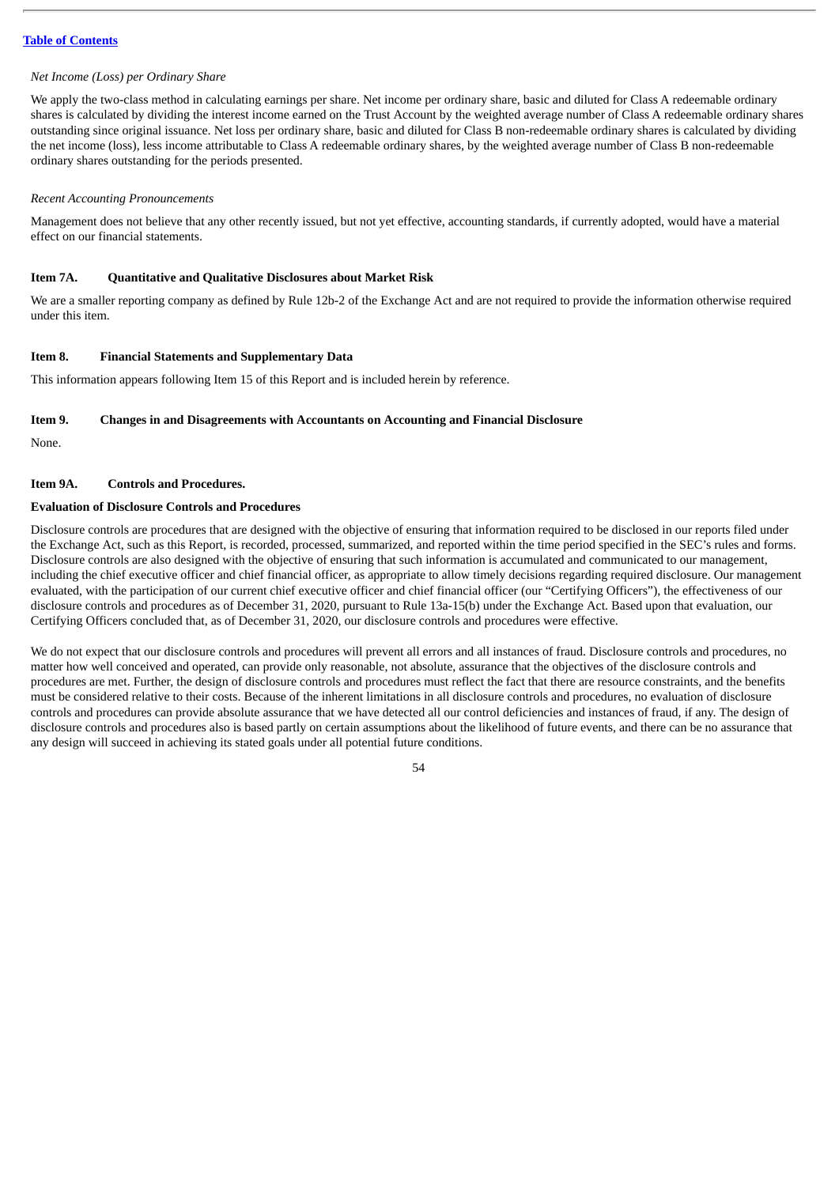*Net Income (Loss) per Ordinary Share*

We apply the two-class method in calculating earnings per share. Net income per ordinary share, basic and diluted for Class A redeemable ordinary shares is calculated by dividing the interest income earned on the Trust Account by the weighted average number of Class A redeemable ordinary shares outstanding since original issuance. Net loss per ordinary share, basic and diluted for Class B non-redeemable ordinary shares is calculated by dividing the net income (loss), less income attributable to Class A redeemable ordinary shares, by the weighted average number of Class B non-redeemable ordinary shares outstanding for the periods presented.

*Recent Accounting Pronouncements*

Management does not believe that any other recently issued, but not yet effective, accounting standards, if currently adopted, would have a material effect on our financial statements.

## Item 7A. Quantitative and Qualitative Disclosures about Market Risk

We are a smaller reporting company as defined by Rule 12b-2 of the Exchange Act and are not required to provide the information otherwise required under this item.

## Item 8. Financial Statements and Supplementary Data

This information appears following Item 15 of this Report and is included herein by reference.

## Item 9. Changes in and Disagreements with Accountants on Accounting and Financial Disclosure

None.

## Item 9A. Controls and Procedures.

**Evaluation of Disclosure Controls and Procedures**

Disclosure controls are procedures that are designed with the objective of ensuring that information required to be disclosed in our reports filed under the Exchange Act, such as this Report, is recorded, processed, summarized, and reported within the time period specified in the SEC's rules and forms. Disclosure controls are also designed with the objective of ensuring that such information is accumulated and communicated to our management, including the chief executive officer and chief financial officer, as appropriate to allow timely decisions regarding required disclosure. Our management evaluated, with the participation of our current chief executive officer and chief financial officer (our "Certifying Officers"), the effectiveness of our disclosure controls and procedures as of December 31, 2020, pursuant to Rule 13a-15(b) under the Exchange Act. Based upon that evaluation, our Certifying Officers concluded that, as of December 31, 2020, our disclosure controls and procedures were effective.

We do not expect that our disclosure controls and procedures will prevent all errors and all instances of fraud. Disclosure controls and procedures, no matter how well conceived and operated, can provide only reasonable, not absolute, assurance that the objectives of the disclosure controls and procedures are met. Further, the design of disclosure controls and procedures must reflect the fact that there are resource constraints, and the benefits must be considered relative to their costs. Because of the inherent limitations in all disclosure controls and procedures, no evaluation of disclosure controls and procedures can provide absolute assurance that we have detected all our control deficiencies and instances of fraud, if any. The design of disclosure controls and procedures also is based partly on certain assumptions about the likelihood of future events, and there can be no assurance that any design will succeed in achieving its stated goals under all potential future conditions.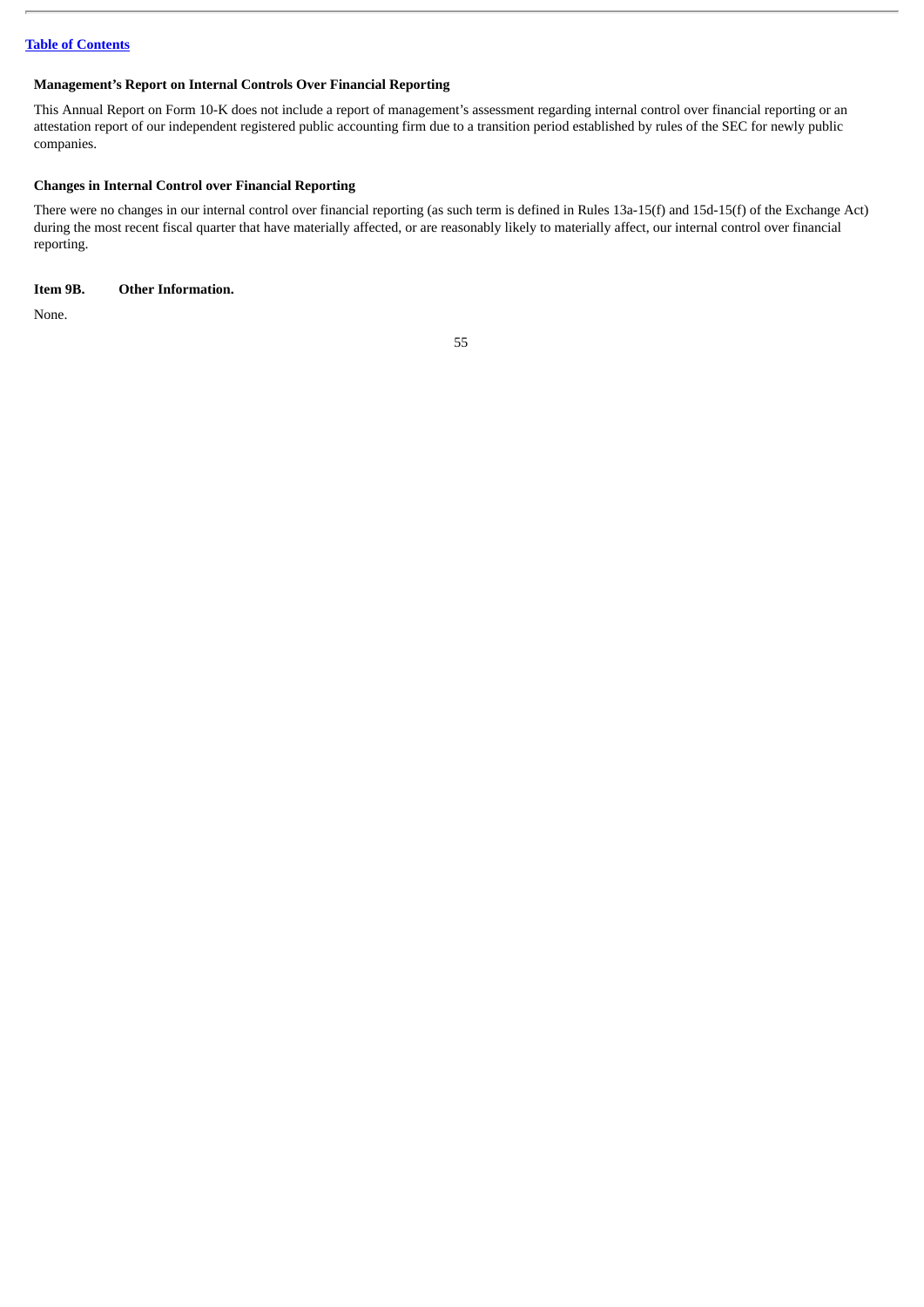### Management's Report on Internal Controls Over Financial Reporting

This Annual Report on Form 10-K does not include a report of management's assessment regarding internal control over financial reporting or an attestation report of our independent registered public accounting firm due to a transition period established by rules of the SEC for newly public companies.

### Changes in Internal Control over Financial Reporting

There were no changes in our internal control over financial reporting (as such term is defined in Rules 13a-15(f) and 15d-15(f) of the Exchange Act) during the most recent fiscal quarter that have materially affected, or are reasonably likely to materially affect, our internal control over financial reporting.

## Item 9B. Other Information.

None.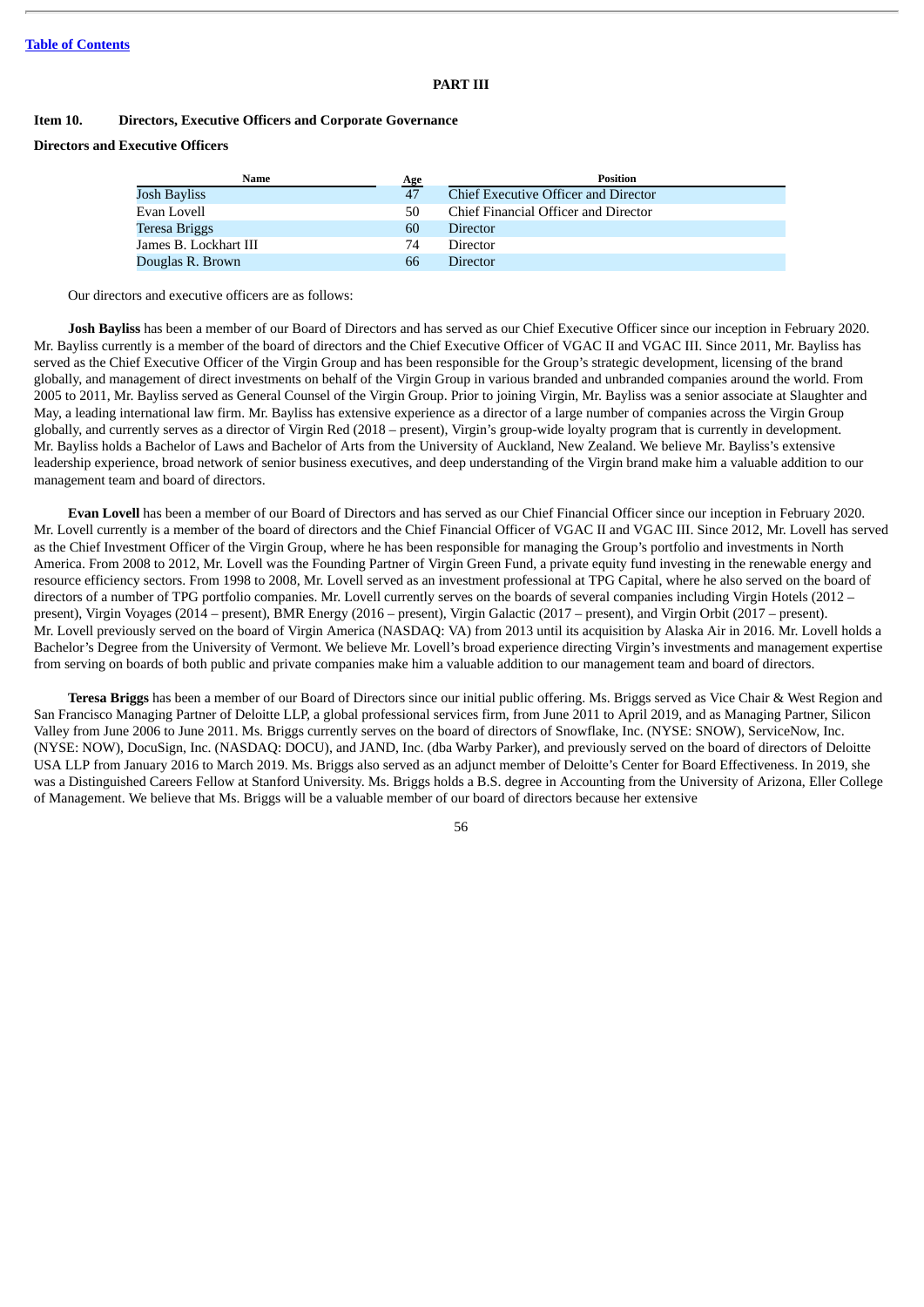[Table of Contents](#)

# PART III

## Item 10. Directors, Executive Officers and Corporate Governance

### Directors and Executive Officers

| Name | Age | Position |
|---|---|---|
| Josh Bayliss | 47 | Chief Executive Officer and Director |
| Evan Lovell | 50 | Chief Financial Officer and Director |
| Teresa Briggs | 60 | Director |
| James B. Lockhart III | 74 | Director |
| Douglas R. Brown | 66 | Director |

Our directors and executive officers are as follows:

**Josh Bayliss** has been a member of our Board of Directors and has served as our Chief Executive Officer since our inception in February 2020. Mr. Bayliss currently is a member of the board of directors and the Chief Executive Officer of VGAC II and VGAC III. Since 2011, Mr. Bayliss has served as the Chief Executive Officer of the Virgin Group and has been responsible for the Group's strategic development, licensing of the brand globally, and management of direct investments on behalf of the Virgin Group in various branded and unbranded companies around the world. From 2005 to 2011, Mr. Bayliss served as General Counsel of the Virgin Group. Prior to joining Virgin, Mr. Bayliss was a senior associate at Slaughter and May, a leading international law firm. Mr. Bayliss has extensive experience as a director of a large number of companies across the Virgin Group globally, and currently serves as a director of Virgin Red (2018 – present), Virgin's group-wide loyalty program that is currently in development. Mr. Bayliss holds a Bachelor of Laws and Bachelor of Arts from the University of Auckland, New Zealand. We believe Mr. Bayliss's extensive leadership experience, broad network of senior business executives, and deep understanding of the Virgin brand make him a valuable addition to our management team and board of directors.

**Evan Lovell** has been a member of our Board of Directors and has served as our Chief Financial Officer since our inception in February 2020. Mr. Lovell currently is a member of the board of directors and the Chief Financial Officer of VGAC II and VGAC III. Since 2012, Mr. Lovell has served as the Chief Investment Officer of the Virgin Group, where he has been responsible for managing the Group's portfolio and investments in North America. From 2008 to 2012, Mr. Lovell was the Founding Partner of Virgin Green Fund, a private equity fund investing in the renewable energy and resource efficiency sectors. From 1998 to 2008, Mr. Lovell served as an investment professional at TPG Capital, where he also served on the board of directors of a number of TPG portfolio companies. Mr. Lovell currently serves on the boards of several companies including Virgin Hotels (2012 – present), Virgin Voyages (2014 – present), BMR Energy (2016 – present), Virgin Galactic (2017 – present), and Virgin Orbit (2017 – present). Mr. Lovell previously served on the board of Virgin America (NASDAQ: VA) from 2013 until its acquisition by Alaska Air in 2016. Mr. Lovell holds a Bachelor's Degree from the University of Vermont. We believe Mr. Lovell's broad experience directing Virgin's investments and management expertise from serving on boards of both public and private companies make him a valuable addition to our management team and board of directors.

**Teresa Briggs** has been a member of our Board of Directors since our initial public offering. Ms. Briggs served as Vice Chair & West Region and San Francisco Managing Partner of Deloitte LLP, a global professional services firm, from June 2011 to April 2019, and as Managing Partner, Silicon Valley from June 2006 to June 2011. Ms. Briggs currently serves on the board of directors of Snowflake, Inc. (NYSE: SNOW), ServiceNow, Inc. (NYSE: NOW), DocuSign, Inc. (NASDAQ: DOCU), and JAND, Inc. (dba Warby Parker), and previously served on the board of directors of Deloitte USA LLP from January 2016 to March 2019. Ms. Briggs also served as an adjunct member of Deloitte's Center for Board Effectiveness. In 2019, she was a Distinguished Careers Fellow at Stanford University. Ms. Briggs holds a B.S. degree in Accounting from the University of Arizona, Eller College of Management. We believe that Ms. Briggs will be a valuable member of our board of directors because her extensive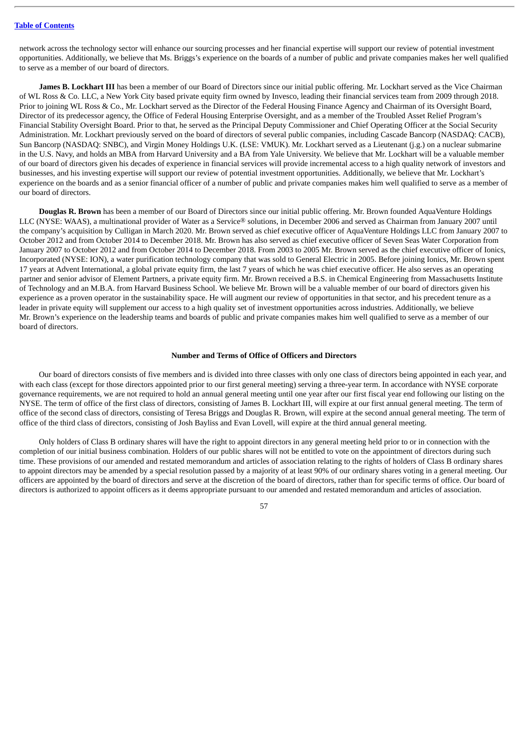network across the technology sector will enhance our sourcing processes and her financial expertise will support our review of potential investment opportunities. Additionally, we believe that Ms. Briggs's experience on the boards of a number of public and private companies makes her well qualified to serve as a member of our board of directors.

**James B. Lockhart III** has been a member of our Board of Directors since our initial public offering. Mr. Lockhart served as the Vice Chairman of WL Ross & Co. LLC, a New York City based private equity firm owned by Invesco, leading their financial services team from 2009 through 2018. Prior to joining WL Ross & Co., Mr. Lockhart served as the Director of the Federal Housing Finance Agency and Chairman of its Oversight Board, Director of its predecessor agency, the Office of Federal Housing Enterprise Oversight, and as a member of the Troubled Asset Relief Program's Financial Stability Oversight Board. Prior to that, he served as the Principal Deputy Commissioner and Chief Operating Officer at the Social Security Administration. Mr. Lockhart previously served on the board of directors of several public companies, including Cascade Bancorp (NASDAQ: CACB), Sun Bancorp (NASDAQ: SNBC), and Virgin Money Holdings U.K. (LSE: VMUK). Mr. Lockhart served as a Lieutenant (j.g.) on a nuclear submarine in the U.S. Navy, and holds an MBA from Harvard University and a BA from Yale University. We believe that Mr. Lockhart will be a valuable member of our board of directors given his decades of experience in financial services will provide incremental access to a high quality network of investors and businesses, and his investing expertise will support our review of potential investment opportunities. Additionally, we believe that Mr. Lockhart's experience on the boards and as a senior financial officer of a number of public and private companies makes him well qualified to serve as a member of our board of directors.

**Douglas R. Brown** has been a member of our Board of Directors since our initial public offering. Mr. Brown founded AquaVenture Holdings LLC (NYSE: WAAS), a multinational provider of Water as a Service® solutions, in December 2006 and served as Chairman from January 2007 until the company's acquisition by Culligan in March 2020. Mr. Brown served as chief executive officer of AquaVenture Holdings LLC from January 2007 to October 2012 and from October 2014 to December 2018. Mr. Brown has also served as chief executive officer of Seven Seas Water Corporation from January 2007 to October 2012 and from October 2014 to December 2018. From 2003 to 2005 Mr. Brown served as the chief executive officer of Ionics, Incorporated (NYSE: ION), a water purification technology company that was sold to General Electric in 2005. Before joining Ionics, Mr. Brown spent 17 years at Advent International, a global private equity firm, the last 7 years of which he was chief executive officer. He also serves as an operating partner and senior advisor of Element Partners, a private equity firm. Mr. Brown received a B.S. in Chemical Engineering from Massachusetts Institute of Technology and an M.B.A. from Harvard Business School. We believe Mr. Brown will be a valuable member of our board of directors given his experience as a proven operator in the sustainability space. He will augment our review of opportunities in that sector, and his precedent tenure as a leader in private equity will supplement our access to a high quality set of investment opportunities across industries. Additionally, we believe Mr. Brown's experience on the leadership teams and boards of public and private companies makes him well qualified to serve as a member of our board of directors.

## Number and Terms of Office of Officers and Directors

Our board of directors consists of five members and is divided into three classes with only one class of directors being appointed in each year, and with each class (except for those directors appointed prior to our first general meeting) serving a three-year term. In accordance with NYSE corporate governance requirements, we are not required to hold an annual general meeting until one year after our first fiscal year end following our listing on the NYSE. The term of office of the first class of directors, consisting of James B. Lockhart III, will expire at our first annual general meeting. The term of office of the second class of directors, consisting of Teresa Briggs and Douglas R. Brown, will expire at the second annual general meeting. The term of office of the third class of directors, consisting of Josh Bayliss and Evan Lovell, will expire at the third annual general meeting.

Only holders of Class B ordinary shares will have the right to appoint directors in any general meeting held prior to or in connection with the completion of our initial business combination. Holders of our public shares will not be entitled to vote on the appointment of directors during such time. These provisions of our amended and restated memorandum and articles of association relating to the rights of holders of Class B ordinary shares to appoint directors may be amended by a special resolution passed by a majority of at least 90% of our ordinary shares voting in a general meeting. Our officers are appointed by the board of directors and serve at the discretion of the board of directors, rather than for specific terms of office. Our board of directors is authorized to appoint officers as it deems appropriate pursuant to our amended and restated memorandum and articles of association.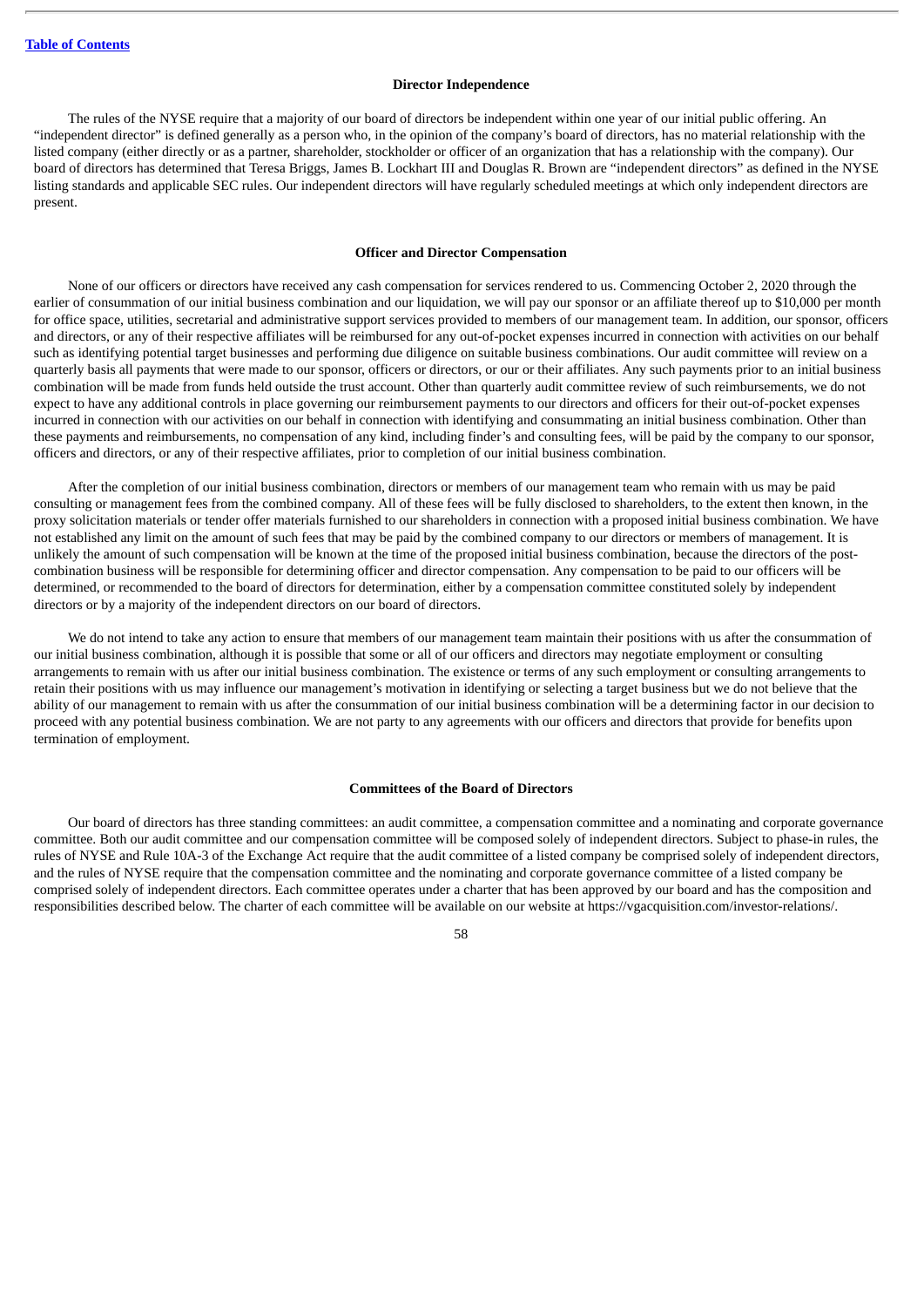### Director Independence

The rules of the NYSE require that a majority of our board of directors be independent within one year of our initial public offering. An "independent director" is defined generally as a person who, in the opinion of the company's board of directors, has no material relationship with the listed company (either directly or as a partner, shareholder, stockholder or officer of an organization that has a relationship with the company). Our board of directors has determined that Teresa Briggs, James B. Lockhart III and Douglas R. Brown are "independent directors" as defined in the NYSE listing standards and applicable SEC rules. Our independent directors will have regularly scheduled meetings at which only independent directors are present.

### Officer and Director Compensation

None of our officers or directors have received any cash compensation for services rendered to us. Commencing October 2, 2020 through the earlier of consummation of our initial business combination and our liquidation, we will pay our sponsor or an affiliate thereof up to $10,000 per month for office space, utilities, secretarial and administrative support services provided to members of our management team. In addition, our sponsor, officers and directors, or any of their respective affiliates will be reimbursed for any out-of-pocket expenses incurred in connection with activities on our behalf such as identifying potential target businesses and performing due diligence on suitable business combinations. Our audit committee will review on a quarterly basis all payments that were made to our sponsor, officers or directors, or our or their affiliates. Any such payments prior to an initial business combination will be made from funds held outside the trust account. Other than quarterly audit committee review of such reimbursements, we do not expect to have any additional controls in place governing our reimbursement payments to our directors and officers for their out-of-pocket expenses incurred in connection with our activities on our behalf in connection with identifying and consummating an initial business combination. Other than these payments and reimbursements, no compensation of any kind, including finder's and consulting fees, will be paid by the company to our sponsor, officers and directors, or any of their respective affiliates, prior to completion of our initial business combination.

After the completion of our initial business combination, directors or members of our management team who remain with us may be paid consulting or management fees from the combined company. All of these fees will be fully disclosed to shareholders, to the extent then known, in the proxy solicitation materials or tender offer materials furnished to our shareholders in connection with a proposed initial business combination. We have not established any limit on the amount of such fees that may be paid by the combined company to our directors or members of management. It is unlikely the amount of such compensation will be known at the time of the proposed initial business combination, because the directors of the post-combination business will be responsible for determining officer and director compensation. Any compensation to be paid to our officers will be determined, or recommended to the board of directors for determination, either by a compensation committee constituted solely by independent directors or by a majority of the independent directors on our board of directors.

We do not intend to take any action to ensure that members of our management team maintain their positions with us after the consummation of our initial business combination, although it is possible that some or all of our officers and directors may negotiate employment or consulting arrangements to remain with us after our initial business combination. The existence or terms of any such employment or consulting arrangements to retain their positions with us may influence our management's motivation in identifying or selecting a target business but we do not believe that the ability of our management to remain with us after the consummation of our initial business combination will be a determining factor in our decision to proceed with any potential business combination. We are not party to any agreements with our officers and directors that provide for benefits upon termination of employment.

### Committees of the Board of Directors

Our board of directors has three standing committees: an audit committee, a compensation committee and a nominating and corporate governance committee. Both our audit committee and our compensation committee will be composed solely of independent directors. Subject to phase-in rules, the rules of NYSE and Rule 10A-3 of the Exchange Act require that the audit committee of a listed company be comprised solely of independent directors, and the rules of NYSE require that the compensation committee and the nominating and corporate governance committee of a listed company be comprised solely of independent directors. Each committee operates under a charter that has been approved by our board and has the composition and responsibilities described below. The charter of each committee will be available on our website at https://vgacquisition.com/investor-relations/.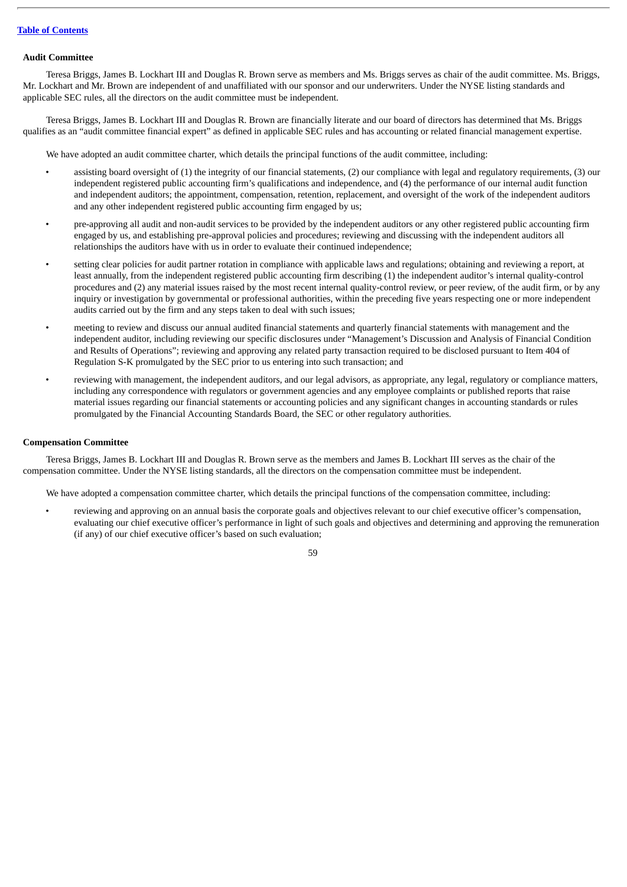**Audit Committee**

Teresa Briggs, James B. Lockhart III and Douglas R. Brown serve as members and Ms. Briggs serves as chair of the audit committee. Ms. Briggs, Mr. Lockhart and Mr. Brown are independent of and unaffiliated with our sponsor and our underwriters. Under the NYSE listing standards and applicable SEC rules, all the directors on the audit committee must be independent.

Teresa Briggs, James B. Lockhart III and Douglas R. Brown are financially literate and our board of directors has determined that Ms. Briggs qualifies as an "audit committee financial expert" as defined in applicable SEC rules and has accounting or related financial management expertise.

We have adopted an audit committee charter, which details the principal functions of the audit committee, including:

- assisting board oversight of (1) the integrity of our financial statements, (2) our compliance with legal and regulatory requirements, (3) our independent registered public accounting firm's qualifications and independence, and (4) the performance of our internal audit function and independent auditors; the appointment, compensation, retention, replacement, and oversight of the work of the independent auditors and any other independent registered public accounting firm engaged by us;
- pre-approving all audit and non-audit services to be provided by the independent auditors or any other registered public accounting firm engaged by us, and establishing pre-approval policies and procedures; reviewing and discussing with the independent auditors all relationships the auditors have with us in order to evaluate their continued independence;
- setting clear policies for audit partner rotation in compliance with applicable laws and regulations; obtaining and reviewing a report, at least annually, from the independent registered public accounting firm describing (1) the independent auditor's internal quality-control procedures and (2) any material issues raised by the most recent internal quality-control review, or peer review, of the audit firm, or by any inquiry or investigation by governmental or professional authorities, within the preceding five years respecting one or more independent audits carried out by the firm and any steps taken to deal with such issues;
- meeting to review and discuss our annual audited financial statements and quarterly financial statements with management and the independent auditor, including reviewing our specific disclosures under "Management's Discussion and Analysis of Financial Condition and Results of Operations"; reviewing and approving any related party transaction required to be disclosed pursuant to Item 404 of Regulation S-K promulgated by the SEC prior to us entering into such transaction; and
- reviewing with management, the independent auditors, and our legal advisors, as appropriate, any legal, regulatory or compliance matters, including any correspondence with regulators or government agencies and any employee complaints or published reports that raise material issues regarding our financial statements or accounting policies and any significant changes in accounting standards or rules promulgated by the Financial Accounting Standards Board, the SEC or other regulatory authorities.

**Compensation Committee**

Teresa Briggs, James B. Lockhart III and Douglas R. Brown serve as the members and James B. Lockhart III serves as the chair of the compensation committee. Under the NYSE listing standards, all the directors on the compensation committee must be independent.

We have adopted a compensation committee charter, which details the principal functions of the compensation committee, including:

- reviewing and approving on an annual basis the corporate goals and objectives relevant to our chief executive officer's compensation, evaluating our chief executive officer's performance in light of such goals and objectives and determining and approving the remuneration (if any) of our chief executive officer's based on such evaluation;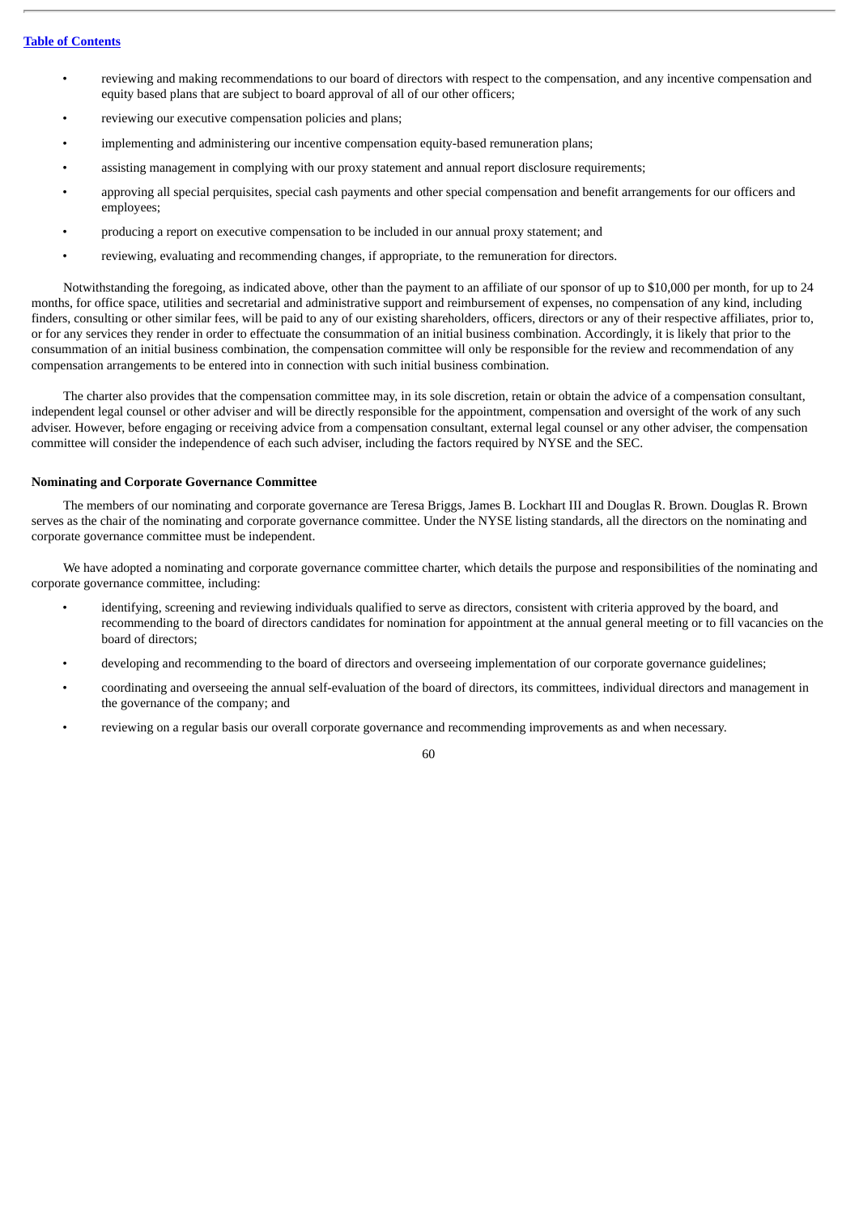- reviewing and making recommendations to our board of directors with respect to the compensation, and any incentive compensation and equity based plans that are subject to board approval of all of our other officers;
- reviewing our executive compensation policies and plans;
- implementing and administering our incentive compensation equity-based remuneration plans;
- assisting management in complying with our proxy statement and annual report disclosure requirements;
- approving all special perquisites, special cash payments and other special compensation and benefit arrangements for our officers and employees;
- producing a report on executive compensation to be included in our annual proxy statement; and
- reviewing, evaluating and recommending changes, if appropriate, to the remuneration for directors.

Notwithstanding the foregoing, as indicated above, other than the payment to an affiliate of our sponsor of up to $10,000 per month, for up to 24 months, for office space, utilities and secretarial and administrative support and reimbursement of expenses, no compensation of any kind, including finders, consulting or other similar fees, will be paid to any of our existing shareholders, officers, directors or any of their respective affiliates, prior to, or for any services they render in order to effectuate the consummation of an initial business combination. Accordingly, it is likely that prior to the consummation of an initial business combination, the compensation committee will only be responsible for the review and recommendation of any compensation arrangements to be entered into in connection with such initial business combination.

The charter also provides that the compensation committee may, in its sole discretion, retain or obtain the advice of a compensation consultant, independent legal counsel or other adviser and will be directly responsible for the appointment, compensation and oversight of the work of any such adviser. However, before engaging or receiving advice from a compensation consultant, external legal counsel or any other adviser, the compensation committee will consider the independence of each such adviser, including the factors required by NYSE and the SEC.

**Nominating and Corporate Governance Committee**

The members of our nominating and corporate governance are Teresa Briggs, James B. Lockhart III and Douglas R. Brown. Douglas R. Brown serves as the chair of the nominating and corporate governance committee. Under the NYSE listing standards, all the directors on the nominating and corporate governance committee must be independent.

We have adopted a nominating and corporate governance committee charter, which details the purpose and responsibilities of the nominating and corporate governance committee, including:

- identifying, screening and reviewing individuals qualified to serve as directors, consistent with criteria approved by the board, and recommending to the board of directors candidates for nomination for appointment at the annual general meeting or to fill vacancies on the board of directors;
- developing and recommending to the board of directors and overseeing implementation of our corporate governance guidelines;
- coordinating and overseeing the annual self-evaluation of the board of directors, its committees, individual directors and management in the governance of the company; and
- reviewing on a regular basis our overall corporate governance and recommending improvements as and when necessary.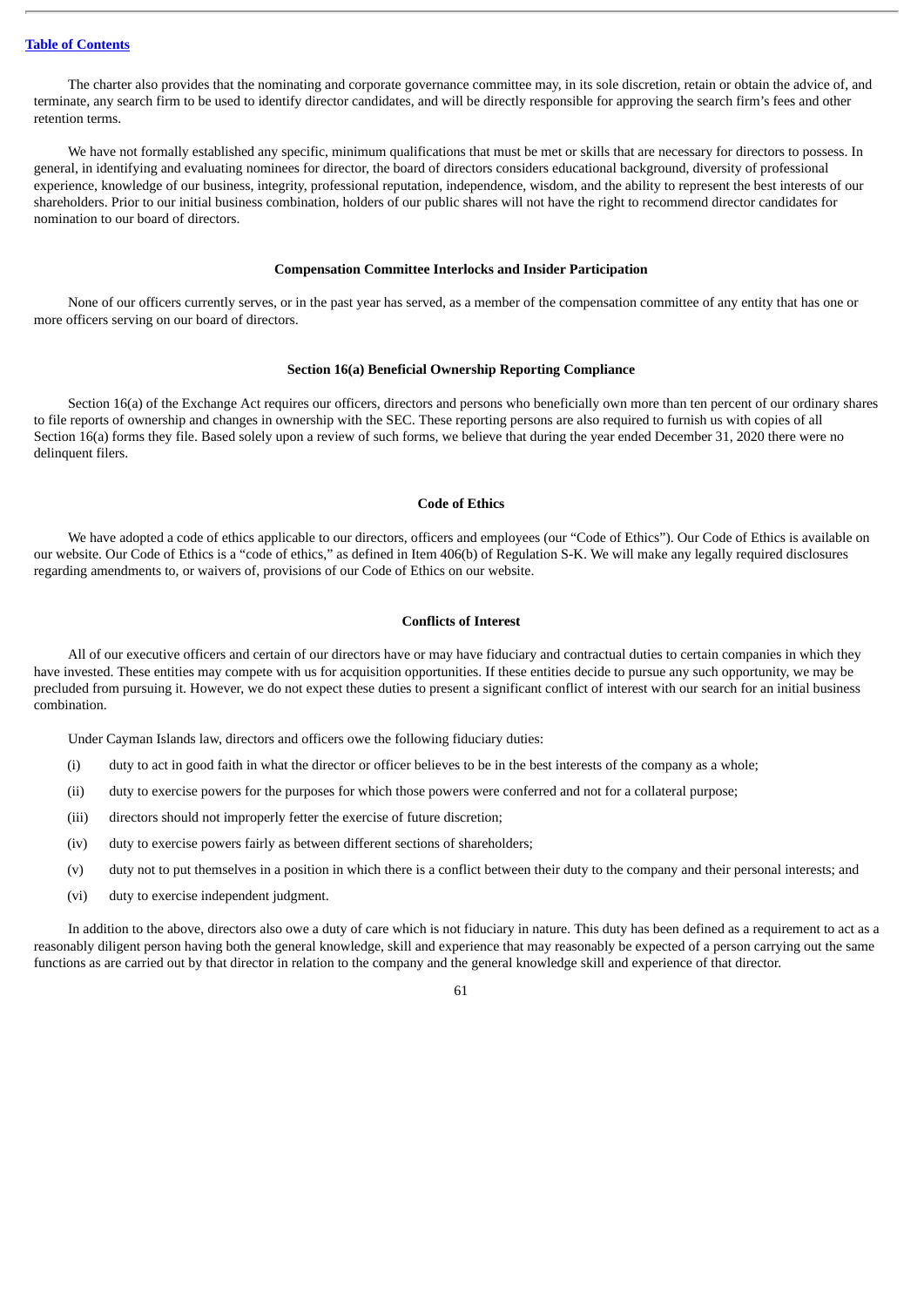The charter also provides that the nominating and corporate governance committee may, in its sole discretion, retain or obtain the advice of, and terminate, any search firm to be used to identify director candidates, and will be directly responsible for approving the search firm's fees and other retention terms.

We have not formally established any specific, minimum qualifications that must be met or skills that are necessary for directors to possess. In general, in identifying and evaluating nominees for director, the board of directors considers educational background, diversity of professional experience, knowledge of our business, integrity, professional reputation, independence, wisdom, and the ability to represent the best interests of our shareholders. Prior to our initial business combination, holders of our public shares will not have the right to recommend director candidates for nomination to our board of directors.

### Compensation Committee Interlocks and Insider Participation

None of our officers currently serves, or in the past year has served, as a member of the compensation committee of any entity that has one or more officers serving on our board of directors.

### Section 16(a) Beneficial Ownership Reporting Compliance

Section 16(a) of the Exchange Act requires our officers, directors and persons who beneficially own more than ten percent of our ordinary shares to file reports of ownership and changes in ownership with the SEC. These reporting persons are also required to furnish us with copies of all Section 16(a) forms they file. Based solely upon a review of such forms, we believe that during the year ended December 31, 2020 there were no delinquent filers.

### Code of Ethics

We have adopted a code of ethics applicable to our directors, officers and employees (our "Code of Ethics"). Our Code of Ethics is available on our website. Our Code of Ethics is a "code of ethics," as defined in Item 406(b) of Regulation S-K. We will make any legally required disclosures regarding amendments to, or waivers of, provisions of our Code of Ethics on our website.

### Conflicts of Interest

All of our executive officers and certain of our directors have or may have fiduciary and contractual duties to certain companies in which they have invested. These entities may compete with us for acquisition opportunities. If these entities decide to pursue any such opportunity, we may be precluded from pursuing it. However, we do not expect these duties to present a significant conflict of interest with our search for an initial business combination.

Under Cayman Islands law, directors and officers owe the following fiduciary duties:

(i) duty to act in good faith in what the director or officer believes to be in the best interests of the company as a whole;

(ii) duty to exercise powers for the purposes for which those powers were conferred and not for a collateral purpose;

(iii) directors should not improperly fetter the exercise of future discretion;

(iv) duty to exercise powers fairly as between different sections of shareholders;

(v) duty not to put themselves in a position in which there is a conflict between their duty to the company and their personal interests; and

(vi) duty to exercise independent judgment.

In addition to the above, directors also owe a duty of care which is not fiduciary in nature. This duty has been defined as a requirement to act as a reasonably diligent person having both the general knowledge, skill and experience that may reasonably be expected of a person carrying out the same functions as are carried out by that director in relation to the company and the general knowledge skill and experience of that director.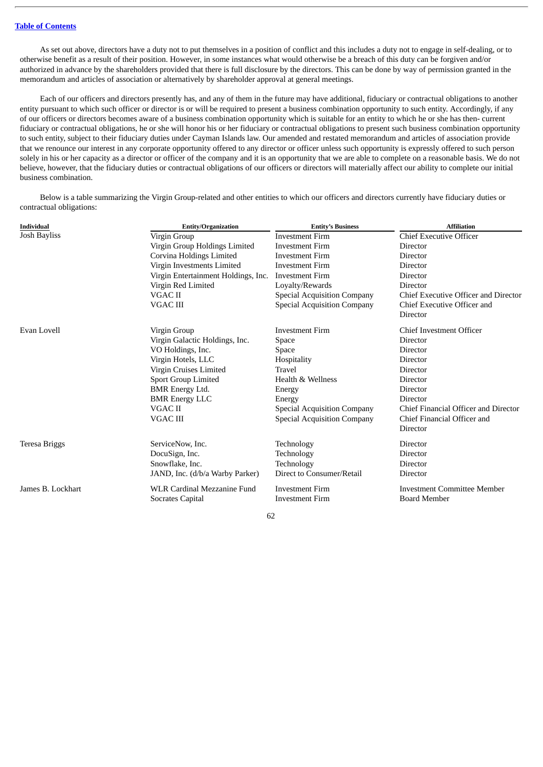As set out above, directors have a duty not to put themselves in a position of conflict and this includes a duty not to engage in self-dealing, or to otherwise benefit as a result of their position. However, in some instances what would otherwise be a breach of this duty can be forgiven and/or authorized in advance by the shareholders provided that there is full disclosure by the directors. This can be done by way of permission granted in the memorandum and articles of association or alternatively by shareholder approval at general meetings.

Each of our officers and directors presently has, and any of them in the future may have additional, fiduciary or contractual obligations to another entity pursuant to which such officer or director is or will be required to present a business combination opportunity to such entity. Accordingly, if any of our officers or directors becomes aware of a business combination opportunity which is suitable for an entity to which he or she has then- current fiduciary or contractual obligations, he or she will honor his or her fiduciary or contractual obligations to present such business combination opportunity to such entity, subject to their fiduciary duties under Cayman Islands law. Our amended and restated memorandum and articles of association provide that we renounce our interest in any corporate opportunity offered to any director or officer unless such opportunity is expressly offered to such person solely in his or her capacity as a director or officer of the company and it is an opportunity that we are able to complete on a reasonable basis. We do not believe, however, that the fiduciary duties or contractual obligations of our officers or directors will materially affect our ability to complete our initial business combination.

Below is a table summarizing the Virgin Group-related and other entities to which our officers and directors currently have fiduciary duties or contractual obligations:

| Individual | Entity/Organization | Entity's Business | Affiliation |
|---|---|---|---|
| Josh Bayliss | Virgin Group | Investment Firm | Chief Executive Officer |
| | Virgin Group Holdings Limited | Investment Firm | Director |
| | Corvina Holdings Limited | Investment Firm | Director |
| | Virgin Investments Limited | Investment Firm | Director |
| | Virgin Entertainment Holdings, Inc. | Investment Firm | Director |
| | Virgin Red Limited | Loyalty/Rewards | Director |
| | VGAC II | Special Acquisition Company | Chief Executive Officer and Director |
| | VGAC III | Special Acquisition Company | Chief Executive Officer and Director |
| Evan Lovell | Virgin Group | Investment Firm | Chief Investment Officer |
| | Virgin Galactic Holdings, Inc. | Space | Director |
| | VO Holdings, Inc. | Space | Director |
| | Virgin Hotels, LLC | Hospitality | Director |
| | Virgin Cruises Limited | Travel | Director |
| | Sport Group Limited | Health & Wellness | Director |
| | BMR Energy Ltd. | Energy | Director |
| | BMR Energy LLC | Energy | Director |
| | VGAC II | Special Acquisition Company | Chief Financial Officer and Director |
| | VGAC III | Special Acquisition Company | Chief Financial Officer and Director |
| Teresa Briggs | ServiceNow, Inc. | Technology | Director |
| | DocuSign, Inc. | Technology | Director |
| | Snowflake, Inc. | Technology | Director |
| | JAND, Inc. (d/b/a Warby Parker) | Direct to Consumer/Retail | Director |
| James B. Lockhart | WLR Cardinal Mezzanine Fund | Investment Firm | Investment Committee Member |
| | Socrates Capital | Investment Firm | Board Member |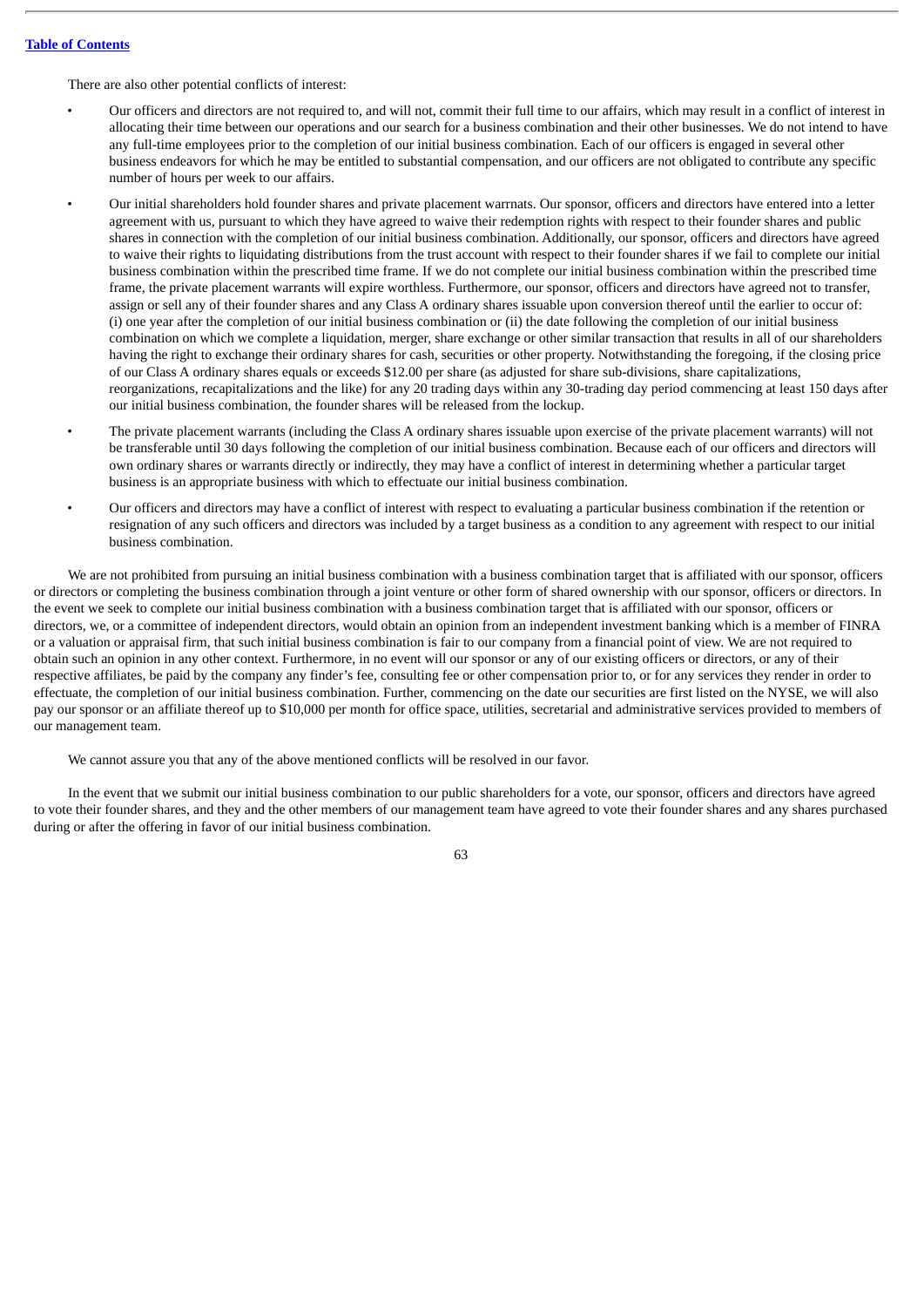There are also other potential conflicts of interest:

- Our officers and directors are not required to, and will not, commit their full time to our affairs, which may result in a conflict of interest in allocating their time between our operations and our search for a business combination and their other businesses. We do not intend to have any full-time employees prior to the completion of our initial business combination. Each of our officers is engaged in several other business endeavors for which he may be entitled to substantial compensation, and our officers are not obligated to contribute any specific number of hours per week to our affairs.
- Our initial shareholders hold founder shares and private placement warrnats. Our sponsor, officers and directors have entered into a letter agreement with us, pursuant to which they have agreed to waive their redemption rights with respect to their founder shares and public shares in connection with the completion of our initial business combination. Additionally, our sponsor, officers and directors have agreed to waive their rights to liquidating distributions from the trust account with respect to their founder shares if we fail to complete our initial business combination within the prescribed time frame. If we do not complete our initial business combination within the prescribed time frame, the private placement warrants will expire worthless. Furthermore, our sponsor, officers and directors have agreed not to transfer, assign or sell any of their founder shares and any Class A ordinary shares issuable upon conversion thereof until the earlier to occur of: (i) one year after the completion of our initial business combination or (ii) the date following the completion of our initial business combination on which we complete a liquidation, merger, share exchange or other similar transaction that results in all of our shareholders having the right to exchange their ordinary shares for cash, securities or other property. Notwithstanding the foregoing, if the closing price of our Class A ordinary shares equals or exceeds $12.00 per share (as adjusted for share sub-divisions, share capitalizations, reorganizations, recapitalizations and the like) for any 20 trading days within any 30-trading day period commencing at least 150 days after our initial business combination, the founder shares will be released from the lockup.
- The private placement warrants (including the Class A ordinary shares issuable upon exercise of the private placement warrants) will not be transferable until 30 days following the completion of our initial business combination. Because each of our officers and directors will own ordinary shares or warrants directly or indirectly, they may have a conflict of interest in determining whether a particular target business is an appropriate business with which to effectuate our initial business combination.
- Our officers and directors may have a conflict of interest with respect to evaluating a particular business combination if the retention or resignation of any such officers and directors was included by a target business as a condition to any agreement with respect to our initial business combination.

We are not prohibited from pursuing an initial business combination with a business combination target that is affiliated with our sponsor, officers or directors or completing the business combination through a joint venture or other form of shared ownership with our sponsor, officers or directors. In the event we seek to complete our initial business combination with a business combination target that is affiliated with our sponsor, officers or directors, we, or a committee of independent directors, would obtain an opinion from an independent investment banking which is a member of FINRA or a valuation or appraisal firm, that such initial business combination is fair to our company from a financial point of view. We are not required to obtain such an opinion in any other context. Furthermore, in no event will our sponsor or any of our existing officers or directors, or any of their respective affiliates, be paid by the company any finder's fee, consulting fee or other compensation prior to, or for any services they render in order to effectuate, the completion of our initial business combination. Further, commencing on the date our securities are first listed on the NYSE, we will also pay our sponsor or an affiliate thereof up to $10,000 per month for office space, utilities, secretarial and administrative services provided to members of our management team.

We cannot assure you that any of the above mentioned conflicts will be resolved in our favor.

In the event that we submit our initial business combination to our public shareholders for a vote, our sponsor, officers and directors have agreed to vote their founder shares, and they and the other members of our management team have agreed to vote their founder shares and any shares purchased during or after the offering in favor of our initial business combination.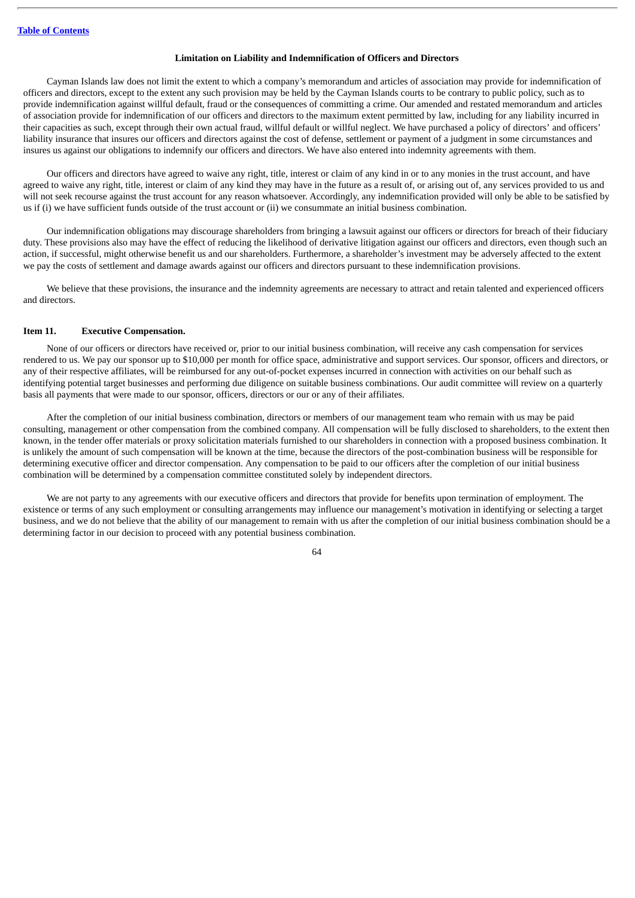### Limitation on Liability and Indemnification of Officers and Directors

Cayman Islands law does not limit the extent to which a company's memorandum and articles of association may provide for indemnification of officers and directors, except to the extent any such provision may be held by the Cayman Islands courts to be contrary to public policy, such as to provide indemnification against willful default, fraud or the consequences of committing a crime. Our amended and restated memorandum and articles of association provide for indemnification of our officers and directors to the maximum extent permitted by law, including for any liability incurred in their capacities as such, except through their own actual fraud, willful default or willful neglect. We have purchased a policy of directors' and officers' liability insurance that insures our officers and directors against the cost of defense, settlement or payment of a judgment in some circumstances and insures us against our obligations to indemnify our officers and directors. We have also entered into indemnity agreements with them.

Our officers and directors have agreed to waive any right, title, interest or claim of any kind in or to any monies in the trust account, and have agreed to waive any right, title, interest or claim of any kind they may have in the future as a result of, or arising out of, any services provided to us and will not seek recourse against the trust account for any reason whatsoever. Accordingly, any indemnification provided will only be able to be satisfied by us if (i) we have sufficient funds outside of the trust account or (ii) we consummate an initial business combination.

Our indemnification obligations may discourage shareholders from bringing a lawsuit against our officers or directors for breach of their fiduciary duty. These provisions also may have the effect of reducing the likelihood of derivative litigation against our officers and directors, even though such an action, if successful, might otherwise benefit us and our shareholders. Furthermore, a shareholder's investment may be adversely affected to the extent we pay the costs of settlement and damage awards against our officers and directors pursuant to these indemnification provisions.

We believe that these provisions, the insurance and the indemnity agreements are necessary to attract and retain talented and experienced officers and directors.

## Item 11. Executive Compensation.

None of our officers or directors have received or, prior to our initial business combination, will receive any cash compensation for services rendered to us. We pay our sponsor up to $10,000 per month for office space, administrative and support services. Our sponsor, officers and directors, or any of their respective affiliates, will be reimbursed for any out-of-pocket expenses incurred in connection with activities on our behalf such as identifying potential target businesses and performing due diligence on suitable business combinations. Our audit committee will review on a quarterly basis all payments that were made to our sponsor, officers, directors or our or any of their affiliates.

After the completion of our initial business combination, directors or members of our management team who remain with us may be paid consulting, management or other compensation from the combined company. All compensation will be fully disclosed to shareholders, to the extent then known, in the tender offer materials or proxy solicitation materials furnished to our shareholders in connection with a proposed business combination. It is unlikely the amount of such compensation will be known at the time, because the directors of the post-combination business will be responsible for determining executive officer and director compensation. Any compensation to be paid to our officers after the completion of our initial business combination will be determined by a compensation committee constituted solely by independent directors.

We are not party to any agreements with our executive officers and directors that provide for benefits upon termination of employment. The existence or terms of any such employment or consulting arrangements may influence our management's motivation in identifying or selecting a target business, and we do not believe that the ability of our management to remain with us after the completion of our initial business combination should be a determining factor in our decision to proceed with any potential business combination.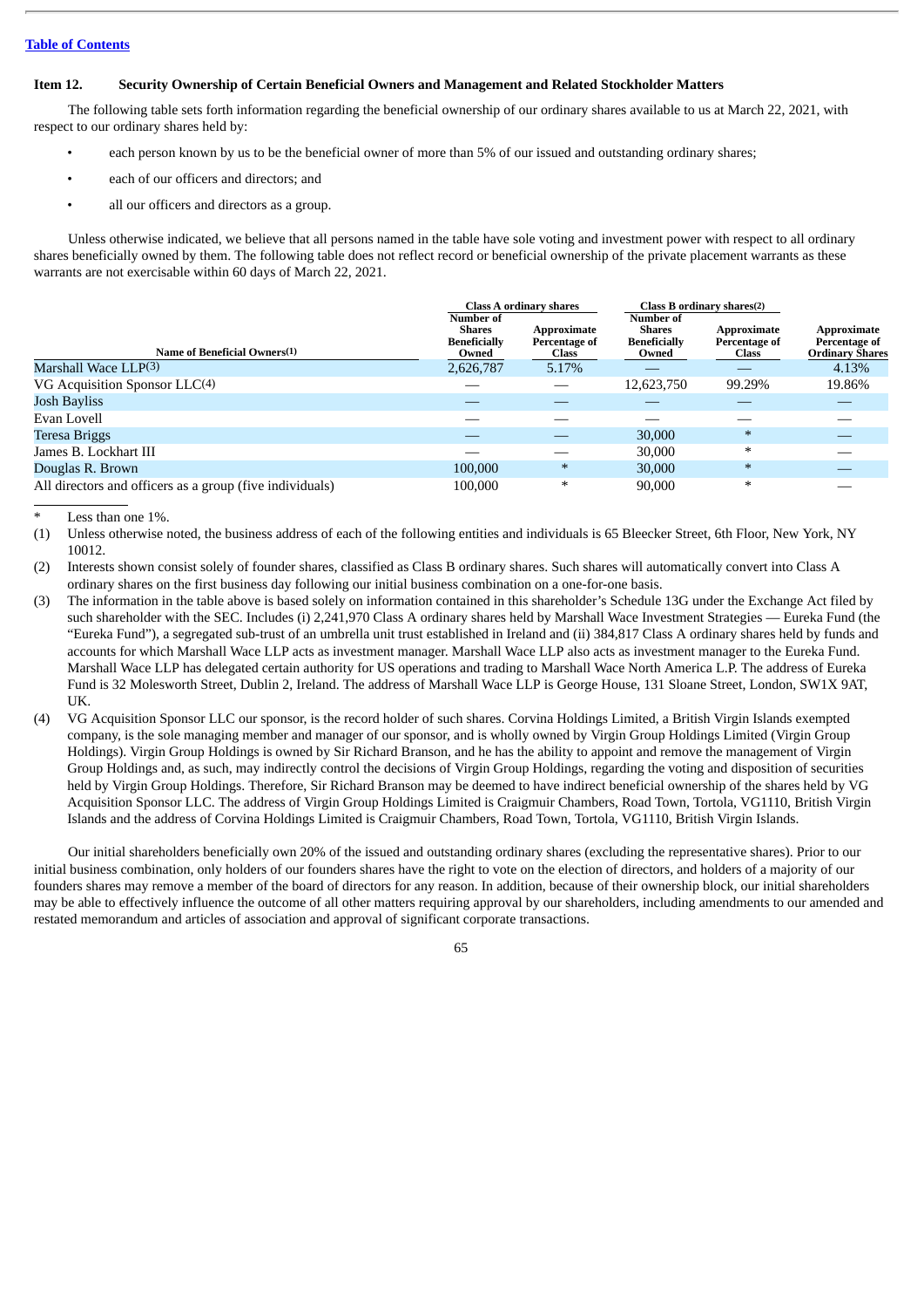[Table of Contents](#)

### Item 12. Security Ownership of Certain Beneficial Owners and Management and Related Stockholder Matters

The following table sets forth information regarding the beneficial ownership of our ordinary shares available to us at March 22, 2021, with respect to our ordinary shares held by:

- each person known by us to be the beneficial owner of more than 5% of our issued and outstanding ordinary shares;
- each of our officers and directors; and
- all our officers and directors as a group.

Unless otherwise indicated, we believe that all persons named in the table have sole voting and investment power with respect to all ordinary shares beneficially owned by them. The following table does not reflect record or beneficial ownership of the private placement warrants as these warrants are not exercisable within 60 days of March 22, 2021.

| | Class A ordinary shares | | Class B ordinary shares(2) | | |
|---|---|---|---|---|---|
| Name of Beneficial Owners(1) | Number of Shares Beneficially Owned | Approximate Percentage of Class | Number of Shares Beneficially Owned | Approximate Percentage of Class | Approximate Percentage of Ordinary Shares |
| Marshall Wace LLP(3) | 2,626,787 | 5.17% | — | — | 4.13% |
| VG Acquisition Sponsor LLC(4) | — | — | 12,623,750 | 99.29% | 19.86% |
| Josh Bayliss | — | — | — | — | — |
| Evan Lovell | — | — | — | — | — |
| Teresa Briggs | — | — | 30,000 | * | — |
| James B. Lockhart III | — | — | 30,000 | * | — |
| Douglas R. Brown | 100,000 | * | 30,000 | * | — |
| All directors and officers as a group (five individuals) | 100,000 | * | 90,000 | * | — |

\* Less than one 1%.

(1) Unless otherwise noted, the business address of each of the following entities and individuals is 65 Bleecker Street, 6th Floor, New York, NY 10012.

(2) Interests shown consist solely of founder shares, classified as Class B ordinary shares. Such shares will automatically convert into Class A ordinary shares on the first business day following our initial business combination on a one-for-one basis.

(3) The information in the table above is based solely on information contained in this shareholder's Schedule 13G under the Exchange Act filed by such shareholder with the SEC. Includes (i) 2,241,970 Class A ordinary shares held by Marshall Wace Investment Strategies — Eureka Fund (the "Eureka Fund"), a segregated sub-trust of an umbrella unit trust established in Ireland and (ii) 384,817 Class A ordinary shares held by funds and accounts for which Marshall Wace LLP acts as investment manager. Marshall Wace LLP also acts as investment manager to the Eureka Fund. Marshall Wace LLP has delegated certain authority for US operations and trading to Marshall Wace North America L.P. The address of Eureka Fund is 32 Molesworth Street, Dublin 2, Ireland. The address of Marshall Wace LLP is George House, 131 Sloane Street, London, SW1X 9AT, UK.

(4) VG Acquisition Sponsor LLC our sponsor, is the record holder of such shares. Corvina Holdings Limited, a British Virgin Islands exempted company, is the sole managing member and manager of our sponsor, and is wholly owned by Virgin Group Holdings Limited (Virgin Group Holdings). Virgin Group Holdings is owned by Sir Richard Branson, and he has the ability to appoint and remove the management of Virgin Group Holdings and, as such, may indirectly control the decisions of Virgin Group Holdings, regarding the voting and disposition of securities held by Virgin Group Holdings. Therefore, Sir Richard Branson may be deemed to have indirect beneficial ownership of the shares held by VG Acquisition Sponsor LLC. The address of Virgin Group Holdings Limited is Craigmuir Chambers, Road Town, Tortola, VG1110, British Virgin Islands and the address of Corvina Holdings Limited is Craigmuir Chambers, Road Town, Tortola, VG1110, British Virgin Islands.

Our initial shareholders beneficially own 20% of the issued and outstanding ordinary shares (excluding the representative shares). Prior to our initial business combination, only holders of our founders shares have the right to vote on the election of directors, and holders of a majority of our founders shares may remove a member of the board of directors for any reason. In addition, because of their ownership block, our initial shareholders may be able to effectively influence the outcome of all other matters requiring approval by our shareholders, including amendments to our amended and restated memorandum and articles of association and approval of significant corporate transactions.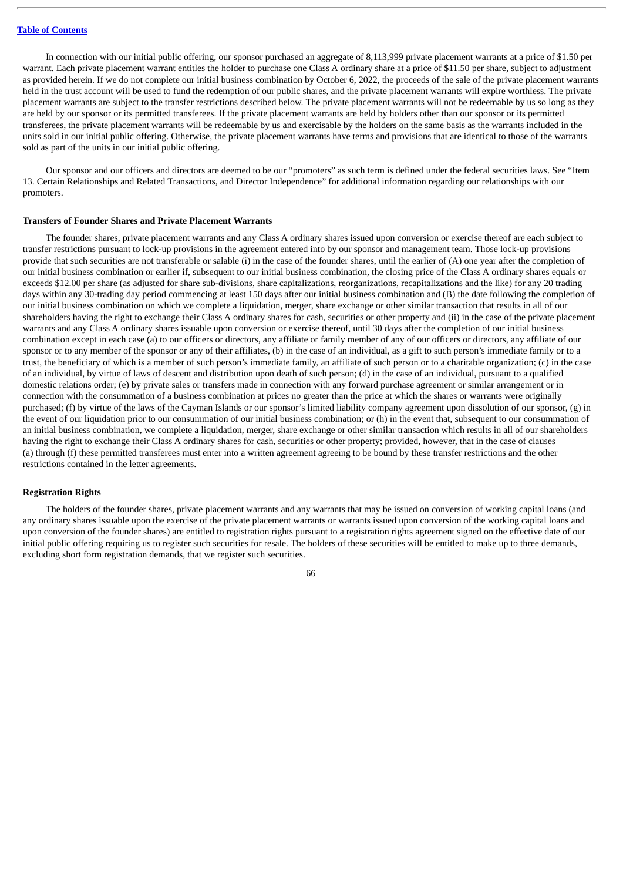In connection with our initial public offering, our sponsor purchased an aggregate of 8,113,999 private placement warrants at a price of $1.50 per warrant. Each private placement warrant entitles the holder to purchase one Class A ordinary share at a price of $11.50 per share, subject to adjustment as provided herein. If we do not complete our initial business combination by October 6, 2022, the proceeds of the sale of the private placement warrants held in the trust account will be used to fund the redemption of our public shares, and the private placement warrants will expire worthless. The private placement warrants are subject to the transfer restrictions described below. The private placement warrants will not be redeemable by us so long as they are held by our sponsor or its permitted transferees. If the private placement warrants are held by holders other than our sponsor or its permitted transferees, the private placement warrants will be redeemable by us and exercisable by the holders on the same basis as the warrants included in the units sold in our initial public offering. Otherwise, the private placement warrants have terms and provisions that are identical to those of the warrants sold as part of the units in our initial public offering.

Our sponsor and our officers and directors are deemed to be our "promoters" as such term is defined under the federal securities laws. See "Item 13. Certain Relationships and Related Transactions, and Director Independence" for additional information regarding our relationships with our promoters.

**Transfers of Founder Shares and Private Placement Warrants**

The founder shares, private placement warrants and any Class A ordinary shares issued upon conversion or exercise thereof are each subject to transfer restrictions pursuant to lock-up provisions in the agreement entered into by our sponsor and management team. Those lock-up provisions provide that such securities are not transferable or salable (i) in the case of the founder shares, until the earlier of (A) one year after the completion of our initial business combination or earlier if, subsequent to our initial business combination, the closing price of the Class A ordinary shares equals or exceeds $12.00 per share (as adjusted for share sub-divisions, share capitalizations, reorganizations, recapitalizations and the like) for any 20 trading days within any 30-trading day period commencing at least 150 days after our initial business combination and (B) the date following the completion of our initial business combination on which we complete a liquidation, merger, share exchange or other similar transaction that results in all of our shareholders having the right to exchange their Class A ordinary shares for cash, securities or other property and (ii) in the case of the private placement warrants and any Class A ordinary shares issuable upon conversion or exercise thereof, until 30 days after the completion of our initial business combination except in each case (a) to our officers or directors, any affiliate or family member of any of our officers or directors, any affiliate of our sponsor or to any member of the sponsor or any of their affiliates, (b) in the case of an individual, as a gift to such person's immediate family or to a trust, the beneficiary of which is a member of such person's immediate family, an affiliate of such person or to a charitable organization; (c) in the case of an individual, by virtue of laws of descent and distribution upon death of such person; (d) in the case of an individual, pursuant to a qualified domestic relations order; (e) by private sales or transfers made in connection with any forward purchase agreement or similar arrangement or in connection with the consummation of a business combination at prices no greater than the price at which the shares or warrants were originally purchased; (f) by virtue of the laws of the Cayman Islands or our sponsor's limited liability company agreement upon dissolution of our sponsor, (g) in the event of our liquidation prior to our consummation of our initial business combination; or (h) in the event that, subsequent to our consummation of an initial business combination, we complete a liquidation, merger, share exchange or other similar transaction which results in all of our shareholders having the right to exchange their Class A ordinary shares for cash, securities or other property; provided, however, that in the case of clauses (a) through (f) these permitted transferees must enter into a written agreement agreeing to be bound by these transfer restrictions and the other restrictions contained in the letter agreements.

**Registration Rights**

The holders of the founder shares, private placement warrants and any warrants that may be issued on conversion of working capital loans (and any ordinary shares issuable upon the exercise of the private placement warrants or warrants issued upon conversion of the working capital loans and upon conversion of the founder shares) are entitled to registration rights pursuant to a registration rights agreement signed on the effective date of our initial public offering requiring us to register such securities for resale. The holders of these securities will be entitled to make up to three demands, excluding short form registration demands, that we register such securities.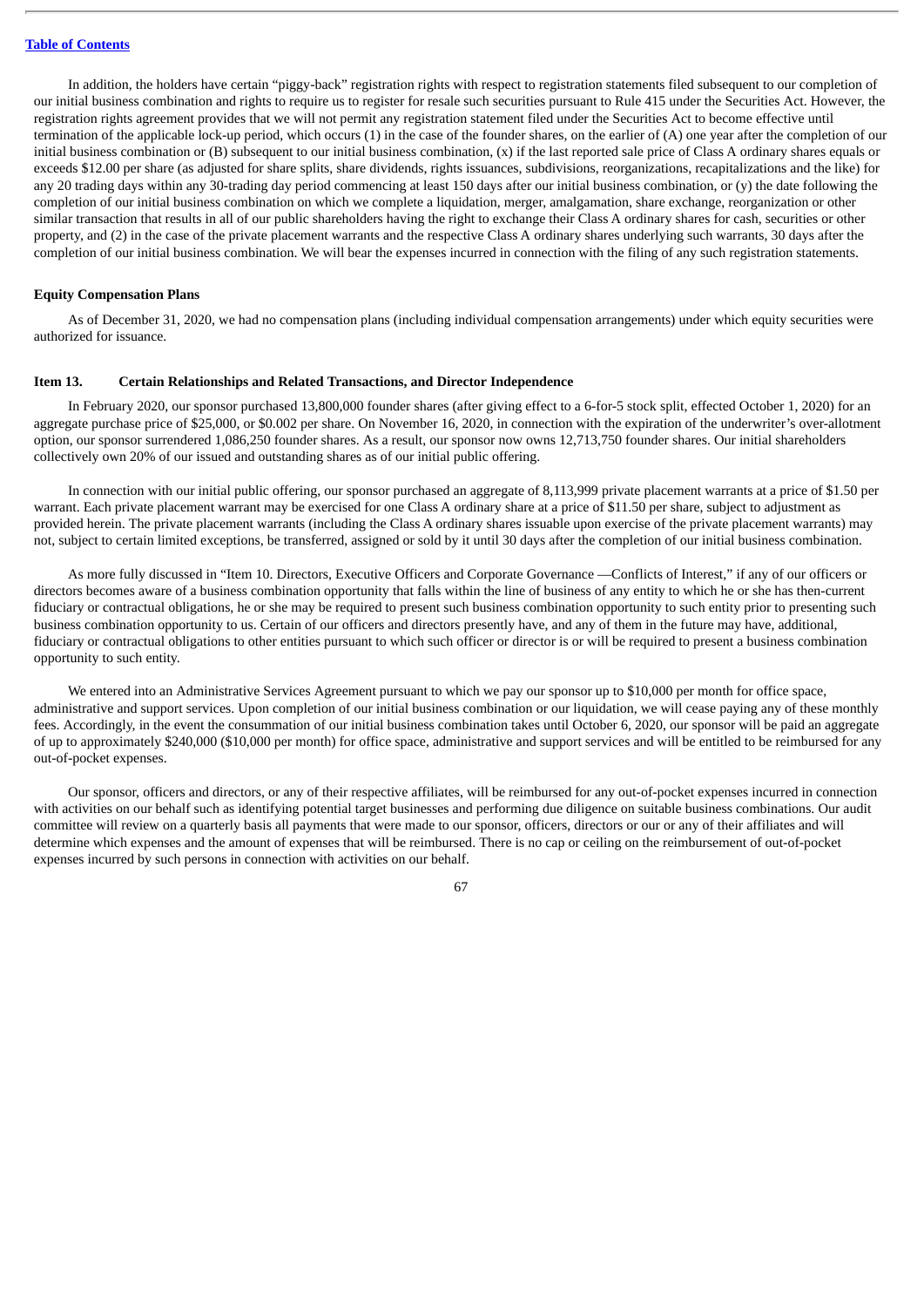In addition, the holders have certain "piggy-back" registration rights with respect to registration statements filed subsequent to our completion of our initial business combination and rights to require us to register for resale such securities pursuant to Rule 415 under the Securities Act. However, the registration rights agreement provides that we will not permit any registration statement filed under the Securities Act to become effective until termination of the applicable lock-up period, which occurs (1) in the case of the founder shares, on the earlier of (A) one year after the completion of our initial business combination or (B) subsequent to our initial business combination, (x) if the last reported sale price of Class A ordinary shares equals or exceeds $12.00 per share (as adjusted for share splits, share dividends, rights issuances, subdivisions, reorganizations, recapitalizations and the like) for any 20 trading days within any 30-trading day period commencing at least 150 days after our initial business combination, or (y) the date following the completion of our initial business combination on which we complete a liquidation, merger, amalgamation, share exchange, reorganization or other similar transaction that results in all of our public shareholders having the right to exchange their Class A ordinary shares for cash, securities or other property, and (2) in the case of the private placement warrants and the respective Class A ordinary shares underlying such warrants, 30 days after the completion of our initial business combination. We will bear the expenses incurred in connection with the filing of any such registration statements.

**Equity Compensation Plans**

As of December 31, 2020, we had no compensation plans (including individual compensation arrangements) under which equity securities were authorized for issuance.

## Item 13. Certain Relationships and Related Transactions, and Director Independence

In February 2020, our sponsor purchased 13,800,000 founder shares (after giving effect to a 6-for-5 stock split, effected October 1, 2020) for an aggregate purchase price of $25,000, or $0.002 per share. On November 16, 2020, in connection with the expiration of the underwriter's over-allotment option, our sponsor surrendered 1,086,250 founder shares. As a result, our sponsor now owns 12,713,750 founder shares. Our initial shareholders collectively own 20% of our issued and outstanding shares as of our initial public offering.

In connection with our initial public offering, our sponsor purchased an aggregate of 8,113,999 private placement warrants at a price of $1.50 per warrant. Each private placement warrant may be exercised for one Class A ordinary share at a price of $11.50 per share, subject to adjustment as provided herein. The private placement warrants (including the Class A ordinary shares issuable upon exercise of the private placement warrants) may not, subject to certain limited exceptions, be transferred, assigned or sold by it until 30 days after the completion of our initial business combination.

As more fully discussed in "Item 10. Directors, Executive Officers and Corporate Governance —Conflicts of Interest," if any of our officers or directors becomes aware of a business combination opportunity that falls within the line of business of any entity to which he or she has then-current fiduciary or contractual obligations, he or she may be required to present such business combination opportunity to such entity prior to presenting such business combination opportunity to us. Certain of our officers and directors presently have, and any of them in the future may have, additional, fiduciary or contractual obligations to other entities pursuant to which such officer or director is or will be required to present a business combination opportunity to such entity.

We entered into an Administrative Services Agreement pursuant to which we pay our sponsor up to $10,000 per month for office space, administrative and support services. Upon completion of our initial business combination or our liquidation, we will cease paying any of these monthly fees. Accordingly, in the event the consummation of our initial business combination takes until October 6, 2020, our sponsor will be paid an aggregate of up to approximately $240,000 ($10,000 per month) for office space, administrative and support services and will be entitled to be reimbursed for any out-of-pocket expenses.

Our sponsor, officers and directors, or any of their respective affiliates, will be reimbursed for any out-of-pocket expenses incurred in connection with activities on our behalf such as identifying potential target businesses and performing due diligence on suitable business combinations. Our audit committee will review on a quarterly basis all payments that were made to our sponsor, officers, directors or our or any of their affiliates and will determine which expenses and the amount of expenses that will be reimbursed. There is no cap or ceiling on the reimbursement of out-of-pocket expenses incurred by such persons in connection with activities on our behalf.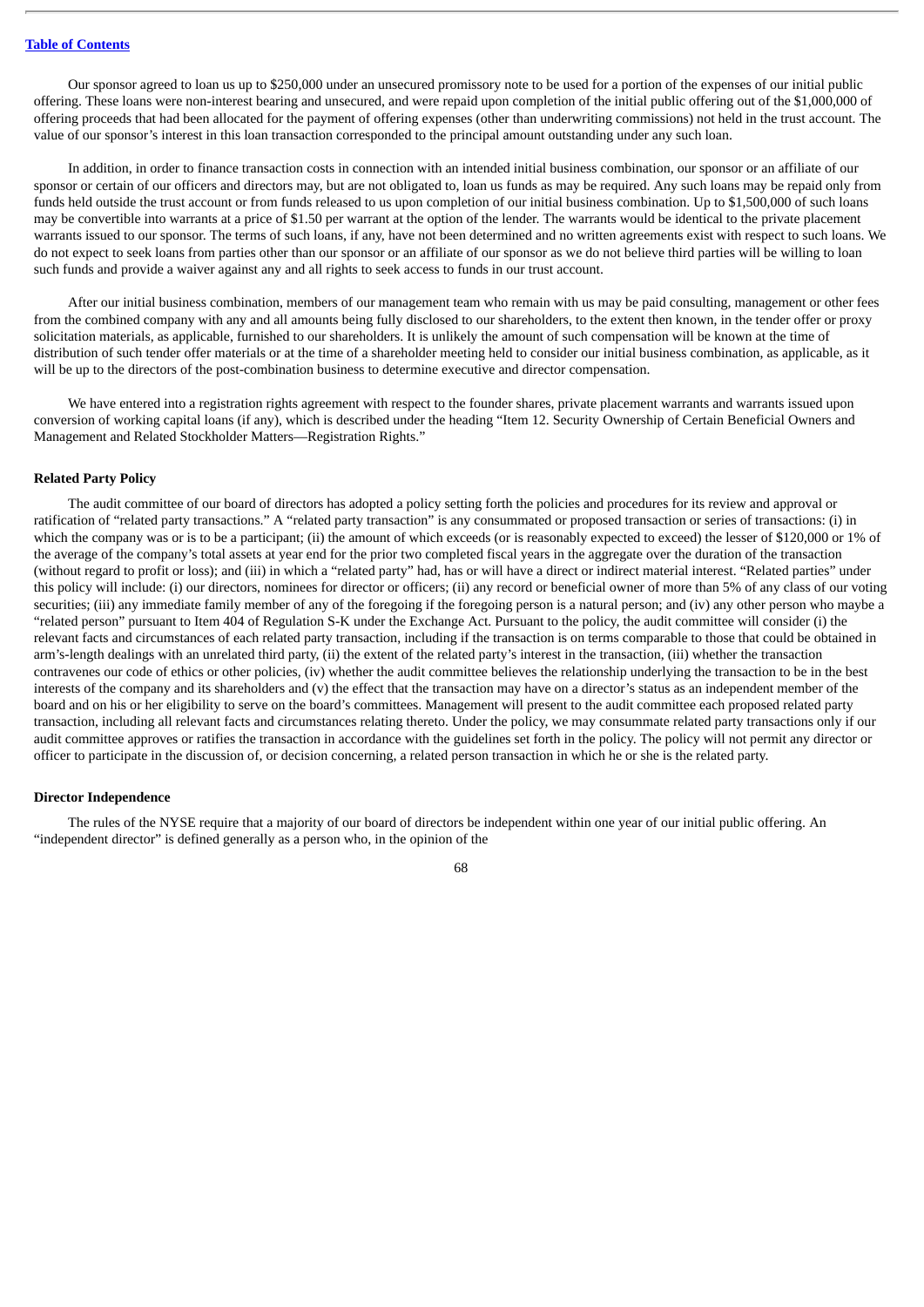Our sponsor agreed to loan us up to $250,000 under an unsecured promissory note to be used for a portion of the expenses of our initial public offering. These loans were non-interest bearing and unsecured, and were repaid upon completion of the initial public offering out of the $1,000,000 of offering proceeds that had been allocated for the payment of offering expenses (other than underwriting commissions) not held in the trust account. The value of our sponsor's interest in this loan transaction corresponded to the principal amount outstanding under any such loan.

In addition, in order to finance transaction costs in connection with an intended initial business combination, our sponsor or an affiliate of our sponsor or certain of our officers and directors may, but are not obligated to, loan us funds as may be required. Any such loans may be repaid only from funds held outside the trust account or from funds released to us upon completion of our initial business combination. Up to $1,500,000 of such loans may be convertible into warrants at a price of $1.50 per warrant at the option of the lender. The warrants would be identical to the private placement warrants issued to our sponsor. The terms of such loans, if any, have not been determined and no written agreements exist with respect to such loans. We do not expect to seek loans from parties other than our sponsor or an affiliate of our sponsor as we do not believe third parties will be willing to loan such funds and provide a waiver against any and all rights to seek access to funds in our trust account.

After our initial business combination, members of our management team who remain with us may be paid consulting, management or other fees from the combined company with any and all amounts being fully disclosed to our shareholders, to the extent then known, in the tender offer or proxy solicitation materials, as applicable, furnished to our shareholders. It is unlikely the amount of such compensation will be known at the time of distribution of such tender offer materials or at the time of a shareholder meeting held to consider our initial business combination, as applicable, as it will be up to the directors of the post-combination business to determine executive and director compensation.

We have entered into a registration rights agreement with respect to the founder shares, private placement warrants and warrants issued upon conversion of working capital loans (if any), which is described under the heading "Item 12. Security Ownership of Certain Beneficial Owners and Management and Related Stockholder Matters—Registration Rights."

**Related Party Policy**

The audit committee of our board of directors has adopted a policy setting forth the policies and procedures for its review and approval or ratification of "related party transactions." A "related party transaction" is any consummated or proposed transaction or series of transactions: (i) in which the company was or is to be a participant; (ii) the amount of which exceeds (or is reasonably expected to exceed) the lesser of $120,000 or 1% of the average of the company's total assets at year end for the prior two completed fiscal years in the aggregate over the duration of the transaction (without regard to profit or loss); and (iii) in which a "related party" had, has or will have a direct or indirect material interest. "Related parties" under this policy will include: (i) our directors, nominees for director or officers; (ii) any record or beneficial owner of more than 5% of any class of our voting securities; (iii) any immediate family member of any of the foregoing if the foregoing person is a natural person; and (iv) any other person who maybe a "related person" pursuant to Item 404 of Regulation S-K under the Exchange Act. Pursuant to the policy, the audit committee will consider (i) the relevant facts and circumstances of each related party transaction, including if the transaction is on terms comparable to those that could be obtained in arm's-length dealings with an unrelated third party, (ii) the extent of the related party's interest in the transaction, (iii) whether the transaction contravenes our code of ethics or other policies, (iv) whether the audit committee believes the relationship underlying the transaction to be in the best interests of the company and its shareholders and (v) the effect that the transaction may have on a director's status as an independent member of the board and on his or her eligibility to serve on the board's committees. Management will present to the audit committee each proposed related party transaction, including all relevant facts and circumstances relating thereto. Under the policy, we may consummate related party transactions only if our audit committee approves or ratifies the transaction in accordance with the guidelines set forth in the policy. The policy will not permit any director or officer to participate in the discussion of, or decision concerning, a related person transaction in which he or she is the related party.

**Director Independence**

The rules of the NYSE require that a majority of our board of directors be independent within one year of our initial public offering. An "independent director" is defined generally as a person who, in the opinion of the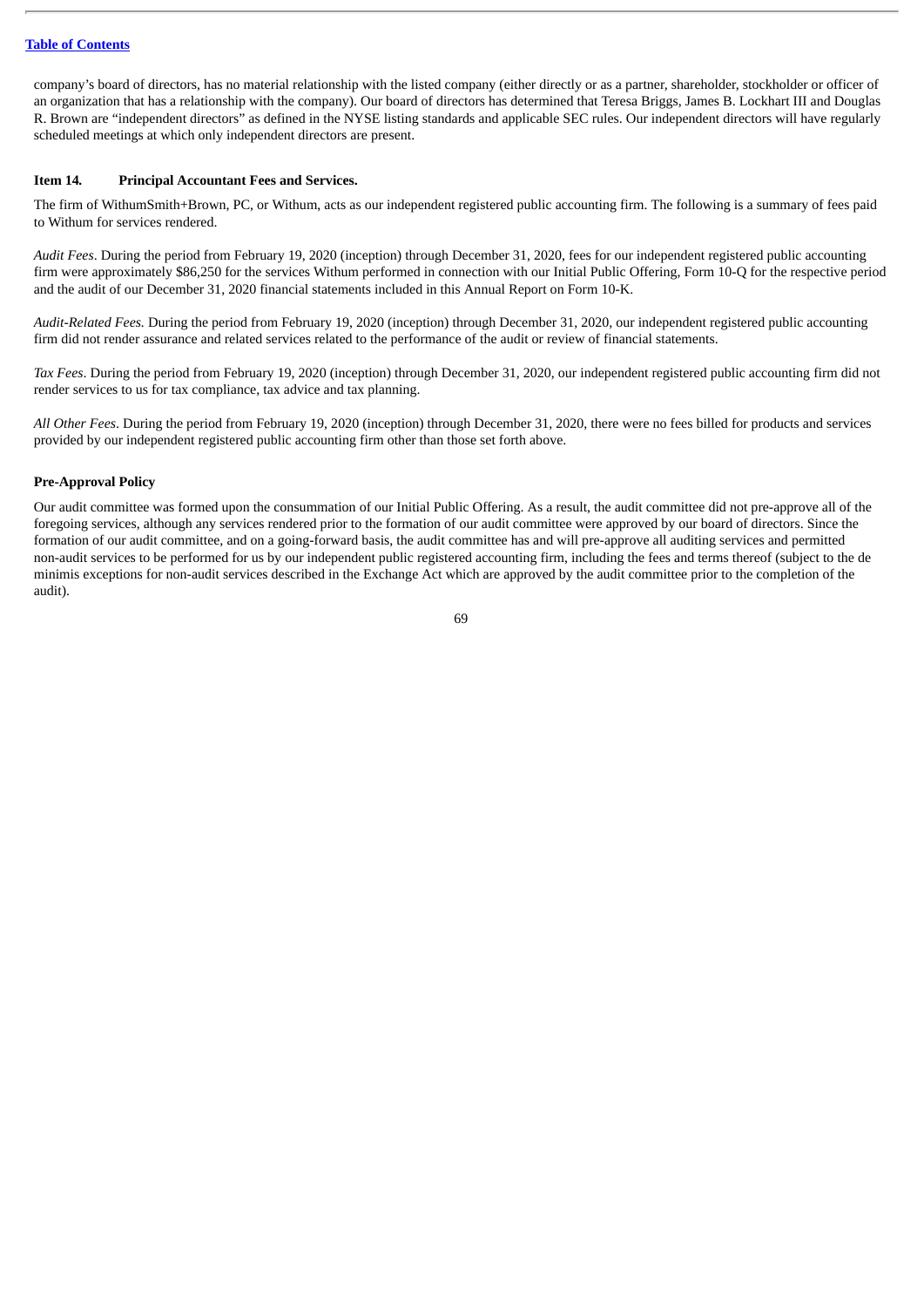company's board of directors, has no material relationship with the listed company (either directly or as a partner, shareholder, stockholder or officer of an organization that has a relationship with the company). Our board of directors has determined that Teresa Briggs, James B. Lockhart III and Douglas R. Brown are "independent directors" as defined in the NYSE listing standards and applicable SEC rules. Our independent directors will have regularly scheduled meetings at which only independent directors are present.

### Item 14. Principal Accountant Fees and Services.

The firm of WithumSmith+Brown, PC, or Withum, acts as our independent registered public accounting firm. The following is a summary of fees paid to Withum for services rendered.

*Audit Fees*. During the period from February 19, 2020 (inception) through December 31, 2020, fees for our independent registered public accounting firm were approximately $86,250 for the services Withum performed in connection with our Initial Public Offering, Form 10-Q for the respective period and the audit of our December 31, 2020 financial statements included in this Annual Report on Form 10-K.

*Audit-Related Fees.* During the period from February 19, 2020 (inception) through December 31, 2020, our independent registered public accounting firm did not render assurance and related services related to the performance of the audit or review of financial statements.

*Tax Fees*. During the period from February 19, 2020 (inception) through December 31, 2020, our independent registered public accounting firm did not render services to us for tax compliance, tax advice and tax planning.

*All Other Fees*. During the period from February 19, 2020 (inception) through December 31, 2020, there were no fees billed for products and services provided by our independent registered public accounting firm other than those set forth above.

**Pre-Approval Policy**

Our audit committee was formed upon the consummation of our Initial Public Offering. As a result, the audit committee did not pre-approve all of the foregoing services, although any services rendered prior to the formation of our audit committee were approved by our board of directors. Since the formation of our audit committee, and on a going-forward basis, the audit committee has and will pre-approve all auditing services and permitted non-audit services to be performed for us by our independent public registered accounting firm, including the fees and terms thereof (subject to the de minimis exceptions for non-audit services described in the Exchange Act which are approved by the audit committee prior to the completion of the audit).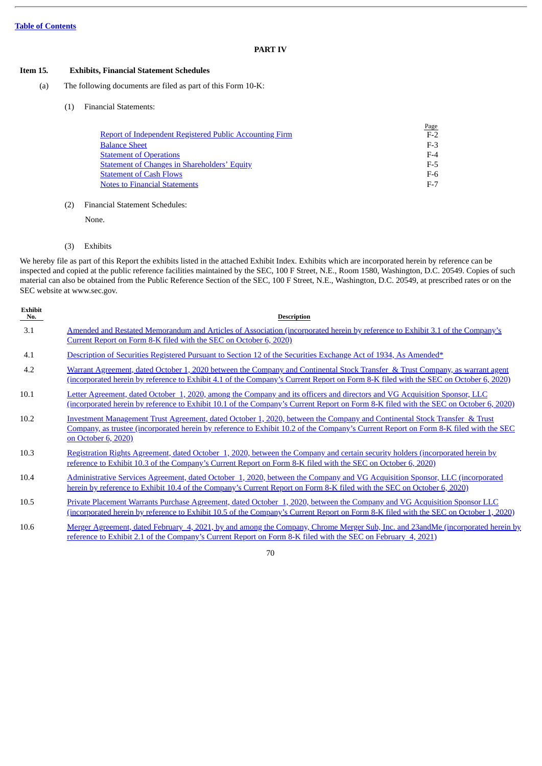## PART IV

### Item 15. Exhibits, Financial Statement Schedules

(a) The following documents are filed as part of this Form 10-K:

(1) Financial Statements:

| | Page |
|---|---|
| Report of Independent Registered Public Accounting Firm | F-2 |
| Balance Sheet | F-3 |
| Statement of Operations | F-4 |
| Statement of Changes in Shareholders' Equity | F-5 |
| Statement of Cash Flows | F-6 |
| Notes to Financial Statements | F-7 |

(2) Financial Statement Schedules:

None.

(3) Exhibits

We hereby file as part of this Report the exhibits listed in the attached Exhibit Index. Exhibits which are incorporated herein by reference can be inspected and copied at the public reference facilities maintained by the SEC, 100 F Street, N.E., Room 1580, Washington, D.C. 20549. Copies of such material can also be obtained from the Public Reference Section of the SEC, 100 F Street, N.E., Washington, D.C. 20549, at prescribed rates or on the SEC website at www.sec.gov.

| Exhibit No. | Description |
|---|---|
| 3.1 | Amended and Restated Memorandum and Articles of Association (incorporated herein by reference to Exhibit 3.1 of the Company's Current Report on Form 8-K filed with the SEC on October 6, 2020) |
| 4.1 | Description of Securities Registered Pursuant to Section 12 of the Securities Exchange Act of 1934, As Amended* |
| 4.2 | Warrant Agreement, dated October 1, 2020 between the Company and Continental Stock Transfer & Trust Company, as warrant agent (incorporated herein by reference to Exhibit 4.1 of the Company's Current Report on Form 8-K filed with the SEC on October 6, 2020) |
| 10.1 | Letter Agreement, dated October 1, 2020, among the Company and its officers and directors and VG Acquisition Sponsor, LLC (incorporated herein by reference to Exhibit 10.1 of the Company's Current Report on Form 8-K filed with the SEC on October 6, 2020) |
| 10.2 | Investment Management Trust Agreement, dated October 1, 2020, between the Company and Continental Stock Transfer & Trust Company, as trustee (incorporated herein by reference to Exhibit 10.2 of the Company's Current Report on Form 8-K filed with the SEC on October 6, 2020) |
| 10.3 | Registration Rights Agreement, dated October 1, 2020, between the Company and certain security holders (incorporated herein by reference to Exhibit 10.3 of the Company's Current Report on Form 8-K filed with the SEC on October 6, 2020) |
| 10.4 | Administrative Services Agreement, dated October 1, 2020, between the Company and VG Acquisition Sponsor, LLC (incorporated herein by reference to Exhibit 10.4 of the Company's Current Report on Form 8-K filed with the SEC on October 6, 2020) |
| 10.5 | Private Placement Warrants Purchase Agreement, dated October 1, 2020, between the Company and VG Acquisition Sponsor LLC (incorporated herein by reference to Exhibit 10.5 of the Company's Current Report on Form 8-K filed with the SEC on October 1, 2020) |
| 10.6 | Merger Agreement, dated February 4, 2021, by and among the Company, Chrome Merger Sub, Inc. and 23andMe (incorporated herein by reference to Exhibit 2.1 of the Company's Current Report on Form 8-K filed with the SEC on February 4, 2021) |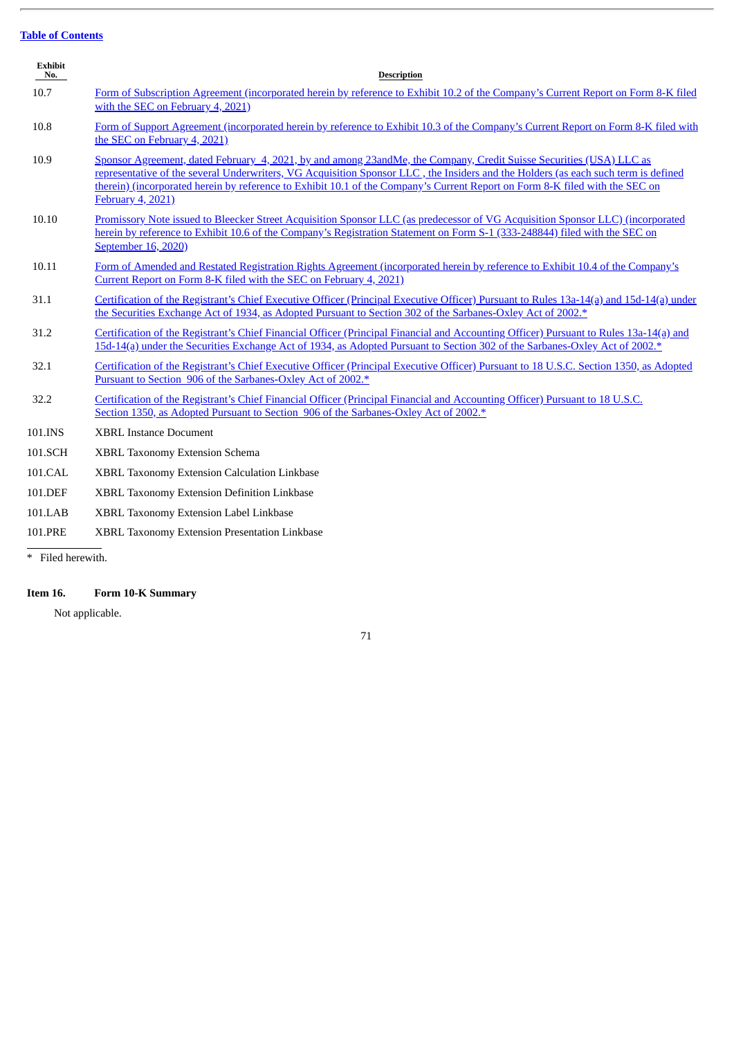[Table of Contents](#)

| Exhibit No. | Description |
| --- | --- |
| 10.7 | Form of Subscription Agreement (incorporated herein by reference to Exhibit 10.2 of the Company's Current Report on Form 8-K filed with the SEC on February 4, 2021) |
| 10.8 | Form of Support Agreement (incorporated herein by reference to Exhibit 10.3 of the Company's Current Report on Form 8-K filed with the SEC on February 4, 2021) |
| 10.9 | Sponsor Agreement, dated February 4, 2021, by and among 23andMe, the Company, Credit Suisse Securities (USA) LLC as representative of the several Underwriters, VG Acquisition Sponsor LLC , the Insiders and the Holders (as each such term is defined therein) (incorporated herein by reference to Exhibit 10.1 of the Company's Current Report on Form 8-K filed with the SEC on February 4, 2021) |
| 10.10 | Promissory Note issued to Bleecker Street Acquisition Sponsor LLC (as predecessor of VG Acquisition Sponsor LLC) (incorporated herein by reference to Exhibit 10.6 of the Company's Registration Statement on Form S-1 (333-248844) filed with the SEC on September 16, 2020) |
| 10.11 | Form of Amended and Restated Registration Rights Agreement (incorporated herein by reference to Exhibit 10.4 of the Company's Current Report on Form 8-K filed with the SEC on February 4, 2021) |
| 31.1 | Certification of the Registrant's Chief Executive Officer (Principal Executive Officer) Pursuant to Rules 13a-14(a) and 15d-14(a) under the Securities Exchange Act of 1934, as Adopted Pursuant to Section 302 of the Sarbanes-Oxley Act of 2002.* |
| 31.2 | Certification of the Registrant's Chief Financial Officer (Principal Financial and Accounting Officer) Pursuant to Rules 13a-14(a) and 15d-14(a) under the Securities Exchange Act of 1934, as Adopted Pursuant to Section 302 of the Sarbanes-Oxley Act of 2002.* |
| 32.1 | Certification of the Registrant's Chief Executive Officer (Principal Executive Officer) Pursuant to 18 U.S.C. Section 1350, as Adopted Pursuant to Section 906 of the Sarbanes-Oxley Act of 2002.* |
| 32.2 | Certification of the Registrant's Chief Financial Officer (Principal Financial and Accounting Officer) Pursuant to 18 U.S.C. Section 1350, as Adopted Pursuant to Section 906 of the Sarbanes-Oxley Act of 2002.* |
| 101.INS | XBRL Instance Document |
| 101.SCH | XBRL Taxonomy Extension Schema |
| 101.CAL | XBRL Taxonomy Extension Calculation Linkbase |
| 101.DEF | XBRL Taxonomy Extension Definition Linkbase |
| 101.LAB | XBRL Taxonomy Extension Label Linkbase |
| 101.PRE | XBRL Taxonomy Extension Presentation Linkbase |

\* Filed herewith.

**Item 16. Form 10-K Summary**

Not applicable.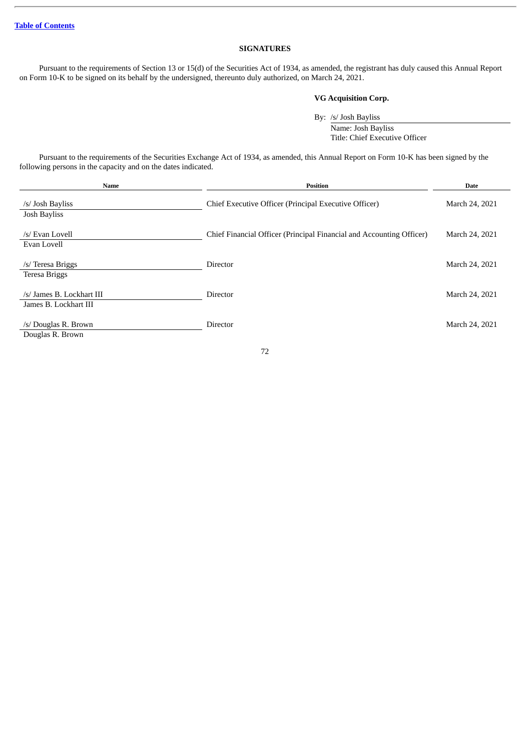[Table of Contents](#)

## SIGNATURES

Pursuant to the requirements of Section 13 or 15(d) of the Securities Act of 1934, as amended, the registrant has duly caused this Annual Report on Form 10-K to be signed on its behalf by the undersigned, thereunto duly authorized, on March 24, 2021.

**VG Acquisition Corp.**

By: /s/ Josh Bayliss
Name: Josh Bayliss
Title: Chief Executive Officer

Pursuant to the requirements of the Securities Exchange Act of 1934, as amended, this Annual Report on Form 10-K has been signed by the following persons in the capacity and on the dates indicated.

| Name | Position | Date |
|---|---|---|
| /s/ Josh Bayliss<br>Josh Bayliss | Chief Executive Officer (Principal Executive Officer) | March 24, 2021 |
| /s/ Evan Lovell<br>Evan Lovell | Chief Financial Officer (Principal Financial and Accounting Officer) | March 24, 2021 |
| /s/ Teresa Briggs<br>Teresa Briggs | Director | March 24, 2021 |
| /s/ James B. Lockhart III<br>James B. Lockhart III | Director | March 24, 2021 |
| /s/ Douglas R. Brown<br>Douglas R. Brown | Director | March 24, 2021 |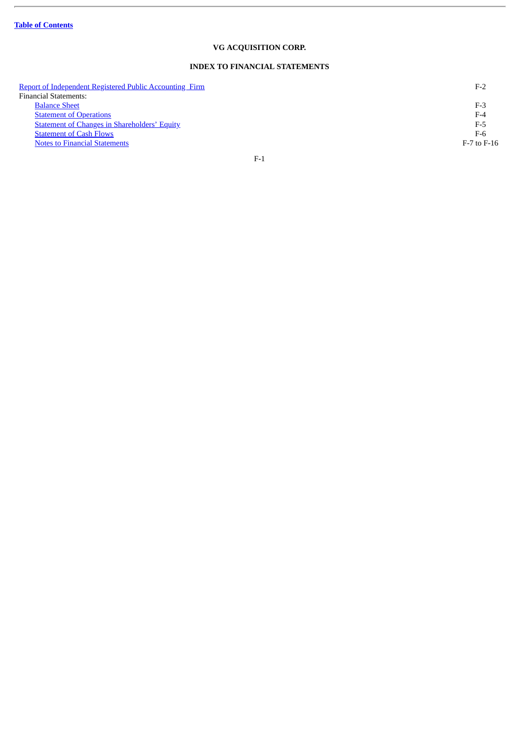# VG ACQUISITION CORP.

## INDEX TO FINANCIAL STATEMENTS

| | |
|---|---|
| Report of Independent Registered Public Accounting Firm | F-2 |
| Financial Statements: | |
| Balance Sheet | F-3 |
| Statement of Operations | F-4 |
| Statement of Changes in Shareholders' Equity | F-5 |
| Statement of Cash Flows | F-6 |
| Notes to Financial Statements | F-7 to F-16 |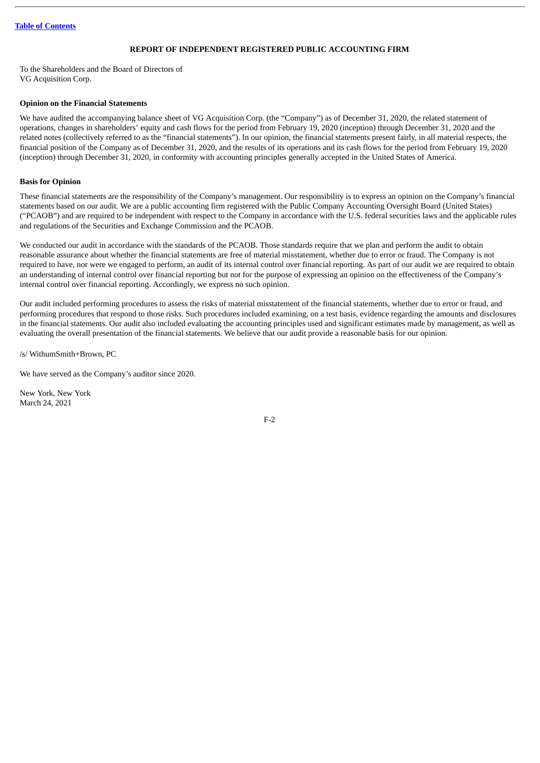[Table of Contents]

## REPORT OF INDEPENDENT REGISTERED PUBLIC ACCOUNTING FIRM

To the Shareholders and the Board of Directors of
VG Acquisition Corp.

**Opinion on the Financial Statements**

We have audited the accompanying balance sheet of VG Acquisition Corp. (the "Company") as of December 31, 2020, the related statement of operations, changes in shareholders' equity and cash flows for the period from February 19, 2020 (inception) through December 31, 2020 and the related notes (collectively referred to as the "financial statements"). In our opinion, the financial statements present fairly, in all material respects, the financial position of the Company as of December 31, 2020, and the results of its operations and its cash flows for the period from February 19, 2020 (inception) through December 31, 2020, in conformity with accounting principles generally accepted in the United States of America.

**Basis for Opinion**

These financial statements are the responsibility of the Company's management. Our responsibility is to express an opinion on the Company's financial statements based on our audit. We are a public accounting firm registered with the Public Company Accounting Oversight Board (United States) ("PCAOB") and are required to be independent with respect to the Company in accordance with the U.S. federal securities laws and the applicable rules and regulations of the Securities and Exchange Commission and the PCAOB.

We conducted our audit in accordance with the standards of the PCAOB. Those standards require that we plan and perform the audit to obtain reasonable assurance about whether the financial statements are free of material misstatement, whether due to error or fraud. The Company is not required to have, nor were we engaged to perform, an audit of its internal control over financial reporting. As part of our audit we are required to obtain an understanding of internal control over financial reporting but not for the purpose of expressing an opinion on the effectiveness of the Company's internal control over financial reporting. Accordingly, we express no such opinion.

Our audit included performing procedures to assess the risks of material misstatement of the financial statements, whether due to error or fraud, and performing procedures that respond to those risks. Such procedures included examining, on a test basis, evidence regarding the amounts and disclosures in the financial statements. Our audit also included evaluating the accounting principles used and significant estimates made by management, as well as evaluating the overall presentation of the financial statements. We believe that our audit provide a reasonable basis for our opinion.

/s/ WithumSmith+Brown, PC

We have served as the Company's auditor since 2020.

New York, New York
March 24, 2021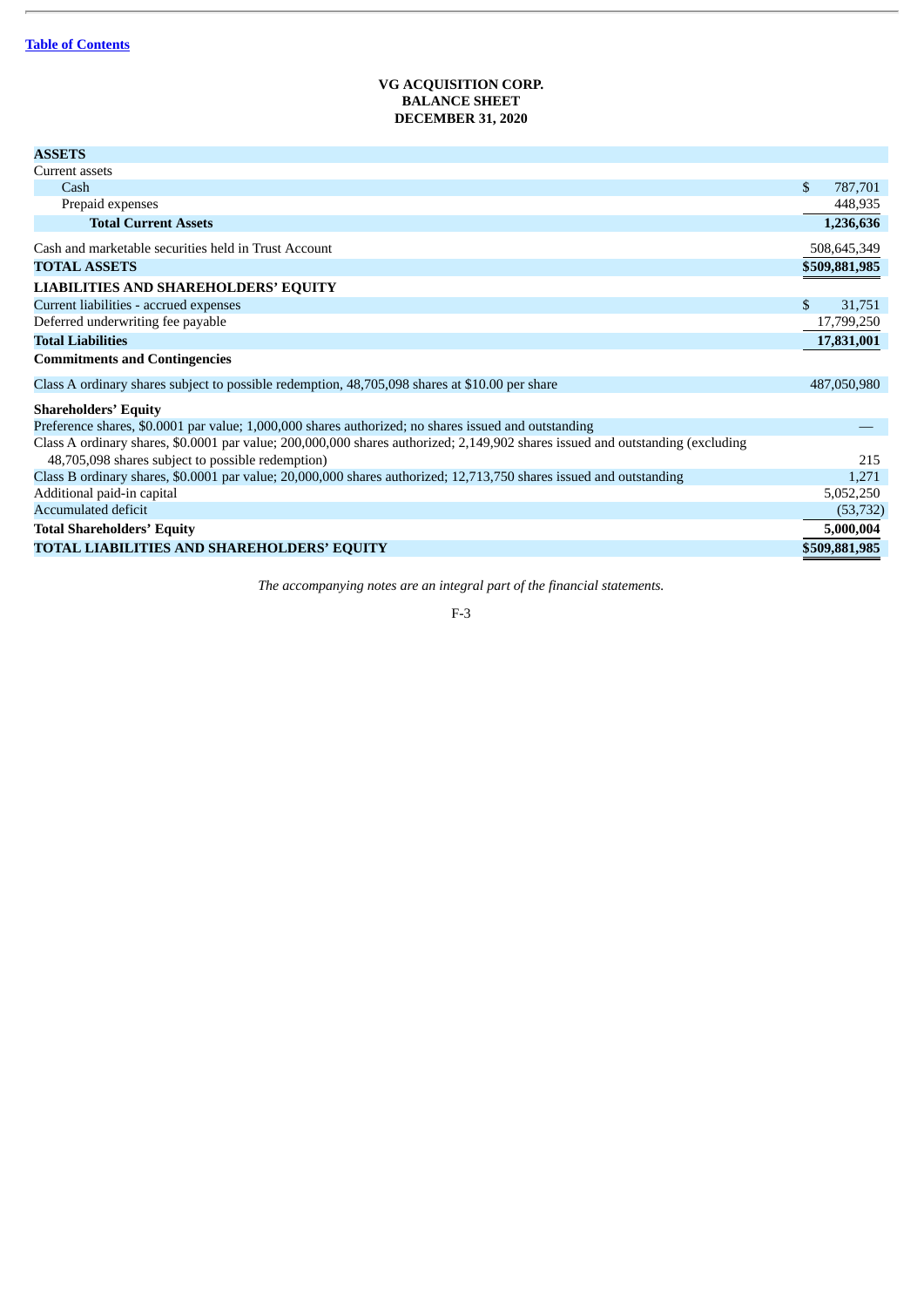[Table of Contents](#)

# VG ACQUISITION CORP.
## BALANCE SHEET
## DECEMBER 31, 2020

| | |
|---|---|
| **ASSETS** | |
| Current assets | |
| Cash | $ 787,701 |
| Prepaid expenses | 448,935 |
| **Total Current Assets** | **1,236,636** |
| Cash and marketable securities held in Trust Account | 508,645,349 |
| **TOTAL ASSETS** | **$509,881,985** |
| **LIABILITIES AND SHAREHOLDERS' EQUITY** | |
| Current liabilities - accrued expenses | $ 31,751 |
| Deferred underwriting fee payable | 17,799,250 |
| **Total Liabilities** | **17,831,001** |
| **Commitments and Contingencies** | |
| Class A ordinary shares subject to possible redemption, 48,705,098 shares at $10.00 per share | 487,050,980 |
| **Shareholders' Equity** | |
| Preference shares, $0.0001 par value; 1,000,000 shares authorized; no shares issued and outstanding | — |
| Class A ordinary shares, $0.0001 par value; 200,000,000 shares authorized; 2,149,902 shares issued and outstanding (excluding 48,705,098 shares subject to possible redemption) | 215 |
| Class B ordinary shares, $0.0001 par value; 20,000,000 shares authorized; 12,713,750 shares issued and outstanding | 1,271 |
| Additional paid-in capital | 5,052,250 |
| Accumulated deficit | (53,732) |
| **Total Shareholders' Equity** | **5,000,004** |
| **TOTAL LIABILITIES AND SHAREHOLDERS' EQUITY** | **$509,881,985** |

*The accompanying notes are an integral part of the financial statements.*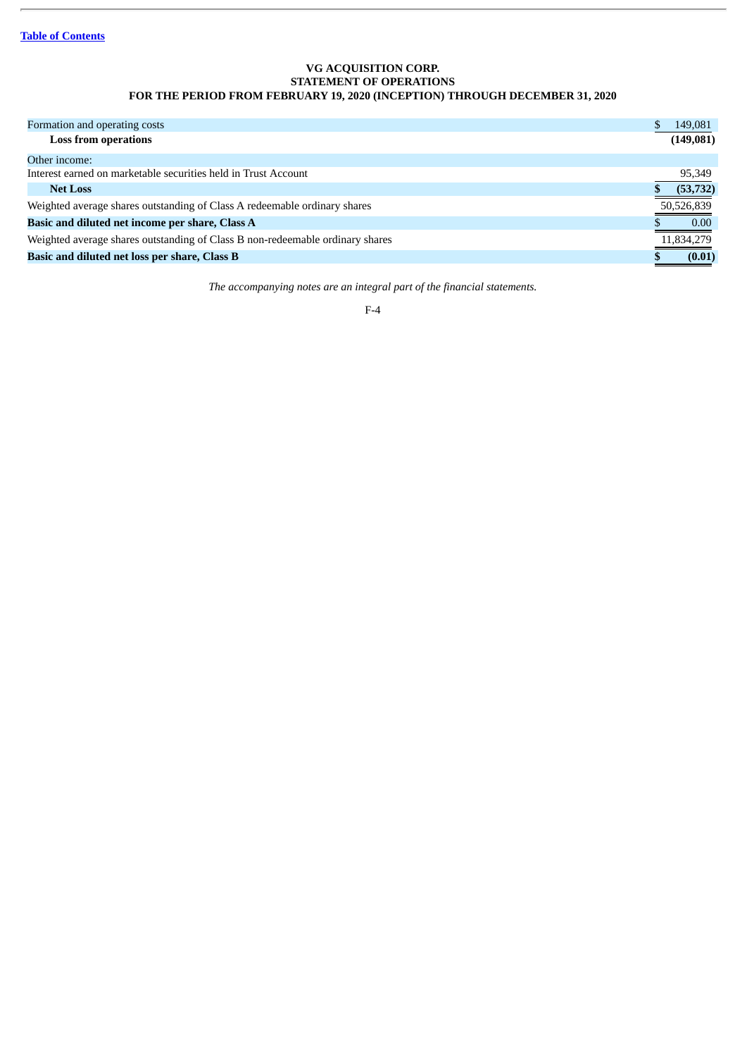**VG ACQUISITION CORP.**
**STATEMENT OF OPERATIONS**
**FOR THE PERIOD FROM FEBRUARY 19, 2020 (INCEPTION) THROUGH DECEMBER 31, 2020**

| | |
|---|---|
| Formation and operating costs | $ 149,081 |
| **Loss from operations** | **(149,081)** |
| Other income: | |
| Interest earned on marketable securities held in Trust Account | 95,349 |
| **Net Loss** | **$ (53,732)** |
| Weighted average shares outstanding of Class A redeemable ordinary shares | 50,526,839 |
| **Basic and diluted net income per share, Class A** | $ 0.00 |
| Weighted average shares outstanding of Class B non-redeemable ordinary shares | 11,834,279 |
| **Basic and diluted net loss per share, Class B** | **$ (0.01)** |

*The accompanying notes are an integral part of the financial statements.*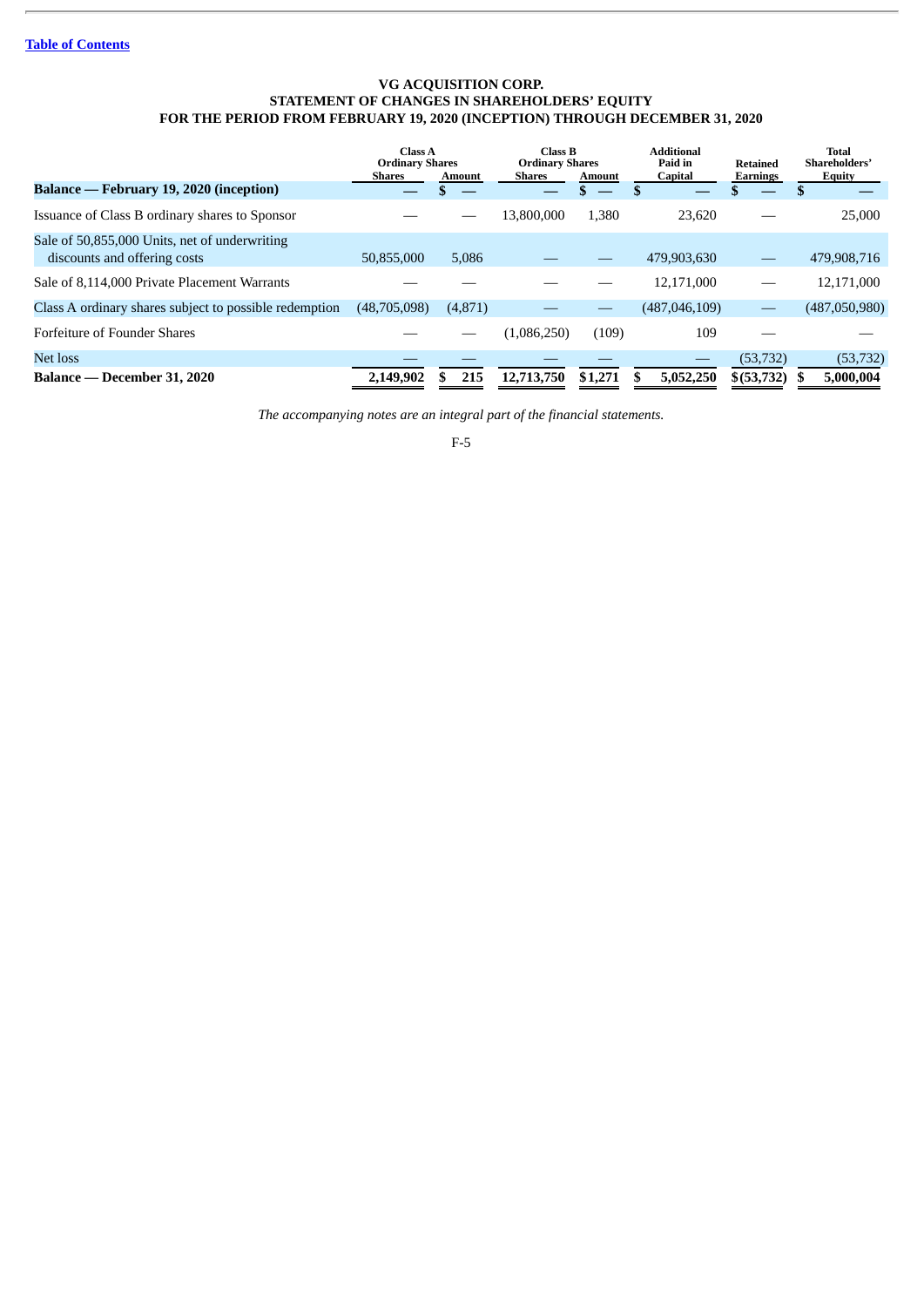### VG ACQUISITION CORP.
### STATEMENT OF CHANGES IN SHAREHOLDERS' EQUITY
### FOR THE PERIOD FROM FEBRUARY 19, 2020 (INCEPTION) THROUGH DECEMBER 31, 2020

| | Class A Ordinary Shares | | Class B Ordinary Shares | | Additional Paid in Capital | Retained Earnings | Total Shareholders' Equity |
|---|---|---|---|---|---|---|---|
| | Shares | Amount | Shares | Amount | | | |
| **Balance — February 19, 2020 (inception)** | — | $ — | — | $ — | $ — | $ — | $ — |
| Issuance of Class B ordinary shares to Sponsor | — | — | 13,800,000 | 1,380 | 23,620 | — | 25,000 |
| Sale of 50,855,000 Units, net of underwriting discounts and offering costs | 50,855,000 | 5,086 | — | — | 479,903,630 | — | 479,908,716 |
| Sale of 8,114,000 Private Placement Warrants | — | — | — | — | 12,171,000 | — | 12,171,000 |
| Class A ordinary shares subject to possible redemption | (48,705,098) | (4,871) | — | — | (487,046,109) | — | (487,050,980) |
| Forfeiture of Founder Shares | — | — | (1,086,250) | (109) | 109 | — | — |
| Net loss | — | — | — | — | — | (53,732) | (53,732) |
| **Balance — December 31, 2020** | **2,149,902** | **$ 215** | **12,713,750** | **$1,271** | **$ 5,052,250** | **$(53,732)** | **$ 5,000,004** |

*The accompanying notes are an integral part of the financial statements.*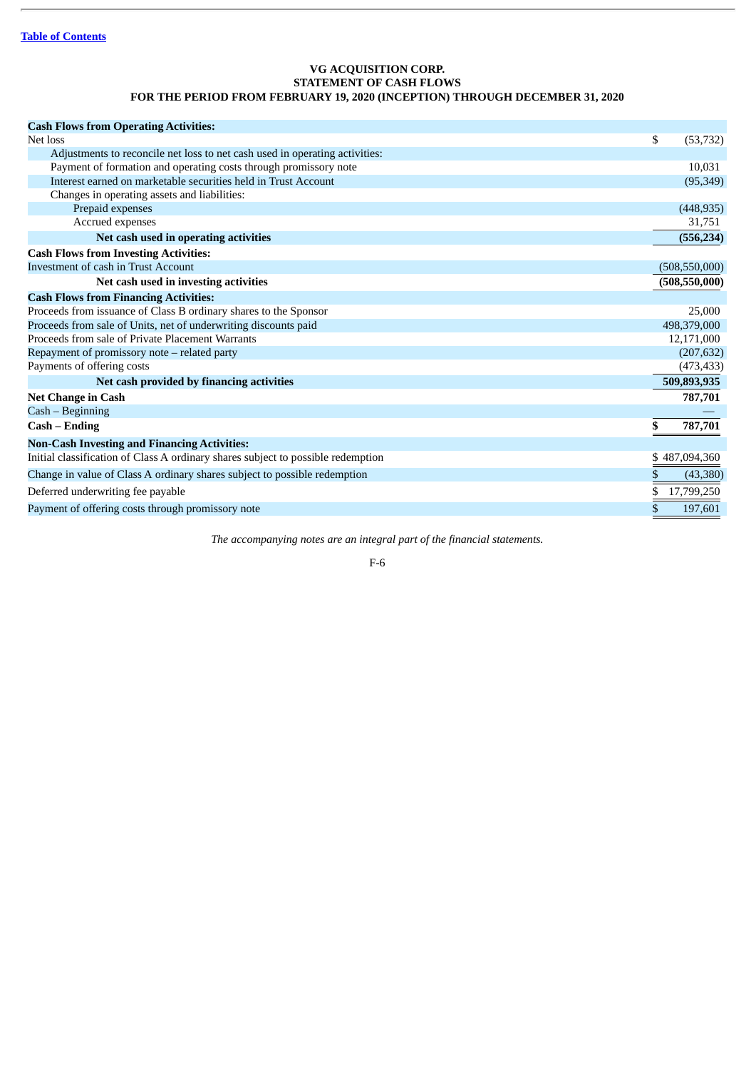**VG ACQUISITION CORP.**
**STATEMENT OF CASH FLOWS**
**FOR THE PERIOD FROM FEBRUARY 19, 2020 (INCEPTION) THROUGH DECEMBER 31, 2020**

| | |
|---|---|
| **Cash Flows from Operating Activities:** | |
| Net loss | $ (53,732) |
| Adjustments to reconcile net loss to net cash used in operating activities: | |
| Payment of formation and operating costs through promissory note | 10,031 |
| Interest earned on marketable securities held in Trust Account | (95,349) |
| Changes in operating assets and liabilities: | |
| Prepaid expenses | (448,935) |
| Accrued expenses | 31,751 |
| **Net cash used in operating activities** | **(556,234)** |
| **Cash Flows from Investing Activities:** | |
| Investment of cash in Trust Account | (508,550,000) |
| **Net cash used in investing activities** | **(508,550,000)** |
| **Cash Flows from Financing Activities:** | |
| Proceeds from issuance of Class B ordinary shares to the Sponsor | 25,000 |
| Proceeds from sale of Units, net of underwriting discounts paid | 498,379,000 |
| Proceeds from sale of Private Placement Warrants | 12,171,000 |
| Repayment of promissory note – related party | (207,632) |
| Payments of offering costs | (473,433) |
| **Net cash provided by financing activities** | **509,893,935** |
| **Net Change in Cash** | **787,701** |
| Cash – Beginning | — |
| **Cash – Ending** | **$ 787,701** |
| **Non-Cash Investing and Financing Activities:** | |
| Initial classification of Class A ordinary shares subject to possible redemption | $ 487,094,360 |
| Change in value of Class A ordinary shares subject to possible redemption | $ (43,380) |
| Deferred underwriting fee payable | $ 17,799,250 |
| Payment of offering costs through promissory note | $ 197,601 |

*The accompanying notes are an integral part of the financial statements.*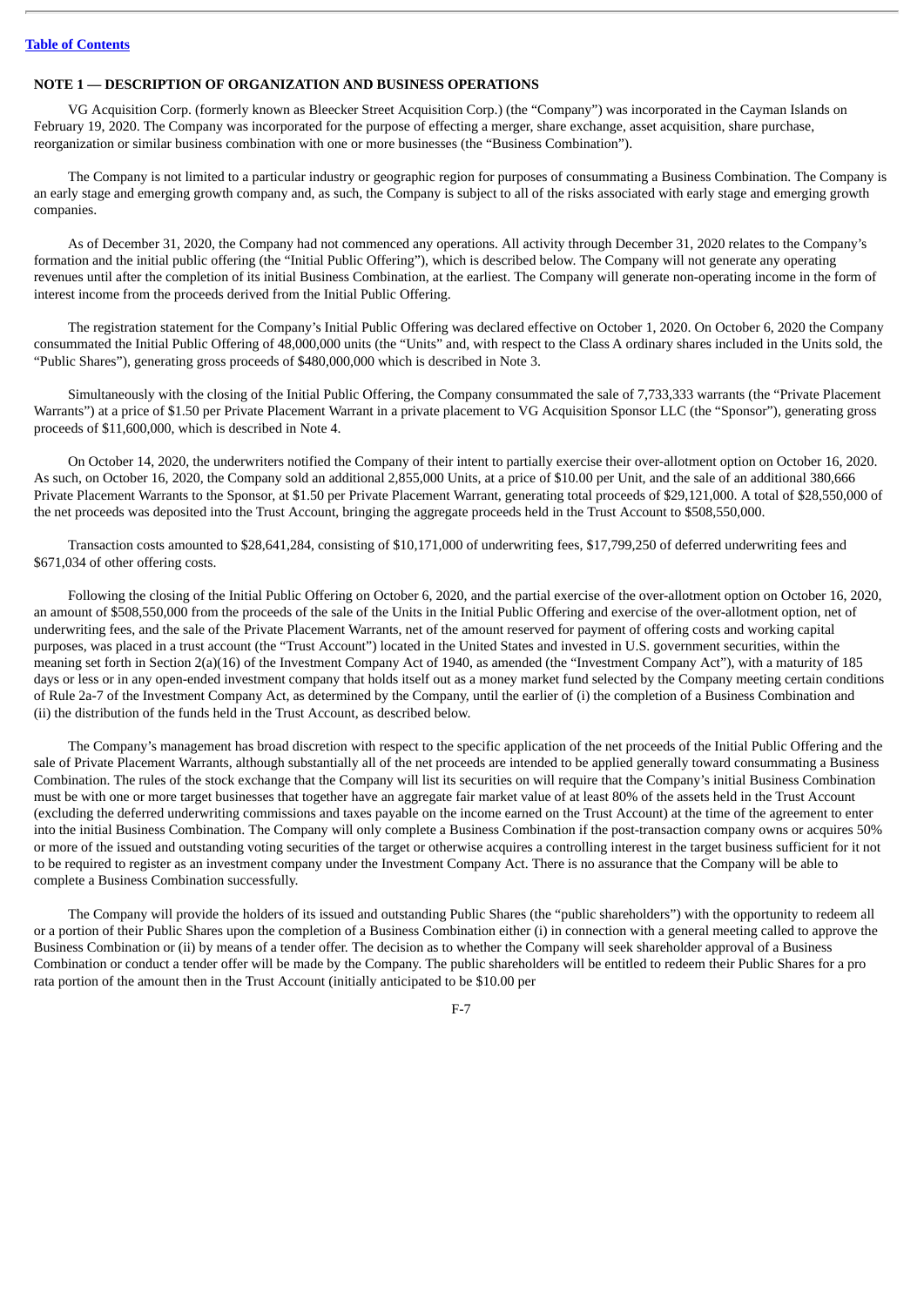### NOTE 1 — DESCRIPTION OF ORGANIZATION AND BUSINESS OPERATIONS

VG Acquisition Corp. (formerly known as Bleecker Street Acquisition Corp.) (the "Company") was incorporated in the Cayman Islands on February 19, 2020. The Company was incorporated for the purpose of effecting a merger, share exchange, asset acquisition, share purchase, reorganization or similar business combination with one or more businesses (the "Business Combination").

The Company is not limited to a particular industry or geographic region for purposes of consummating a Business Combination. The Company is an early stage and emerging growth company and, as such, the Company is subject to all of the risks associated with early stage and emerging growth companies.

As of December 31, 2020, the Company had not commenced any operations. All activity through December 31, 2020 relates to the Company's formation and the initial public offering (the "Initial Public Offering"), which is described below. The Company will not generate any operating revenues until after the completion of its initial Business Combination, at the earliest. The Company will generate non-operating income in the form of interest income from the proceeds derived from the Initial Public Offering.

The registration statement for the Company's Initial Public Offering was declared effective on October 1, 2020. On October 6, 2020 the Company consummated the Initial Public Offering of 48,000,000 units (the "Units" and, with respect to the Class A ordinary shares included in the Units sold, the "Public Shares"), generating gross proceeds of $480,000,000 which is described in Note 3.

Simultaneously with the closing of the Initial Public Offering, the Company consummated the sale of 7,733,333 warrants (the "Private Placement Warrants") at a price of $1.50 per Private Placement Warrant in a private placement to VG Acquisition Sponsor LLC (the "Sponsor"), generating gross proceeds of $11,600,000, which is described in Note 4.

On October 14, 2020, the underwriters notified the Company of their intent to partially exercise their over-allotment option on October 16, 2020. As such, on October 16, 2020, the Company sold an additional 2,855,000 Units, at a price of $10.00 per Unit, and the sale of an additional 380,666 Private Placement Warrants to the Sponsor, at $1.50 per Private Placement Warrant, generating total proceeds of $29,121,000. A total of $28,550,000 of the net proceeds was deposited into the Trust Account, bringing the aggregate proceeds held in the Trust Account to $508,550,000.

Transaction costs amounted to $28,641,284, consisting of $10,171,000 of underwriting fees, $17,799,250 of deferred underwriting fees and $671,034 of other offering costs.

Following the closing of the Initial Public Offering on October 6, 2020, and the partial exercise of the over-allotment option on October 16, 2020, an amount of $508,550,000 from the proceeds of the sale of the Units in the Initial Public Offering and exercise of the over-allotment option, net of underwriting fees, and the sale of the Private Placement Warrants, net of the amount reserved for payment of offering costs and working capital purposes, was placed in a trust account (the "Trust Account") located in the United States and invested in U.S. government securities, within the meaning set forth in Section 2(a)(16) of the Investment Company Act of 1940, as amended (the "Investment Company Act"), with a maturity of 185 days or less or in any open-ended investment company that holds itself out as a money market fund selected by the Company meeting certain conditions of Rule 2a-7 of the Investment Company Act, as determined by the Company, until the earlier of (i) the completion of a Business Combination and (ii) the distribution of the funds held in the Trust Account, as described below.

The Company's management has broad discretion with respect to the specific application of the net proceeds of the Initial Public Offering and the sale of Private Placement Warrants, although substantially all of the net proceeds are intended to be applied generally toward consummating a Business Combination. The rules of the stock exchange that the Company will list its securities on will require that the Company's initial Business Combination must be with one or more target businesses that together have an aggregate fair market value of at least 80% of the assets held in the Trust Account (excluding the deferred underwriting commissions and taxes payable on the income earned on the Trust Account) at the time of the agreement to enter into the initial Business Combination. The Company will only complete a Business Combination if the post-transaction company owns or acquires 50% or more of the issued and outstanding voting securities of the target or otherwise acquires a controlling interest in the target business sufficient for it not to be required to register as an investment company under the Investment Company Act. There is no assurance that the Company will be able to complete a Business Combination successfully.

The Company will provide the holders of its issued and outstanding Public Shares (the "public shareholders") with the opportunity to redeem all or a portion of their Public Shares upon the completion of a Business Combination either (i) in connection with a general meeting called to approve the Business Combination or (ii) by means of a tender offer. The decision as to whether the Company will seek shareholder approval of a Business Combination or conduct a tender offer will be made by the Company. The public shareholders will be entitled to redeem their Public Shares for a pro rata portion of the amount then in the Trust Account (initially anticipated to be $10.00 per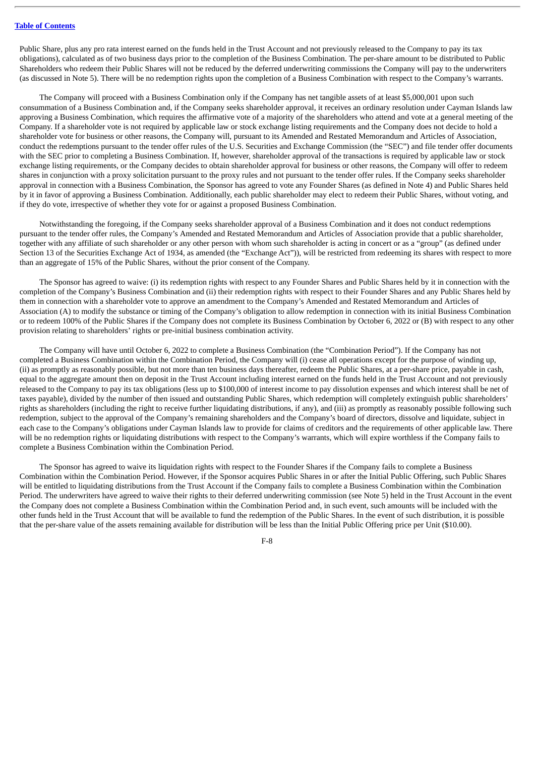Public Share, plus any pro rata interest earned on the funds held in the Trust Account and not previously released to the Company to pay its tax obligations), calculated as of two business days prior to the completion of the Business Combination. The per-share amount to be distributed to Public Shareholders who redeem their Public Shares will not be reduced by the deferred underwriting commissions the Company will pay to the underwriters (as discussed in Note 5). There will be no redemption rights upon the completion of a Business Combination with respect to the Company's warrants.

The Company will proceed with a Business Combination only if the Company has net tangible assets of at least $5,000,001 upon such consummation of a Business Combination and, if the Company seeks shareholder approval, it receives an ordinary resolution under Cayman Islands law approving a Business Combination, which requires the affirmative vote of a majority of the shareholders who attend and vote at a general meeting of the Company. If a shareholder vote is not required by applicable law or stock exchange listing requirements and the Company does not decide to hold a shareholder vote for business or other reasons, the Company will, pursuant to its Amended and Restated Memorandum and Articles of Association, conduct the redemptions pursuant to the tender offer rules of the U.S. Securities and Exchange Commission (the "SEC") and file tender offer documents with the SEC prior to completing a Business Combination. If, however, shareholder approval of the transactions is required by applicable law or stock exchange listing requirements, or the Company decides to obtain shareholder approval for business or other reasons, the Company will offer to redeem shares in conjunction with a proxy solicitation pursuant to the proxy rules and not pursuant to the tender offer rules. If the Company seeks shareholder approval in connection with a Business Combination, the Sponsor has agreed to vote any Founder Shares (as defined in Note 4) and Public Shares held by it in favor of approving a Business Combination. Additionally, each public shareholder may elect to redeem their Public Shares, without voting, and if they do vote, irrespective of whether they vote for or against a proposed Business Combination.

Notwithstanding the foregoing, if the Company seeks shareholder approval of a Business Combination and it does not conduct redemptions pursuant to the tender offer rules, the Company's Amended and Restated Memorandum and Articles of Association provide that a public shareholder, together with any affiliate of such shareholder or any other person with whom such shareholder is acting in concert or as a "group" (as defined under Section 13 of the Securities Exchange Act of 1934, as amended (the "Exchange Act")), will be restricted from redeeming its shares with respect to more than an aggregate of 15% of the Public Shares, without the prior consent of the Company.

The Sponsor has agreed to waive: (i) its redemption rights with respect to any Founder Shares and Public Shares held by it in connection with the completion of the Company's Business Combination and (ii) their redemption rights with respect to their Founder Shares and any Public Shares held by them in connection with a shareholder vote to approve an amendment to the Company's Amended and Restated Memorandum and Articles of Association (A) to modify the substance or timing of the Company's obligation to allow redemption in connection with its initial Business Combination or to redeem 100% of the Public Shares if the Company does not complete its Business Combination by October 6, 2022 or (B) with respect to any other provision relating to shareholders' rights or pre-initial business combination activity.

The Company will have until October 6, 2022 to complete a Business Combination (the "Combination Period"). If the Company has not completed a Business Combination within the Combination Period, the Company will (i) cease all operations except for the purpose of winding up, (ii) as promptly as reasonably possible, but not more than ten business days thereafter, redeem the Public Shares, at a per-share price, payable in cash, equal to the aggregate amount then on deposit in the Trust Account including interest earned on the funds held in the Trust Account and not previously released to the Company to pay its tax obligations (less up to $100,000 of interest income to pay dissolution expenses and which interest shall be net of taxes payable), divided by the number of then issued and outstanding Public Shares, which redemption will completely extinguish public shareholders' rights as shareholders (including the right to receive further liquidating distributions, if any), and (iii) as promptly as reasonably possible following such redemption, subject to the approval of the Company's remaining shareholders and the Company's board of directors, dissolve and liquidate, subject in each case to the Company's obligations under Cayman Islands law to provide for claims of creditors and the requirements of other applicable law. There will be no redemption rights or liquidating distributions with respect to the Company's warrants, which will expire worthless if the Company fails to complete a Business Combination within the Combination Period.

The Sponsor has agreed to waive its liquidation rights with respect to the Founder Shares if the Company fails to complete a Business Combination within the Combination Period. However, if the Sponsor acquires Public Shares in or after the Initial Public Offering, such Public Shares will be entitled to liquidating distributions from the Trust Account if the Company fails to complete a Business Combination within the Combination Period. The underwriters have agreed to waive their rights to their deferred underwriting commission (see Note 5) held in the Trust Account in the event the Company does not complete a Business Combination within the Combination Period and, in such event, such amounts will be included with the other funds held in the Trust Account that will be available to fund the redemption of the Public Shares. In the event of such distribution, it is possible that the per-share value of the assets remaining available for distribution will be less than the Initial Public Offering price per Unit ($10.00).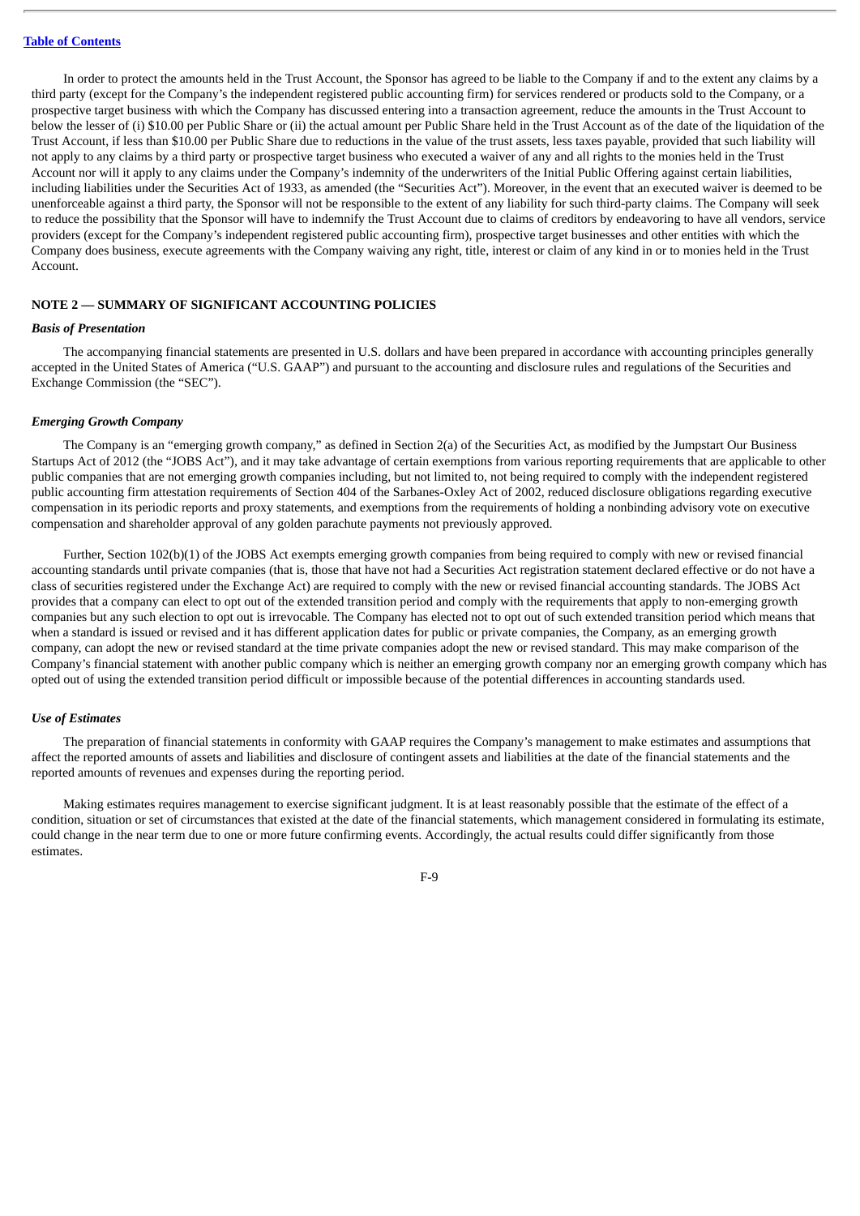In order to protect the amounts held in the Trust Account, the Sponsor has agreed to be liable to the Company if and to the extent any claims by a third party (except for the Company's the independent registered public accounting firm) for services rendered or products sold to the Company, or a prospective target business with which the Company has discussed entering into a transaction agreement, reduce the amounts in the Trust Account to below the lesser of (i) $10.00 per Public Share or (ii) the actual amount per Public Share held in the Trust Account as of the date of the liquidation of the Trust Account, if less than $10.00 per Public Share due to reductions in the value of the trust assets, less taxes payable, provided that such liability will not apply to any claims by a third party or prospective target business who executed a waiver of any and all rights to the monies held in the Trust Account nor will it apply to any claims under the Company's indemnity of the underwriters of the Initial Public Offering against certain liabilities, including liabilities under the Securities Act of 1933, as amended (the "Securities Act"). Moreover, in the event that an executed waiver is deemed to be unenforceable against a third party, the Sponsor will not be responsible to the extent of any liability for such third-party claims. The Company will seek to reduce the possibility that the Sponsor will have to indemnify the Trust Account due to claims of creditors by endeavoring to have all vendors, service providers (except for the Company's independent registered public accounting firm), prospective target businesses and other entities with which the Company does business, execute agreements with the Company waiving any right, title, interest or claim of any kind in or to monies held in the Trust Account.

## NOTE 2 — SUMMARY OF SIGNIFICANT ACCOUNTING POLICIES

***Basis of Presentation***

The accompanying financial statements are presented in U.S. dollars and have been prepared in accordance with accounting principles generally accepted in the United States of America ("U.S. GAAP") and pursuant to the accounting and disclosure rules and regulations of the Securities and Exchange Commission (the "SEC").

***Emerging Growth Company***

The Company is an "emerging growth company," as defined in Section 2(a) of the Securities Act, as modified by the Jumpstart Our Business Startups Act of 2012 (the "JOBS Act"), and it may take advantage of certain exemptions from various reporting requirements that are applicable to other public companies that are not emerging growth companies including, but not limited to, not being required to comply with the independent registered public accounting firm attestation requirements of Section 404 of the Sarbanes-Oxley Act of 2002, reduced disclosure obligations regarding executive compensation in its periodic reports and proxy statements, and exemptions from the requirements of holding a nonbinding advisory vote on executive compensation and shareholder approval of any golden parachute payments not previously approved.

Further, Section 102(b)(1) of the JOBS Act exempts emerging growth companies from being required to comply with new or revised financial accounting standards until private companies (that is, those that have not had a Securities Act registration statement declared effective or do not have a class of securities registered under the Exchange Act) are required to comply with the new or revised financial accounting standards. The JOBS Act provides that a company can elect to opt out of the extended transition period and comply with the requirements that apply to non-emerging growth companies but any such election to opt out is irrevocable. The Company has elected not to opt out of such extended transition period which means that when a standard is issued or revised and it has different application dates for public or private companies, the Company, as an emerging growth company, can adopt the new or revised standard at the time private companies adopt the new or revised standard. This may make comparison of the Company's financial statement with another public company which is neither an emerging growth company nor an emerging growth company which has opted out of using the extended transition period difficult or impossible because of the potential differences in accounting standards used.

***Use of Estimates***

The preparation of financial statements in conformity with GAAP requires the Company's management to make estimates and assumptions that affect the reported amounts of assets and liabilities and disclosure of contingent assets and liabilities at the date of the financial statements and the reported amounts of revenues and expenses during the reporting period.

Making estimates requires management to exercise significant judgment. It is at least reasonably possible that the estimate of the effect of a condition, situation or set of circumstances that existed at the date of the financial statements, which management considered in formulating its estimate, could change in the near term due to one or more future confirming events. Accordingly, the actual results could differ significantly from those estimates.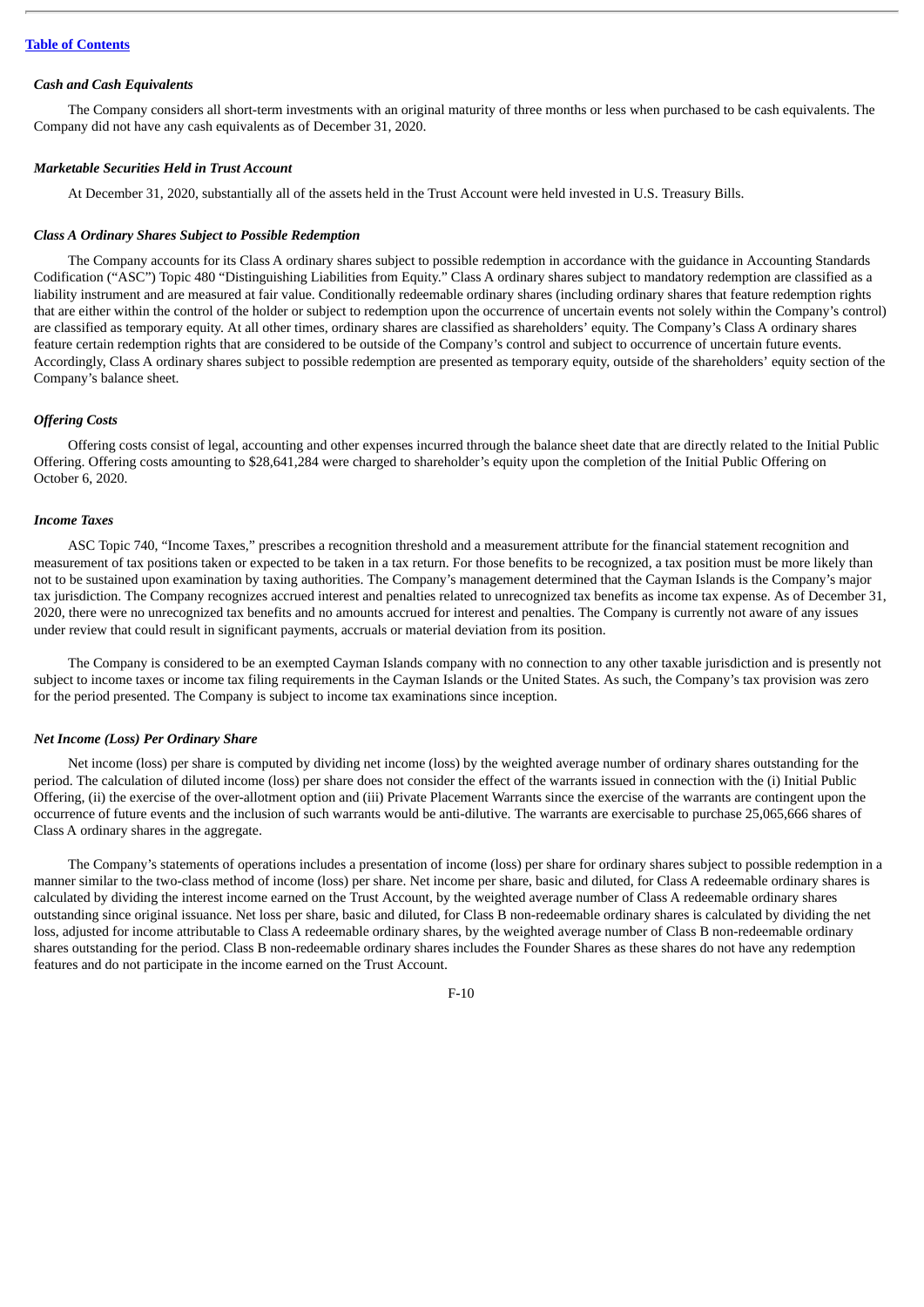*Cash and Cash Equivalents*

The Company considers all short-term investments with an original maturity of three months or less when purchased to be cash equivalents. The Company did not have any cash equivalents as of December 31, 2020.

*Marketable Securities Held in Trust Account*

At December 31, 2020, substantially all of the assets held in the Trust Account were held invested in U.S. Treasury Bills.

*Class A Ordinary Shares Subject to Possible Redemption*

The Company accounts for its Class A ordinary shares subject to possible redemption in accordance with the guidance in Accounting Standards Codification ("ASC") Topic 480 "Distinguishing Liabilities from Equity." Class A ordinary shares subject to mandatory redemption are classified as a liability instrument and are measured at fair value. Conditionally redeemable ordinary shares (including ordinary shares that feature redemption rights that are either within the control of the holder or subject to redemption upon the occurrence of uncertain events not solely within the Company's control) are classified as temporary equity. At all other times, ordinary shares are classified as shareholders' equity. The Company's Class A ordinary shares feature certain redemption rights that are considered to be outside of the Company's control and subject to occurrence of uncertain future events. Accordingly, Class A ordinary shares subject to possible redemption are presented as temporary equity, outside of the shareholders' equity section of the Company's balance sheet.

*Offering Costs*

Offering costs consist of legal, accounting and other expenses incurred through the balance sheet date that are directly related to the Initial Public Offering. Offering costs amounting to $28,641,284 were charged to shareholder's equity upon the completion of the Initial Public Offering on October 6, 2020.

*Income Taxes*

ASC Topic 740, "Income Taxes," prescribes a recognition threshold and a measurement attribute for the financial statement recognition and measurement of tax positions taken or expected to be taken in a tax return. For those benefits to be recognized, a tax position must be more likely than not to be sustained upon examination by taxing authorities. The Company's management determined that the Cayman Islands is the Company's major tax jurisdiction. The Company recognizes accrued interest and penalties related to unrecognized tax benefits as income tax expense. As of December 31, 2020, there were no unrecognized tax benefits and no amounts accrued for interest and penalties. The Company is currently not aware of any issues under review that could result in significant payments, accruals or material deviation from its position.

The Company is considered to be an exempted Cayman Islands company with no connection to any other taxable jurisdiction and is presently not subject to income taxes or income tax filing requirements in the Cayman Islands or the United States. As such, the Company's tax provision was zero for the period presented. The Company is subject to income tax examinations since inception.

*Net Income (Loss) Per Ordinary Share*

Net income (loss) per share is computed by dividing net income (loss) by the weighted average number of ordinary shares outstanding for the period. The calculation of diluted income (loss) per share does not consider the effect of the warrants issued in connection with the (i) Initial Public Offering, (ii) the exercise of the over-allotment option and (iii) Private Placement Warrants since the exercise of the warrants are contingent upon the occurrence of future events and the inclusion of such warrants would be anti-dilutive. The warrants are exercisable to purchase 25,065,666 shares of Class A ordinary shares in the aggregate.

The Company's statements of operations includes a presentation of income (loss) per share for ordinary shares subject to possible redemption in a manner similar to the two-class method of income (loss) per share. Net income per share, basic and diluted, for Class A redeemable ordinary shares is calculated by dividing the interest income earned on the Trust Account, by the weighted average number of Class A redeemable ordinary shares outstanding since original issuance. Net loss per share, basic and diluted, for Class B non-redeemable ordinary shares is calculated by dividing the net loss, adjusted for income attributable to Class A redeemable ordinary shares, by the weighted average number of Class B non-redeemable ordinary shares outstanding for the period. Class B non-redeemable ordinary shares includes the Founder Shares as these shares do not have any redemption features and do not participate in the income earned on the Trust Account.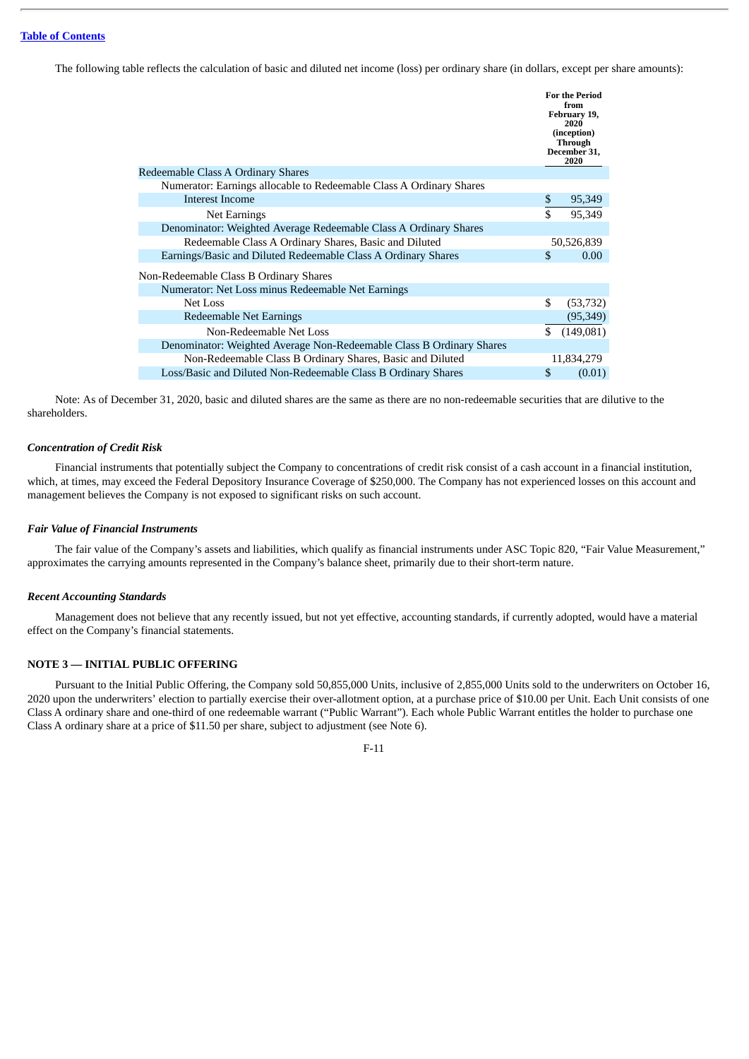The following table reflects the calculation of basic and diluted net income (loss) per ordinary share (in dollars, except per share amounts):

| | For the Period from February 19, 2020 (inception) Through December 31, 2020 |
|---|---|
| Redeemable Class A Ordinary Shares | |
| Numerator: Earnings allocable to Redeemable Class A Ordinary Shares | |
| Interest Income | $ 95,349 |
| Net Earnings | $ 95,349 |
| Denominator: Weighted Average Redeemable Class A Ordinary Shares | |
| Redeemable Class A Ordinary Shares, Basic and Diluted | 50,526,839 |
| Earnings/Basic and Diluted Redeemable Class A Ordinary Shares | $ 0.00 |
| Non-Redeemable Class B Ordinary Shares | |
| Numerator: Net Loss minus Redeemable Net Earnings | |
| Net Loss | $ (53,732) |
| Redeemable Net Earnings | (95,349) |
| Non-Redeemable Net Loss | $ (149,081) |
| Denominator: Weighted Average Non-Redeemable Class B Ordinary Shares | |
| Non-Redeemable Class B Ordinary Shares, Basic and Diluted | 11,834,279 |
| Loss/Basic and Diluted Non-Redeemable Class B Ordinary Shares | $ (0.01) |

Note: As of December 31, 2020, basic and diluted shares are the same as there are no non-redeemable securities that are dilutive to the shareholders.

### *Concentration of Credit Risk*

Financial instruments that potentially subject the Company to concentrations of credit risk consist of a cash account in a financial institution, which, at times, may exceed the Federal Depository Insurance Coverage of $250,000. The Company has not experienced losses on this account and management believes the Company is not exposed to significant risks on such account.

### *Fair Value of Financial Instruments*

The fair value of the Company's assets and liabilities, which qualify as financial instruments under ASC Topic 820, "Fair Value Measurement," approximates the carrying amounts represented in the Company's balance sheet, primarily due to their short-term nature.

### *Recent Accounting Standards*

Management does not believe that any recently issued, but not yet effective, accounting standards, if currently adopted, would have a material effect on the Company's financial statements.

## NOTE 3 — INITIAL PUBLIC OFFERING

Pursuant to the Initial Public Offering, the Company sold 50,855,000 Units, inclusive of 2,855,000 Units sold to the underwriters on October 16, 2020 upon the underwriters' election to partially exercise their over-allotment option, at a purchase price of $10.00 per Unit. Each Unit consists of one Class A ordinary share and one-third of one redeemable warrant ("Public Warrant"). Each whole Public Warrant entitles the holder to purchase one Class A ordinary share at a price of $11.50 per share, subject to adjustment (see Note 6).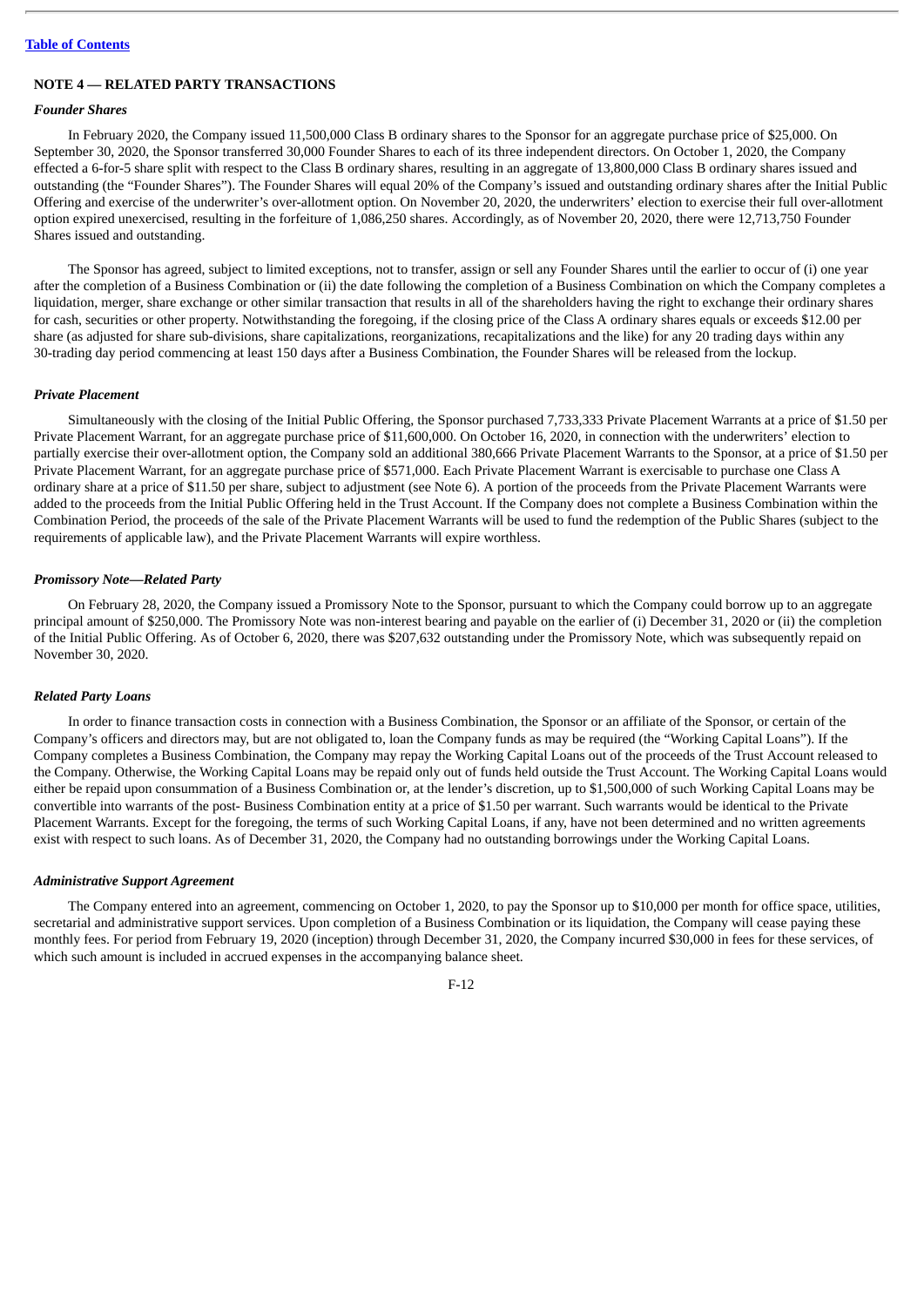## NOTE 4 — RELATED PARTY TRANSACTIONS

### *Founder Shares*

In February 2020, the Company issued 11,500,000 Class B ordinary shares to the Sponsor for an aggregate purchase price of $25,000. On September 30, 2020, the Sponsor transferred 30,000 Founder Shares to each of its three independent directors. On October 1, 2020, the Company effected a 6-for-5 share split with respect to the Class B ordinary shares, resulting in an aggregate of 13,800,000 Class B ordinary shares issued and outstanding (the "Founder Shares"). The Founder Shares will equal 20% of the Company's issued and outstanding ordinary shares after the Initial Public Offering and exercise of the underwriter's over-allotment option. On November 20, 2020, the underwriters' election to exercise their full over-allotment option expired unexercised, resulting in the forfeiture of 1,086,250 shares. Accordingly, as of November 20, 2020, there were 12,713,750 Founder Shares issued and outstanding.

The Sponsor has agreed, subject to limited exceptions, not to transfer, assign or sell any Founder Shares until the earlier to occur of (i) one year after the completion of a Business Combination or (ii) the date following the completion of a Business Combination on which the Company completes a liquidation, merger, share exchange or other similar transaction that results in all of the shareholders having the right to exchange their ordinary shares for cash, securities or other property. Notwithstanding the foregoing, if the closing price of the Class A ordinary shares equals or exceeds $12.00 per share (as adjusted for share sub-divisions, share capitalizations, reorganizations, recapitalizations and the like) for any 20 trading days within any 30-trading day period commencing at least 150 days after a Business Combination, the Founder Shares will be released from the lockup.

### *Private Placement*

Simultaneously with the closing of the Initial Public Offering, the Sponsor purchased 7,733,333 Private Placement Warrants at a price of $1.50 per Private Placement Warrant, for an aggregate purchase price of $11,600,000. On October 16, 2020, in connection with the underwriters' election to partially exercise their over-allotment option, the Company sold an additional 380,666 Private Placement Warrants to the Sponsor, at a price of $1.50 per Private Placement Warrant, for an aggregate purchase price of $571,000. Each Private Placement Warrant is exercisable to purchase one Class A ordinary share at a price of $11.50 per share, subject to adjustment (see Note 6). A portion of the proceeds from the Private Placement Warrants were added to the proceeds from the Initial Public Offering held in the Trust Account. If the Company does not complete a Business Combination within the Combination Period, the proceeds of the sale of the Private Placement Warrants will be used to fund the redemption of the Public Shares (subject to the requirements of applicable law), and the Private Placement Warrants will expire worthless.

### *Promissory Note—Related Party*

On February 28, 2020, the Company issued a Promissory Note to the Sponsor, pursuant to which the Company could borrow up to an aggregate principal amount of $250,000. The Promissory Note was non-interest bearing and payable on the earlier of (i) December 31, 2020 or (ii) the completion of the Initial Public Offering. As of October 6, 2020, there was $207,632 outstanding under the Promissory Note, which was subsequently repaid on November 30, 2020.

### *Related Party Loans*

In order to finance transaction costs in connection with a Business Combination, the Sponsor or an affiliate of the Sponsor, or certain of the Company's officers and directors may, but are not obligated to, loan the Company funds as may be required (the "Working Capital Loans"). If the Company completes a Business Combination, the Company may repay the Working Capital Loans out of the proceeds of the Trust Account released to the Company. Otherwise, the Working Capital Loans may be repaid only out of funds held outside the Trust Account. The Working Capital Loans would either be repaid upon consummation of a Business Combination or, at the lender's discretion, up to $1,500,000 of such Working Capital Loans may be convertible into warrants of the post- Business Combination entity at a price of $1.50 per warrant. Such warrants would be identical to the Private Placement Warrants. Except for the foregoing, the terms of such Working Capital Loans, if any, have not been determined and no written agreements exist with respect to such loans. As of December 31, 2020, the Company had no outstanding borrowings under the Working Capital Loans.

### *Administrative Support Agreement*

The Company entered into an agreement, commencing on October 1, 2020, to pay the Sponsor up to $10,000 per month for office space, utilities, secretarial and administrative support services. Upon completion of a Business Combination or its liquidation, the Company will cease paying these monthly fees. For period from February 19, 2020 (inception) through December 31, 2020, the Company incurred $30,000 in fees for these services, of which such amount is included in accrued expenses in the accompanying balance sheet.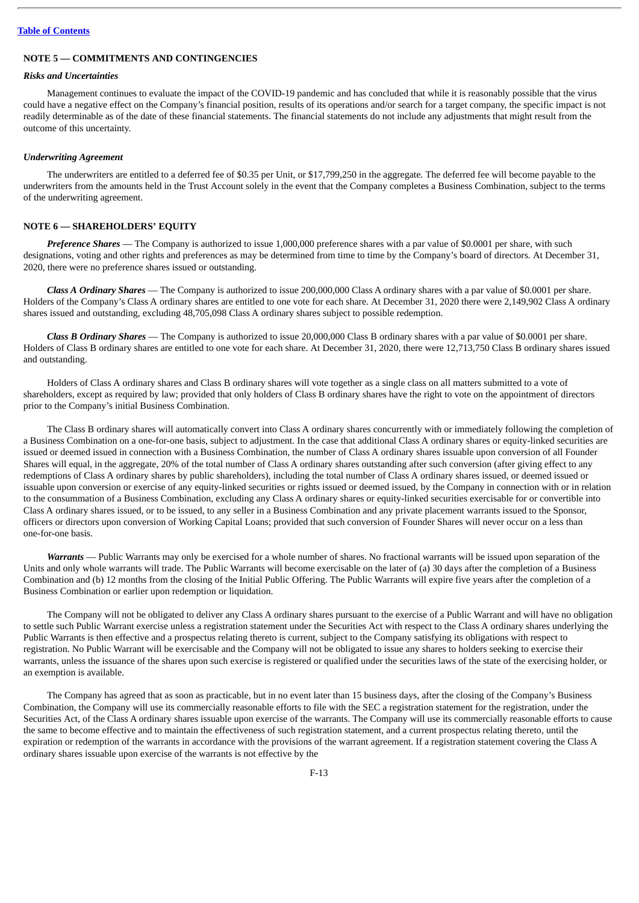[Table of Contents](#)

### NOTE 5 — COMMITMENTS AND CONTINGENCIES

***Risks and Uncertainties***

Management continues to evaluate the impact of the COVID-19 pandemic and has concluded that while it is reasonably possible that the virus could have a negative effect on the Company's financial position, results of its operations and/or search for a target company, the specific impact is not readily determinable as of the date of these financial statements. The financial statements do not include any adjustments that might result from the outcome of this uncertainty.

***Underwriting Agreement***

The underwriters are entitled to a deferred fee of $0.35 per Unit, or $17,799,250 in the aggregate. The deferred fee will become payable to the underwriters from the amounts held in the Trust Account solely in the event that the Company completes a Business Combination, subject to the terms of the underwriting agreement.

### NOTE 6 — SHAREHOLDERS' EQUITY

***Preference Shares*** — The Company is authorized to issue 1,000,000 preference shares with a par value of $0.0001 per share, with such designations, voting and other rights and preferences as may be determined from time to time by the Company's board of directors. At December 31, 2020, there were no preference shares issued or outstanding.

***Class A Ordinary Shares*** — The Company is authorized to issue 200,000,000 Class A ordinary shares with a par value of $0.0001 per share. Holders of the Company's Class A ordinary shares are entitled to one vote for each share. At December 31, 2020 there were 2,149,902 Class A ordinary shares issued and outstanding, excluding 48,705,098 Class A ordinary shares subject to possible redemption.

***Class B Ordinary Shares*** — The Company is authorized to issue 20,000,000 Class B ordinary shares with a par value of $0.0001 per share. Holders of Class B ordinary shares are entitled to one vote for each share. At December 31, 2020, there were 12,713,750 Class B ordinary shares issued and outstanding.

Holders of Class A ordinary shares and Class B ordinary shares will vote together as a single class on all matters submitted to a vote of shareholders, except as required by law; provided that only holders of Class B ordinary shares have the right to vote on the appointment of directors prior to the Company's initial Business Combination.

The Class B ordinary shares will automatically convert into Class A ordinary shares concurrently with or immediately following the completion of a Business Combination on a one-for-one basis, subject to adjustment. In the case that additional Class A ordinary shares or equity-linked securities are issued or deemed issued in connection with a Business Combination, the number of Class A ordinary shares issuable upon conversion of all Founder Shares will equal, in the aggregate, 20% of the total number of Class A ordinary shares outstanding after such conversion (after giving effect to any redemptions of Class A ordinary shares by public shareholders), including the total number of Class A ordinary shares issued, or deemed issued or issuable upon conversion or exercise of any equity-linked securities or rights issued or deemed issued, by the Company in connection with or in relation to the consummation of a Business Combination, excluding any Class A ordinary shares or equity-linked securities exercisable for or convertible into Class A ordinary shares issued, or to be issued, to any seller in a Business Combination and any private placement warrants issued to the Sponsor, officers or directors upon conversion of Working Capital Loans; provided that such conversion of Founder Shares will never occur on a less than one-for-one basis.

***Warrants*** — Public Warrants may only be exercised for a whole number of shares. No fractional warrants will be issued upon separation of the Units and only whole warrants will trade. The Public Warrants will become exercisable on the later of (a) 30 days after the completion of a Business Combination and (b) 12 months from the closing of the Initial Public Offering. The Public Warrants will expire five years after the completion of a Business Combination or earlier upon redemption or liquidation.

The Company will not be obligated to deliver any Class A ordinary shares pursuant to the exercise of a Public Warrant and will have no obligation to settle such Public Warrant exercise unless a registration statement under the Securities Act with respect to the Class A ordinary shares underlying the Public Warrants is then effective and a prospectus relating thereto is current, subject to the Company satisfying its obligations with respect to registration. No Public Warrant will be exercisable and the Company will not be obligated to issue any shares to holders seeking to exercise their warrants, unless the issuance of the shares upon such exercise is registered or qualified under the securities laws of the state of the exercising holder, or an exemption is available.

The Company has agreed that as soon as practicable, but in no event later than 15 business days, after the closing of the Company's Business Combination, the Company will use its commercially reasonable efforts to file with the SEC a registration statement for the registration, under the Securities Act, of the Class A ordinary shares issuable upon exercise of the warrants. The Company will use its commercially reasonable efforts to cause the same to become effective and to maintain the effectiveness of such registration statement, and a current prospectus relating thereto, until the expiration or redemption of the warrants in accordance with the provisions of the warrant agreement. If a registration statement covering the Class A ordinary shares issuable upon exercise of the warrants is not effective by the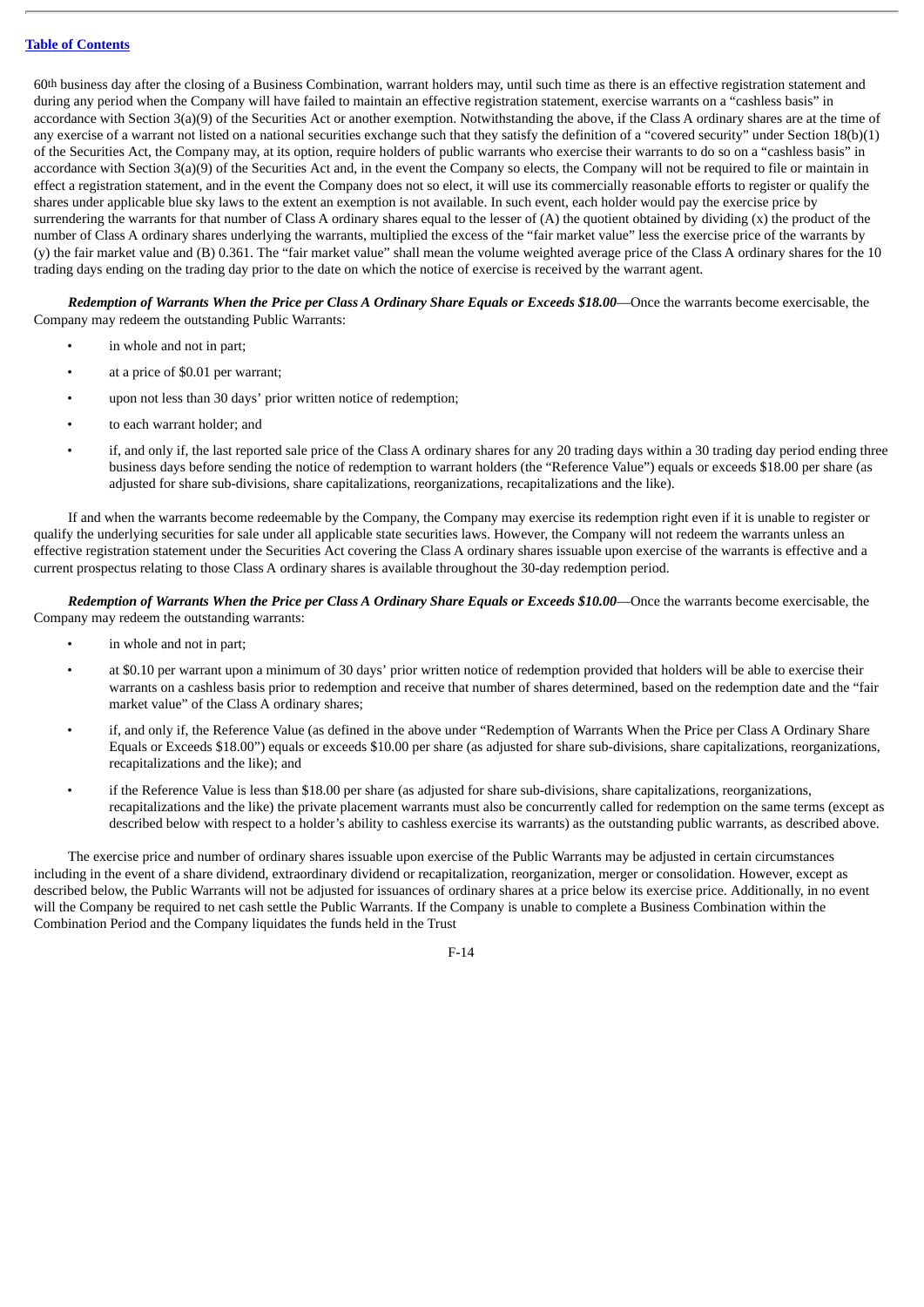60th business day after the closing of a Business Combination, warrant holders may, until such time as there is an effective registration statement and during any period when the Company will have failed to maintain an effective registration statement, exercise warrants on a "cashless basis" in accordance with Section 3(a)(9) of the Securities Act or another exemption. Notwithstanding the above, if the Class A ordinary shares are at the time of any exercise of a warrant not listed on a national securities exchange such that they satisfy the definition of a "covered security" under Section 18(b)(1) of the Securities Act, the Company may, at its option, require holders of public warrants who exercise their warrants to do so on a "cashless basis" in accordance with Section 3(a)(9) of the Securities Act and, in the event the Company so elects, the Company will not be required to file or maintain in effect a registration statement, and in the event the Company does not so elect, it will use its commercially reasonable efforts to register or qualify the shares under applicable blue sky laws to the extent an exemption is not available. In such event, each holder would pay the exercise price by surrendering the warrants for that number of Class A ordinary shares equal to the lesser of (A) the quotient obtained by dividing (x) the product of the number of Class A ordinary shares underlying the warrants, multiplied the excess of the "fair market value" less the exercise price of the warrants by (y) the fair market value and (B) 0.361. The "fair market value" shall mean the volume weighted average price of the Class A ordinary shares for the 10 trading days ending on the trading day prior to the date on which the notice of exercise is received by the warrant agent.

***Redemption of Warrants When the Price per Class A Ordinary Share Equals or Exceeds $18.00***—Once the warrants become exercisable, the Company may redeem the outstanding Public Warrants:

- in whole and not in part;
- at a price of $0.01 per warrant;
- upon not less than 30 days' prior written notice of redemption;
- to each warrant holder; and
- if, and only if, the last reported sale price of the Class A ordinary shares for any 20 trading days within a 30 trading day period ending three business days before sending the notice of redemption to warrant holders (the "Reference Value") equals or exceeds $18.00 per share (as adjusted for share sub-divisions, share capitalizations, reorganizations, recapitalizations and the like).

If and when the warrants become redeemable by the Company, the Company may exercise its redemption right even if it is unable to register or qualify the underlying securities for sale under all applicable state securities laws. However, the Company will not redeem the warrants unless an effective registration statement under the Securities Act covering the Class A ordinary shares issuable upon exercise of the warrants is effective and a current prospectus relating to those Class A ordinary shares is available throughout the 30-day redemption period.

***Redemption of Warrants When the Price per Class A Ordinary Share Equals or Exceeds $10.00***—Once the warrants become exercisable, the Company may redeem the outstanding warrants:

- in whole and not in part;
- at $0.10 per warrant upon a minimum of 30 days' prior written notice of redemption provided that holders will be able to exercise their warrants on a cashless basis prior to redemption and receive that number of shares determined, based on the redemption date and the "fair market value" of the Class A ordinary shares;
- if, and only if, the Reference Value (as defined in the above under "Redemption of Warrants When the Price per Class A Ordinary Share Equals or Exceeds $18.00") equals or exceeds $10.00 per share (as adjusted for share sub-divisions, share capitalizations, reorganizations, recapitalizations and the like); and
- if the Reference Value is less than $18.00 per share (as adjusted for share sub-divisions, share capitalizations, reorganizations, recapitalizations and the like) the private placement warrants must also be concurrently called for redemption on the same terms (except as described below with respect to a holder's ability to cashless exercise its warrants) as the outstanding public warrants, as described above.

The exercise price and number of ordinary shares issuable upon exercise of the Public Warrants may be adjusted in certain circumstances including in the event of a share dividend, extraordinary dividend or recapitalization, reorganization, merger or consolidation. However, except as described below, the Public Warrants will not be adjusted for issuances of ordinary shares at a price below its exercise price. Additionally, in no event will the Company be required to net cash settle the Public Warrants. If the Company is unable to complete a Business Combination within the Combination Period and the Company liquidates the funds held in the Trust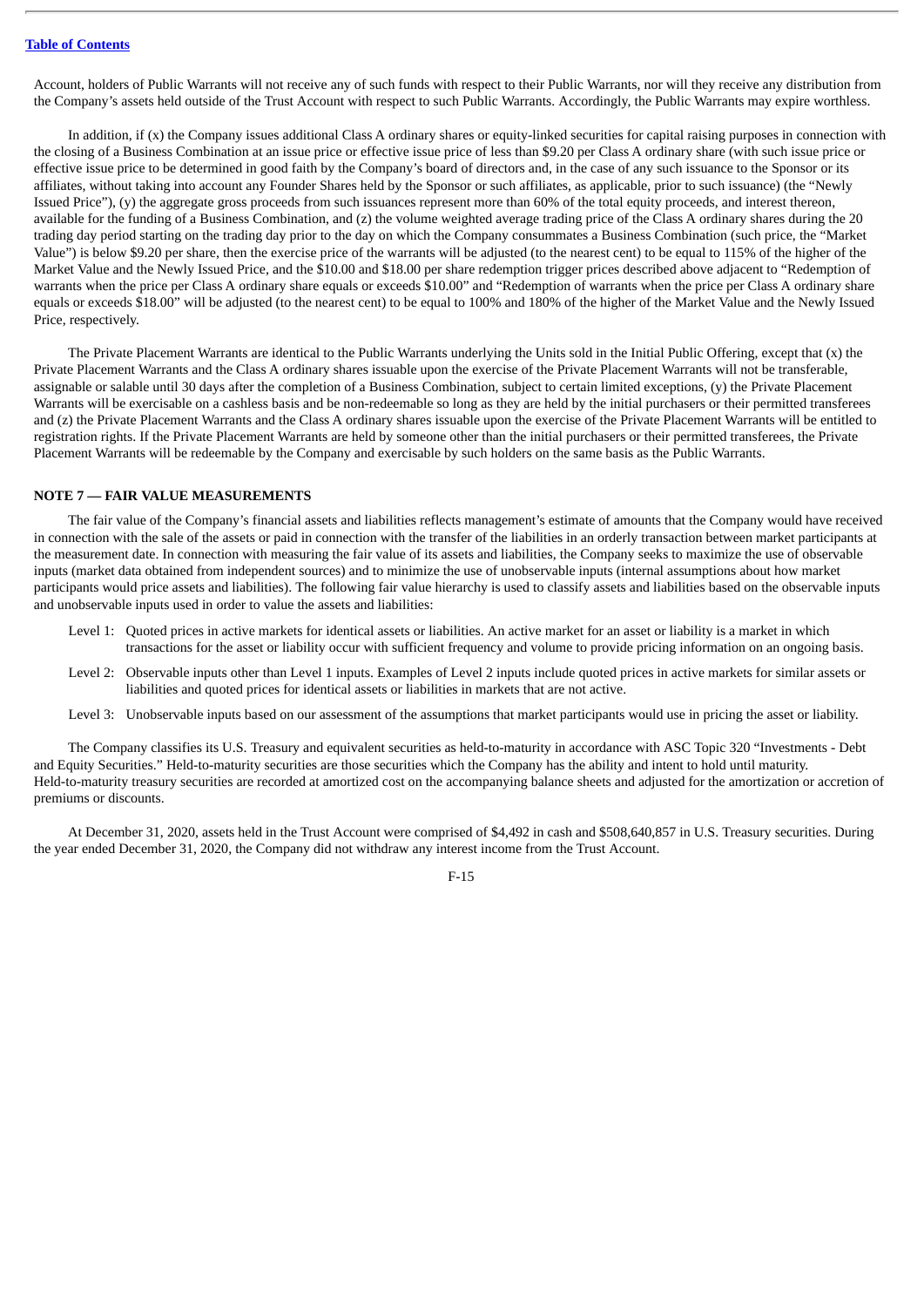Account, holders of Public Warrants will not receive any of such funds with respect to their Public Warrants, nor will they receive any distribution from the Company's assets held outside of the Trust Account with respect to such Public Warrants. Accordingly, the Public Warrants may expire worthless.

In addition, if (x) the Company issues additional Class A ordinary shares or equity-linked securities for capital raising purposes in connection with the closing of a Business Combination at an issue price or effective issue price of less than $9.20 per Class A ordinary share (with such issue price or effective issue price to be determined in good faith by the Company's board of directors and, in the case of any such issuance to the Sponsor or its affiliates, without taking into account any Founder Shares held by the Sponsor or such affiliates, as applicable, prior to such issuance) (the "Newly Issued Price"), (y) the aggregate gross proceeds from such issuances represent more than 60% of the total equity proceeds, and interest thereon, available for the funding of a Business Combination, and (z) the volume weighted average trading price of the Class A ordinary shares during the 20 trading day period starting on the trading day prior to the day on which the Company consummates a Business Combination (such price, the "Market Value") is below $9.20 per share, then the exercise price of the warrants will be adjusted (to the nearest cent) to be equal to 115% of the higher of the Market Value and the Newly Issued Price, and the $10.00 and $18.00 per share redemption trigger prices described above adjacent to "Redemption of warrants when the price per Class A ordinary share equals or exceeds $10.00" and "Redemption of warrants when the price per Class A ordinary share equals or exceeds $18.00" will be adjusted (to the nearest cent) to be equal to 100% and 180% of the higher of the Market Value and the Newly Issued Price, respectively.

The Private Placement Warrants are identical to the Public Warrants underlying the Units sold in the Initial Public Offering, except that (x) the Private Placement Warrants and the Class A ordinary shares issuable upon the exercise of the Private Placement Warrants will not be transferable, assignable or salable until 30 days after the completion of a Business Combination, subject to certain limited exceptions, (y) the Private Placement Warrants will be exercisable on a cashless basis and be non-redeemable so long as they are held by the initial purchasers or their permitted transferees and (z) the Private Placement Warrants and the Class A ordinary shares issuable upon the exercise of the Private Placement Warrants will be entitled to registration rights. If the Private Placement Warrants are held by someone other than the initial purchasers or their permitted transferees, the Private Placement Warrants will be redeemable by the Company and exercisable by such holders on the same basis as the Public Warrants.

## NOTE 7 — FAIR VALUE MEASUREMENTS

The fair value of the Company's financial assets and liabilities reflects management's estimate of amounts that the Company would have received in connection with the sale of the assets or paid in connection with the transfer of the liabilities in an orderly transaction between market participants at the measurement date. In connection with measuring the fair value of its assets and liabilities, the Company seeks to maximize the use of observable inputs (market data obtained from independent sources) and to minimize the use of unobservable inputs (internal assumptions about how market participants would price assets and liabilities). The following fair value hierarchy is used to classify assets and liabilities based on the observable inputs and unobservable inputs used in order to value the assets and liabilities:

- Level 1: Quoted prices in active markets for identical assets or liabilities. An active market for an asset or liability is a market in which transactions for the asset or liability occur with sufficient frequency and volume to provide pricing information on an ongoing basis.
- Level 2: Observable inputs other than Level 1 inputs. Examples of Level 2 inputs include quoted prices in active markets for similar assets or liabilities and quoted prices for identical assets or liabilities in markets that are not active.
- Level 3: Unobservable inputs based on our assessment of the assumptions that market participants would use in pricing the asset or liability.

The Company classifies its U.S. Treasury and equivalent securities as held-to-maturity in accordance with ASC Topic 320 "Investments - Debt and Equity Securities." Held-to-maturity securities are those securities which the Company has the ability and intent to hold until maturity. Held-to-maturity treasury securities are recorded at amortized cost on the accompanying balance sheets and adjusted for the amortization or accretion of premiums or discounts.

At December 31, 2020, assets held in the Trust Account were comprised of $4,492 in cash and $508,640,857 in U.S. Treasury securities. During the year ended December 31, 2020, the Company did not withdraw any interest income from the Trust Account.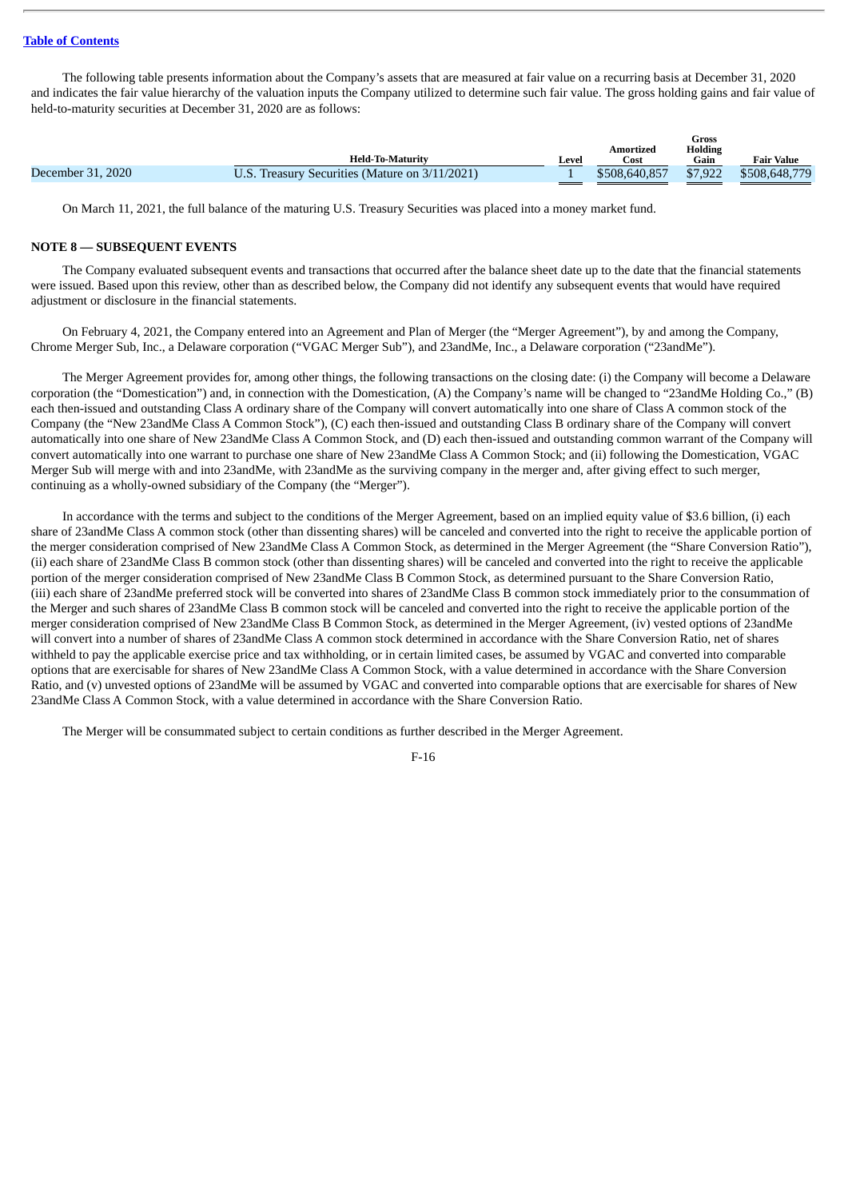The following table presents information about the Company's assets that are measured at fair value on a recurring basis at December 31, 2020 and indicates the fair value hierarchy of the valuation inputs the Company utilized to determine such fair value. The gross holding gains and fair value of held-to-maturity securities at December 31, 2020 are as follows:

| | Held-To-Maturity | Level | Amortized Cost | Gross Holding Gain | Fair Value |
|---|---|---|---|---|---|
| December 31, 2020 | U.S. Treasury Securities (Mature on 3/11/2021) | 1 | $508,640,857 | $7,922 | $508,648,779 |

On March 11, 2021, the full balance of the maturing U.S. Treasury Securities was placed into a money market fund.

## NOTE 8 — SUBSEQUENT EVENTS

The Company evaluated subsequent events and transactions that occurred after the balance sheet date up to the date that the financial statements were issued. Based upon this review, other than as described below, the Company did not identify any subsequent events that would have required adjustment or disclosure in the financial statements.

On February 4, 2021, the Company entered into an Agreement and Plan of Merger (the "Merger Agreement"), by and among the Company, Chrome Merger Sub, Inc., a Delaware corporation ("VGAC Merger Sub"), and 23andMe, Inc., a Delaware corporation ("23andMe").

The Merger Agreement provides for, among other things, the following transactions on the closing date: (i) the Company will become a Delaware corporation (the "Domestication") and, in connection with the Domestication, (A) the Company's name will be changed to "23andMe Holding Co.," (B) each then-issued and outstanding Class A ordinary share of the Company will convert automatically into one share of Class A common stock of the Company (the "New 23andMe Class A Common Stock"), (C) each then-issued and outstanding Class B ordinary share of the Company will convert automatically into one share of New 23andMe Class A Common Stock, and (D) each then-issued and outstanding common warrant of the Company will convert automatically into one warrant to purchase one share of New 23andMe Class A Common Stock; and (ii) following the Domestication, VGAC Merger Sub will merge with and into 23andMe, with 23andMe as the surviving company in the merger and, after giving effect to such merger, continuing as a wholly-owned subsidiary of the Company (the "Merger").

In accordance with the terms and subject to the conditions of the Merger Agreement, based on an implied equity value of $3.6 billion, (i) each share of 23andMe Class A common stock (other than dissenting shares) will be canceled and converted into the right to receive the applicable portion of the merger consideration comprised of New 23andMe Class A Common Stock, as determined in the Merger Agreement (the "Share Conversion Ratio"), (ii) each share of 23andMe Class B common stock (other than dissenting shares) will be canceled and converted into the right to receive the applicable portion of the merger consideration comprised of New 23andMe Class B Common Stock, as determined pursuant to the Share Conversion Ratio, (iii) each share of 23andMe preferred stock will be converted into shares of 23andMe Class B common stock immediately prior to the consummation of the Merger and such shares of 23andMe Class B common stock will be canceled and converted into the right to receive the applicable portion of the merger consideration comprised of New 23andMe Class B Common Stock, as determined in the Merger Agreement, (iv) vested options of 23andMe will convert into a number of shares of 23andMe Class A common stock determined in accordance with the Share Conversion Ratio, net of shares withheld to pay the applicable exercise price and tax withholding, or in certain limited cases, be assumed by VGAC and converted into comparable options that are exercisable for shares of New 23andMe Class A Common Stock, with a value determined in accordance with the Share Conversion Ratio, and (v) unvested options of 23andMe will be assumed by VGAC and converted into comparable options that are exercisable for shares of New 23andMe Class A Common Stock, with a value determined in accordance with the Share Conversion Ratio.

The Merger will be consummated subject to certain conditions as further described in the Merger Agreement.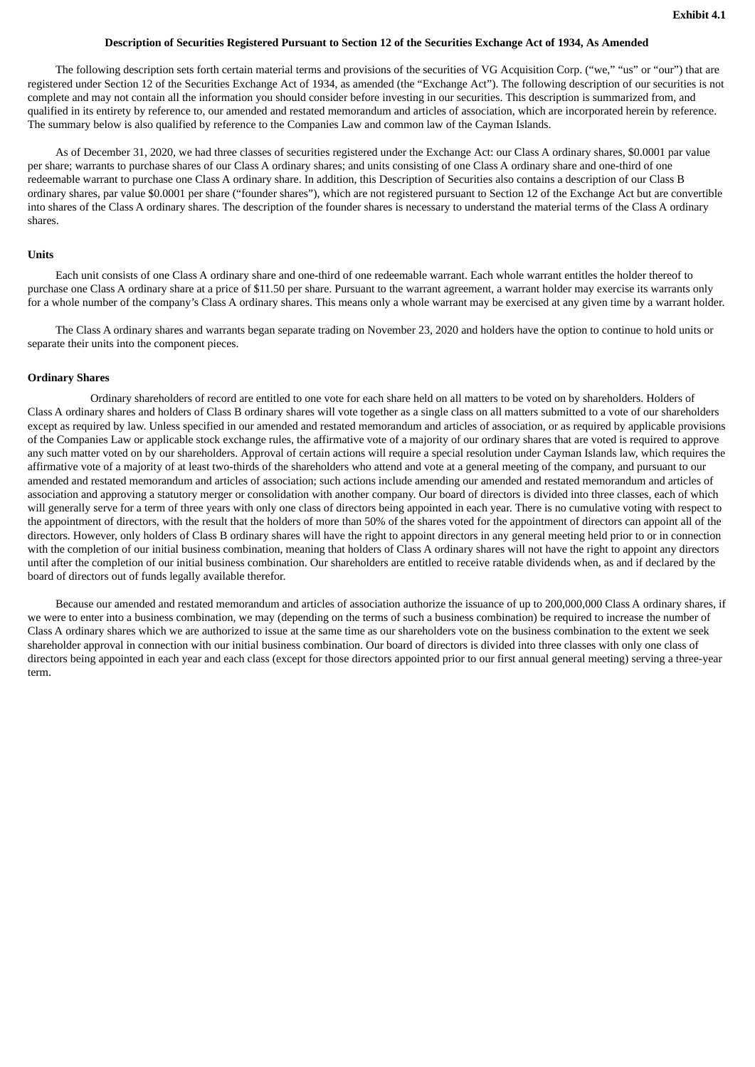**Exhibit 4.1**

**Description of Securities Registered Pursuant to Section 12 of the Securities Exchange Act of 1934, As Amended**

The following description sets forth certain material terms and provisions of the securities of VG Acquisition Corp. ("we," "us" or "our") that are registered under Section 12 of the Securities Exchange Act of 1934, as amended (the "Exchange Act"). The following description of our securities is not complete and may not contain all the information you should consider before investing in our securities. This description is summarized from, and qualified in its entirety by reference to, our amended and restated memorandum and articles of association, which are incorporated herein by reference. The summary below is also qualified by reference to the Companies Law and common law of the Cayman Islands.

As of December 31, 2020, we had three classes of securities registered under the Exchange Act: our Class A ordinary shares, $0.0001 par value per share; warrants to purchase shares of our Class A ordinary shares; and units consisting of one Class A ordinary share and one-third of one redeemable warrant to purchase one Class A ordinary share. In addition, this Description of Securities also contains a description of our Class B ordinary shares, par value $0.0001 per share ("founder shares"), which are not registered pursuant to Section 12 of the Exchange Act but are convertible into shares of the Class A ordinary shares. The description of the founder shares is necessary to understand the material terms of the Class A ordinary shares.

**Units**

Each unit consists of one Class A ordinary share and one-third of one redeemable warrant. Each whole warrant entitles the holder thereof to purchase one Class A ordinary share at a price of $11.50 per share. Pursuant to the warrant agreement, a warrant holder may exercise its warrants only for a whole number of the company's Class A ordinary shares. This means only a whole warrant may be exercised at any given time by a warrant holder.

The Class A ordinary shares and warrants began separate trading on November 23, 2020 and holders have the option to continue to hold units or separate their units into the component pieces.

**Ordinary Shares**

Ordinary shareholders of record are entitled to one vote for each share held on all matters to be voted on by shareholders. Holders of Class A ordinary shares and holders of Class B ordinary shares will vote together as a single class on all matters submitted to a vote of our shareholders except as required by law. Unless specified in our amended and restated memorandum and articles of association, or as required by applicable provisions of the Companies Law or applicable stock exchange rules, the affirmative vote of a majority of our ordinary shares that are voted is required to approve any such matter voted on by our shareholders. Approval of certain actions will require a special resolution under Cayman Islands law, which requires the affirmative vote of a majority of at least two-thirds of the shareholders who attend and vote at a general meeting of the company, and pursuant to our amended and restated memorandum and articles of association; such actions include amending our amended and restated memorandum and articles of association and approving a statutory merger or consolidation with another company. Our board of directors is divided into three classes, each of which will generally serve for a term of three years with only one class of directors being appointed in each year. There is no cumulative voting with respect to the appointment of directors, with the result that the holders of more than 50% of the shares voted for the appointment of directors can appoint all of the directors. However, only holders of Class B ordinary shares will have the right to appoint directors in any general meeting held prior to or in connection with the completion of our initial business combination, meaning that holders of Class A ordinary shares will not have the right to appoint any directors until after the completion of our initial business combination. Our shareholders are entitled to receive ratable dividends when, as and if declared by the board of directors out of funds legally available therefor.

Because our amended and restated memorandum and articles of association authorize the issuance of up to 200,000,000 Class A ordinary shares, if we were to enter into a business combination, we may (depending on the terms of such a business combination) be required to increase the number of Class A ordinary shares which we are authorized to issue at the same time as our shareholders vote on the business combination to the extent we seek shareholder approval in connection with our initial business combination. Our board of directors is divided into three classes with only one class of directors being appointed in each year and each class (except for those directors appointed prior to our first annual general meeting) serving a three-year term.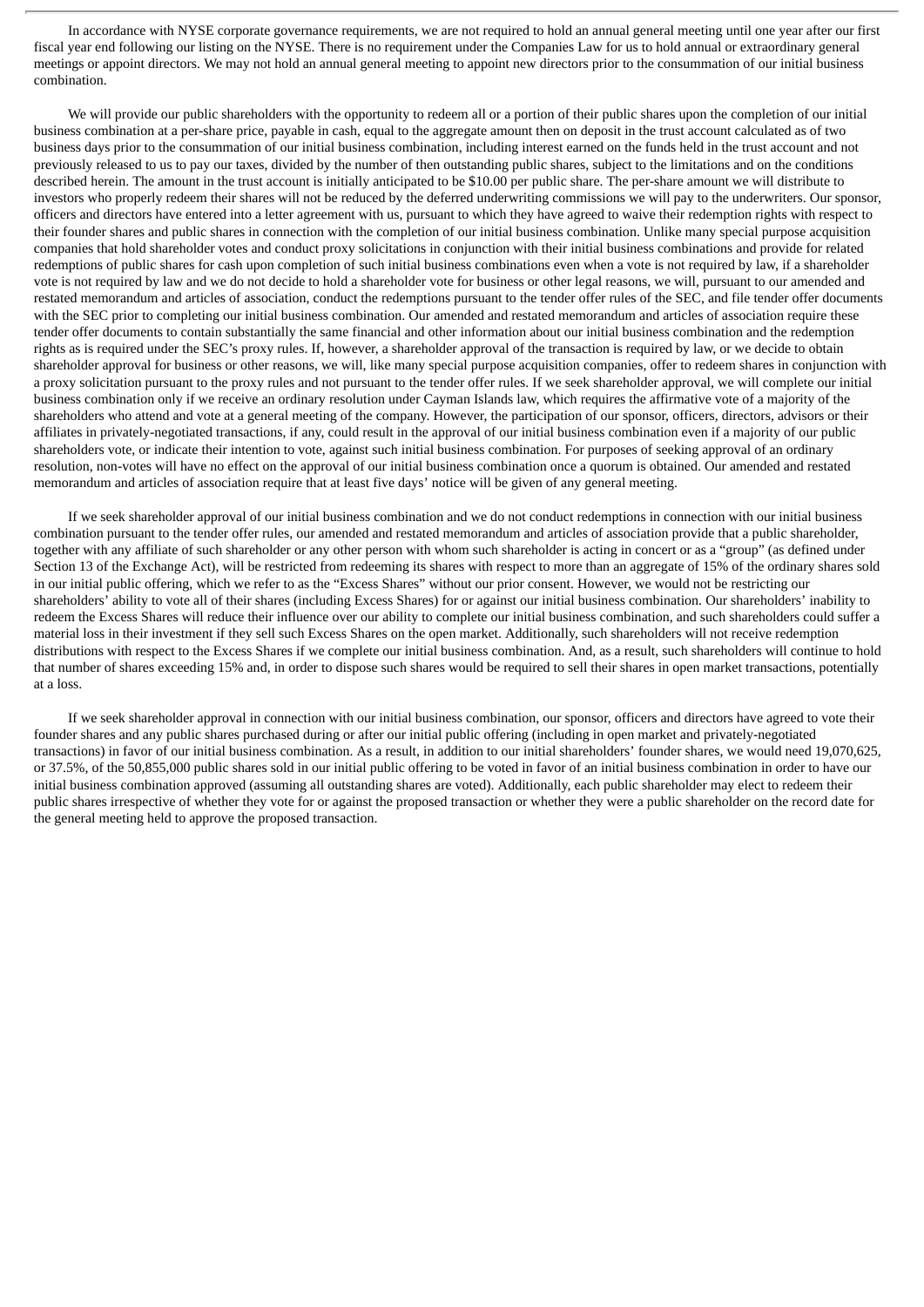In accordance with NYSE corporate governance requirements, we are not required to hold an annual general meeting until one year after our first fiscal year end following our listing on the NYSE. There is no requirement under the Companies Law for us to hold annual or extraordinary general meetings or appoint directors. We may not hold an annual general meeting to appoint new directors prior to the consummation of our initial business combination.

We will provide our public shareholders with the opportunity to redeem all or a portion of their public shares upon the completion of our initial business combination at a per-share price, payable in cash, equal to the aggregate amount then on deposit in the trust account calculated as of two business days prior to the consummation of our initial business combination, including interest earned on the funds held in the trust account and not previously released to us to pay our taxes, divided by the number of then outstanding public shares, subject to the limitations and on the conditions described herein. The amount in the trust account is initially anticipated to be $10.00 per public share. The per-share amount we will distribute to investors who properly redeem their shares will not be reduced by the deferred underwriting commissions we will pay to the underwriters. Our sponsor, officers and directors have entered into a letter agreement with us, pursuant to which they have agreed to waive their redemption rights with respect to their founder shares and public shares in connection with the completion of our initial business combination. Unlike many special purpose acquisition companies that hold shareholder votes and conduct proxy solicitations in conjunction with their initial business combinations and provide for related redemptions of public shares for cash upon completion of such initial business combinations even when a vote is not required by law, if a shareholder vote is not required by law and we do not decide to hold a shareholder vote for business or other legal reasons, we will, pursuant to our amended and restated memorandum and articles of association, conduct the redemptions pursuant to the tender offer rules of the SEC, and file tender offer documents with the SEC prior to completing our initial business combination. Our amended and restated memorandum and articles of association require these tender offer documents to contain substantially the same financial and other information about our initial business combination and the redemption rights as is required under the SEC's proxy rules. If, however, a shareholder approval of the transaction is required by law, or we decide to obtain shareholder approval for business or other reasons, we will, like many special purpose acquisition companies, offer to redeem shares in conjunction with a proxy solicitation pursuant to the proxy rules and not pursuant to the tender offer rules. If we seek shareholder approval, we will complete our initial business combination only if we receive an ordinary resolution under Cayman Islands law, which requires the affirmative vote of a majority of the shareholders who attend and vote at a general meeting of the company. However, the participation of our sponsor, officers, directors, advisors or their affiliates in privately-negotiated transactions, if any, could result in the approval of our initial business combination even if a majority of our public shareholders vote, or indicate their intention to vote, against such initial business combination. For purposes of seeking approval of an ordinary resolution, non-votes will have no effect on the approval of our initial business combination once a quorum is obtained. Our amended and restated memorandum and articles of association require that at least five days' notice will be given of any general meeting.

If we seek shareholder approval of our initial business combination and we do not conduct redemptions in connection with our initial business combination pursuant to the tender offer rules, our amended and restated memorandum and articles of association provide that a public shareholder, together with any affiliate of such shareholder or any other person with whom such shareholder is acting in concert or as a "group" (as defined under Section 13 of the Exchange Act), will be restricted from redeeming its shares with respect to more than an aggregate of 15% of the ordinary shares sold in our initial public offering, which we refer to as the "Excess Shares" without our prior consent. However, we would not be restricting our shareholders' ability to vote all of their shares (including Excess Shares) for or against our initial business combination. Our shareholders' inability to redeem the Excess Shares will reduce their influence over our ability to complete our initial business combination, and such shareholders could suffer a material loss in their investment if they sell such Excess Shares on the open market. Additionally, such shareholders will not receive redemption distributions with respect to the Excess Shares if we complete our initial business combination. And, as a result, such shareholders will continue to hold that number of shares exceeding 15% and, in order to dispose such shares would be required to sell their shares in open market transactions, potentially at a loss.

If we seek shareholder approval in connection with our initial business combination, our sponsor, officers and directors have agreed to vote their founder shares and any public shares purchased during or after our initial public offering (including in open market and privately-negotiated transactions) in favor of our initial business combination. As a result, in addition to our initial shareholders' founder shares, we would need 19,070,625, or 37.5%, of the 50,855,000 public shares sold in our initial public offering to be voted in favor of an initial business combination in order to have our initial business combination approved (assuming all outstanding shares are voted). Additionally, each public shareholder may elect to redeem their public shares irrespective of whether they vote for or against the proposed transaction or whether they were a public shareholder on the record date for the general meeting held to approve the proposed transaction.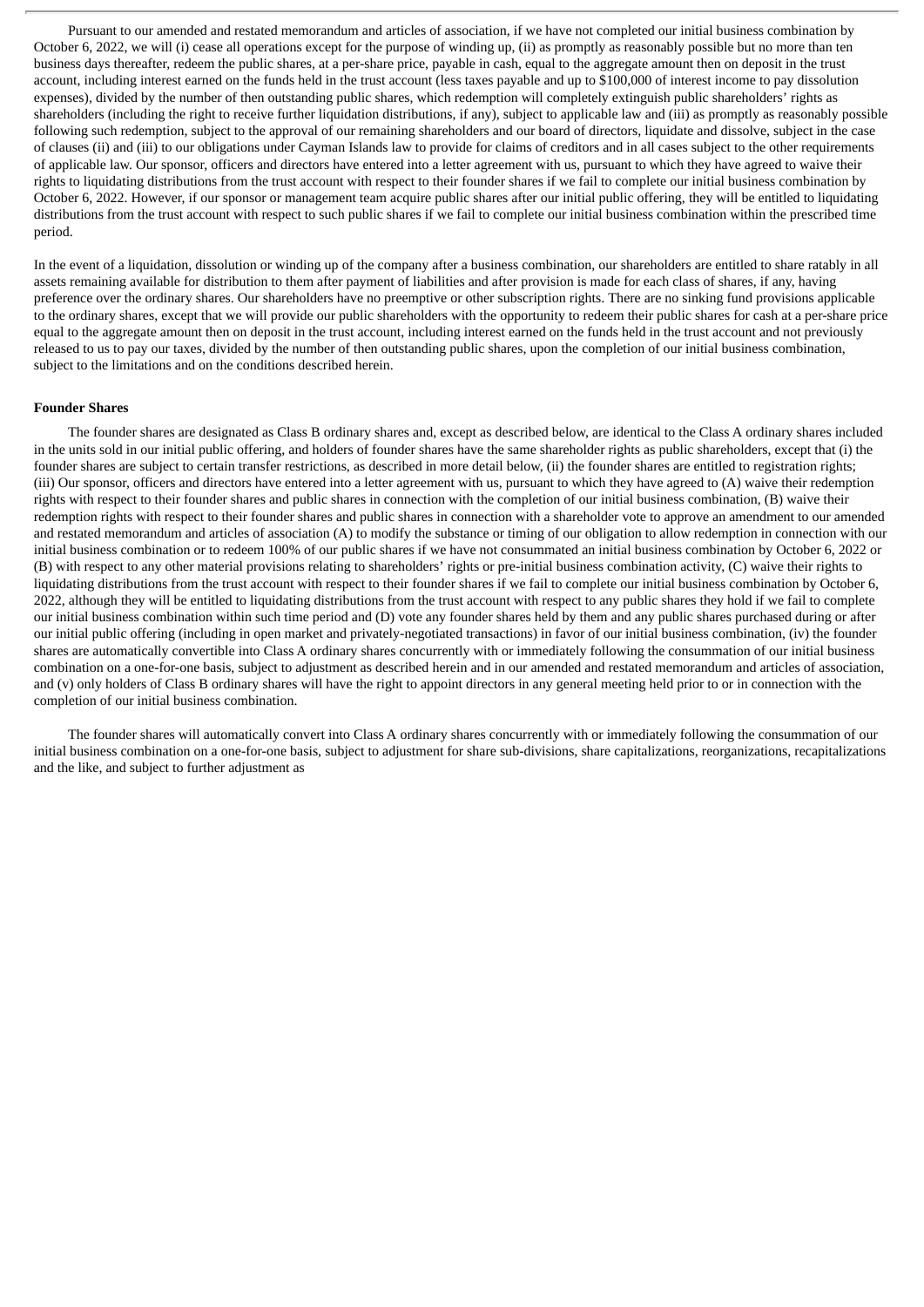Pursuant to our amended and restated memorandum and articles of association, if we have not completed our initial business combination by October 6, 2022, we will (i) cease all operations except for the purpose of winding up, (ii) as promptly as reasonably possible but no more than ten business days thereafter, redeem the public shares, at a per-share price, payable in cash, equal to the aggregate amount then on deposit in the trust account, including interest earned on the funds held in the trust account (less taxes payable and up to $100,000 of interest income to pay dissolution expenses), divided by the number of then outstanding public shares, which redemption will completely extinguish public shareholders' rights as shareholders (including the right to receive further liquidation distributions, if any), subject to applicable law and (iii) as promptly as reasonably possible following such redemption, subject to the approval of our remaining shareholders and our board of directors, liquidate and dissolve, subject in the case of clauses (ii) and (iii) to our obligations under Cayman Islands law to provide for claims of creditors and in all cases subject to the other requirements of applicable law. Our sponsor, officers and directors have entered into a letter agreement with us, pursuant to which they have agreed to waive their rights to liquidating distributions from the trust account with respect to their founder shares if we fail to complete our initial business combination by October 6, 2022. However, if our sponsor or management team acquire public shares after our initial public offering, they will be entitled to liquidating distributions from the trust account with respect to such public shares if we fail to complete our initial business combination within the prescribed time period.

In the event of a liquidation, dissolution or winding up of the company after a business combination, our shareholders are entitled to share ratably in all assets remaining available for distribution to them after payment of liabilities and after provision is made for each class of shares, if any, having preference over the ordinary shares. Our shareholders have no preemptive or other subscription rights. There are no sinking fund provisions applicable to the ordinary shares, except that we will provide our public shareholders with the opportunity to redeem their public shares for cash at a per-share price equal to the aggregate amount then on deposit in the trust account, including interest earned on the funds held in the trust account and not previously released to us to pay our taxes, divided by the number of then outstanding public shares, upon the completion of our initial business combination, subject to the limitations and on the conditions described herein.

**Founder Shares**

The founder shares are designated as Class B ordinary shares and, except as described below, are identical to the Class A ordinary shares included in the units sold in our initial public offering, and holders of founder shares have the same shareholder rights as public shareholders, except that (i) the founder shares are subject to certain transfer restrictions, as described in more detail below, (ii) the founder shares are entitled to registration rights; (iii) Our sponsor, officers and directors have entered into a letter agreement with us, pursuant to which they have agreed to (A) waive their redemption rights with respect to their founder shares and public shares in connection with the completion of our initial business combination, (B) waive their redemption rights with respect to their founder shares and public shares in connection with a shareholder vote to approve an amendment to our amended and restated memorandum and articles of association (A) to modify the substance or timing of our obligation to allow redemption in connection with our initial business combination or to redeem 100% of our public shares if we have not consummated an initial business combination by October 6, 2022 or (B) with respect to any other material provisions relating to shareholders' rights or pre-initial business combination activity, (C) waive their rights to liquidating distributions from the trust account with respect to their founder shares if we fail to complete our initial business combination by October 6, 2022, although they will be entitled to liquidating distributions from the trust account with respect to any public shares they hold if we fail to complete our initial business combination within such time period and (D) vote any founder shares held by them and any public shares purchased during or after our initial public offering (including in open market and privately-negotiated transactions) in favor of our initial business combination, (iv) the founder shares are automatically convertible into Class A ordinary shares concurrently with or immediately following the consummation of our initial business combination on a one-for-one basis, subject to adjustment as described herein and in our amended and restated memorandum and articles of association, and (v) only holders of Class B ordinary shares will have the right to appoint directors in any general meeting held prior to or in connection with the completion of our initial business combination.

The founder shares will automatically convert into Class A ordinary shares concurrently with or immediately following the consummation of our initial business combination on a one-for-one basis, subject to adjustment for share sub-divisions, share capitalizations, reorganizations, recapitalizations and the like, and subject to further adjustment as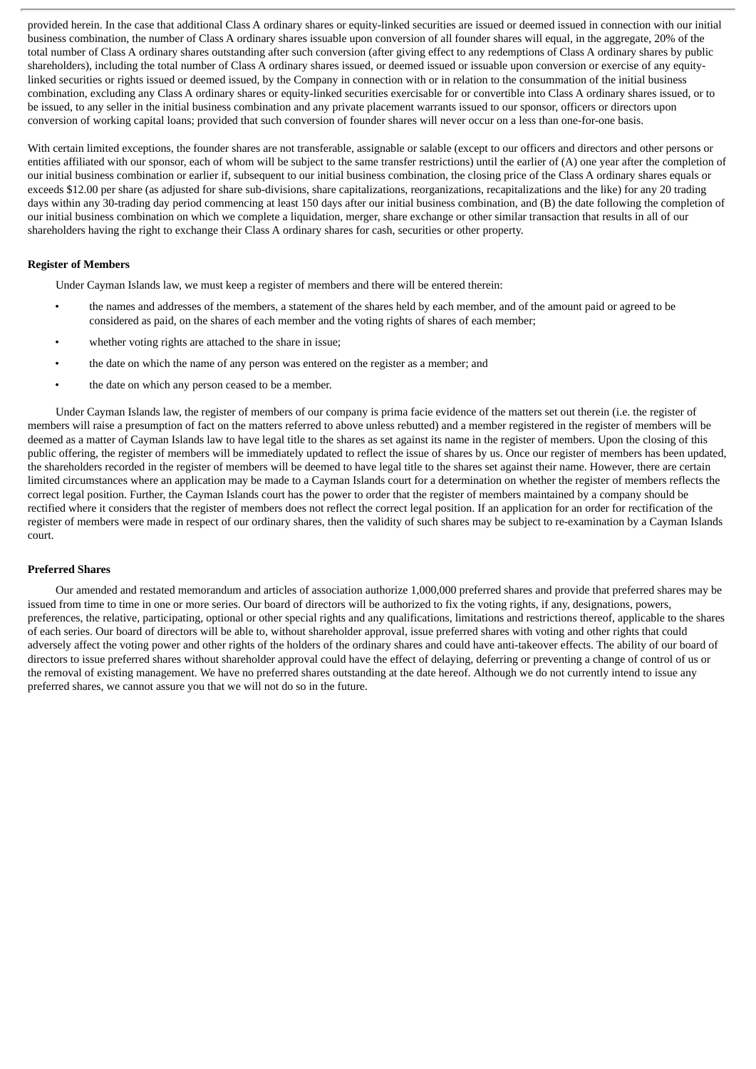provided herein. In the case that additional Class A ordinary shares or equity-linked securities are issued or deemed issued in connection with our initial business combination, the number of Class A ordinary shares issuable upon conversion of all founder shares will equal, in the aggregate, 20% of the total number of Class A ordinary shares outstanding after such conversion (after giving effect to any redemptions of Class A ordinary shares by public shareholders), including the total number of Class A ordinary shares issued, or deemed issued or issuable upon conversion or exercise of any equity-linked securities or rights issued or deemed issued, by the Company in connection with or in relation to the consummation of the initial business combination, excluding any Class A ordinary shares or equity-linked securities exercisable for or convertible into Class A ordinary shares issued, or to be issued, to any seller in the initial business combination and any private placement warrants issued to our sponsor, officers or directors upon conversion of working capital loans; provided that such conversion of founder shares will never occur on a less than one-for-one basis.

With certain limited exceptions, the founder shares are not transferable, assignable or salable (except to our officers and directors and other persons or entities affiliated with our sponsor, each of whom will be subject to the same transfer restrictions) until the earlier of (A) one year after the completion of our initial business combination or earlier if, subsequent to our initial business combination, the closing price of the Class A ordinary shares equals or exceeds $12.00 per share (as adjusted for share sub-divisions, share capitalizations, reorganizations, recapitalizations and the like) for any 20 trading days within any 30-trading day period commencing at least 150 days after our initial business combination, and (B) the date following the completion of our initial business combination on which we complete a liquidation, merger, share exchange or other similar transaction that results in all of our shareholders having the right to exchange their Class A ordinary shares for cash, securities or other property.

**Register of Members**

Under Cayman Islands law, we must keep a register of members and there will be entered therein:

- the names and addresses of the members, a statement of the shares held by each member, and of the amount paid or agreed to be considered as paid, on the shares of each member and the voting rights of shares of each member;
- whether voting rights are attached to the share in issue;
- the date on which the name of any person was entered on the register as a member; and
- the date on which any person ceased to be a member.

Under Cayman Islands law, the register of members of our company is prima facie evidence of the matters set out therein (i.e. the register of members will raise a presumption of fact on the matters referred to above unless rebutted) and a member registered in the register of members will be deemed as a matter of Cayman Islands law to have legal title to the shares as set against its name in the register of members. Upon the closing of this public offering, the register of members will be immediately updated to reflect the issue of shares by us. Once our register of members has been updated, the shareholders recorded in the register of members will be deemed to have legal title to the shares set against their name. However, there are certain limited circumstances where an application may be made to a Cayman Islands court for a determination on whether the register of members reflects the correct legal position. Further, the Cayman Islands court has the power to order that the register of members maintained by a company should be rectified where it considers that the register of members does not reflect the correct legal position. If an application for an order for rectification of the register of members were made in respect of our ordinary shares, then the validity of such shares may be subject to re-examination by a Cayman Islands court.

**Preferred Shares**

Our amended and restated memorandum and articles of association authorize 1,000,000 preferred shares and provide that preferred shares may be issued from time to time in one or more series. Our board of directors will be authorized to fix the voting rights, if any, designations, powers, preferences, the relative, participating, optional or other special rights and any qualifications, limitations and restrictions thereof, applicable to the shares of each series. Our board of directors will be able to, without shareholder approval, issue preferred shares with voting and other rights that could adversely affect the voting power and other rights of the holders of the ordinary shares and could have anti-takeover effects. The ability of our board of directors to issue preferred shares without shareholder approval could have the effect of delaying, deferring or preventing a change of control of us or the removal of existing management. We have no preferred shares outstanding at the date hereof. Although we do not currently intend to issue any preferred shares, we cannot assure you that we will not do so in the future.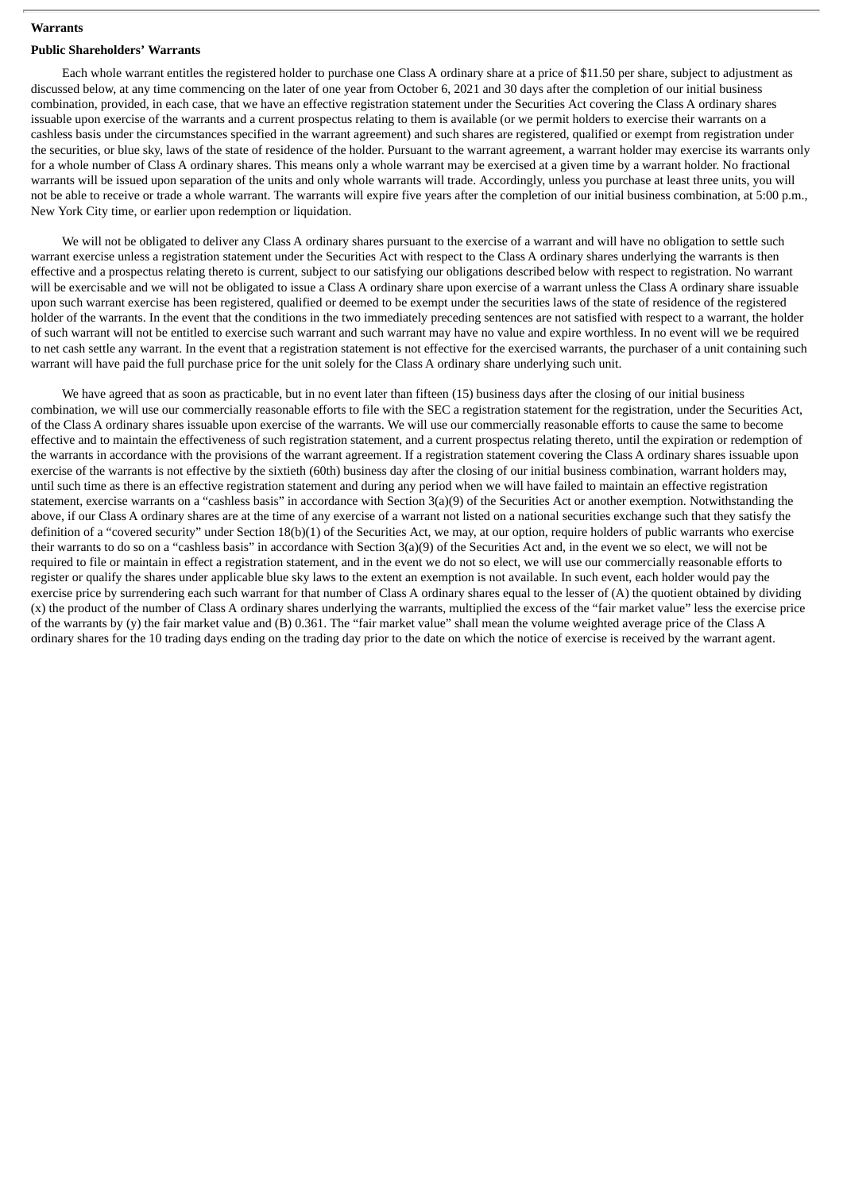**Warrants**

**Public Shareholders' Warrants**

Each whole warrant entitles the registered holder to purchase one Class A ordinary share at a price of $11.50 per share, subject to adjustment as discussed below, at any time commencing on the later of one year from October 6, 2021 and 30 days after the completion of our initial business combination, provided, in each case, that we have an effective registration statement under the Securities Act covering the Class A ordinary shares issuable upon exercise of the warrants and a current prospectus relating to them is available (or we permit holders to exercise their warrants on a cashless basis under the circumstances specified in the warrant agreement) and such shares are registered, qualified or exempt from registration under the securities, or blue sky, laws of the state of residence of the holder. Pursuant to the warrant agreement, a warrant holder may exercise its warrants only for a whole number of Class A ordinary shares. This means only a whole warrant may be exercised at a given time by a warrant holder. No fractional warrants will be issued upon separation of the units and only whole warrants will trade. Accordingly, unless you purchase at least three units, you will not be able to receive or trade a whole warrant. The warrants will expire five years after the completion of our initial business combination, at 5:00 p.m., New York City time, or earlier upon redemption or liquidation.

We will not be obligated to deliver any Class A ordinary shares pursuant to the exercise of a warrant and will have no obligation to settle such warrant exercise unless a registration statement under the Securities Act with respect to the Class A ordinary shares underlying the warrants is then effective and a prospectus relating thereto is current, subject to our satisfying our obligations described below with respect to registration. No warrant will be exercisable and we will not be obligated to issue a Class A ordinary share upon exercise of a warrant unless the Class A ordinary share issuable upon such warrant exercise has been registered, qualified or deemed to be exempt under the securities laws of the state of residence of the registered holder of the warrants. In the event that the conditions in the two immediately preceding sentences are not satisfied with respect to a warrant, the holder of such warrant will not be entitled to exercise such warrant and such warrant may have no value and expire worthless. In no event will we be required to net cash settle any warrant. In the event that a registration statement is not effective for the exercised warrants, the purchaser of a unit containing such warrant will have paid the full purchase price for the unit solely for the Class A ordinary share underlying such unit.

We have agreed that as soon as practicable, but in no event later than fifteen (15) business days after the closing of our initial business combination, we will use our commercially reasonable efforts to file with the SEC a registration statement for the registration, under the Securities Act, of the Class A ordinary shares issuable upon exercise of the warrants. We will use our commercially reasonable efforts to cause the same to become effective and to maintain the effectiveness of such registration statement, and a current prospectus relating thereto, until the expiration or redemption of the warrants in accordance with the provisions of the warrant agreement. If a registration statement covering the Class A ordinary shares issuable upon exercise of the warrants is not effective by the sixtieth (60th) business day after the closing of our initial business combination, warrant holders may, until such time as there is an effective registration statement and during any period when we will have failed to maintain an effective registration statement, exercise warrants on a "cashless basis" in accordance with Section 3(a)(9) of the Securities Act or another exemption. Notwithstanding the above, if our Class A ordinary shares are at the time of any exercise of a warrant not listed on a national securities exchange such that they satisfy the definition of a "covered security" under Section 18(b)(1) of the Securities Act, we may, at our option, require holders of public warrants who exercise their warrants to do so on a "cashless basis" in accordance with Section 3(a)(9) of the Securities Act and, in the event we so elect, we will not be required to file or maintain in effect a registration statement, and in the event we do not so elect, we will use our commercially reasonable efforts to register or qualify the shares under applicable blue sky laws to the extent an exemption is not available. In such event, each holder would pay the exercise price by surrendering each such warrant for that number of Class A ordinary shares equal to the lesser of (A) the quotient obtained by dividing (x) the product of the number of Class A ordinary shares underlying the warrants, multiplied the excess of the "fair market value" less the exercise price of the warrants by (y) the fair market value and (B) 0.361. The "fair market value" shall mean the volume weighted average price of the Class A ordinary shares for the 10 trading days ending on the trading day prior to the date on which the notice of exercise is received by the warrant agent.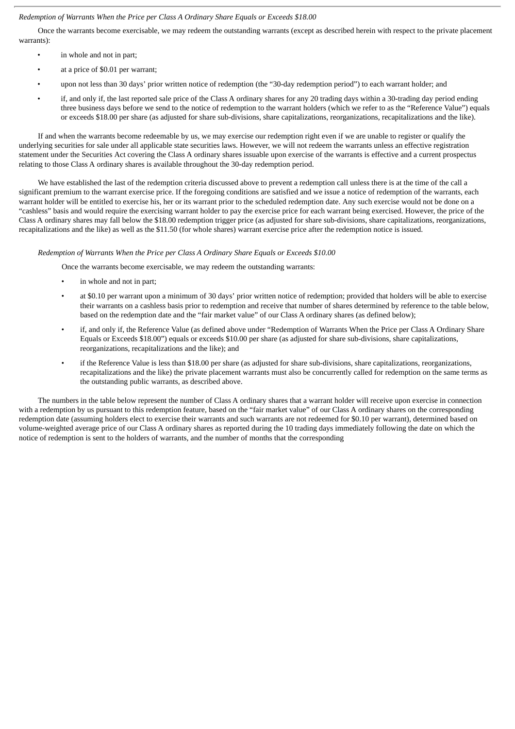*Redemption of Warrants When the Price per Class A Ordinary Share Equals or Exceeds $18.00*

Once the warrants become exercisable, we may redeem the outstanding warrants (except as described herein with respect to the private placement warrants):

- in whole and not in part;
- at a price of $0.01 per warrant;
- upon not less than 30 days' prior written notice of redemption (the "30-day redemption period") to each warrant holder; and
- if, and only if, the last reported sale price of the Class A ordinary shares for any 20 trading days within a 30-trading day period ending three business days before we send to the notice of redemption to the warrant holders (which we refer to as the "Reference Value") equals or exceeds $18.00 per share (as adjusted for share sub-divisions, share capitalizations, reorganizations, recapitalizations and the like).

If and when the warrants become redeemable by us, we may exercise our redemption right even if we are unable to register or qualify the underlying securities for sale under all applicable state securities laws. However, we will not redeem the warrants unless an effective registration statement under the Securities Act covering the Class A ordinary shares issuable upon exercise of the warrants is effective and a current prospectus relating to those Class A ordinary shares is available throughout the 30-day redemption period.

We have established the last of the redemption criteria discussed above to prevent a redemption call unless there is at the time of the call a significant premium to the warrant exercise price. If the foregoing conditions are satisfied and we issue a notice of redemption of the warrants, each warrant holder will be entitled to exercise his, her or its warrant prior to the scheduled redemption date. Any such exercise would not be done on a "cashless" basis and would require the exercising warrant holder to pay the exercise price for each warrant being exercised. However, the price of the Class A ordinary shares may fall below the $18.00 redemption trigger price (as adjusted for share sub-divisions, share capitalizations, reorganizations, recapitalizations and the like) as well as the $11.50 (for whole shares) warrant exercise price after the redemption notice is issued.

*Redemption of Warrants When the Price per Class A Ordinary Share Equals or Exceeds $10.00*

Once the warrants become exercisable, we may redeem the outstanding warrants:

- in whole and not in part;
- at $0.10 per warrant upon a minimum of 30 days' prior written notice of redemption; provided that holders will be able to exercise their warrants on a cashless basis prior to redemption and receive that number of shares determined by reference to the table below, based on the redemption date and the "fair market value" of our Class A ordinary shares (as defined below);
- if, and only if, the Reference Value (as defined above under "Redemption of Warrants When the Price per Class A Ordinary Share Equals or Exceeds $18.00") equals or exceeds $10.00 per share (as adjusted for share sub-divisions, share capitalizations, reorganizations, recapitalizations and the like); and
- if the Reference Value is less than $18.00 per share (as adjusted for share sub-divisions, share capitalizations, reorganizations, recapitalizations and the like) the private placement warrants must also be concurrently called for redemption on the same terms as the outstanding public warrants, as described above.

The numbers in the table below represent the number of Class A ordinary shares that a warrant holder will receive upon exercise in connection with a redemption by us pursuant to this redemption feature, based on the "fair market value" of our Class A ordinary shares on the corresponding redemption date (assuming holders elect to exercise their warrants and such warrants are not redeemed for $0.10 per warrant), determined based on volume-weighted average price of our Class A ordinary shares as reported during the 10 trading days immediately following the date on which the notice of redemption is sent to the holders of warrants, and the number of months that the corresponding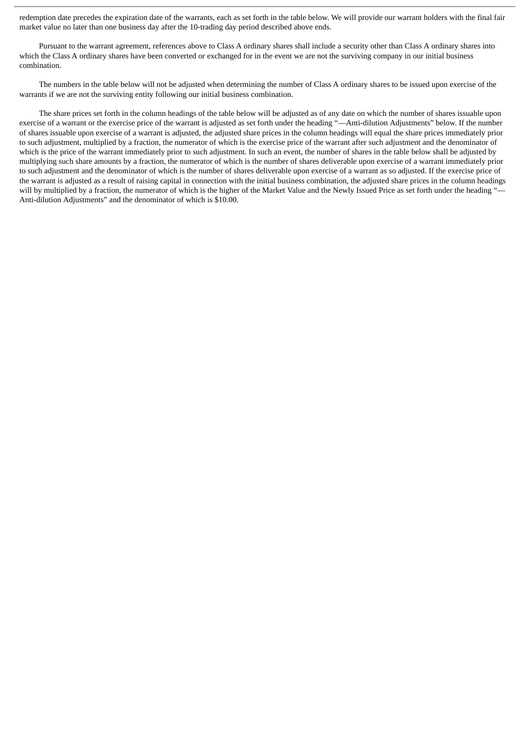redemption date precedes the expiration date of the warrants, each as set forth in the table below. We will provide our warrant holders with the final fair market value no later than one business day after the 10-trading day period described above ends.

Pursuant to the warrant agreement, references above to Class A ordinary shares shall include a security other than Class A ordinary shares into which the Class A ordinary shares have been converted or exchanged for in the event we are not the surviving company in our initial business combination.

The numbers in the table below will not be adjusted when determining the number of Class A ordinary shares to be issued upon exercise of the warrants if we are not the surviving entity following our initial business combination.

The share prices set forth in the column headings of the table below will be adjusted as of any date on which the number of shares issuable upon exercise of a warrant or the exercise price of the warrant is adjusted as set forth under the heading "—Anti-dilution Adjustments" below. If the number of shares issuable upon exercise of a warrant is adjusted, the adjusted share prices in the column headings will equal the share prices immediately prior to such adjustment, multiplied by a fraction, the numerator of which is the exercise price of the warrant after such adjustment and the denominator of which is the price of the warrant immediately prior to such adjustment. In such an event, the number of shares in the table below shall be adjusted by multiplying such share amounts by a fraction, the numerator of which is the number of shares deliverable upon exercise of a warrant immediately prior to such adjustment and the denominator of which is the number of shares deliverable upon exercise of a warrant as so adjusted. If the exercise price of the warrant is adjusted as a result of raising capital in connection with the initial business combination, the adjusted share prices in the column headings will by multiplied by a fraction, the numerator of which is the higher of the Market Value and the Newly Issued Price as set forth under the heading "—Anti-dilution Adjustments" and the denominator of which is $10.00.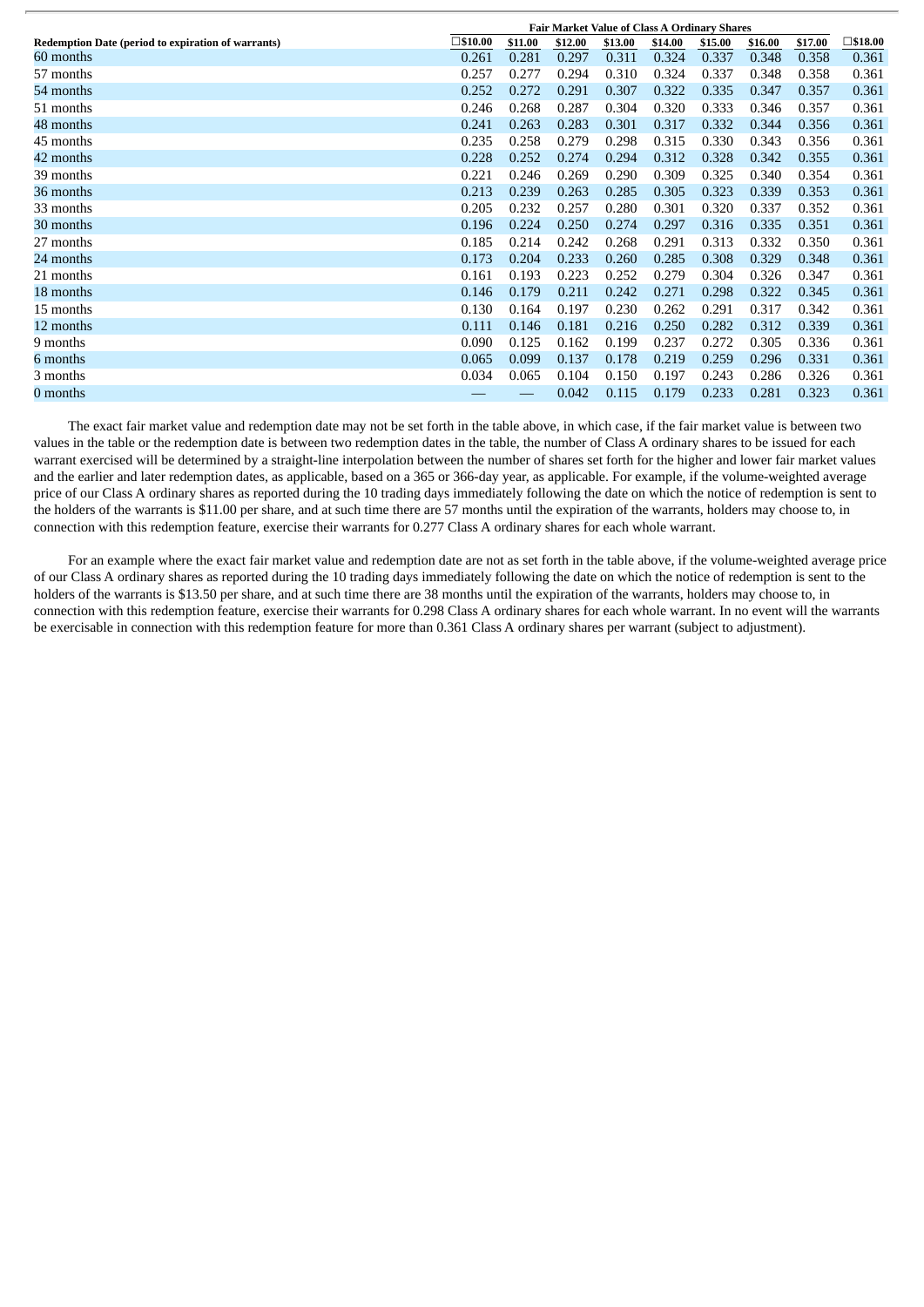| Redemption Date (period to expiration of warrants) | Fair Market Value of Class A Ordinary Shares | | | | | | | | |
|---|---|---|---|---|---|---|---|---|---|
| | ☐$10.00 | $11.00 | $12.00 | $13.00 | $14.00 | $15.00 | $16.00 | $17.00 | ☐$18.00 |
| 60 months | 0.261 | 0.281 | 0.297 | 0.311 | 0.324 | 0.337 | 0.348 | 0.358 | 0.361 |
| 57 months | 0.257 | 0.277 | 0.294 | 0.310 | 0.324 | 0.337 | 0.348 | 0.358 | 0.361 |
| 54 months | 0.252 | 0.272 | 0.291 | 0.307 | 0.322 | 0.335 | 0.347 | 0.357 | 0.361 |
| 51 months | 0.246 | 0.268 | 0.287 | 0.304 | 0.320 | 0.333 | 0.346 | 0.357 | 0.361 |
| 48 months | 0.241 | 0.263 | 0.283 | 0.301 | 0.317 | 0.332 | 0.344 | 0.356 | 0.361 |
| 45 months | 0.235 | 0.258 | 0.279 | 0.298 | 0.315 | 0.330 | 0.343 | 0.356 | 0.361 |
| 42 months | 0.228 | 0.252 | 0.274 | 0.294 | 0.312 | 0.328 | 0.342 | 0.355 | 0.361 |
| 39 months | 0.221 | 0.246 | 0.269 | 0.290 | 0.309 | 0.325 | 0.340 | 0.354 | 0.361 |
| 36 months | 0.213 | 0.239 | 0.263 | 0.285 | 0.305 | 0.323 | 0.339 | 0.353 | 0.361 |
| 33 months | 0.205 | 0.232 | 0.257 | 0.280 | 0.301 | 0.320 | 0.337 | 0.352 | 0.361 |
| 30 months | 0.196 | 0.224 | 0.250 | 0.274 | 0.297 | 0.316 | 0.335 | 0.351 | 0.361 |
| 27 months | 0.185 | 0.214 | 0.242 | 0.268 | 0.291 | 0.313 | 0.332 | 0.350 | 0.361 |
| 24 months | 0.173 | 0.204 | 0.233 | 0.260 | 0.285 | 0.308 | 0.329 | 0.348 | 0.361 |
| 21 months | 0.161 | 0.193 | 0.223 | 0.252 | 0.279 | 0.304 | 0.326 | 0.347 | 0.361 |
| 18 months | 0.146 | 0.179 | 0.211 | 0.242 | 0.271 | 0.298 | 0.322 | 0.345 | 0.361 |
| 15 months | 0.130 | 0.164 | 0.197 | 0.230 | 0.262 | 0.291 | 0.317 | 0.342 | 0.361 |
| 12 months | 0.111 | 0.146 | 0.181 | 0.216 | 0.250 | 0.282 | 0.312 | 0.339 | 0.361 |
| 9 months | 0.090 | 0.125 | 0.162 | 0.199 | 0.237 | 0.272 | 0.305 | 0.336 | 0.361 |
| 6 months | 0.065 | 0.099 | 0.137 | 0.178 | 0.219 | 0.259 | 0.296 | 0.331 | 0.361 |
| 3 months | 0.034 | 0.065 | 0.104 | 0.150 | 0.197 | 0.243 | 0.286 | 0.326 | 0.361 |
| 0 months | — | — | 0.042 | 0.115 | 0.179 | 0.233 | 0.281 | 0.323 | 0.361 |

The exact fair market value and redemption date may not be set forth in the table above, in which case, if the fair market value is between two values in the table or the redemption date is between two redemption dates in the table, the number of Class A ordinary shares to be issued for each warrant exercised will be determined by a straight-line interpolation between the number of shares set forth for the higher and lower fair market values and the earlier and later redemption dates, as applicable, based on a 365 or 366-day year, as applicable. For example, if the volume-weighted average price of our Class A ordinary shares as reported during the 10 trading days immediately following the date on which the notice of redemption is sent to the holders of the warrants is $11.00 per share, and at such time there are 57 months until the expiration of the warrants, holders may choose to, in connection with this redemption feature, exercise their warrants for 0.277 Class A ordinary shares for each whole warrant.

For an example where the exact fair market value and redemption date are not as set forth in the table above, if the volume-weighted average price of our Class A ordinary shares as reported during the 10 trading days immediately following the date on which the notice of redemption is sent to the holders of the warrants is $13.50 per share, and at such time there are 38 months until the expiration of the warrants, holders may choose to, in connection with this redemption feature, exercise their warrants for 0.298 Class A ordinary shares for each whole warrant. In no event will the warrants be exercisable in connection with this redemption feature for more than 0.361 Class A ordinary shares per warrant (subject to adjustment).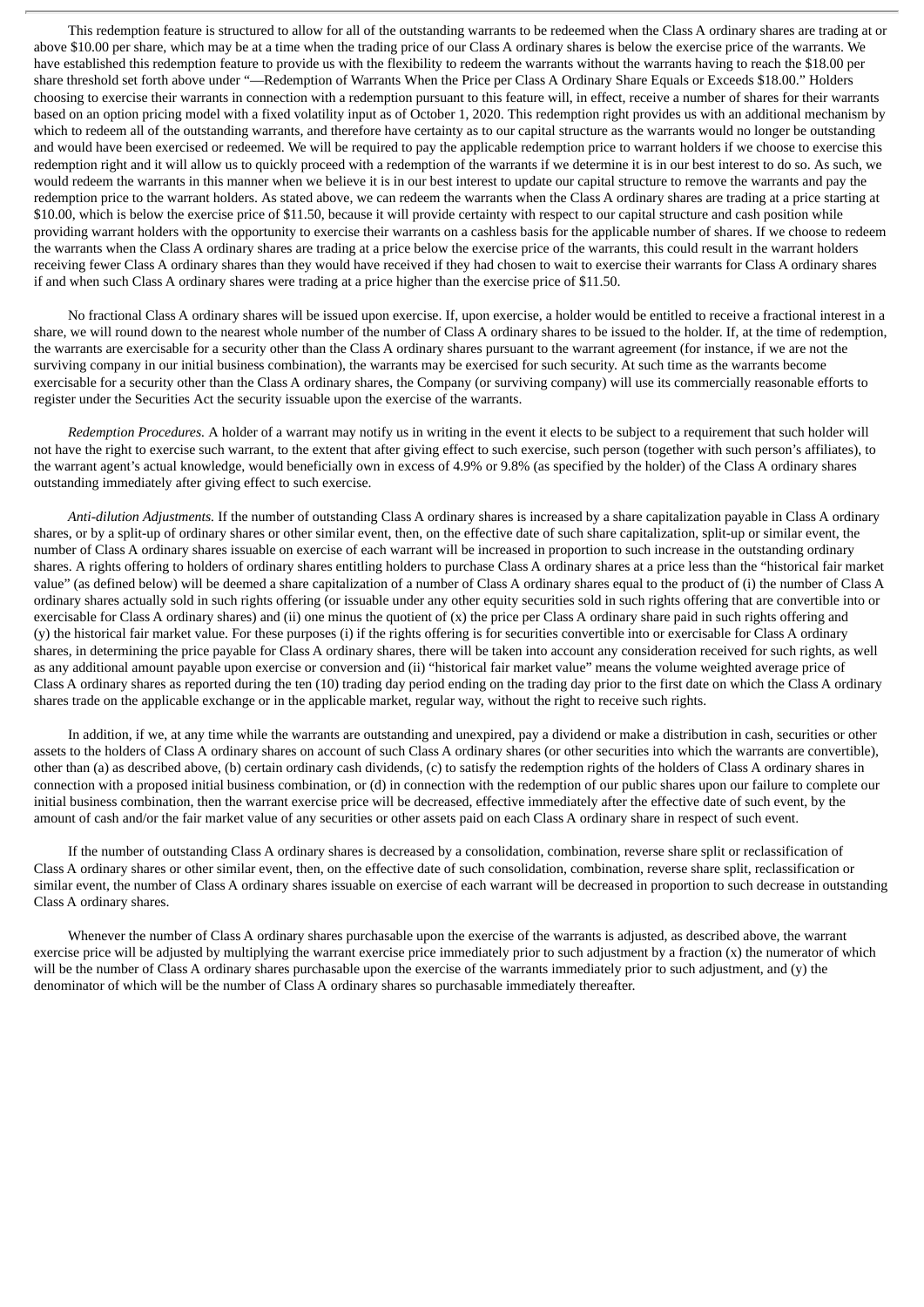This redemption feature is structured to allow for all of the outstanding warrants to be redeemed when the Class A ordinary shares are trading at or above $10.00 per share, which may be at a time when the trading price of our Class A ordinary shares is below the exercise price of the warrants. We have established this redemption feature to provide us with the flexibility to redeem the warrants without the warrants having to reach the $18.00 per share threshold set forth above under "—Redemption of Warrants When the Price per Class A Ordinary Share Equals or Exceeds $18.00." Holders choosing to exercise their warrants in connection with a redemption pursuant to this feature will, in effect, receive a number of shares for their warrants based on an option pricing model with a fixed volatility input as of October 1, 2020. This redemption right provides us with an additional mechanism by which to redeem all of the outstanding warrants, and therefore have certainty as to our capital structure as the warrants would no longer be outstanding and would have been exercised or redeemed. We will be required to pay the applicable redemption price to warrant holders if we choose to exercise this redemption right and it will allow us to quickly proceed with a redemption of the warrants if we determine it is in our best interest to do so. As such, we would redeem the warrants in this manner when we believe it is in our best interest to update our capital structure to remove the warrants and pay the redemption price to the warrant holders. As stated above, we can redeem the warrants when the Class A ordinary shares are trading at a price starting at $10.00, which is below the exercise price of $11.50, because it will provide certainty with respect to our capital structure and cash position while providing warrant holders with the opportunity to exercise their warrants on a cashless basis for the applicable number of shares. If we choose to redeem the warrants when the Class A ordinary shares are trading at a price below the exercise price of the warrants, this could result in the warrant holders receiving fewer Class A ordinary shares than they would have received if they had chosen to wait to exercise their warrants for Class A ordinary shares if and when such Class A ordinary shares were trading at a price higher than the exercise price of $11.50.

No fractional Class A ordinary shares will be issued upon exercise. If, upon exercise, a holder would be entitled to receive a fractional interest in a share, we will round down to the nearest whole number of the number of Class A ordinary shares to be issued to the holder. If, at the time of redemption, the warrants are exercisable for a security other than the Class A ordinary shares pursuant to the warrant agreement (for instance, if we are not the surviving company in our initial business combination), the warrants may be exercised for such security. At such time as the warrants become exercisable for a security other than the Class A ordinary shares, the Company (or surviving company) will use its commercially reasonable efforts to register under the Securities Act the security issuable upon the exercise of the warrants.

*Redemption Procedures.* A holder of a warrant may notify us in writing in the event it elects to be subject to a requirement that such holder will not have the right to exercise such warrant, to the extent that after giving effect to such exercise, such person (together with such person's affiliates), to the warrant agent's actual knowledge, would beneficially own in excess of 4.9% or 9.8% (as specified by the holder) of the Class A ordinary shares outstanding immediately after giving effect to such exercise.

*Anti-dilution Adjustments.* If the number of outstanding Class A ordinary shares is increased by a share capitalization payable in Class A ordinary shares, or by a split-up of ordinary shares or other similar event, then, on the effective date of such share capitalization, split-up or similar event, the number of Class A ordinary shares issuable on exercise of each warrant will be increased in proportion to such increase in the outstanding ordinary shares. A rights offering to holders of ordinary shares entitling holders to purchase Class A ordinary shares at a price less than the "historical fair market value" (as defined below) will be deemed a share capitalization of a number of Class A ordinary shares equal to the product of (i) the number of Class A ordinary shares actually sold in such rights offering (or issuable under any other equity securities sold in such rights offering that are convertible into or exercisable for Class A ordinary shares) and (ii) one minus the quotient of (x) the price per Class A ordinary share paid in such rights offering and (y) the historical fair market value. For these purposes (i) if the rights offering is for securities convertible into or exercisable for Class A ordinary shares, in determining the price payable for Class A ordinary shares, there will be taken into account any consideration received for such rights, as well as any additional amount payable upon exercise or conversion and (ii) "historical fair market value" means the volume weighted average price of Class A ordinary shares as reported during the ten (10) trading day period ending on the trading day prior to the first date on which the Class A ordinary shares trade on the applicable exchange or in the applicable market, regular way, without the right to receive such rights.

In addition, if we, at any time while the warrants are outstanding and unexpired, pay a dividend or make a distribution in cash, securities or other assets to the holders of Class A ordinary shares on account of such Class A ordinary shares (or other securities into which the warrants are convertible), other than (a) as described above, (b) certain ordinary cash dividends, (c) to satisfy the redemption rights of the holders of Class A ordinary shares in connection with a proposed initial business combination, or (d) in connection with the redemption of our public shares upon our failure to complete our initial business combination, then the warrant exercise price will be decreased, effective immediately after the effective date of such event, by the amount of cash and/or the fair market value of any securities or other assets paid on each Class A ordinary share in respect of such event.

If the number of outstanding Class A ordinary shares is decreased by a consolidation, combination, reverse share split or reclassification of Class A ordinary shares or other similar event, then, on the effective date of such consolidation, combination, reverse share split, reclassification or similar event, the number of Class A ordinary shares issuable on exercise of each warrant will be decreased in proportion to such decrease in outstanding Class A ordinary shares.

Whenever the number of Class A ordinary shares purchasable upon the exercise of the warrants is adjusted, as described above, the warrant exercise price will be adjusted by multiplying the warrant exercise price immediately prior to such adjustment by a fraction (x) the numerator of which will be the number of Class A ordinary shares purchasable upon the exercise of the warrants immediately prior to such adjustment, and (y) the denominator of which will be the number of Class A ordinary shares so purchasable immediately thereafter.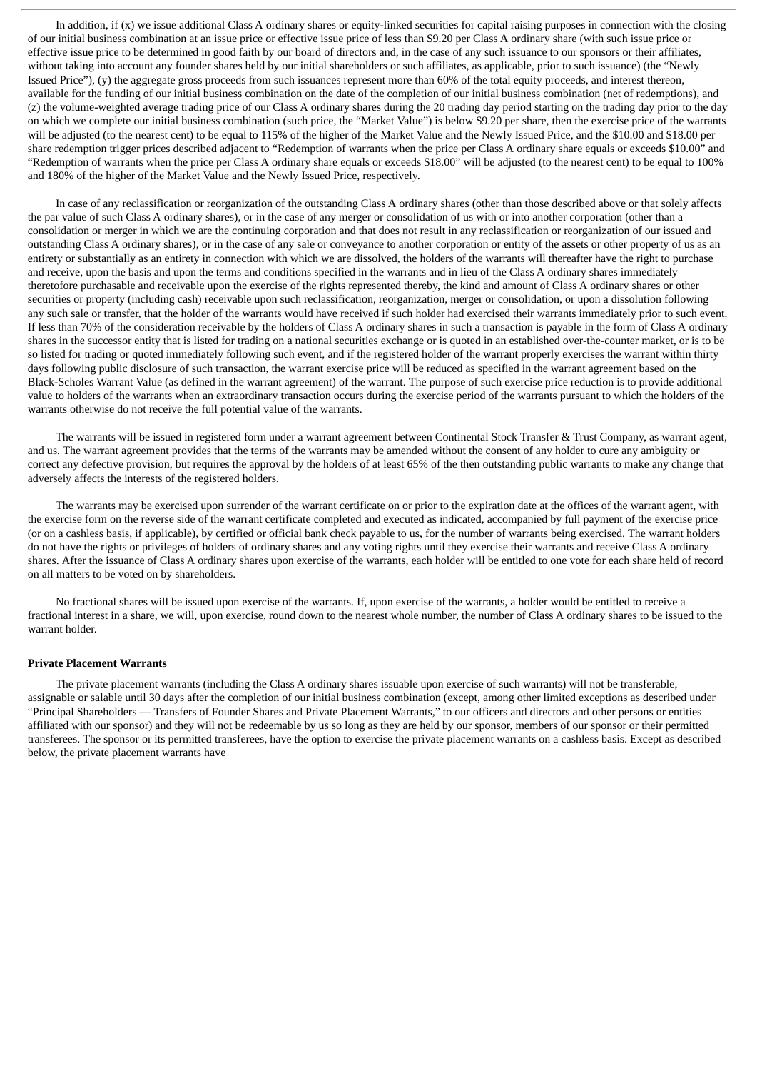In addition, if (x) we issue additional Class A ordinary shares or equity-linked securities for capital raising purposes in connection with the closing of our initial business combination at an issue price or effective issue price of less than $9.20 per Class A ordinary share (with such issue price or effective issue price to be determined in good faith by our board of directors and, in the case of any such issuance to our sponsors or their affiliates, without taking into account any founder shares held by our initial shareholders or such affiliates, as applicable, prior to such issuance) (the "Newly Issued Price"), (y) the aggregate gross proceeds from such issuances represent more than 60% of the total equity proceeds, and interest thereon, available for the funding of our initial business combination on the date of the completion of our initial business combination (net of redemptions), and (z) the volume-weighted average trading price of our Class A ordinary shares during the 20 trading day period starting on the trading day prior to the day on which we complete our initial business combination (such price, the "Market Value") is below $9.20 per share, then the exercise price of the warrants will be adjusted (to the nearest cent) to be equal to 115% of the higher of the Market Value and the Newly Issued Price, and the $10.00 and $18.00 per share redemption trigger prices described adjacent to "Redemption of warrants when the price per Class A ordinary share equals or exceeds $10.00" and "Redemption of warrants when the price per Class A ordinary share equals or exceeds $18.00" will be adjusted (to the nearest cent) to be equal to 100% and 180% of the higher of the Market Value and the Newly Issued Price, respectively.

In case of any reclassification or reorganization of the outstanding Class A ordinary shares (other than those described above or that solely affects the par value of such Class A ordinary shares), or in the case of any merger or consolidation of us with or into another corporation (other than a consolidation or merger in which we are the continuing corporation and that does not result in any reclassification or reorganization of our issued and outstanding Class A ordinary shares), or in the case of any sale or conveyance to another corporation or entity of the assets or other property of us as an entirety or substantially as an entirety in connection with which we are dissolved, the holders of the warrants will thereafter have the right to purchase and receive, upon the basis and upon the terms and conditions specified in the warrants and in lieu of the Class A ordinary shares immediately theretofore purchasable and receivable upon the exercise of the rights represented thereby, the kind and amount of Class A ordinary shares or other securities or property (including cash) receivable upon such reclassification, reorganization, merger or consolidation, or upon a dissolution following any such sale or transfer, that the holder of the warrants would have received if such holder had exercised their warrants immediately prior to such event. If less than 70% of the consideration receivable by the holders of Class A ordinary shares in such a transaction is payable in the form of Class A ordinary shares in the successor entity that is listed for trading on a national securities exchange or is quoted in an established over-the-counter market, or is to be so listed for trading or quoted immediately following such event, and if the registered holder of the warrant properly exercises the warrant within thirty days following public disclosure of such transaction, the warrant exercise price will be reduced as specified in the warrant agreement based on the Black-Scholes Warrant Value (as defined in the warrant agreement) of the warrant. The purpose of such exercise price reduction is to provide additional value to holders of the warrants when an extraordinary transaction occurs during the exercise period of the warrants pursuant to which the holders of the warrants otherwise do not receive the full potential value of the warrants.

The warrants will be issued in registered form under a warrant agreement between Continental Stock Transfer & Trust Company, as warrant agent, and us. The warrant agreement provides that the terms of the warrants may be amended without the consent of any holder to cure any ambiguity or correct any defective provision, but requires the approval by the holders of at least 65% of the then outstanding public warrants to make any change that adversely affects the interests of the registered holders.

The warrants may be exercised upon surrender of the warrant certificate on or prior to the expiration date at the offices of the warrant agent, with the exercise form on the reverse side of the warrant certificate completed and executed as indicated, accompanied by full payment of the exercise price (or on a cashless basis, if applicable), by certified or official bank check payable to us, for the number of warrants being exercised. The warrant holders do not have the rights or privileges of holders of ordinary shares and any voting rights until they exercise their warrants and receive Class A ordinary shares. After the issuance of Class A ordinary shares upon exercise of the warrants, each holder will be entitled to one vote for each share held of record on all matters to be voted on by shareholders.

No fractional shares will be issued upon exercise of the warrants. If, upon exercise of the warrants, a holder would be entitled to receive a fractional interest in a share, we will, upon exercise, round down to the nearest whole number, the number of Class A ordinary shares to be issued to the warrant holder.

**Private Placement Warrants**

The private placement warrants (including the Class A ordinary shares issuable upon exercise of such warrants) will not be transferable, assignable or salable until 30 days after the completion of our initial business combination (except, among other limited exceptions as described under "Principal Shareholders — Transfers of Founder Shares and Private Placement Warrants," to our officers and directors and other persons or entities affiliated with our sponsor) and they will not be redeemable by us so long as they are held by our sponsor, members of our sponsor or their permitted transferees. The sponsor or its permitted transferees, have the option to exercise the private placement warrants on a cashless basis. Except as described below, the private placement warrants have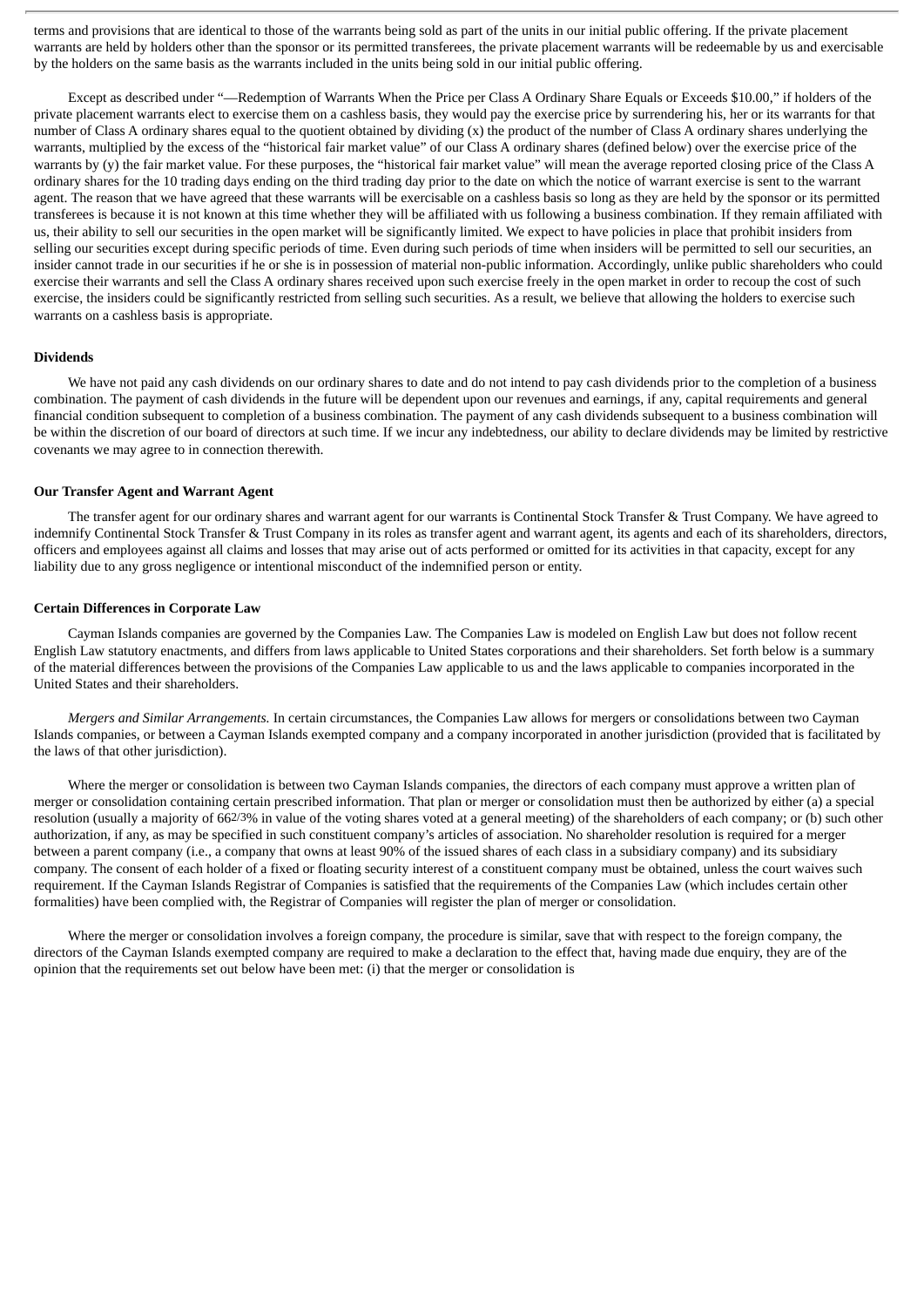terms and provisions that are identical to those of the warrants being sold as part of the units in our initial public offering. If the private placement warrants are held by holders other than the sponsor or its permitted transferees, the private placement warrants will be redeemable by us and exercisable by the holders on the same basis as the warrants included in the units being sold in our initial public offering.

Except as described under "—Redemption of Warrants When the Price per Class A Ordinary Share Equals or Exceeds $10.00," if holders of the private placement warrants elect to exercise them on a cashless basis, they would pay the exercise price by surrendering his, her or its warrants for that number of Class A ordinary shares equal to the quotient obtained by dividing (x) the product of the number of Class A ordinary shares underlying the warrants, multiplied by the excess of the "historical fair market value" of our Class A ordinary shares (defined below) over the exercise price of the warrants by (y) the fair market value. For these purposes, the "historical fair market value" will mean the average reported closing price of the Class A ordinary shares for the 10 trading days ending on the third trading day prior to the date on which the notice of warrant exercise is sent to the warrant agent. The reason that we have agreed that these warrants will be exercisable on a cashless basis so long as they are held by the sponsor or its permitted transferees is because it is not known at this time whether they will be affiliated with us following a business combination. If they remain affiliated with us, their ability to sell our securities in the open market will be significantly limited. We expect to have policies in place that prohibit insiders from selling our securities except during specific periods of time. Even during such periods of time when insiders will be permitted to sell our securities, an insider cannot trade in our securities if he or she is in possession of material non-public information. Accordingly, unlike public shareholders who could exercise their warrants and sell the Class A ordinary shares received upon such exercise freely in the open market in order to recoup the cost of such exercise, the insiders could be significantly restricted from selling such securities. As a result, we believe that allowing the holders to exercise such warrants on a cashless basis is appropriate.

### Dividends

We have not paid any cash dividends on our ordinary shares to date and do not intend to pay cash dividends prior to the completion of a business combination. The payment of cash dividends in the future will be dependent upon our revenues and earnings, if any, capital requirements and general financial condition subsequent to completion of a business combination. The payment of any cash dividends subsequent to a business combination will be within the discretion of our board of directors at such time. If we incur any indebtedness, our ability to declare dividends may be limited by restrictive covenants we may agree to in connection therewith.

### Our Transfer Agent and Warrant Agent

The transfer agent for our ordinary shares and warrant agent for our warrants is Continental Stock Transfer & Trust Company. We have agreed to indemnify Continental Stock Transfer & Trust Company in its roles as transfer agent and warrant agent, its agents and each of its shareholders, directors, officers and employees against all claims and losses that may arise out of acts performed or omitted for its activities in that capacity, except for any liability due to any gross negligence or intentional misconduct of the indemnified person or entity.

### Certain Differences in Corporate Law

Cayman Islands companies are governed by the Companies Law. The Companies Law is modeled on English Law but does not follow recent English Law statutory enactments, and differs from laws applicable to United States corporations and their shareholders. Set forth below is a summary of the material differences between the provisions of the Companies Law applicable to us and the laws applicable to companies incorporated in the United States and their shareholders.

*Mergers and Similar Arrangements.* In certain circumstances, the Companies Law allows for mergers or consolidations between two Cayman Islands companies, or between a Cayman Islands exempted company and a company incorporated in another jurisdiction (provided that is facilitated by the laws of that other jurisdiction).

Where the merger or consolidation is between two Cayman Islands companies, the directors of each company must approve a written plan of merger or consolidation containing certain prescribed information. That plan or merger or consolidation must then be authorized by either (a) a special resolution (usually a majority of 66 2/3% in value of the voting shares voted at a general meeting) of the shareholders of each company; or (b) such other authorization, if any, as may be specified in such constituent company's articles of association. No shareholder resolution is required for a merger between a parent company (i.e., a company that owns at least 90% of the issued shares of each class in a subsidiary company) and its subsidiary company. The consent of each holder of a fixed or floating security interest of a constituent company must be obtained, unless the court waives such requirement. If the Cayman Islands Registrar of Companies is satisfied that the requirements of the Companies Law (which includes certain other formalities) have been complied with, the Registrar of Companies will register the plan of merger or consolidation.

Where the merger or consolidation involves a foreign company, the procedure is similar, save that with respect to the foreign company, the directors of the Cayman Islands exempted company are required to make a declaration to the effect that, having made due enquiry, they are of the opinion that the requirements set out below have been met: (i) that the merger or consolidation is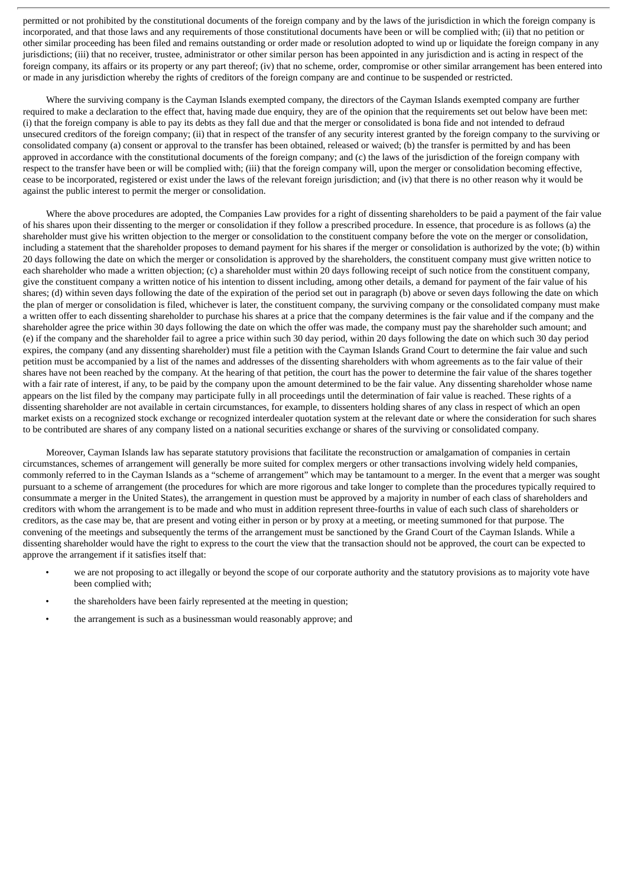permitted or not prohibited by the constitutional documents of the foreign company and by the laws of the jurisdiction in which the foreign company is incorporated, and that those laws and any requirements of those constitutional documents have been or will be complied with; (ii) that no petition or other similar proceeding has been filed and remains outstanding or order made or resolution adopted to wind up or liquidate the foreign company in any jurisdictions; (iii) that no receiver, trustee, administrator or other similar person has been appointed in any jurisdiction and is acting in respect of the foreign company, its affairs or its property or any part thereof; (iv) that no scheme, order, compromise or other similar arrangement has been entered into or made in any jurisdiction whereby the rights of creditors of the foreign company are and continue to be suspended or restricted.

Where the surviving company is the Cayman Islands exempted company, the directors of the Cayman Islands exempted company are further required to make a declaration to the effect that, having made due enquiry, they are of the opinion that the requirements set out below have been met: (i) that the foreign company is able to pay its debts as they fall due and that the merger or consolidated is bona fide and not intended to defraud unsecured creditors of the foreign company; (ii) that in respect of the transfer of any security interest granted by the foreign company to the surviving or consolidated company (a) consent or approval to the transfer has been obtained, released or waived; (b) the transfer is permitted by and has been approved in accordance with the constitutional documents of the foreign company; and (c) the laws of the jurisdiction of the foreign company with respect to the transfer have been or will be complied with; (iii) that the foreign company will, upon the merger or consolidation becoming effective, cease to be incorporated, registered or exist under the laws of the relevant foreign jurisdiction; and (iv) that there is no other reason why it would be against the public interest to permit the merger or consolidation.

Where the above procedures are adopted, the Companies Law provides for a right of dissenting shareholders to be paid a payment of the fair value of his shares upon their dissenting to the merger or consolidation if they follow a prescribed procedure. In essence, that procedure is as follows (a) the shareholder must give his written objection to the merger or consolidation to the constituent company before the vote on the merger or consolidation, including a statement that the shareholder proposes to demand payment for his shares if the merger or consolidation is authorized by the vote; (b) within 20 days following the date on which the merger or consolidation is approved by the shareholders, the constituent company must give written notice to each shareholder who made a written objection; (c) a shareholder must within 20 days following receipt of such notice from the constituent company, give the constituent company a written notice of his intention to dissent including, among other details, a demand for payment of the fair value of his shares; (d) within seven days following the date of the expiration of the period set out in paragraph (b) above or seven days following the date on which the plan of merger or consolidation is filed, whichever is later, the constituent company, the surviving company or the consolidated company must make a written offer to each dissenting shareholder to purchase his shares at a price that the company determines is the fair value and if the company and the shareholder agree the price within 30 days following the date on which the offer was made, the company must pay the shareholder such amount; and (e) if the company and the shareholder fail to agree a price within such 30 day period, within 20 days following the date on which such 30 day period expires, the company (and any dissenting shareholder) must file a petition with the Cayman Islands Grand Court to determine the fair value and such petition must be accompanied by a list of the names and addresses of the dissenting shareholders with whom agreements as to the fair value of their shares have not been reached by the company. At the hearing of that petition, the court has the power to determine the fair value of the shares together with a fair rate of interest, if any, to be paid by the company upon the amount determined to be the fair value. Any dissenting shareholder whose name appears on the list filed by the company may participate fully in all proceedings until the determination of fair value is reached. These rights of a dissenting shareholder are not available in certain circumstances, for example, to dissenters holding shares of any class in respect of which an open market exists on a recognized stock exchange or recognized interdealer quotation system at the relevant date or where the consideration for such shares to be contributed are shares of any company listed on a national securities exchange or shares of the surviving or consolidated company.

Moreover, Cayman Islands law has separate statutory provisions that facilitate the reconstruction or amalgamation of companies in certain circumstances, schemes of arrangement will generally be more suited for complex mergers or other transactions involving widely held companies, commonly referred to in the Cayman Islands as a "scheme of arrangement" which may be tantamount to a merger. In the event that a merger was sought pursuant to a scheme of arrangement (the procedures for which are more rigorous and take longer to complete than the procedures typically required to consummate a merger in the United States), the arrangement in question must be approved by a majority in number of each class of shareholders and creditors with whom the arrangement is to be made and who must in addition represent three-fourths in value of each such class of shareholders or creditors, as the case may be, that are present and voting either in person or by proxy at a meeting, or meeting summoned for that purpose. The convening of the meetings and subsequently the terms of the arrangement must be sanctioned by the Grand Court of the Cayman Islands. While a dissenting shareholder would have the right to express to the court the view that the transaction should not be approved, the court can be expected to approve the arrangement if it satisfies itself that:

- we are not proposing to act illegally or beyond the scope of our corporate authority and the statutory provisions as to majority vote have been complied with;
- the shareholders have been fairly represented at the meeting in question;
- the arrangement is such as a businessman would reasonably approve; and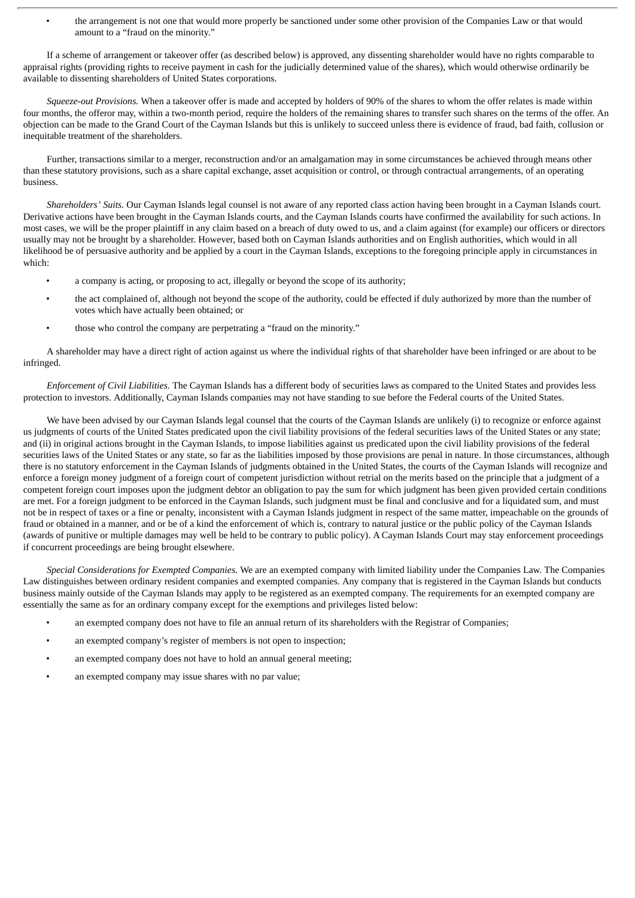- the arrangement is not one that would more properly be sanctioned under some other provision of the Companies Law or that would amount to a "fraud on the minority."

If a scheme of arrangement or takeover offer (as described below) is approved, any dissenting shareholder would have no rights comparable to appraisal rights (providing rights to receive payment in cash for the judicially determined value of the shares), which would otherwise ordinarily be available to dissenting shareholders of United States corporations.

*Squeeze-out Provisions.* When a takeover offer is made and accepted by holders of 90% of the shares to whom the offer relates is made within four months, the offeror may, within a two-month period, require the holders of the remaining shares to transfer such shares on the terms of the offer. An objection can be made to the Grand Court of the Cayman Islands but this is unlikely to succeed unless there is evidence of fraud, bad faith, collusion or inequitable treatment of the shareholders.

Further, transactions similar to a merger, reconstruction and/or an amalgamation may in some circumstances be achieved through means other than these statutory provisions, such as a share capital exchange, asset acquisition or control, or through contractual arrangements, of an operating business.

*Shareholders' Suits.* Our Cayman Islands legal counsel is not aware of any reported class action having been brought in a Cayman Islands court. Derivative actions have been brought in the Cayman Islands courts, and the Cayman Islands courts have confirmed the availability for such actions. In most cases, we will be the proper plaintiff in any claim based on a breach of duty owed to us, and a claim against (for example) our officers or directors usually may not be brought by a shareholder. However, based both on Cayman Islands authorities and on English authorities, which would in all likelihood be of persuasive authority and be applied by a court in the Cayman Islands, exceptions to the foregoing principle apply in circumstances in which:

- a company is acting, or proposing to act, illegally or beyond the scope of its authority;
- the act complained of, although not beyond the scope of the authority, could be effected if duly authorized by more than the number of votes which have actually been obtained; or
- those who control the company are perpetrating a "fraud on the minority."

A shareholder may have a direct right of action against us where the individual rights of that shareholder have been infringed or are about to be infringed.

*Enforcement of Civil Liabilities.* The Cayman Islands has a different body of securities laws as compared to the United States and provides less protection to investors. Additionally, Cayman Islands companies may not have standing to sue before the Federal courts of the United States.

We have been advised by our Cayman Islands legal counsel that the courts of the Cayman Islands are unlikely (i) to recognize or enforce against us judgments of courts of the United States predicated upon the civil liability provisions of the federal securities laws of the United States or any state; and (ii) in original actions brought in the Cayman Islands, to impose liabilities against us predicated upon the civil liability provisions of the federal securities laws of the United States or any state, so far as the liabilities imposed by those provisions are penal in nature. In those circumstances, although there is no statutory enforcement in the Cayman Islands of judgments obtained in the United States, the courts of the Cayman Islands will recognize and enforce a foreign money judgment of a foreign court of competent jurisdiction without retrial on the merits based on the principle that a judgment of a competent foreign court imposes upon the judgment debtor an obligation to pay the sum for which judgment has been given provided certain conditions are met. For a foreign judgment to be enforced in the Cayman Islands, such judgment must be final and conclusive and for a liquidated sum, and must not be in respect of taxes or a fine or penalty, inconsistent with a Cayman Islands judgment in respect of the same matter, impeachable on the grounds of fraud or obtained in a manner, and or be of a kind the enforcement of which is, contrary to natural justice or the public policy of the Cayman Islands (awards of punitive or multiple damages may well be held to be contrary to public policy). A Cayman Islands Court may stay enforcement proceedings if concurrent proceedings are being brought elsewhere.

*Special Considerations for Exempted Companies.* We are an exempted company with limited liability under the Companies Law. The Companies Law distinguishes between ordinary resident companies and exempted companies. Any company that is registered in the Cayman Islands but conducts business mainly outside of the Cayman Islands may apply to be registered as an exempted company. The requirements for an exempted company are essentially the same as for an ordinary company except for the exemptions and privileges listed below:

- an exempted company does not have to file an annual return of its shareholders with the Registrar of Companies;
- an exempted company's register of members is not open to inspection;
- an exempted company does not have to hold an annual general meeting;
- an exempted company may issue shares with no par value;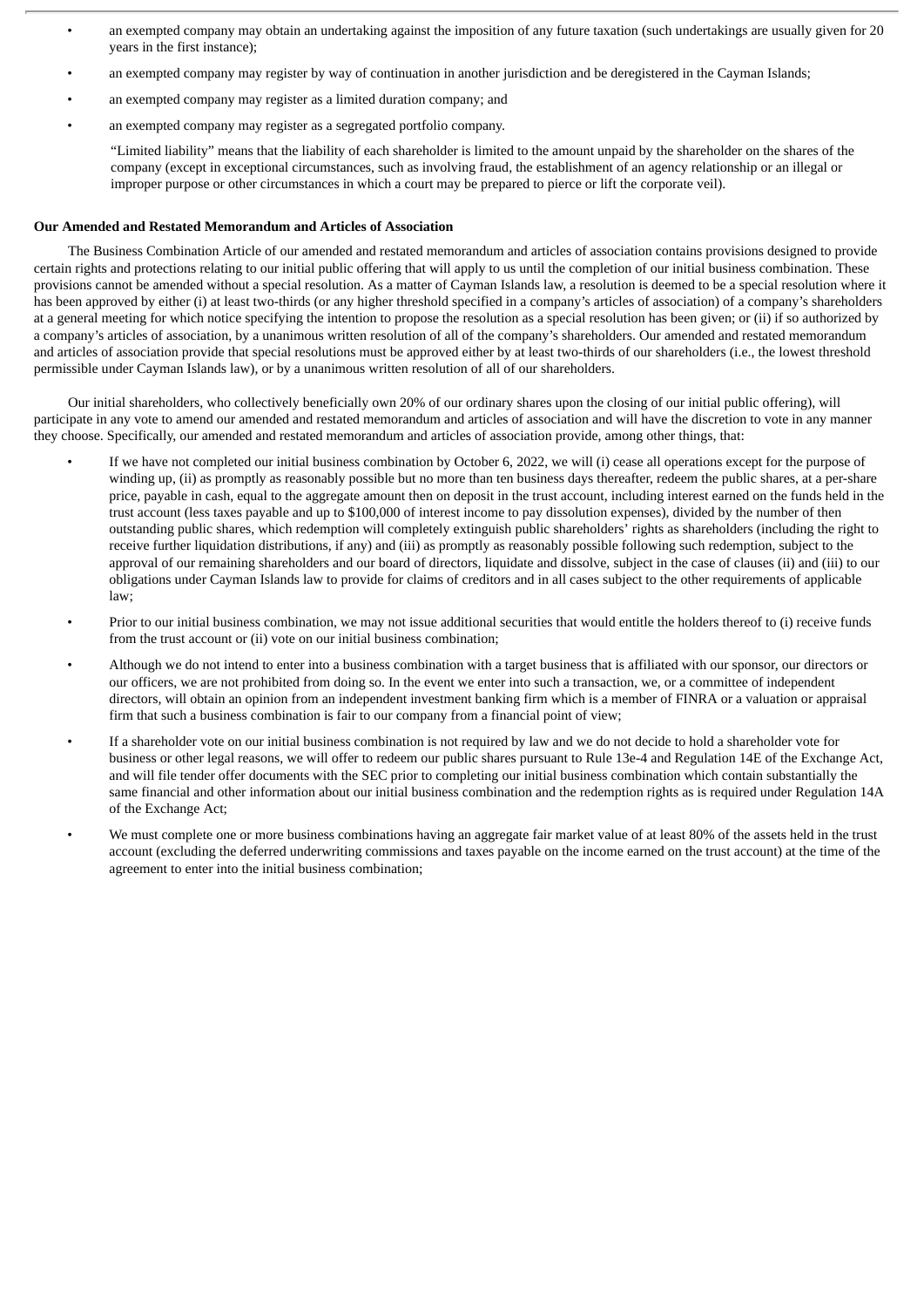- an exempted company may obtain an undertaking against the imposition of any future taxation (such undertakings are usually given for 20 years in the first instance);
- an exempted company may register by way of continuation in another jurisdiction and be deregistered in the Cayman Islands;
- an exempted company may register as a limited duration company; and
- an exempted company may register as a segregated portfolio company.

"Limited liability" means that the liability of each shareholder is limited to the amount unpaid by the shareholder on the shares of the company (except in exceptional circumstances, such as involving fraud, the establishment of an agency relationship or an illegal or improper purpose or other circumstances in which a court may be prepared to pierce or lift the corporate veil).

**Our Amended and Restated Memorandum and Articles of Association**

The Business Combination Article of our amended and restated memorandum and articles of association contains provisions designed to provide certain rights and protections relating to our initial public offering that will apply to us until the completion of our initial business combination. These provisions cannot be amended without a special resolution. As a matter of Cayman Islands law, a resolution is deemed to be a special resolution where it has been approved by either (i) at least two-thirds (or any higher threshold specified in a company's articles of association) of a company's shareholders at a general meeting for which notice specifying the intention to propose the resolution as a special resolution has been given; or (ii) if so authorized by a company's articles of association, by a unanimous written resolution of all of the company's shareholders. Our amended and restated memorandum and articles of association provide that special resolutions must be approved either by at least two-thirds of our shareholders (i.e., the lowest threshold permissible under Cayman Islands law), or by a unanimous written resolution of all of our shareholders.

Our initial shareholders, who collectively beneficially own 20% of our ordinary shares upon the closing of our initial public offering), will participate in any vote to amend our amended and restated memorandum and articles of association and will have the discretion to vote in any manner they choose. Specifically, our amended and restated memorandum and articles of association provide, among other things, that:

- If we have not completed our initial business combination by October 6, 2022, we will (i) cease all operations except for the purpose of winding up, (ii) as promptly as reasonably possible but no more than ten business days thereafter, redeem the public shares, at a per-share price, payable in cash, equal to the aggregate amount then on deposit in the trust account, including interest earned on the funds held in the trust account (less taxes payable and up to $100,000 of interest income to pay dissolution expenses), divided by the number of then outstanding public shares, which redemption will completely extinguish public shareholders' rights as shareholders (including the right to receive further liquidation distributions, if any) and (iii) as promptly as reasonably possible following such redemption, subject to the approval of our remaining shareholders and our board of directors, liquidate and dissolve, subject in the case of clauses (ii) and (iii) to our obligations under Cayman Islands law to provide for claims of creditors and in all cases subject to the other requirements of applicable law;
- Prior to our initial business combination, we may not issue additional securities that would entitle the holders thereof to (i) receive funds from the trust account or (ii) vote on our initial business combination;
- Although we do not intend to enter into a business combination with a target business that is affiliated with our sponsor, our directors or our officers, we are not prohibited from doing so. In the event we enter into such a transaction, we, or a committee of independent directors, will obtain an opinion from an independent investment banking firm which is a member of FINRA or a valuation or appraisal firm that such a business combination is fair to our company from a financial point of view;
- If a shareholder vote on our initial business combination is not required by law and we do not decide to hold a shareholder vote for business or other legal reasons, we will offer to redeem our public shares pursuant to Rule 13e-4 and Regulation 14E of the Exchange Act, and will file tender offer documents with the SEC prior to completing our initial business combination which contain substantially the same financial and other information about our initial business combination and the redemption rights as is required under Regulation 14A of the Exchange Act;
- We must complete one or more business combinations having an aggregate fair market value of at least 80% of the assets held in the trust account (excluding the deferred underwriting commissions and taxes payable on the income earned on the trust account) at the time of the agreement to enter into the initial business combination;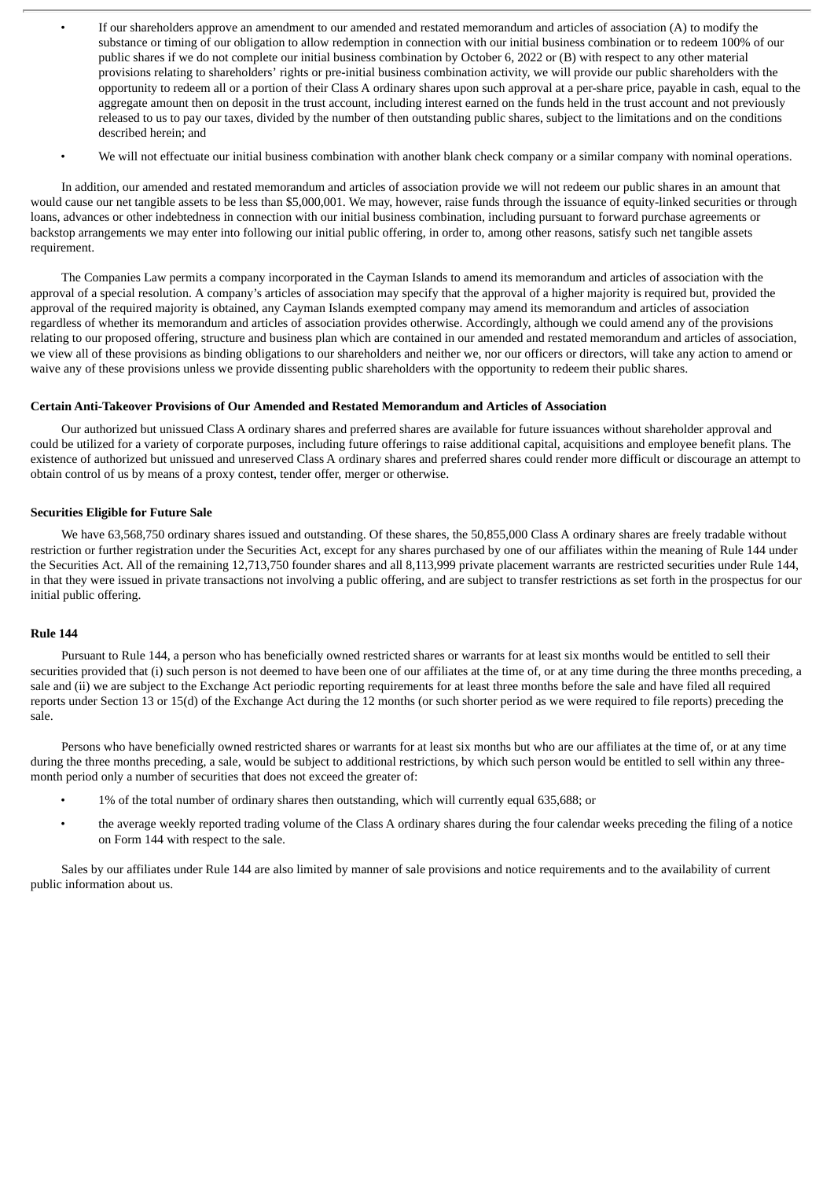- If our shareholders approve an amendment to our amended and restated memorandum and articles of association (A) to modify the substance or timing of our obligation to allow redemption in connection with our initial business combination or to redeem 100% of our public shares if we do not complete our initial business combination by October 6, 2022 or (B) with respect to any other material provisions relating to shareholders' rights or pre-initial business combination activity, we will provide our public shareholders with the opportunity to redeem all or a portion of their Class A ordinary shares upon such approval at a per-share price, payable in cash, equal to the aggregate amount then on deposit in the trust account, including interest earned on the funds held in the trust account and not previously released to us to pay our taxes, divided by the number of then outstanding public shares, subject to the limitations and on the conditions described herein; and
- We will not effectuate our initial business combination with another blank check company or a similar company with nominal operations.

In addition, our amended and restated memorandum and articles of association provide we will not redeem our public shares in an amount that would cause our net tangible assets to be less than $5,000,001. We may, however, raise funds through the issuance of equity-linked securities or through loans, advances or other indebtedness in connection with our initial business combination, including pursuant to forward purchase agreements or backstop arrangements we may enter into following our initial public offering, in order to, among other reasons, satisfy such net tangible assets requirement.

The Companies Law permits a company incorporated in the Cayman Islands to amend its memorandum and articles of association with the approval of a special resolution. A company's articles of association may specify that the approval of a higher majority is required but, provided the approval of the required majority is obtained, any Cayman Islands exempted company may amend its memorandum and articles of association regardless of whether its memorandum and articles of association provides otherwise. Accordingly, although we could amend any of the provisions relating to our proposed offering, structure and business plan which are contained in our amended and restated memorandum and articles of association, we view all of these provisions as binding obligations to our shareholders and neither we, nor our officers or directors, will take any action to amend or waive any of these provisions unless we provide dissenting public shareholders with the opportunity to redeem their public shares.

**Certain Anti-Takeover Provisions of Our Amended and Restated Memorandum and Articles of Association**

Our authorized but unissued Class A ordinary shares and preferred shares are available for future issuances without shareholder approval and could be utilized for a variety of corporate purposes, including future offerings to raise additional capital, acquisitions and employee benefit plans. The existence of authorized but unissued and unreserved Class A ordinary shares and preferred shares could render more difficult or discourage an attempt to obtain control of us by means of a proxy contest, tender offer, merger or otherwise.

**Securities Eligible for Future Sale**

We have 63,568,750 ordinary shares issued and outstanding. Of these shares, the 50,855,000 Class A ordinary shares are freely tradable without restriction or further registration under the Securities Act, except for any shares purchased by one of our affiliates within the meaning of Rule 144 under the Securities Act. All of the remaining 12,713,750 founder shares and all 8,113,999 private placement warrants are restricted securities under Rule 144, in that they were issued in private transactions not involving a public offering, and are subject to transfer restrictions as set forth in the prospectus for our initial public offering.

**Rule 144**

Pursuant to Rule 144, a person who has beneficially owned restricted shares or warrants for at least six months would be entitled to sell their securities provided that (i) such person is not deemed to have been one of our affiliates at the time of, or at any time during the three months preceding, a sale and (ii) we are subject to the Exchange Act periodic reporting requirements for at least three months before the sale and have filed all required reports under Section 13 or 15(d) of the Exchange Act during the 12 months (or such shorter period as we were required to file reports) preceding the sale.

Persons who have beneficially owned restricted shares or warrants for at least six months but who are our affiliates at the time of, or at any time during the three months preceding, a sale, would be subject to additional restrictions, by which such person would be entitled to sell within any three-month period only a number of securities that does not exceed the greater of:

- 1% of the total number of ordinary shares then outstanding, which will currently equal 635,688; or
- the average weekly reported trading volume of the Class A ordinary shares during the four calendar weeks preceding the filing of a notice on Form 144 with respect to the sale.

Sales by our affiliates under Rule 144 are also limited by manner of sale provisions and notice requirements and to the availability of current public information about us.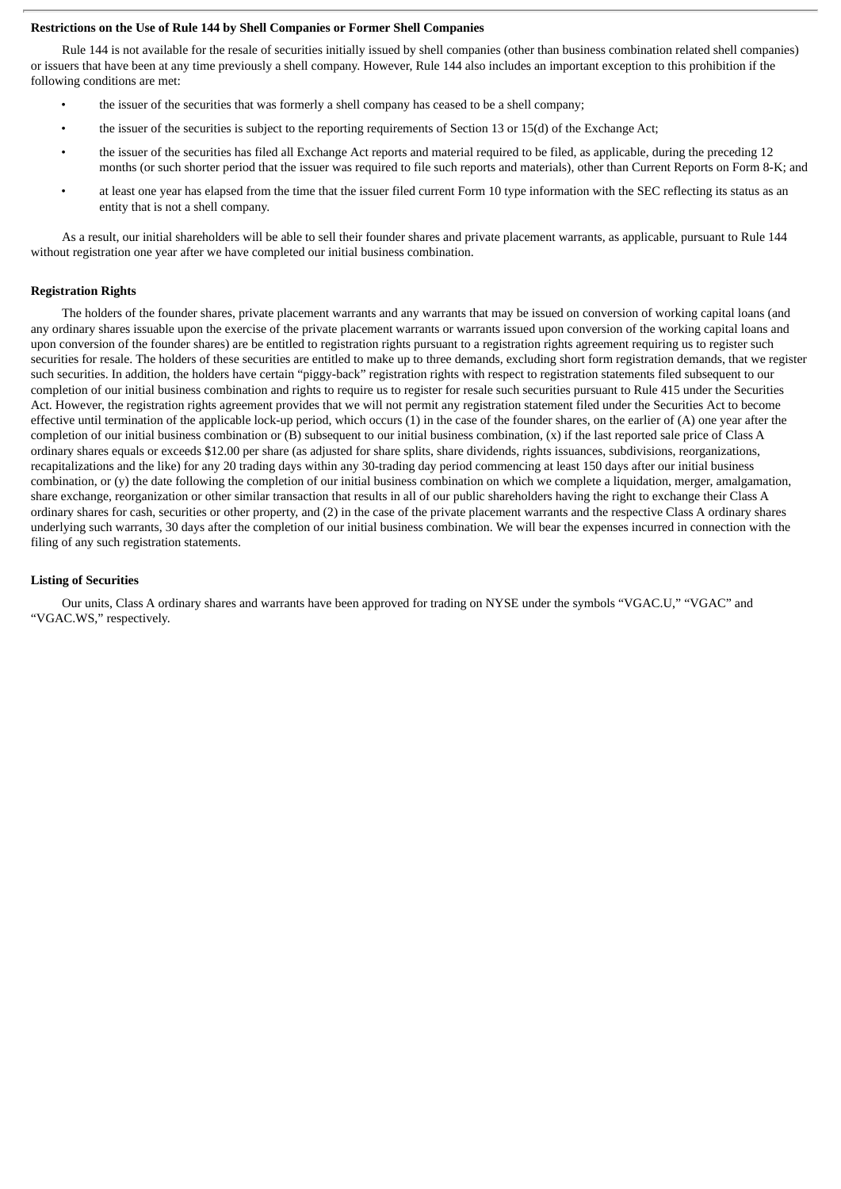### Restrictions on the Use of Rule 144 by Shell Companies or Former Shell Companies

Rule 144 is not available for the resale of securities initially issued by shell companies (other than business combination related shell companies) or issuers that have been at any time previously a shell company. However, Rule 144 also includes an important exception to this prohibition if the following conditions are met:

- the issuer of the securities that was formerly a shell company has ceased to be a shell company;
- the issuer of the securities is subject to the reporting requirements of Section 13 or 15(d) of the Exchange Act;
- the issuer of the securities has filed all Exchange Act reports and material required to be filed, as applicable, during the preceding 12 months (or such shorter period that the issuer was required to file such reports and materials), other than Current Reports on Form 8-K; and
- at least one year has elapsed from the time that the issuer filed current Form 10 type information with the SEC reflecting its status as an entity that is not a shell company.

As a result, our initial shareholders will be able to sell their founder shares and private placement warrants, as applicable, pursuant to Rule 144 without registration one year after we have completed our initial business combination.

### Registration Rights

The holders of the founder shares, private placement warrants and any warrants that may be issued on conversion of working capital loans (and any ordinary shares issuable upon the exercise of the private placement warrants or warrants issued upon conversion of the working capital loans and upon conversion of the founder shares) are be entitled to registration rights pursuant to a registration rights agreement requiring us to register such securities for resale. The holders of these securities are entitled to make up to three demands, excluding short form registration demands, that we register such securities. In addition, the holders have certain "piggy-back" registration rights with respect to registration statements filed subsequent to our completion of our initial business combination and rights to require us to register for resale such securities pursuant to Rule 415 under the Securities Act. However, the registration rights agreement provides that we will not permit any registration statement filed under the Securities Act to become effective until termination of the applicable lock-up period, which occurs (1) in the case of the founder shares, on the earlier of (A) one year after the completion of our initial business combination or (B) subsequent to our initial business combination, (x) if the last reported sale price of Class A ordinary shares equals or exceeds $12.00 per share (as adjusted for share splits, share dividends, rights issuances, subdivisions, reorganizations, recapitalizations and the like) for any 20 trading days within any 30-trading day period commencing at least 150 days after our initial business combination, or (y) the date following the completion of our initial business combination on which we complete a liquidation, merger, amalgamation, share exchange, reorganization or other similar transaction that results in all of our public shareholders having the right to exchange their Class A ordinary shares for cash, securities or other property, and (2) in the case of the private placement warrants and the respective Class A ordinary shares underlying such warrants, 30 days after the completion of our initial business combination. We will bear the expenses incurred in connection with the filing of any such registration statements.

### Listing of Securities

Our units, Class A ordinary shares and warrants have been approved for trading on NYSE under the symbols "VGAC.U," "VGAC" and "VGAC.WS," respectively.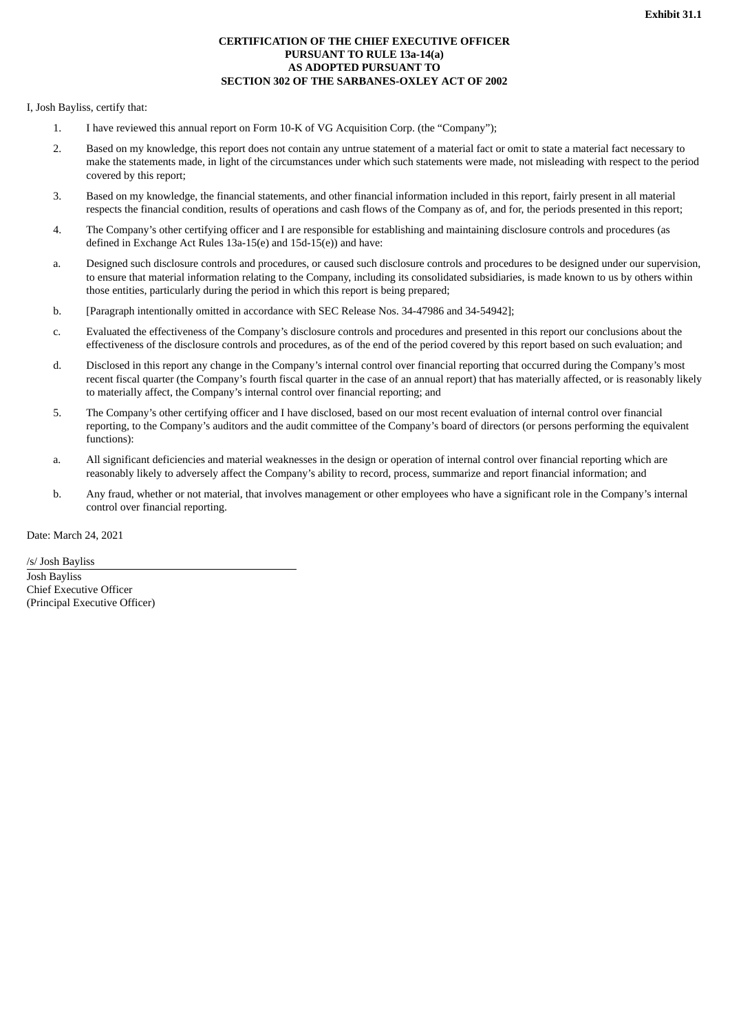**Exhibit 31.1**

**CERTIFICATION OF THE CHIEF EXECUTIVE OFFICER PURSUANT TO RULE 13a-14(a) AS ADOPTED PURSUANT TO SECTION 302 OF THE SARBANES-OXLEY ACT OF 2002**

I, Josh Bayliss, certify that:

1. I have reviewed this annual report on Form 10-K of VG Acquisition Corp. (the "Company");

2. Based on my knowledge, this report does not contain any untrue statement of a material fact or omit to state a material fact necessary to make the statements made, in light of the circumstances under which such statements were made, not misleading with respect to the period covered by this report;

3. Based on my knowledge, the financial statements, and other financial information included in this report, fairly present in all material respects the financial condition, results of operations and cash flows of the Company as of, and for, the periods presented in this report;

4. The Company's other certifying officer and I are responsible for establishing and maintaining disclosure controls and procedures (as defined in Exchange Act Rules 13a-15(e) and 15d-15(e)) and have:

a. Designed such disclosure controls and procedures, or caused such disclosure controls and procedures to be designed under our supervision, to ensure that material information relating to the Company, including its consolidated subsidiaries, is made known to us by others within those entities, particularly during the period in which this report is being prepared;

b. [Paragraph intentionally omitted in accordance with SEC Release Nos. 34-47986 and 34-54942];

c. Evaluated the effectiveness of the Company's disclosure controls and procedures and presented in this report our conclusions about the effectiveness of the disclosure controls and procedures, as of the end of the period covered by this report based on such evaluation; and

d. Disclosed in this report any change in the Company's internal control over financial reporting that occurred during the Company's most recent fiscal quarter (the Company's fourth fiscal quarter in the case of an annual report) that has materially affected, or is reasonably likely to materially affect, the Company's internal control over financial reporting; and

5. The Company's other certifying officer and I have disclosed, based on our most recent evaluation of internal control over financial reporting, to the Company's auditors and the audit committee of the Company's board of directors (or persons performing the equivalent functions):

a. All significant deficiencies and material weaknesses in the design or operation of internal control over financial reporting which are reasonably likely to adversely affect the Company's ability to record, process, summarize and report financial information; and

b. Any fraud, whether or not material, that involves management or other employees who have a significant role in the Company's internal control over financial reporting.

Date: March 24, 2021

/s/ Josh Bayliss
Josh Bayliss
Chief Executive Officer
(Principal Executive Officer)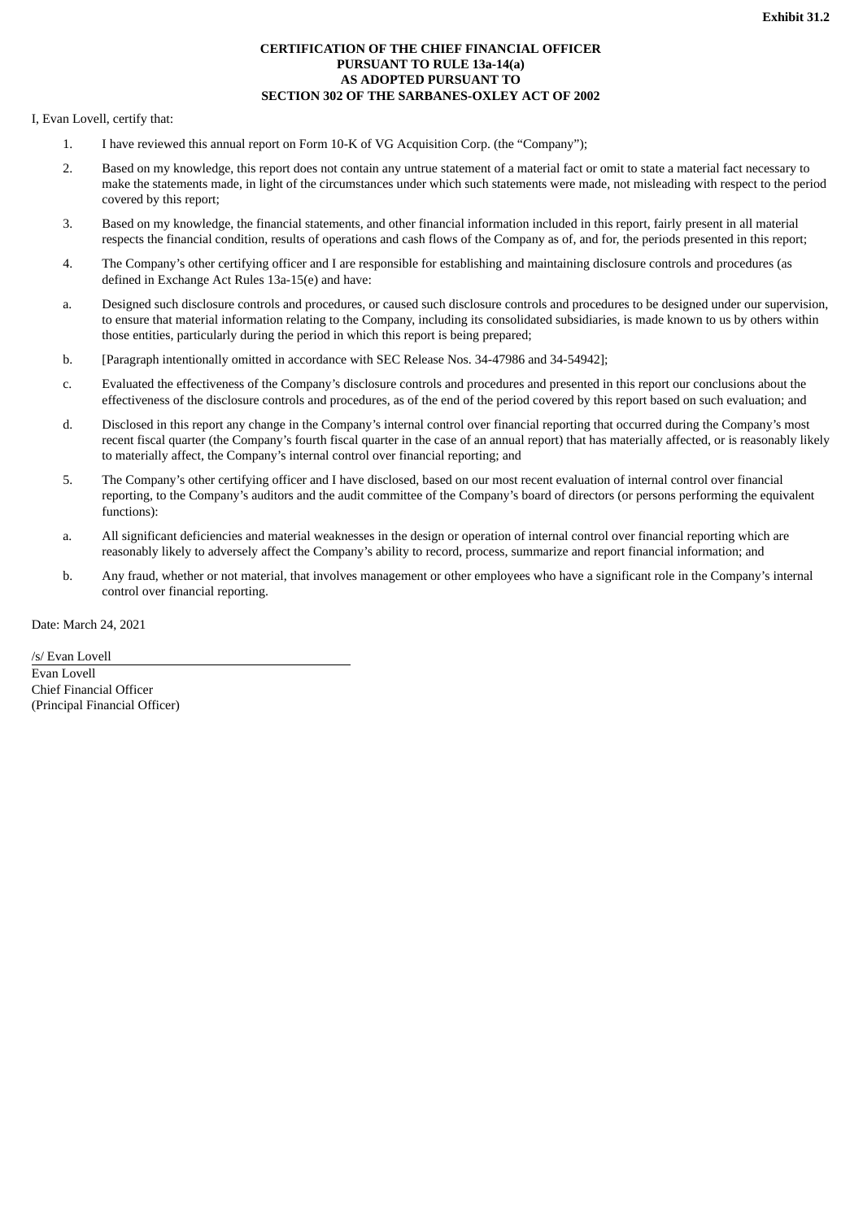**Exhibit 31.2**

**CERTIFICATION OF THE CHIEF FINANCIAL OFFICER
PURSUANT TO RULE 13a-14(a)
AS ADOPTED PURSUANT TO
SECTION 302 OF THE SARBANES-OXLEY ACT OF 2002**

I, Evan Lovell, certify that:

1. I have reviewed this annual report on Form 10-K of VG Acquisition Corp. (the "Company");

2. Based on my knowledge, this report does not contain any untrue statement of a material fact or omit to state a material fact necessary to make the statements made, in light of the circumstances under which such statements were made, not misleading with respect to the period covered by this report;

3. Based on my knowledge, the financial statements, and other financial information included in this report, fairly present in all material respects the financial condition, results of operations and cash flows of the Company as of, and for, the periods presented in this report;

4. The Company's other certifying officer and I are responsible for establishing and maintaining disclosure controls and procedures (as defined in Exchange Act Rules 13a-15(e) and have:

a. Designed such disclosure controls and procedures, or caused such disclosure controls and procedures to be designed under our supervision, to ensure that material information relating to the Company, including its consolidated subsidiaries, is made known to us by others within those entities, particularly during the period in which this report is being prepared;

b. [Paragraph intentionally omitted in accordance with SEC Release Nos. 34-47986 and 34-54942];

c. Evaluated the effectiveness of the Company's disclosure controls and procedures and presented in this report our conclusions about the effectiveness of the disclosure controls and procedures, as of the end of the period covered by this report based on such evaluation; and

d. Disclosed in this report any change in the Company's internal control over financial reporting that occurred during the Company's most recent fiscal quarter (the Company's fourth fiscal quarter in the case of an annual report) that has materially affected, or is reasonably likely to materially affect, the Company's internal control over financial reporting; and

5. The Company's other certifying officer and I have disclosed, based on our most recent evaluation of internal control over financial reporting, to the Company's auditors and the audit committee of the Company's board of directors (or persons performing the equivalent functions):

a. All significant deficiencies and material weaknesses in the design or operation of internal control over financial reporting which are reasonably likely to adversely affect the Company's ability to record, process, summarize and report financial information; and

b. Any fraud, whether or not material, that involves management or other employees who have a significant role in the Company's internal control over financial reporting.

Date: March 24, 2021

/s/ Evan Lovell
Evan Lovell
Chief Financial Officer
(Principal Financial Officer)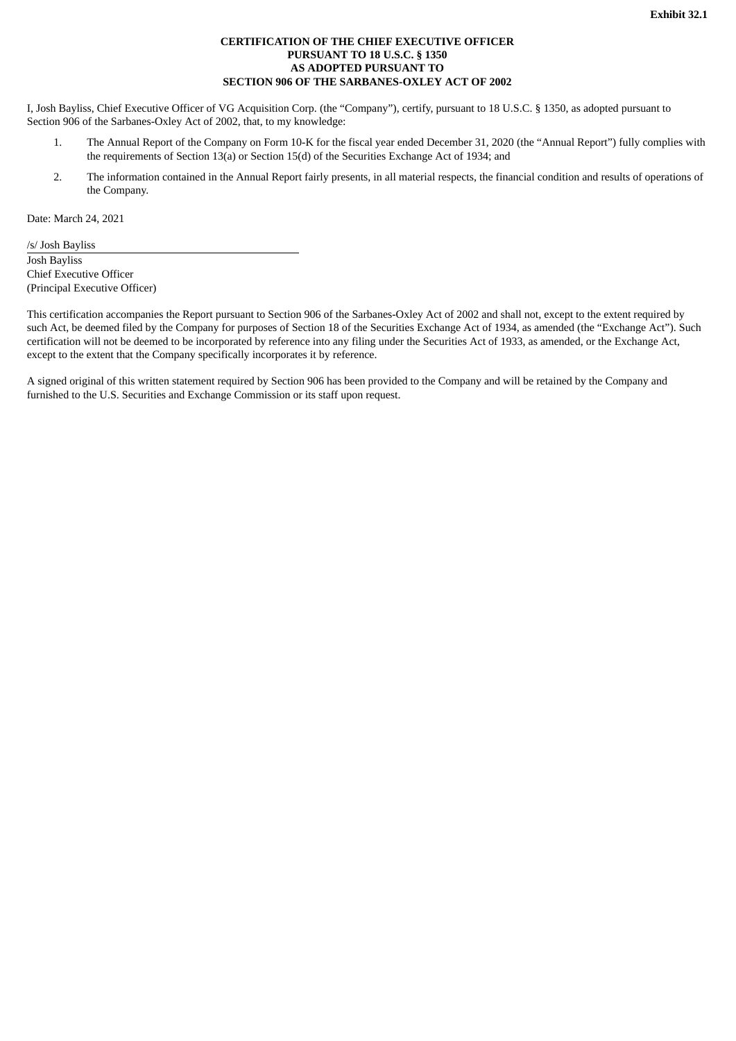**Exhibit 32.1**

**CERTIFICATION OF THE CHIEF EXECUTIVE OFFICER
PURSUANT TO 18 U.S.C. § 1350
AS ADOPTED PURSUANT TO
SECTION 906 OF THE SARBANES-OXLEY ACT OF 2002**

I, Josh Bayliss, Chief Executive Officer of VG Acquisition Corp. (the "Company"), certify, pursuant to 18 U.S.C. § 1350, as adopted pursuant to Section 906 of the Sarbanes-Oxley Act of 2002, that, to my knowledge:

1. The Annual Report of the Company on Form 10-K for the fiscal year ended December 31, 2020 (the "Annual Report") fully complies with the requirements of Section 13(a) or Section 15(d) of the Securities Exchange Act of 1934; and
2. The information contained in the Annual Report fairly presents, in all material respects, the financial condition and results of operations of the Company.

Date: March 24, 2021

/s/ Josh Bayliss
Josh Bayliss
Chief Executive Officer
(Principal Executive Officer)

This certification accompanies the Report pursuant to Section 906 of the Sarbanes-Oxley Act of 2002 and shall not, except to the extent required by such Act, be deemed filed by the Company for purposes of Section 18 of the Securities Exchange Act of 1934, as amended (the "Exchange Act"). Such certification will not be deemed to be incorporated by reference into any filing under the Securities Act of 1933, as amended, or the Exchange Act, except to the extent that the Company specifically incorporates it by reference.

A signed original of this written statement required by Section 906 has been provided to the Company and will be retained by the Company and furnished to the U.S. Securities and Exchange Commission or its staff upon request.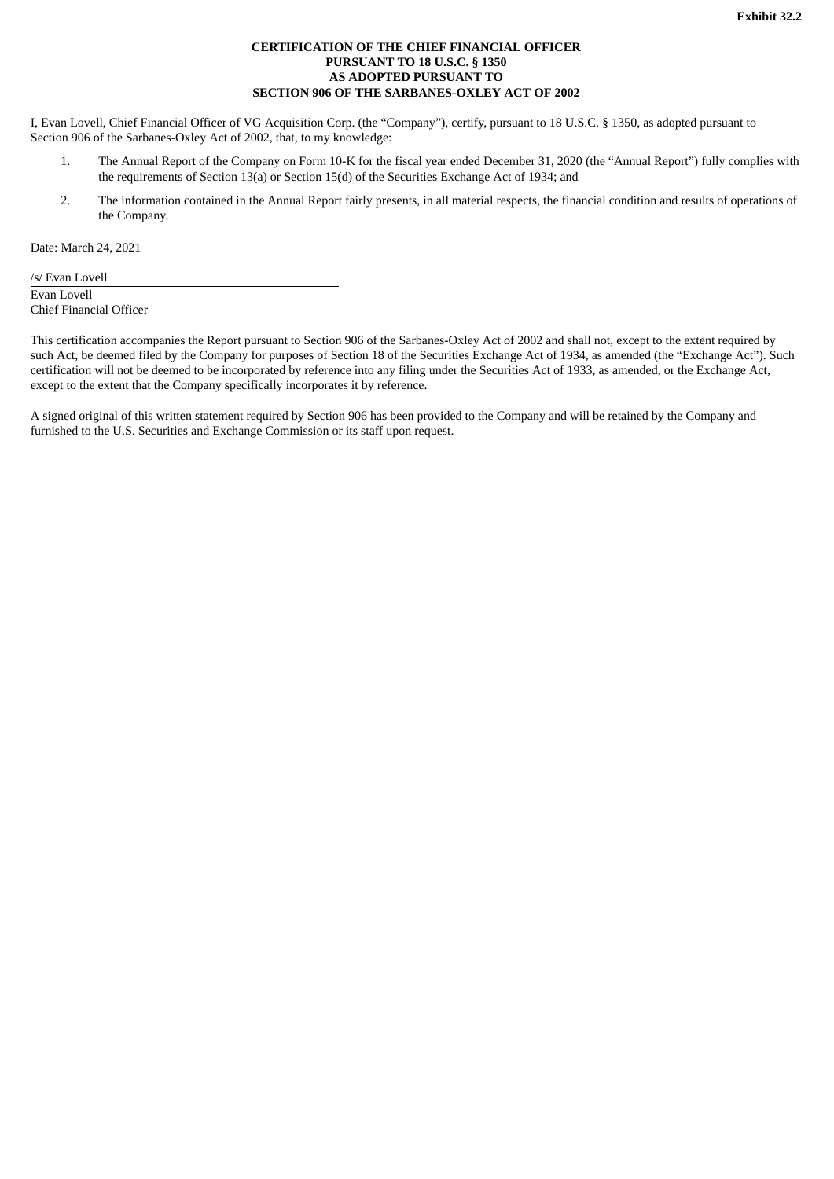**Exhibit 32.2**

**CERTIFICATION OF THE CHIEF FINANCIAL OFFICER**
**PURSUANT TO 18 U.S.C. § 1350**
**AS ADOPTED PURSUANT TO**
**SECTION 906 OF THE SARBANES-OXLEY ACT OF 2002**

I, Evan Lovell, Chief Financial Officer of VG Acquisition Corp. (the "Company"), certify, pursuant to 18 U.S.C. § 1350, as adopted pursuant to Section 906 of the Sarbanes-Oxley Act of 2002, that, to my knowledge:

1. The Annual Report of the Company on Form 10-K for the fiscal year ended December 31, 2020 (the "Annual Report") fully complies with the requirements of Section 13(a) or Section 15(d) of the Securities Exchange Act of 1934; and
2. The information contained in the Annual Report fairly presents, in all material respects, the financial condition and results of operations of the Company.

Date: March 24, 2021

/s/ Evan Lovell
Evan Lovell
Chief Financial Officer

This certification accompanies the Report pursuant to Section 906 of the Sarbanes-Oxley Act of 2002 and shall not, except to the extent required by such Act, be deemed filed by the Company for purposes of Section 18 of the Securities Exchange Act of 1934, as amended (the "Exchange Act"). Such certification will not be deemed to be incorporated by reference into any filing under the Securities Act of 1933, as amended, or the Exchange Act, except to the extent that the Company specifically incorporates it by reference.

A signed original of this written statement required by Section 906 has been provided to the Company and will be retained by the Company and furnished to the U.S. Securities and Exchange Commission or its staff upon request.